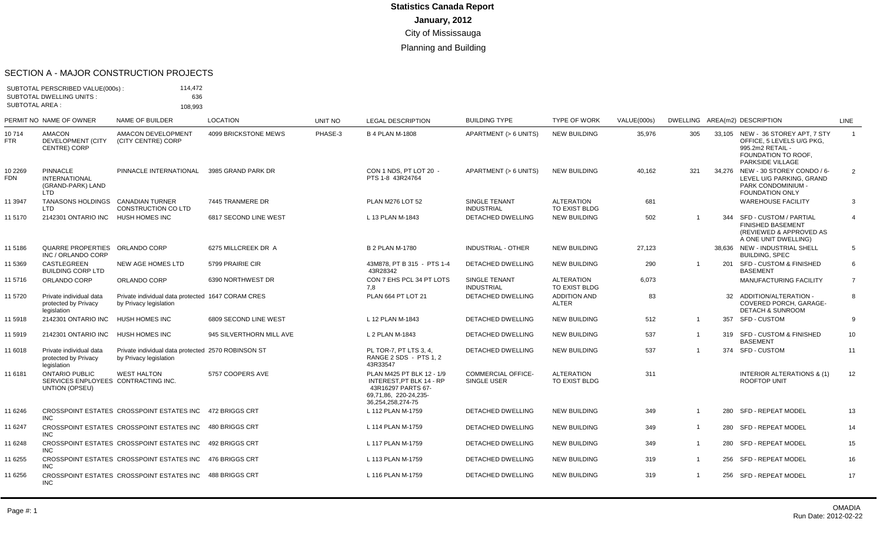# Statistics Canada Report

**January, 2012**

City of Mississauga

Planning and Building

## SECTION A - MAJOR CONSTRUCTION PROJECTS

SUBTOTAL PERSCRIBED VALUE(000s) : 114,472
SUBTOTAL DWELLING UNITS : 636
SUBTOTAL AREA : 108,993

| PERMIT NO | NAME OF OWNER | NAME OF BUILDER | LOCATION | UNIT NO | LEGAL DESCRIPTION | BUILDING TYPE | TYPE OF WORK | VALUE(000s) | DWELLING | AREA(m2) | DESCRIPTION | LINE |
|---|---|---|---|---|---|---|---|---|---|---|---|---|
| 10 714 FTR | AMACON DEVELOPMENT (CITY CENTRE) CORP | AMACON DEVELOPMENT (CITY CENTRE) CORP | 4099 BRICKSTONE MEWS | PHASE-3 | B 4 PLAN M-1808 | APARTMENT (> 6 UNITS) | NEW BUILDING | 35,976 | 305 | 33,105 | NEW - 36 STOREY APT, 7 STY OFFICE, 5 LEVELS U/G PKG, 995.2m2 RETAIL - FOUNDATION TO ROOF, PARKSIDE VILLAGE | 1 |
| 10 2269 FDN | PINNACLE INTERNATIONAL (GRAND-PARK) LAND LTD | PINNACLE INTERNATIONAL | 3985 GRAND PARK DR | | CON 1 NDS, PT LOT 20 - PTS 1-8 43R24764 | APARTMENT (> 6 UNITS) | NEW BUILDING | 40,162 | 321 | 34,276 | NEW - 30 STOREY CONDO / 6-LEVEL U/G PARKING, GRAND PARK CONDOMINIUM - FOUNDATION ONLY | 2 |
| 11 3947 | TANASONS HOLDINGS LTD | CANADIAN TURNER CONSTRUCTION CO LTD | 7445 TRANMERE DR | | PLAN M276 LOT 52 | SINGLE TENANT INDUSTRIAL | ALTERATION TO EXIST BLDG | 681 | | | WAREHOUSE FACILITY | 3 |
| 11 5170 | 2142301 ONTARIO INC | HUSH HOMES INC | 6817 SECOND LINE WEST | | L 13 PLAN M-1843 | DETACHED DWELLING | NEW BUILDING | 502 | 1 | 344 | SFD - CUSTOM / PARTIAL FINISHED BASEMENT (REVIEWED & APPROVED AS A ONE UNIT DWELLING) | 4 |
| 11 5186 | QUARRE PROPERTIES INC / ORLANDO CORP | ORLANDO CORP | 6275 MILLCREEK DR A | | B 2 PLAN M-1780 | INDUSTRIAL - OTHER | NEW BUILDING | 27,123 | | 38,636 | NEW - INDUSTRIAL SHELL BUILDING, SPEC | 5 |
| 11 5369 | CASTLEGREEN BUILDING CORP LTD | NEW AGE HOMES LTD | 5799 PRAIRIE CIR | | 43M878, PT B 315 - PTS 1-4 43R28342 | DETACHED DWELLING | NEW BUILDING | 290 | 1 | 201 | SFD - CUSTOM & FINISHED BASEMENT | 6 |
| 11 5716 | ORLANDO CORP | ORLANDO CORP | 6390 NORTHWEST DR | | CON 7 EHS PCL 34 PT LOTS 7,8 | SINGLE TENANT INDUSTRIAL | ALTERATION TO EXIST BLDG | 6,073 | | | MANUFACTURING FACILITY | 7 |
| 11 5720 | Private individual data protected by Privacy legislation | Private individual data protected by Privacy legislation | 1647 CORAM CRES | | PLAN 664 PT LOT 21 | DETACHED DWELLING | ADDITION AND ALTER | 83 | | 32 | ADDITION/ALTERATION - COVERED PORCH, GARAGE-DETACH & SUNROOM | 8 |
| 11 5918 | 2142301 ONTARIO INC | HUSH HOMES INC | 6809 SECOND LINE WEST | | L 12 PLAN M-1843 | DETACHED DWELLING | NEW BUILDING | 512 | 1 | 357 | SFD - CUSTOM | 9 |
| 11 5919 | 2142301 ONTARIO INC | HUSH HOMES INC | 945 SILVERTHORN MILL AVE | | L 2 PLAN M-1843 | DETACHED DWELLING | NEW BUILDING | 537 | 1 | 319 | SFD - CUSTOM & FINISHED BASEMENT | 10 |
| 11 6018 | Private individual data protected by Privacy legislation | Private individual data protected by Privacy legislation | 2570 ROBINSON ST | | PL TOR-7, PT LTS 3, 4, RANGE 2 SDS - PTS 1, 2 43R33547 | DETACHED DWELLING | NEW BUILDING | 537 | 1 | 374 | SFD - CUSTOM | 11 |
| 11 6181 | ONTARIO PUBLIC SERVICES ENPLOYEES UNTION (OPSEU) | WEST HALTON CONTRACTING INC. | 5757 COOPERS AVE | | PLAN M425 PT BLK 12 - 1/9 INTEREST,PT BLK 14 - RP 43R16297 PARTS 67-69,71,86, 220-24,235-36,254,258,274-75 | COMMERCIAL OFFICE-SINGLE USER | ALTERATION TO EXIST BLDG | 311 | | | INTERIOR ALTERATIONS & (1) ROOFTOP UNIT | 12 |
| 11 6246 | CROSSPOINT ESTATES INC | CROSSPOINT ESTATES INC | 472 BRIGGS CRT | | L 112 PLAN M-1759 | DETACHED DWELLING | NEW BUILDING | 349 | 1 | 280 | SFD - REPEAT MODEL | 13 |
| 11 6247 | CROSSPOINT ESTATES INC | CROSSPOINT ESTATES INC | 480 BRIGGS CRT | | L 114 PLAN M-1759 | DETACHED DWELLING | NEW BUILDING | 349 | 1 | 280 | SFD - REPEAT MODEL | 14 |
| 11 6248 | CROSSPOINT ESTATES INC | CROSSPOINT ESTATES INC | 492 BRIGGS CRT | | L 117 PLAN M-1759 | DETACHED DWELLING | NEW BUILDING | 349 | 1 | 280 | SFD - REPEAT MODEL | 15 |
| 11 6255 | CROSSPOINT ESTATES INC | CROSSPOINT ESTATES INC | 476 BRIGGS CRT | | L 113 PLAN M-1759 | DETACHED DWELLING | NEW BUILDING | 319 | 1 | 256 | SFD - REPEAT MODEL | 16 |
| 11 6256 | CROSSPOINT ESTATES INC | CROSSPOINT ESTATES INC | 488 BRIGGS CRT | | L 116 PLAN M-1759 | DETACHED DWELLING | NEW BUILDING | 319 | 1 | 256 | SFD - REPEAT MODEL | 17 |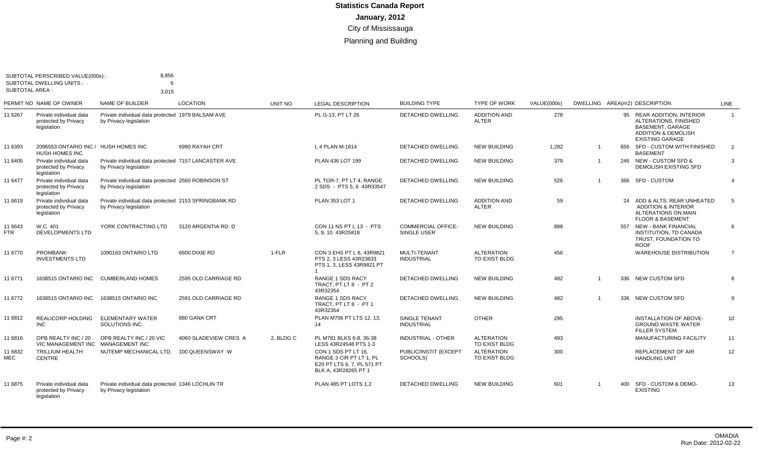# Statistics Canada Report

## January, 2012

### City of Mississauga

### Planning and Building

SUBTOTAL PERSCRIBED VALUE(000s) : 8,856
SUBTOTAL DWELLING UNITS : 6
SUBTOTAL AREA : 3,015

| PERMIT NO | NAME OF OWNER | NAME OF BUILDER | LOCATION | UNIT NO | LEGAL DESCRIPTION | BUILDING TYPE | TYPE OF WORK | VALUE(000s) | DWELLING | AREA(m2) | DESCRIPTION | LINE |
|---|---|---|---|---|---|---|---|---|---|---|---|---|
| 11 6267 | Private individual data protected by Privacy legislation | Private individual data protected by Privacy legislation | 1979 BALSAM AVE | | PL G-13, PT LT 26 | DETACHED DWELLING | ADDITION AND ALTER | 278 | | 95 | REAR ADDITION, INTERIOR ALTERATIONS, FINISHED BASEMENT, GARAGE ADDITION & DEMOLISH EXISTING GARAGE | 1 |
| 11 6393 | 2096553 ONTARIO INC / HUSH HOMES INC | HUSH HOMES INC | 6990 RAYAH CRT | | L 4 PLAN M-1814 | DETACHED DWELLING | NEW BUILDING | 1,282 | 1 | 656 | SFD - CUSTOM WITH FINISHED BASEMENT | 2 |
| 11 6405 | Private individual data protected by Privacy legislation | Private individual data protected by Privacy legislation | 7157 LANCASTER AVE | | PLAN 436 LOT 199 | DETACHED DWELLING | NEW BUILDING | 379 | 1 | 246 | NEW - CUSTOM SFD & DEMOLISH EXISTING SFD | 3 |
| 11 6477 | Private individual data protected by Privacy legislation | Private individual data protected by Privacy legislation | 2560 ROBINSON ST | | PL TOR-7, PT LT 4, RANGE 2 SDS - PTS 5, 6 43R33547 | DETACHED DWELLING | NEW BUILDING | 526 | 1 | 366 | SFD - CUSTOM | 4 |
| 11 6619 | Private individual data protected by Privacy legislation | Private individual data protected by Privacy legislation | 2153 SPRINGBANK RD | | PLAN 353 LOT 1 | DETACHED DWELLING | ADDITION AND ALTER | 59 | | 24 | ADD & ALTS: REAR UNHEATED ADDITION & INTERIOR ALTERATIONS ON MAIN FLOOR & BASEMENT | 5 |
| 11 6643 FTR | W.C. 401 DEVELOPMENTS LTD | YORK CONTRACTING LTD | 3120 ARGENTIA RD D | | CON 11 NS PT L 13 - PTS 5, 9, 10 43R25818 | COMMERCIAL OFFICE- SINGLE USER | NEW BUILDING | 888 | | 557 | NEW - BANK FINANCIAL INSTITUTION, TD CANADA TRUST, FOUNDATION TO ROOF | 6 |
| 11 6770 | PROMBANK INVESTMENTS LTD | 1090163 ONTARIO LTD | 6600 DIXIE RD | 1-FLR | CON 3 EHS PT L 8, 43R9821 PTS 2, 3 LESS 43R23633 PTS 1, 3, LESS 43R9821 PT 1 | MULTI-TENANT INDUSTRIAL | ALTERATION TO EXIST BLDG | 456 | | | WAREHOUSE DISTRIBUTION | 7 |
| 11 6771 | 1638515 ONTARIO INC | CUMBERLAND HOMES | 2595 OLD CARRIAGE RD | | RANGE 1 SDS RACY TRACT, PT LT 8 - PT 2 43R32354 | DETACHED DWELLING | NEW BUILDING | 482 | 1 | 336 | NEW CUSTOM SFD | 8 |
| 11 6772 | 1638515 ONTARIO INC | 1638515 ONTARIO INC | 2591 OLD CARRIAGE RD | | RANGE 1 SDS RACY TRACT, PT LT 8 - PT 1 43R32354 | DETACHED DWELLING | NEW BUILDING | 482 | 1 | 336 | NEW CUSTOM SFD | 9 |
| 11 6812 | REALICORP HOLDING INC | ELEMENTARY WATER SOLUTIONS INC. | 880 GANA CRT | | PLAN M706 PT LTS 12, 13, 14 | SINGLE TENANT INDUSTRIAL | OTHER | 295 | | | INSTALLATION OF ABOVE-GROUND WASTE WATER FILLER SYSTEM | 10 |
| 11 6816 | OPB REALTY INC / 20 VIC MANAGEMENT INC | OPB REALTY INC / 20 VIC MANAGEMENT INC | 4060 SLADEVIEW CRES A | 2, BLDG C | PL M781 BLKS 6-8, 36-38 LESS 43R24548 PTS 1-3 | INDUSTRIAL - OTHER | ALTERATION TO EXIST BLDG | 493 | | | MANUFACTURING FACILITY | 11 |
| 11 6832 MEC | TRILLIUM HEALTH CENTRE | NUTEMP MECHANICAL LTD. | 100 QUEENSWAY W | | CON 1 SDS PT LT 16, RANGE 3 CIR PT LT 1, PL E20 PT LTS 6, 7, PL 571 PT BLK A, 43R28265 PT 1 | PUBLIC/INSTIT (EXCEPT SCHOOLS) | ALTERATION TO EXIST BLDG | 300 | | | REPLACEMENT OF AIR HANDLING UNIT | 12 |
| 11 6875 | Private individual data protected by Privacy legislation | Private individual data protected by Privacy legislation | 1346 LOCHLIN TR | | PLAN 485 PT LOTS 1,2 | DETACHED DWELLING | NEW BUILDING | 601 | 1 | 400 | SFD - CUSTOM & DEMO-EXISTING | 13 |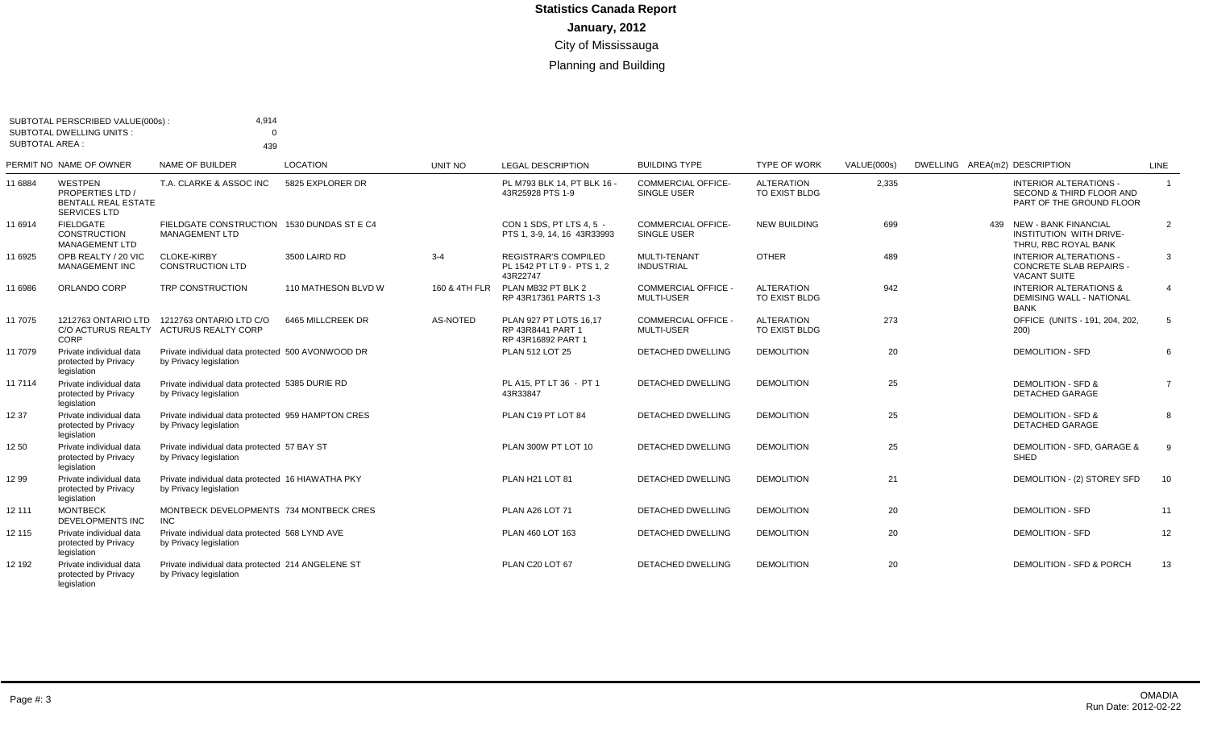# Statistics Canada Report

**January, 2012**

City of Mississauga

Planning and Building

SUBTOTAL PERSCRIBED VALUE(000s) : 4,914
SUBTOTAL DWELLING UNITS : 0
SUBTOTAL AREA : 439

| PERMIT NO | NAME OF OWNER | NAME OF BUILDER | LOCATION | UNIT NO | LEGAL DESCRIPTION | BUILDING TYPE | TYPE OF WORK | VALUE(000s) | DWELLING | AREA(m2) | DESCRIPTION | LINE |
|---|---|---|---|---|---|---|---|---|---|---|---|---|
| 11 6884 | WESTPEN PROPERTIES LTD / BENTALL REAL ESTATE SERVICES LTD | T.A. CLARKE & ASSOC INC | 5825 EXPLORER DR | | PL M793 BLK 14, PT BLK 16 - 43R25928 PTS 1-9 | COMMERCIAL OFFICE- SINGLE USER | ALTERATION TO EXIST BLDG | 2,335 | | | INTERIOR ALTERATIONS - SECOND & THIRD FLOOR AND PART OF THE GROUND FLOOR | 1 |
| 11 6914 | FIELDGATE CONSTRUCTION MANAGEMENT LTD | FIELDGATE CONSTRUCTION MANAGEMENT LTD | 1530 DUNDAS ST E C4 | | CON 1 SDS, PT LTS 4, 5 - PTS 1, 3-9, 14, 16 43R33993 | COMMERCIAL OFFICE- SINGLE USER | NEW BUILDING | 699 | | 439 | NEW - BANK FINANCIAL INSTITUTION WITH DRIVE-THRU, RBC ROYAL BANK | 2 |
| 11 6925 | OPB REALTY / 20 VIC MANAGEMENT INC | CLOKE-KIRBY CONSTRUCTION LTD | 3500 LAIRD RD | 3-4 | REGISTRAR'S COMPILED PL 1542 PT LT 9 - PTS 1, 2 43R22747 | MULTI-TENANT INDUSTRIAL | OTHER | 489 | | | INTERIOR ALTERATIONS - CONCRETE SLAB REPAIRS - VACANT SUITE | 3 |
| 11 6986 | ORLANDO CORP | TRP CONSTRUCTION | 110 MATHESON BLVD W | 160 & 4TH FLR | PLAN M832 PT BLK 2 RP 43R17361 PARTS 1-3 | COMMERCIAL OFFICE - MULTI-USER | ALTERATION TO EXIST BLDG | 942 | | | INTERIOR ALTERATIONS & DEMISING WALL - NATIONAL BANK | 4 |
| 11 7075 | 1212763 ONTARIO LTD C/O ACTURUS REALTY CORP | 1212763 ONTARIO LTD C/O ACTURUS REALTY CORP | 6465 MILLCREEK DR | AS-NOTED | PLAN 927 PT LOTS 16,17 RP 43R8441 PART 1 RP 43R16892 PART 1 | COMMERCIAL OFFICE - MULTI-USER | ALTERATION TO EXIST BLDG | 273 | | | OFFICE (UNITS - 191, 204, 202, 200) | 5 |
| 11 7079 | Private individual data protected by Privacy legislation | Private individual data protected by Privacy legislation | 500 AVONWOOD DR | | PLAN 512 LOT 25 | DETACHED DWELLING | DEMOLITION | 20 | | | DEMOLITION - SFD | 6 |
| 11 7114 | Private individual data protected by Privacy legislation | Private individual data protected by Privacy legislation | 5385 DURIE RD | | PL A15, PT LT 36 - PT 1 43R33847 | DETACHED DWELLING | DEMOLITION | 25 | | | DEMOLITION - SFD & DETACHED GARAGE | 7 |
| 12 37 | Private individual data protected by Privacy legislation | Private individual data protected by Privacy legislation | 959 HAMPTON CRES | | PLAN C19 PT LOT 84 | DETACHED DWELLING | DEMOLITION | 25 | | | DEMOLITION - SFD & DETACHED GARAGE | 8 |
| 12 50 | Private individual data protected by Privacy legislation | Private individual data protected by Privacy legislation | 57 BAY ST | | PLAN 300W PT LOT 10 | DETACHED DWELLING | DEMOLITION | 25 | | | DEMOLITION - SFD, GARAGE & SHED | 9 |
| 12 99 | Private individual data protected by Privacy legislation | Private individual data protected by Privacy legislation | 16 HIAWATHA PKY | | PLAN H21 LOT 81 | DETACHED DWELLING | DEMOLITION | 21 | | | DEMOLITION - (2) STOREY SFD | 10 |
| 12 111 | MONTBECK DEVELOPMENTS INC | MONTBECK DEVELOPMENTS INC | 734 MONTBECK CRES | | PLAN A26 LOT 71 | DETACHED DWELLING | DEMOLITION | 20 | | | DEMOLITION - SFD | 11 |
| 12 115 | Private individual data protected by Privacy legislation | Private individual data protected by Privacy legislation | 568 LYND AVE | | PLAN 460 LOT 163 | DETACHED DWELLING | DEMOLITION | 20 | | | DEMOLITION - SFD | 12 |
| 12 192 | Private individual data protected by Privacy legislation | Private individual data protected by Privacy legislation | 214 ANGELENE ST | | PLAN C20 LOT 67 | DETACHED DWELLING | DEMOLITION | 20 | | | DEMOLITION - SFD & PORCH | 13 |

OMADIA
Run Date: 2012-02-22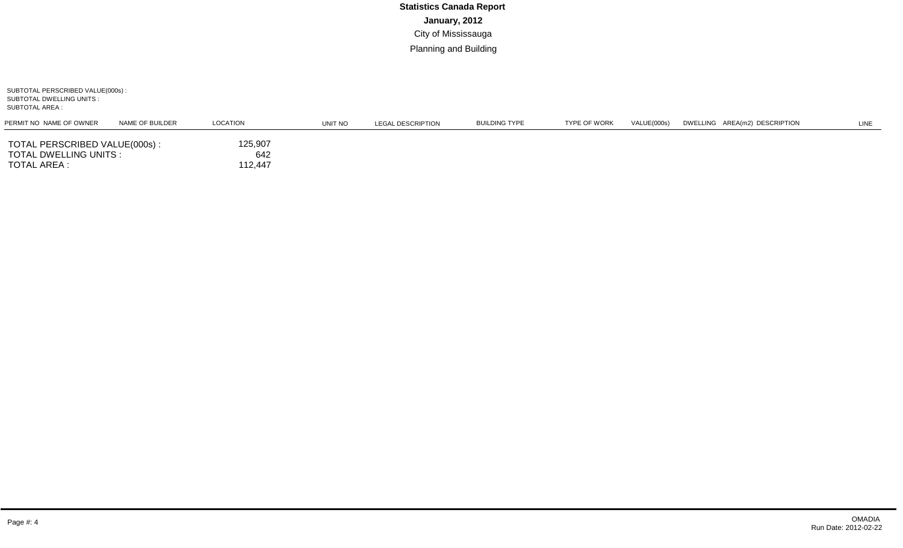**Statistics Canada Report**

**January, 2012**

City of Mississauga

Planning and Building

SUBTOTAL PERSCRIBED VALUE(000s) :
SUBTOTAL DWELLING UNITS :
SUBTOTAL AREA :

| PERMIT NO | NAME OF OWNER | NAME OF BUILDER | LOCATION | UNIT NO | LEGAL DESCRIPTION | BUILDING TYPE | TYPE OF WORK | VALUE(000s) | DWELLING | AREA(m2) | DESCRIPTION | LINE |
|---|---|---|---|---|---|---|---|---|---|---|---|---|

| | |
|---|---|
| TOTAL PERSCRIBED VALUE(000s) : | 125,907 |
| TOTAL DWELLING UNITS : | 642 |
| TOTAL AREA : | 112,447 |

OMADIA
Run Date: 2012-02-22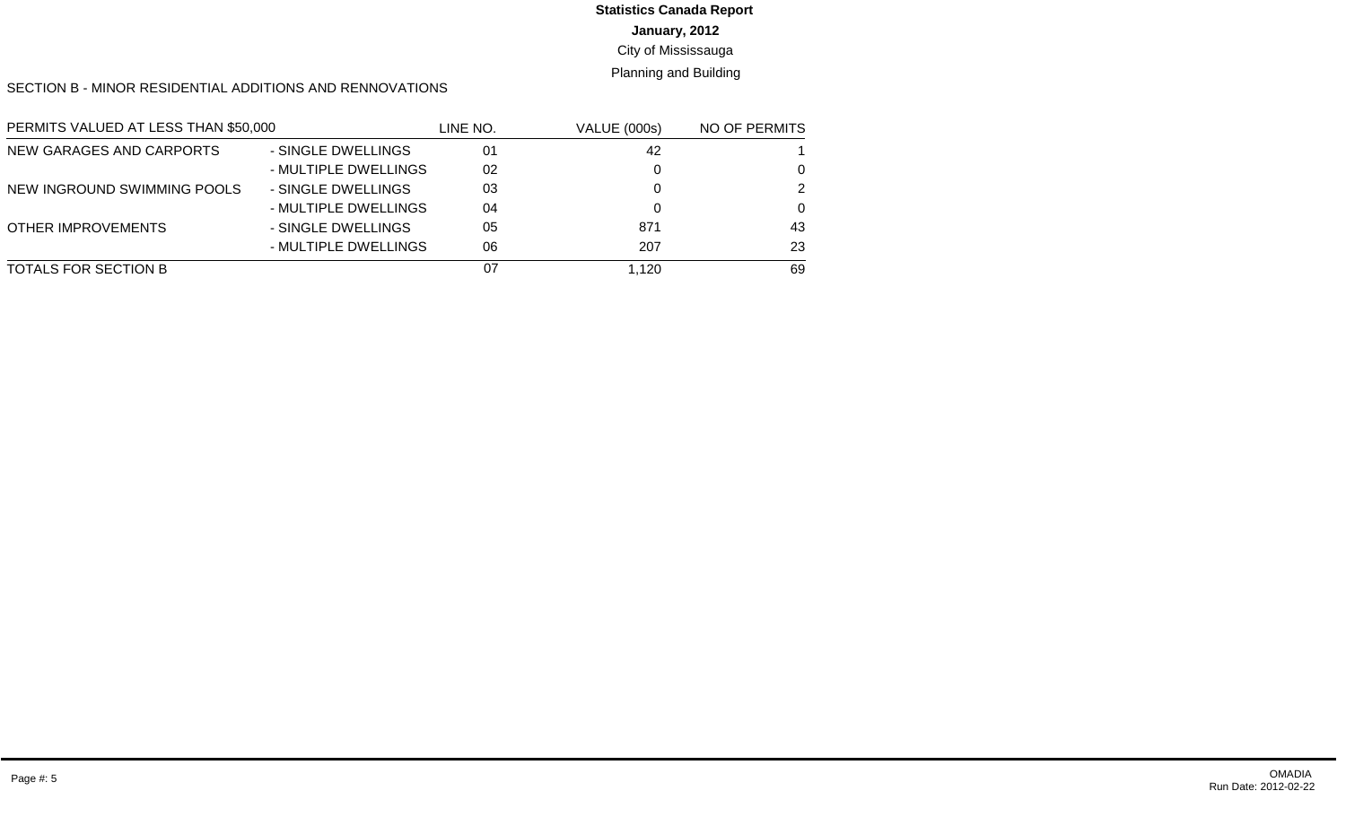# Statistics Canada Report

**January, 2012**

City of Mississauga

Planning and Building

SECTION B - MINOR RESIDENTIAL ADDITIONS AND RENNOVATIONS

| PERMITS VALUED AT LESS THAN $50,000 | | LINE NO. | VALUE (000s) | NO OF PERMITS |
|---|---|---|---|---|
| NEW GARAGES AND CARPORTS | - SINGLE DWELLINGS | 01 | 42 | 1 |
| | - MULTIPLE DWELLINGS | 02 | 0 | 0 |
| NEW INGROUND SWIMMING POOLS | - SINGLE DWELLINGS | 03 | 0 | 2 |
| | - MULTIPLE DWELLINGS | 04 | 0 | 0 |
| OTHER IMPROVEMENTS | - SINGLE DWELLINGS | 05 | 871 | 43 |
| | - MULTIPLE DWELLINGS | 06 | 207 | 23 |
| TOTALS FOR SECTION B | | 07 | 1,120 | 69 |

OMADIA
Run Date: 2012-02-22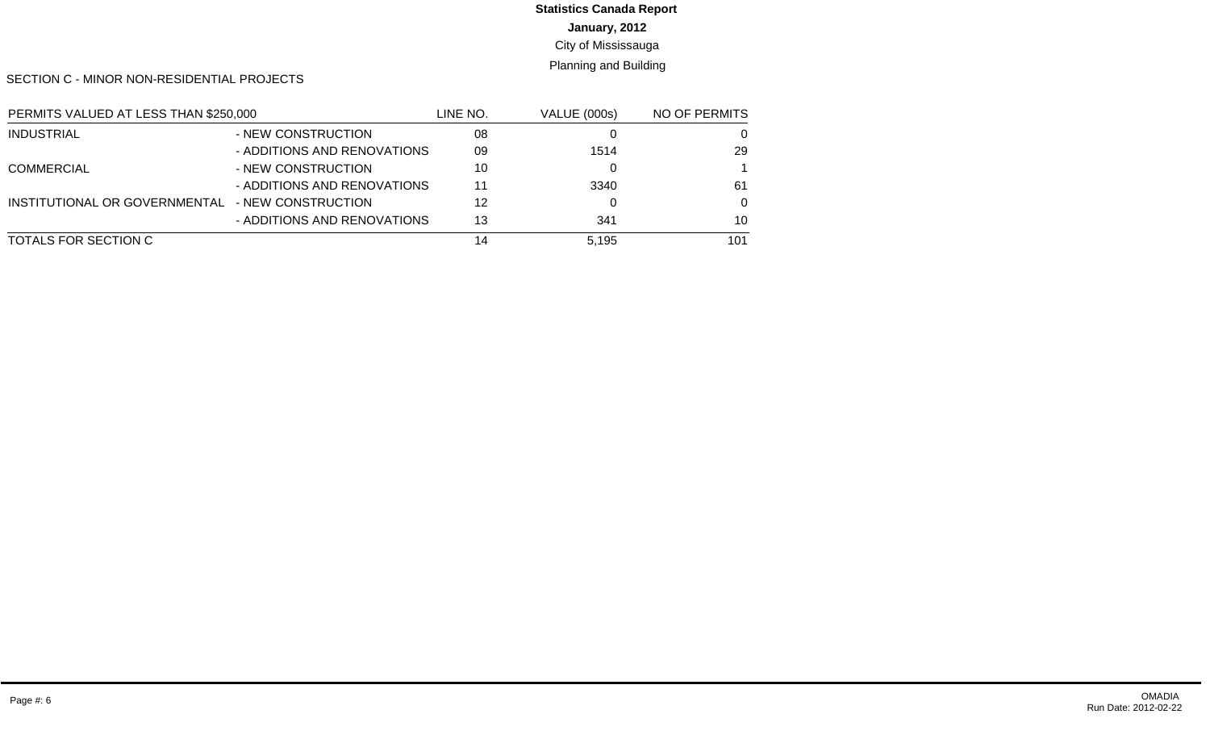**Statistics Canada Report**

**January, 2012**

City of Mississauga

Planning and Building

SECTION C - MINOR NON-RESIDENTIAL PROJECTS

| PERMITS VALUED AT LESS THAN $250,000 | | LINE NO. | VALUE (000s) | NO OF PERMITS |
|---|---|---|---|---|
| INDUSTRIAL | - NEW CONSTRUCTION | 08 | 0 | 0 |
| | - ADDITIONS AND RENOVATIONS | 09 | 1514 | 29 |
| COMMERCIAL | - NEW CONSTRUCTION | 10 | 0 | 1 |
| | - ADDITIONS AND RENOVATIONS | 11 | 3340 | 61 |
| INSTITUTIONAL OR GOVERNMENTAL | - NEW CONSTRUCTION | 12 | 0 | 0 |
| | - ADDITIONS AND RENOVATIONS | 13 | 341 | 10 |
| TOTALS FOR SECTION C | | 14 | 5,195 | 101 |

OMADIA
Run Date: 2012-02-22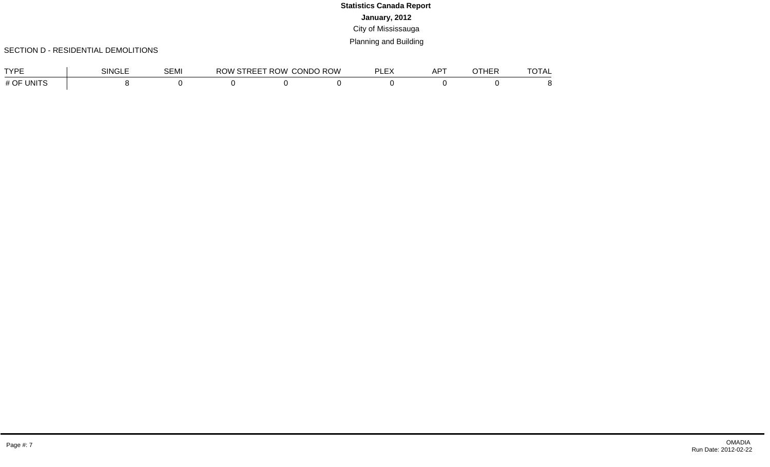**Statistics Canada Report**

**January, 2012**

City of Mississauga

Planning and Building

SECTION D - RESIDENTIAL DEMOLITIONS

| TYPE | SINGLE | SEMI | ROW STREET | ROW CONDO | ROW PLEX | APT | OTHER | TOTAL |
|---|---|---|---|---|---|---|---|---|
| # OF UNITS | 8 | 0 | 0 | 0 | 0 | 0 | 0 | 8 |

OMADIA
Run Date: 2012-02-22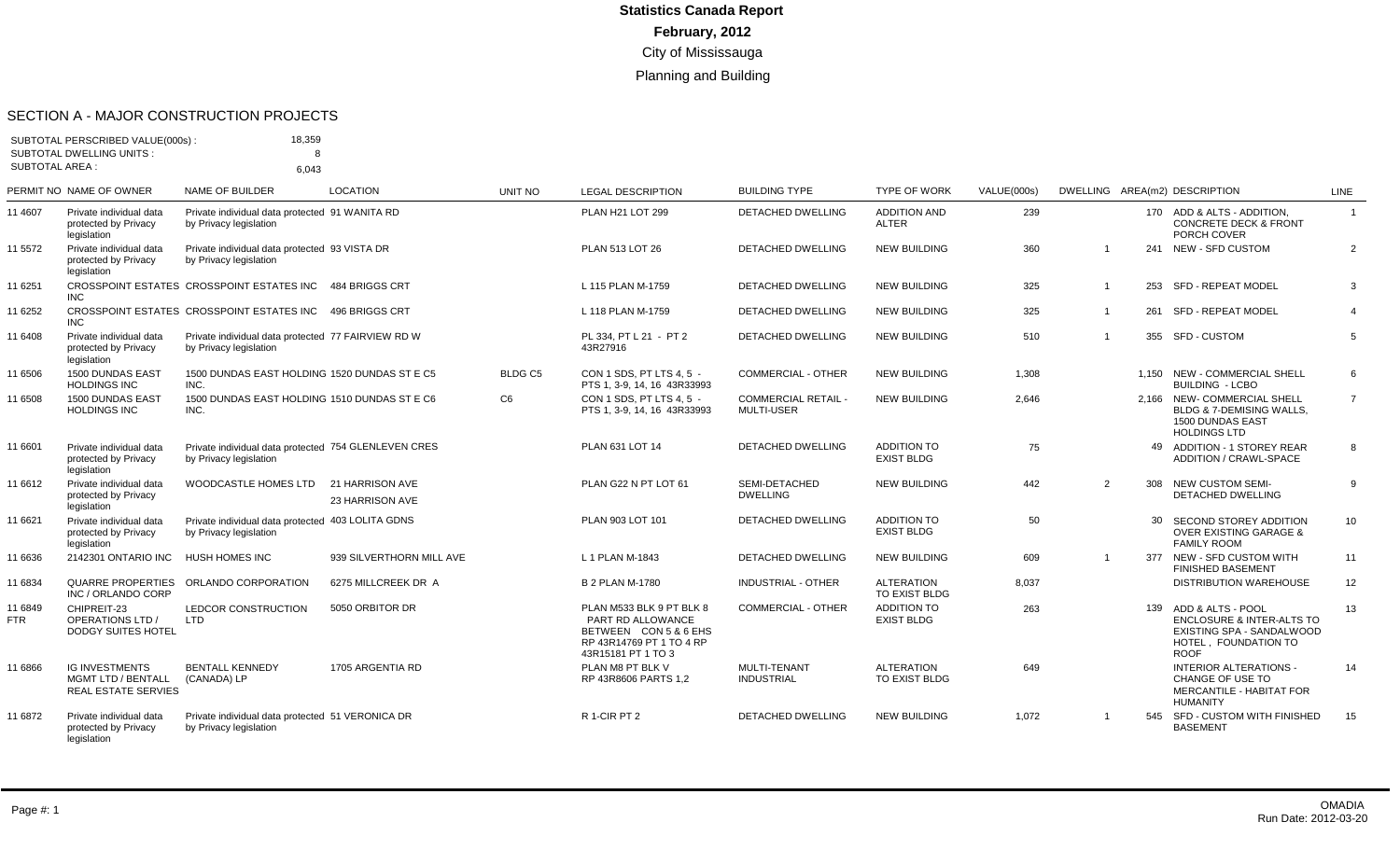# Statistics Canada Report

**February, 2012**

City of Mississauga

Planning and Building

## SECTION A - MAJOR CONSTRUCTION PROJECTS

SUBTOTAL PERSCRIBED VALUE(000s) : 18,359
SUBTOTAL DWELLING UNITS : 8
SUBTOTAL AREA : 6,043

| PERMIT NO | NAME OF OWNER | NAME OF BUILDER | LOCATION | UNIT NO | LEGAL DESCRIPTION | BUILDING TYPE | TYPE OF WORK | VALUE(000s) | DWELLING | AREA(m2) | DESCRIPTION | LINE |
|---|---|---|---|---|---|---|---|---|---|---|---|---|
| 11 4607 | Private individual data protected by Privacy legislation | Private individual data protected by Privacy legislation | 91 WANITA RD | | PLAN H21 LOT 299 | DETACHED DWELLING | ADDITION AND ALTER | 239 | | 170 | ADD & ALTS - ADDITION, CONCRETE DECK & FRONT PORCH COVER | 1 |
| 11 5572 | Private individual data protected by Privacy legislation | Private individual data protected by Privacy legislation | 93 VISTA DR | | PLAN 513 LOT 26 | DETACHED DWELLING | NEW BUILDING | 360 | 1 | 241 | NEW - SFD CUSTOM | 2 |
| 11 6251 | CROSSPOINT ESTATES INC | CROSSPOINT ESTATES INC | 484 BRIGGS CRT | | L 115 PLAN M-1759 | DETACHED DWELLING | NEW BUILDING | 325 | 1 | 253 | SFD - REPEAT MODEL | 3 |
| 11 6252 | CROSSPOINT ESTATES INC | CROSSPOINT ESTATES INC | 496 BRIGGS CRT | | L 118 PLAN M-1759 | DETACHED DWELLING | NEW BUILDING | 325 | 1 | 261 | SFD - REPEAT MODEL | 4 |
| 11 6408 | Private individual data protected by Privacy legislation | Private individual data protected by Privacy legislation | 77 FAIRVIEW RD W | | PL 334, PT L 21 - PT 2 43R27916 | DETACHED DWELLING | NEW BUILDING | 510 | 1 | 355 | SFD - CUSTOM | 5 |
| 11 6506 | 1500 DUNDAS EAST HOLDINGS INC | 1500 DUNDAS EAST HOLDING INC. | 1520 DUNDAS ST E C5 | BLDG C5 | CON 1 SDS, PT LTS 4, 5 - PTS 1, 3-9, 14, 16 43R33993 | COMMERCIAL - OTHER | NEW BUILDING | 1,308 | | 1,150 | NEW - COMMERCIAL SHELL BUILDING - LCBO | 6 |
| 11 6508 | 1500 DUNDAS EAST HOLDINGS INC | 1500 DUNDAS EAST HOLDING INC. | 1510 DUNDAS ST E C6 | C6 | CON 1 SDS, PT LTS 4, 5 - PTS 1, 3-9, 14, 16 43R33993 | COMMERCIAL RETAIL - MULTI-USER | NEW BUILDING | 2,646 | | 2,166 | NEW- COMMERCIAL SHELL BLDG & 7-DEMISING WALLS, 1500 DUNDAS EAST HOLDINGS LTD | 7 |
| 11 6601 | Private individual data protected by Privacy legislation | Private individual data protected by Privacy legislation | 754 GLENLEVEN CRES | | PLAN 631 LOT 14 | DETACHED DWELLING | ADDITION TO EXIST BLDG | 75 | | 49 | ADDITION - 1 STOREY REAR ADDITION / CRAWL-SPACE | 8 |
| 11 6612 | Private individual data protected by Privacy legislation | WOODCASTLE HOMES LTD | 21 HARRISON AVE<br>23 HARRISON AVE | | PLAN G22 N PT LOT 61 | SEMI-DETACHED DWELLING | NEW BUILDING | 442 | 2 | 308 | NEW CUSTOM SEMI-DETACHED DWELLING | 9 |
| 11 6621 | Private individual data protected by Privacy legislation | Private individual data protected by Privacy legislation | 403 LOLITA GDNS | | PLAN 903 LOT 101 | DETACHED DWELLING | ADDITION TO EXIST BLDG | 50 | | 30 | SECOND STOREY ADDITION OVER EXISTING GARAGE & FAMILY ROOM | 10 |
| 11 6636 | 2142301 ONTARIO INC | HUSH HOMES INC | 939 SILVERTHORN MILL AVE | | L 1 PLAN M-1843 | DETACHED DWELLING | NEW BUILDING | 609 | 1 | 377 | NEW - SFD CUSTOM WITH FINISHED BASEMENT | 11 |
| 11 6834 | QUARRE PROPERTIES INC / ORLANDO CORP | ORLANDO CORPORATION | 6275 MILLCREEK DR A | | B 2 PLAN M-1780 | INDUSTRIAL - OTHER | ALTERATION TO EXIST BLDG | 8,037 | | | DISTRIBUTION WAREHOUSE | 12 |
| 11 6849 FTR | CHIPREIT-23 OPERATIONS LTD / DODGY SUITES HOTEL | LEDCOR CONSTRUCTION LTD | 5050 ORBITOR DR | | PLAN M533 BLK 9 PT BLK 8 PART RD ALLOWANCE BETWEEN CON 5 & 6 EHS RP 43R14769 PT 1 TO 4 RP 43R15181 PT 1 TO 3 | COMMERCIAL - OTHER | ADDITION TO EXIST BLDG | 263 | | 139 | ADD & ALTS - POOL ENCLOSURE & INTER-ALTS TO EXISTING SPA - SANDALWOOD HOTEL , FOUNDATION TO ROOF | 13 |
| 11 6866 | IG INVESTMENTS MGMT LTD / BENTALL REAL ESTATE SERVIES | BENTALL KENNEDY (CANADA) LP | 1705 ARGENTIA RD | | PLAN M8 PT BLK V RP 43R8606 PARTS 1,2 | MULTI-TENANT INDUSTRIAL | ALTERATION TO EXIST BLDG | 649 | | | INTERIOR ALTERATIONS - CHANGE OF USE TO MERCANTILE - HABITAT FOR HUMANITY | 14 |
| 11 6872 | Private individual data protected by Privacy legislation | Private individual data protected by Privacy legislation | 51 VERONICA DR | | R 1-CIR PT 2 | DETACHED DWELLING | NEW BUILDING | 1,072 | 1 | 545 | SFD - CUSTOM WITH FINISHED BASEMENT | 15 |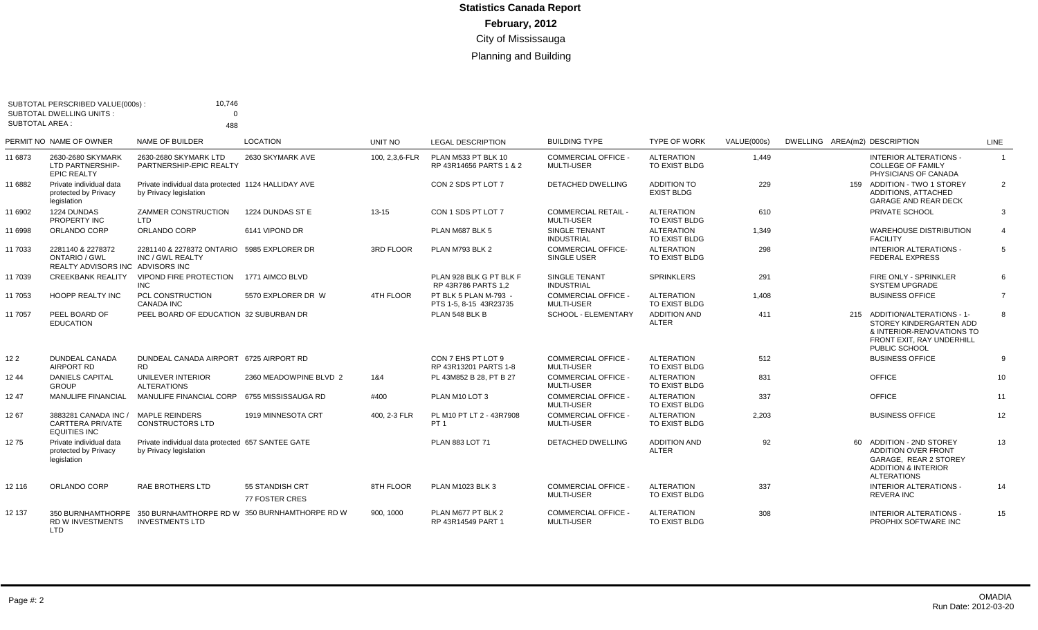# Statistics Canada Report

## February, 2012

City of Mississauga

Planning and Building

SUBTOTAL PERSCRIBED VALUE(000s) : 10,746
SUBTOTAL DWELLING UNITS : 0
SUBTOTAL AREA : 488

| PERMIT NO | NAME OF OWNER | NAME OF BUILDER | LOCATION | UNIT NO | LEGAL DESCRIPTION | BUILDING TYPE | TYPE OF WORK | VALUE(000s) | DWELLING | AREA(m2) | DESCRIPTION | LINE |
|---|---|---|---|---|---|---|---|---|---|---|---|---|
| 11 6873 | 2630-2680 SKYMARK LTD PARTNERSHIP-EPIC REALTY | 2630-2680 SKYMARK LTD PARTNERSHIP-EPIC REALTY | 2630 SKYMARK AVE | 100, 2,3,6-FLR | PLAN M533 PT BLK 10 RP 43R14656 PARTS 1 & 2 | COMMERCIAL OFFICE - MULTI-USER | ALTERATION TO EXIST BLDG | 1,449 | | | INTERIOR ALTERATIONS - COLLEGE OF FAMILY PHYSICIANS OF CANADA | 1 |
| 11 6882 | Private individual data protected by Privacy legislation | Private individual data protected by Privacy legislation | 1124 HALLIDAY AVE | | CON 2 SDS PT LOT 7 | DETACHED DWELLING | ADDITION TO EXIST BLDG | 229 | | 159 | ADDITION - TWO 1 STOREY ADDITIONS, ATTACHED GARAGE AND REAR DECK | 2 |
| 11 6902 | 1224 DUNDAS PROPERTY INC | ZAMMER CONSTRUCTION LTD | 1224 DUNDAS ST E | 13-15 | CON 1 SDS PT LOT 7 | COMMERCIAL RETAIL - MULTI-USER | ALTERATION TO EXIST BLDG | 610 | | | PRIVATE SCHOOL | 3 |
| 11 6998 | ORLANDO CORP | ORLANDO CORP | 6141 VIPOND DR | | PLAN M687 BLK 5 | SINGLE TENANT INDUSTRIAL | ALTERATION TO EXIST BLDG | 1,349 | | | WAREHOUSE DISTRIBUTION FACILITY | 4 |
| 11 7033 | 2281140 & 2278372 ONTARIO / GWL REALTY ADVISORS INC | 2281140 & 2278372 ONTARIO INC / GWL REALTY ADVISORS INC | 5985 EXPLORER DR | 3RD FLOOR | PLAN M793 BLK 2 | COMMERCIAL OFFICE- SINGLE USER | ALTERATION TO EXIST BLDG | 298 | | | INTERIOR ALTERATIONS - FEDERAL EXPRESS | 5 |
| 11 7039 | CREEKBANK REALITY | VIPOND FIRE PROTECTION INC | 1771 AIMCO BLVD | | PLAN 928 BLK G PT BLK F RP 43R786 PARTS 1,2 | SINGLE TENANT INDUSTRIAL | SPRINKLERS | 291 | | | FIRE ONLY - SPRINKLER SYSTEM UPGRADE | 6 |
| 11 7053 | HOOPP REALTY INC | PCL CONSTRUCTION CANADA INC | 5570 EXPLORER DR W | 4TH FLOOR | PT BLK 5 PLAN M-793 - PTS 1-5, 8-15 43R23735 | COMMERCIAL OFFICE - MULTI-USER | ALTERATION TO EXIST BLDG | 1,408 | | | BUSINESS OFFICE | 7 |
| 11 7057 | PEEL BOARD OF EDUCATION | PEEL BOARD OF EDUCATION | 32 SUBURBAN DR | | PLAN 548 BLK B | SCHOOL - ELEMENTARY | ADDITION AND ALTER | 411 | | 215 | ADDITION/ALTERATIONS - 1-STOREY KINDERGARTEN ADD & INTERIOR-RENOVATIONS TO FRONT EXIT, RAY UNDERHILL PUBLIC SCHOOL | 8 |
| 12 2 | DUNDEAL CANADA AIRPORT RD | DUNDEAL CANADA AIRPORT RD | 6725 AIRPORT RD | | CON 7 EHS PT LOT 9 RP 43R13201 PARTS 1-8 | COMMERCIAL OFFICE - MULTI-USER | ALTERATION TO EXIST BLDG | 512 | | | BUSINESS OFFICE | 9 |
| 12 44 | DANIELS CAPITAL GROUP | UNILEVER INTERIOR ALTERATIONS | 2360 MEADOWPINE BLVD 2 | 1&4 | PL 43M852 B 28, PT B 27 | COMMERCIAL OFFICE - MULTI-USER | ALTERATION TO EXIST BLDG | 831 | | | OFFICE | 10 |
| 12 47 | MANULIFE FINANCIAL | MANULIFE FINANCIAL CORP | 6755 MISSISSAUGA RD | #400 | PLAN M10 LOT 3 | COMMERCIAL OFFICE - MULTI-USER | ALTERATION TO EXIST BLDG | 337 | | | OFFICE | 11 |
| 12 67 | 3883281 CANADA INC / CARTTERA PRIVATE EQUITIES INC | MAPLE REINDERS CONSTRUCTORS LTD | 1919 MINNESOTA CRT | 400, 2-3 FLR | PL M10 PT LT 2 - 43R7908 PT 1 | COMMERCIAL OFFICE - MULTI-USER | ALTERATION TO EXIST BLDG | 2,203 | | | BUSINESS OFFICE | 12 |
| 12 75 | Private individual data protected by Privacy legislation | Private individual data protected by Privacy legislation | 657 SANTEE GATE | | PLAN 883 LOT 71 | DETACHED DWELLING | ADDITION AND ALTER | 92 | | 60 | ADDITION - 2ND STOREY ADDITION OVER FRONT GARAGE, REAR 2 STOREY ADDITION & INTERIOR ALTERATIONS | 13 |
| 12 116 | ORLANDO CORP | RAE BROTHERS LTD | 55 STANDISH CRT 77 FOSTER CRES | 8TH FLOOR | PLAN M1023 BLK 3 | COMMERCIAL OFFICE - MULTI-USER | ALTERATION TO EXIST BLDG | 337 | | | INTERIOR ALTERATIONS - REVERA INC | 14 |
| 12 137 | 350 BURNHAMTHORPE RD W INVESTMENTS LTD | 350 BURNHAMTHORPE RD W INVESTMENTS LTD | 350 BURNHAMTHORPE RD W | 900, 1000 | PLAN M677 PT BLK 2 RP 43R14549 PART 1 | COMMERCIAL OFFICE - MULTI-USER | ALTERATION TO EXIST BLDG | 308 | | | INTERIOR ALTERATIONS - PROPHIX SOFTWARE INC | 15 |

OMADIA
Run Date: 2012-03-20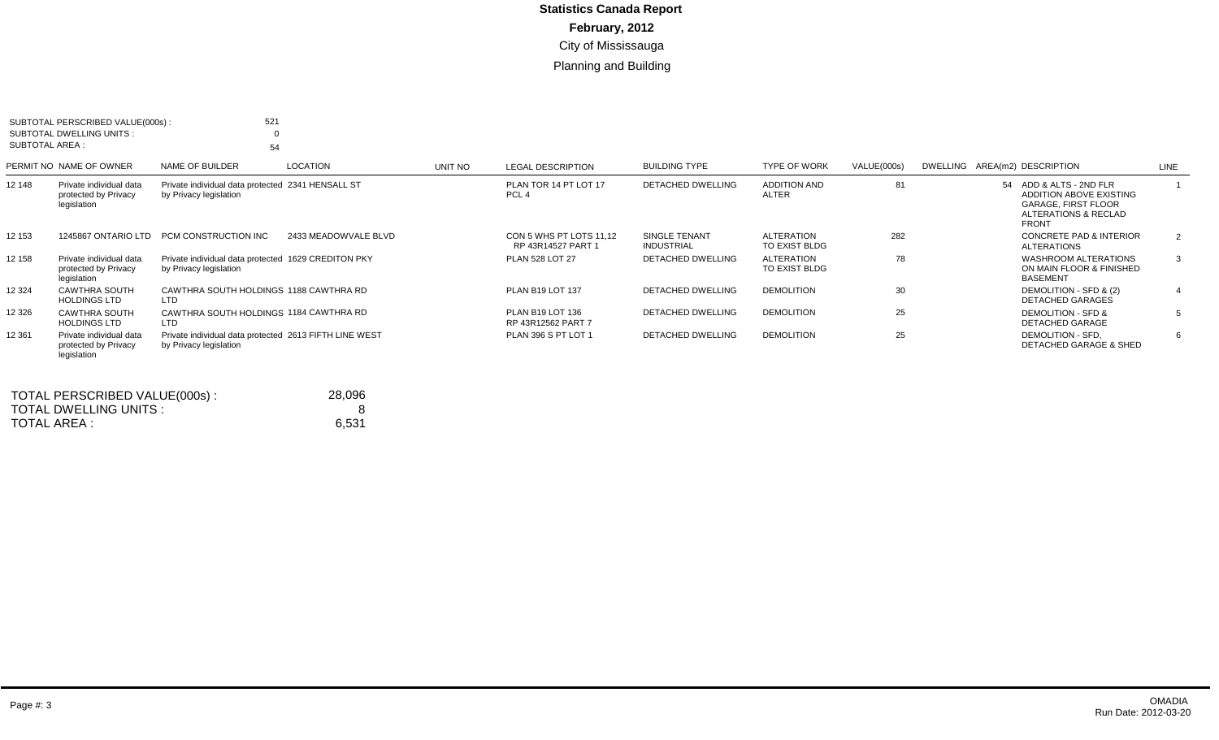# Statistics Canada Report

## February, 2012

City of Mississauga

Planning and Building

SUBTOTAL PERSCRIBED VALUE(000s) : 521
SUBTOTAL DWELLING UNITS : 0
SUBTOTAL AREA : 54

| PERMIT NO | NAME OF OWNER | NAME OF BUILDER | LOCATION | UNIT NO | LEGAL DESCRIPTION | BUILDING TYPE | TYPE OF WORK | VALUE(000s) | DWELLING | AREA(m2) | DESCRIPTION | LINE |
|---|---|---|---|---|---|---|---|---|---|---|---|---|
| 12 148 | Private individual data protected by Privacy legislation | Private individual data protected by Privacy legislation | 2341 HENSALL ST | | PLAN TOR 14 PT LOT 17 PCL 4 | DETACHED DWELLING | ADDITION AND ALTER | 81 | | 54 | ADD & ALTS - 2ND FLR ADDITION ABOVE EXISTING GARAGE, FIRST FLOOR ALTERATIONS & RECLAD FRONT | 1 |
| 12 153 | 1245867 ONTARIO LTD | PCM CONSTRUCTION INC | 2433 MEADOWVALE BLVD | | CON 5 WHS PT LOTS 11,12 RP 43R14527 PART 1 | SINGLE TENANT INDUSTRIAL | ALTERATION TO EXIST BLDG | 282 | | | CONCRETE PAD & INTERIOR ALTERATIONS | 2 |
| 12 158 | Private individual data protected by Privacy legislation | Private individual data protected by Privacy legislation | 1629 CREDITON PKY | | PLAN 528 LOT 27 | DETACHED DWELLING | ALTERATION TO EXIST BLDG | 78 | | | WASHROOM ALTERATIONS ON MAIN FLOOR & FINISHED BASEMENT | 3 |
| 12 324 | CAWTHRA SOUTH HOLDINGS LTD | CAWTHRA SOUTH HOLDINGS LTD | 1188 CAWTHRA RD | | PLAN B19 LOT 137 | DETACHED DWELLING | DEMOLITION | 30 | | | DEMOLITION - SFD & (2) DETACHED GARAGES | 4 |
| 12 326 | CAWTHRA SOUTH HOLDINGS LTD | CAWTHRA SOUTH HOLDINGS LTD | 1184 CAWTHRA RD | | PLAN B19 LOT 136 RP 43R12562 PART 7 | DETACHED DWELLING | DEMOLITION | 25 | | | DEMOLITION - SFD & DETACHED GARAGE | 5 |
| 12 361 | Private individual data protected by Privacy legislation | Private individual data protected by Privacy legislation | 2613 FIFTH LINE WEST | | PLAN 396 S PT LOT 1 | DETACHED DWELLING | DEMOLITION | 25 | | | DEMOLITION - SFD, DETACHED GARAGE & SHED | 6 |

TOTAL PERSCRIBED VALUE(000s) : 28,096
TOTAL DWELLING UNITS : 8
TOTAL AREA : 6,531

OMADIA
Run Date: 2012-03-20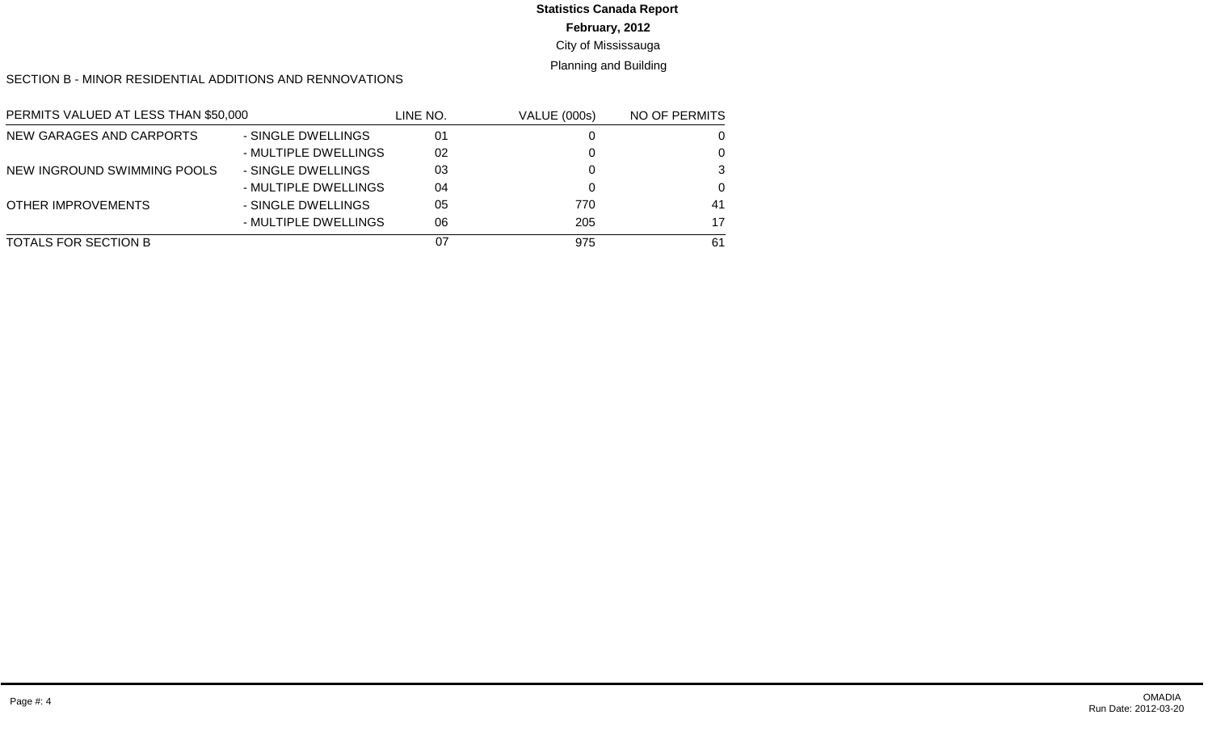**Statistics Canada Report**

**February, 2012**

City of Mississauga

Planning and Building

SECTION B - MINOR RESIDENTIAL ADDITIONS AND RENNOVATIONS

| PERMITS VALUED AT LESS THAN $50,000 | | LINE NO. | VALUE (000s) | NO OF PERMITS |
|---|---|---|---|---|
| NEW GARAGES AND CARPORTS | - SINGLE DWELLINGS | 01 | 0 | 0 |
| | - MULTIPLE DWELLINGS | 02 | 0 | 0 |
| NEW INGROUND SWIMMING POOLS | - SINGLE DWELLINGS | 03 | 0 | 3 |
| | - MULTIPLE DWELLINGS | 04 | 0 | 0 |
| OTHER IMPROVEMENTS | - SINGLE DWELLINGS | 05 | 770 | 41 |
| | - MULTIPLE DWELLINGS | 06 | 205 | 17 |
| TOTALS FOR SECTION B | | 07 | 975 | 61 |

OMADIA
Run Date: 2012-03-20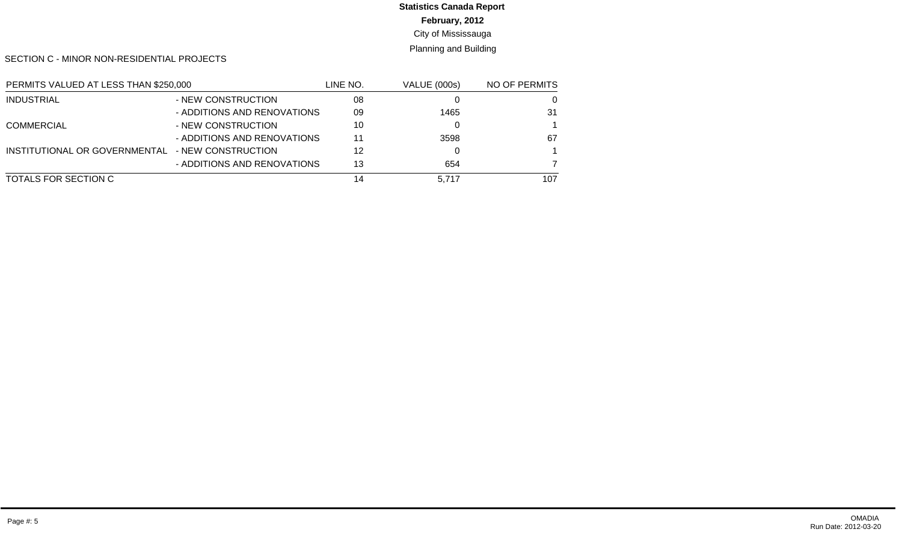# Statistics Canada Report

**February, 2012**

City of Mississauga

Planning and Building

SECTION C - MINOR NON-RESIDENTIAL PROJECTS

| PERMITS VALUED AT LESS THAN $250,000 | | LINE NO. | VALUE (000s) | NO OF PERMITS |
|---|---|---|---|---|
| INDUSTRIAL | - NEW CONSTRUCTION | 08 | 0 | 0 |
| | - ADDITIONS AND RENOVATIONS | 09 | 1465 | 31 |
| COMMERCIAL | - NEW CONSTRUCTION | 10 | 0 | 1 |
| | - ADDITIONS AND RENOVATIONS | 11 | 3598 | 67 |
| INSTITUTIONAL OR GOVERNMENTAL | - NEW CONSTRUCTION | 12 | 0 | 1 |
| | - ADDITIONS AND RENOVATIONS | 13 | 654 | 7 |
| TOTALS FOR SECTION C | | 14 | 5,717 | 107 |

OMADIA
Run Date: 2012-03-20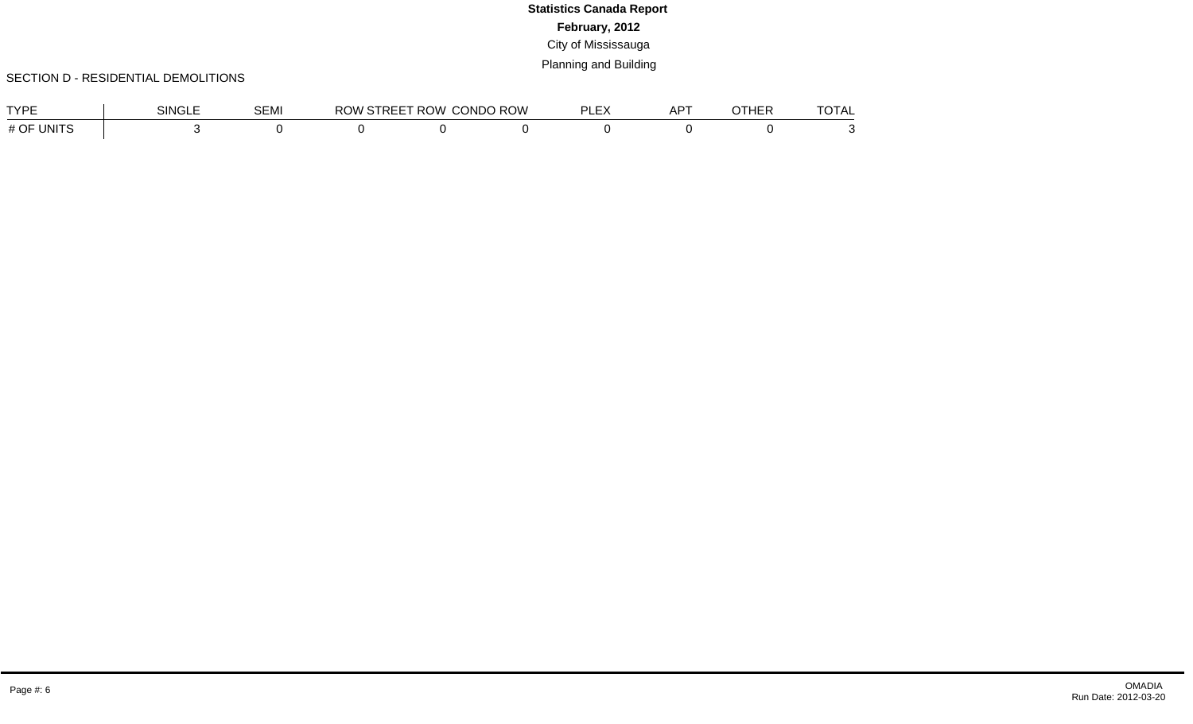**Statistics Canada Report**

**February, 2012**

City of Mississauga

Planning and Building

SECTION D - RESIDENTIAL DEMOLITIONS

| TYPE | SINGLE | SEMI | ROW STREET | ROW CONDO ROW | PLEX | APT | OTHER | TOTAL |
|---|---|---|---|---|---|---|---|---|
| # OF UNITS | 3 | 0 | 0 | 0 | 0 | 0 | 0 | 0 | 3 |

OMADIA
Run Date: 2012-03-20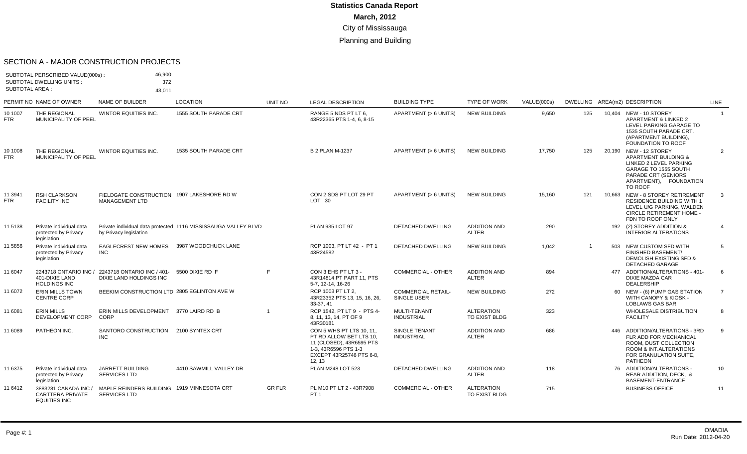# Statistics Canada Report

**March, 2012**

City of Mississauga

Planning and Building

## SECTION A - MAJOR CONSTRUCTION PROJECTS

SUBTOTAL PERSCRIBED VALUE(000s) : 46,900
SUBTOTAL DWELLING UNITS : 372
SUBTOTAL AREA : 43,011

| PERMIT NO | NAME OF OWNER | NAME OF BUILDER | LOCATION | UNIT NO | LEGAL DESCRIPTION | BUILDING TYPE | TYPE OF WORK | VALUE(000s) | DWELLING | AREA(m2) | DESCRIPTION | LINE |
|---|---|---|---|---|---|---|---|---|---|---|---|---|
| 10 1007 FTR | THE REGIONAL MUNICIPALITY OF PEEL | WINTOR EQUITIES INC. | 1555 SOUTH PARADE CRT | | RANGE 5 NDS PT LT 6, 43R22365 PTS 1-4, 6, 8-15 | APARTMENT (> 6 UNITS) | NEW BUILDING | 9,650 | 125 | 10,404 | NEW - 10 STOREY APARTMENT & LINKED 2 LEVEL PARKING GARAGE TO 1535 SOUTH PARADE CRT. (APARTMENT BUILDING), FOUNDATION TO ROOF | 1 |
| 10 1008 FTR | THE REGIONAL MUNICIPALITY OF PEEL | WINTOR EQUITIES INC. | 1535 SOUTH PARADE CRT | | B 2 PLAN M-1237 | APARTMENT (> 6 UNITS) | NEW BUILDING | 17,750 | 125 | 20,190 | NEW - 12 STOREY APARTMENT BUILDING & LINKED 2 LEVEL PARKING GARAGE TO 1555 SOUTH PARADE CRT (SENIORS APARTMENT), FOUNDATION TO ROOF | 2 |
| 11 3941 FTR | RSH CLARKSON FACILITY INC | FIELDGATE CONSTRUCTION MANAGEMENT LTD | 1907 LAKESHORE RD W | | CON 2 SDS PT LOT 29 PT LOT 30 | APARTMENT (> 6 UNITS) | NEW BUILDING | 15,160 | 121 | 10,663 | NEW - 8 STOREY RETIREMENT RESIDENCE BUILDING WITH 1 LEVEL U/G PARKING, WALDEN CIRCLE RETIREMENT HOME - FDN TO ROOF ONLY | 3 |
| 11 5138 | Private individual data protected by Privacy legislation | Private individual data protected by Privacy legislation | 1116 MISSISSAUGA VALLEY BLVD | | PLAN 935 LOT 97 | DETACHED DWELLING | ADDITION AND ALTER | 290 | | 192 | (2) STOREY ADDITION & INTERIOR ALTERATIONS | 4 |
| 11 5856 | Private individual data protected by Privacy legislation | EAGLECREST NEW HOMES INC | 3987 WOODCHUCK LANE | | RCP 1003, PT LT 42 - PT 1 43R24582 | DETACHED DWELLING | NEW BUILDING | 1,042 | 1 | 503 | NEW CUSTOM SFD WITH FINISHED BASEMENT/ DEMOLISH EXISTING SFD & DETACHED GARAGE | 5 |
| 11 6047 | 2243718 ONTARIO INC / 401-DIXIE LAND HOLDINGS INC | 2243718 ONTARIO INC / 401-DIXIE LAND HOLDINGS INC | 5500 DIXIE RD F | F | CON 3 EHS PT LT 3 - 43R14814 PT PART 11, PTS 5-7, 12-14, 16-26 | COMMERCIAL - OTHER | ADDITION AND ALTER | 894 | | 477 | ADDITION/ALTERATIONS - 401-DIXIE MAZDA CAR DEALERSHIP | 6 |
| 11 6072 | ERIN MILLS TOWN CENTRE CORP | BEEKIM CONSTRUCTION LTD | 2805 EGLINTON AVE W | | RCP 1003 PT LT 2, 43R23352 PTS 13, 15, 16, 26, 33-37, 41 | COMMERCIAL RETAIL-SINGLE USER | NEW BUILDING | 272 | | 60 | NEW - (6) PUMP GAS STATION WITH CANOPY & KIOSK - LOBLAWS GAS BAR | 7 |
| 11 6081 | ERIN MILLS DEVELOPMENT CORP | ERIN MILLS DEVELOPMENT CORP | 3770 LAIRD RD B | 1 | RCP 1542, PT LT 9 - PTS 4-8, 11, 13, 14, PT OF 9 43R30181 | MULTI-TENANT INDUSTRIAL | ALTERATION TO EXIST BLDG | 323 | | | WHOLESALE DISTRIBUTION FACILITY | 8 |
| 11 6089 | PATHEON INC. | SANTORO CONSTRUCTION INC | 2100 SYNTEX CRT | | CON 5 WHS PT LTS 10, 11, PT RD ALLOW BET LTS 10, 11 (CLOSED), 43R6595 PTS 1-3, 43R6596 PTS 1-3 EXCEPT 43R25746 PTS 6-8, 12, 13 | SINGLE TENANT INDUSTRIAL | ADDITION AND ALTER | 686 | | 446 | ADDITION/ALTERATIONS - 3RD FLR ADD FOR MECHANICAL ROOM, DUST COLLECTION ROOM & INT.ALTERATIONS FOR GRANULATION SUITE, PATHEON | 9 |
| 11 6375 | Private individual data protected by Privacy legislation | JARRETT BUILDING SERVICES LTD | 4410 SAWMILL VALLEY DR | | PLAN M248 LOT 523 | DETACHED DWELLING | ADDITION AND ALTER | 118 | | 76 | ADDITION/ALTERATIONS - REAR ADDITION, DECK, & BASEMENT-ENTRANCE | 10 |
| 11 6412 | 3883281 CANADA INC / CARTTERA PRIVATE EQUITIES INC | MAPLE REINDERS BUILDING SERVICES LTD | 1919 MINNESOTA CRT | GR FLR | PL M10 PT LT 2 - 43R7908 PT 1 | COMMERCIAL - OTHER | ALTERATION TO EXIST BLDG | 715 | | | BUSINESS OFFICE | 11 |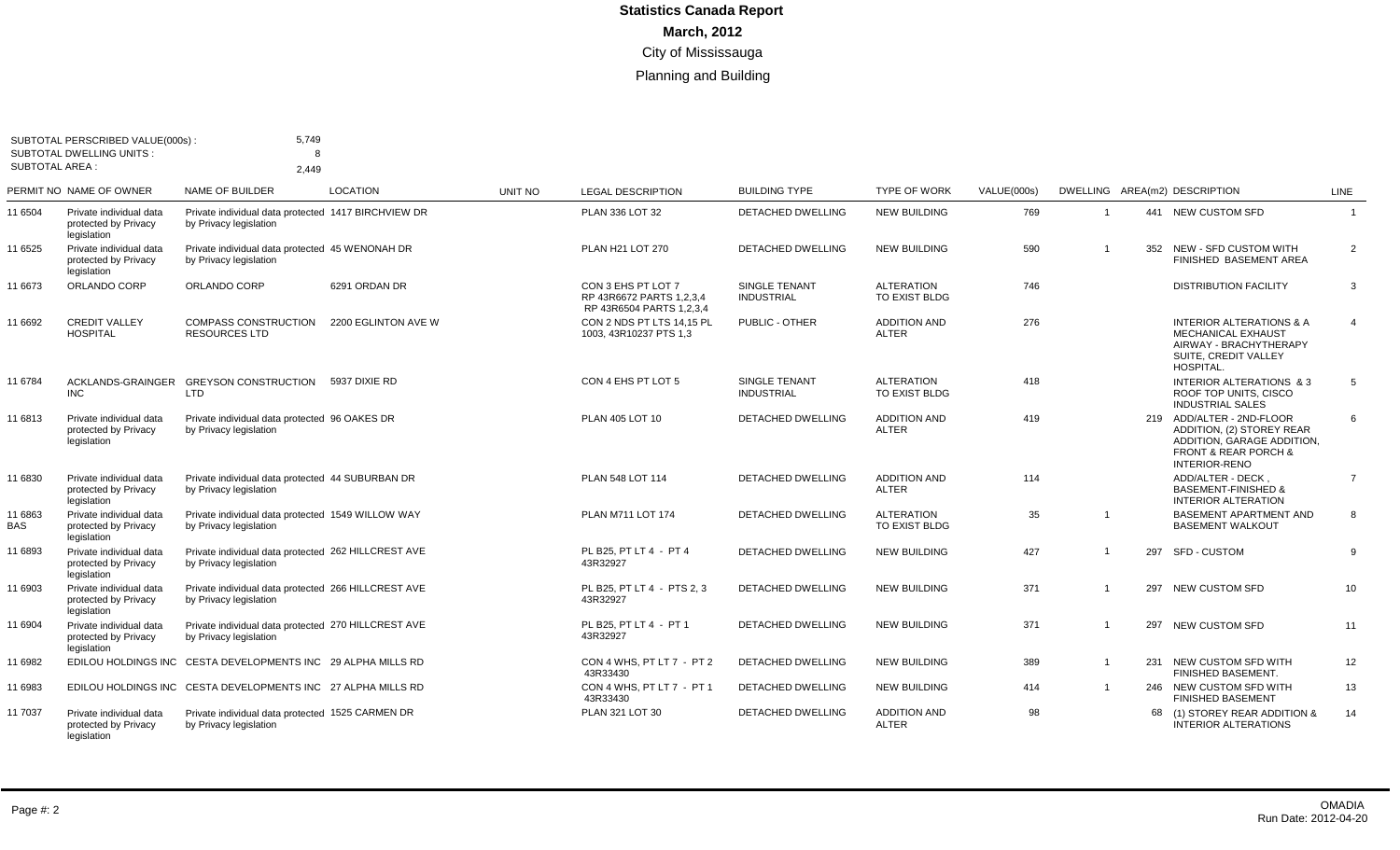# Statistics Canada Report

## March, 2012

City of Mississauga

Planning and Building

SUBTOTAL PERSCRIBED VALUE(000s) : 5,749
SUBTOTAL DWELLING UNITS : 8
SUBTOTAL AREA : 2,449

| PERMIT NO | NAME OF OWNER | NAME OF BUILDER | LOCATION | UNIT NO | LEGAL DESCRIPTION | BUILDING TYPE | TYPE OF WORK | VALUE(000s) | DWELLING | AREA(m2) | DESCRIPTION | LINE |
|---|---|---|---|---|---|---|---|---|---|---|---|---|
| 11 6504 | Private individual data protected by Privacy legislation | Private individual data protected by Privacy legislation | 1417 BIRCHVIEW DR | | PLAN 336 LOT 32 | DETACHED DWELLING | NEW BUILDING | 769 | 1 | 441 | NEW CUSTOM SFD | 1 |
| 11 6525 | Private individual data protected by Privacy legislation | Private individual data protected by Privacy legislation | 45 WENONAH DR | | PLAN H21 LOT 270 | DETACHED DWELLING | NEW BUILDING | 590 | 1 | 352 | NEW - SFD CUSTOM WITH FINISHED BASEMENT AREA | 2 |
| 11 6673 | ORLANDO CORP | ORLANDO CORP | 6291 ORDAN DR | | CON 3 EHS PT LOT 7 RP 43R6672 PARTS 1,2,3,4 RP 43R6504 PARTS 1,2,3,4 | SINGLE TENANT INDUSTRIAL | ALTERATION TO EXIST BLDG | 746 | | | DISTRIBUTION FACILITY | 3 |
| 11 6692 | CREDIT VALLEY HOSPITAL | COMPASS CONSTRUCTION RESOURCES LTD | 2200 EGLINTON AVE W | | CON 2 NDS PT LTS 14,15 PL 1003, 43R10237 PTS 1,3 | PUBLIC - OTHER | ADDITION AND ALTER | 276 | | | INTERIOR ALTERATIONS & A MECHANICAL EXHAUST AIRWAY - BRACHYTHERAPY SUITE, CREDIT VALLEY HOSPITAL. | 4 |
| 11 6784 | ACKLANDS-GRAINGER INC | GREYSON CONSTRUCTION LTD | 5937 DIXIE RD | | CON 4 EHS PT LOT 5 | SINGLE TENANT INDUSTRIAL | ALTERATION TO EXIST BLDG | 418 | | | INTERIOR ALTERATIONS & 3 ROOF TOP UNITS, CISCO INDUSTRIAL SALES | 5 |
| 11 6813 | Private individual data protected by Privacy legislation | Private individual data protected by Privacy legislation | 96 OAKES DR | | PLAN 405 LOT 10 | DETACHED DWELLING | ADDITION AND ALTER | 419 | | 219 | ADD/ALTER - 2ND-FLOOR ADDITION, (2) STOREY REAR ADDITION, GARAGE ADDITION, FRONT & REAR PORCH & INTERIOR-RENO | 6 |
| 11 6830 | Private individual data protected by Privacy legislation | Private individual data protected by Privacy legislation | 44 SUBURBAN DR | | PLAN 548 LOT 114 | DETACHED DWELLING | ADDITION AND ALTER | 114 | | | ADD/ALTER - DECK , BASEMENT-FINISHED & INTERIOR ALTERATION | 7 |
| 11 6863 BAS | Private individual data protected by Privacy legislation | Private individual data protected by Privacy legislation | 1549 WILLOW WAY | | PLAN M711 LOT 174 | DETACHED DWELLING | ALTERATION TO EXIST BLDG | 35 | 1 | | BASEMENT APARTMENT AND BASEMENT WALKOUT | 8 |
| 11 6893 | Private individual data protected by Privacy legislation | Private individual data protected by Privacy legislation | 262 HILLCREST AVE | | PL B25, PT LT 4 - PT 4 43R32927 | DETACHED DWELLING | NEW BUILDING | 427 | 1 | 297 | SFD - CUSTOM | 9 |
| 11 6903 | Private individual data protected by Privacy legislation | Private individual data protected by Privacy legislation | 266 HILLCREST AVE | | PL B25, PT LT 4 - PTS 2, 3 43R32927 | DETACHED DWELLING | NEW BUILDING | 371 | 1 | 297 | NEW CUSTOM SFD | 10 |
| 11 6904 | Private individual data protected by Privacy legislation | Private individual data protected by Privacy legislation | 270 HILLCREST AVE | | PL B25, PT LT 4 - PT 1 43R32927 | DETACHED DWELLING | NEW BUILDING | 371 | 1 | 297 | NEW CUSTOM SFD | 11 |
| 11 6982 | EDILOU HOLDINGS INC | CESTA DEVELOPMENTS INC | 29 ALPHA MILLS RD | | CON 4 WHS, PT LT 7 - PT 2 43R33430 | DETACHED DWELLING | NEW BUILDING | 389 | 1 | 231 | NEW CUSTOM SFD WITH FINISHED BASEMENT. | 12 |
| 11 6983 | EDILOU HOLDINGS INC | CESTA DEVELOPMENTS INC | 27 ALPHA MILLS RD | | CON 4 WHS, PT LT 7 - PT 1 43R33430 | DETACHED DWELLING | NEW BUILDING | 414 | 1 | 246 | NEW CUSTOM SFD WITH FINISHED BASEMENT | 13 |
| 11 7037 | Private individual data protected by Privacy legislation | Private individual data protected by Privacy legislation | 1525 CARMEN DR | | PLAN 321 LOT 30 | DETACHED DWELLING | ADDITION AND ALTER | 98 | | 68 | (1) STOREY REAR ADDITION & INTERIOR ALTERATIONS | 14 |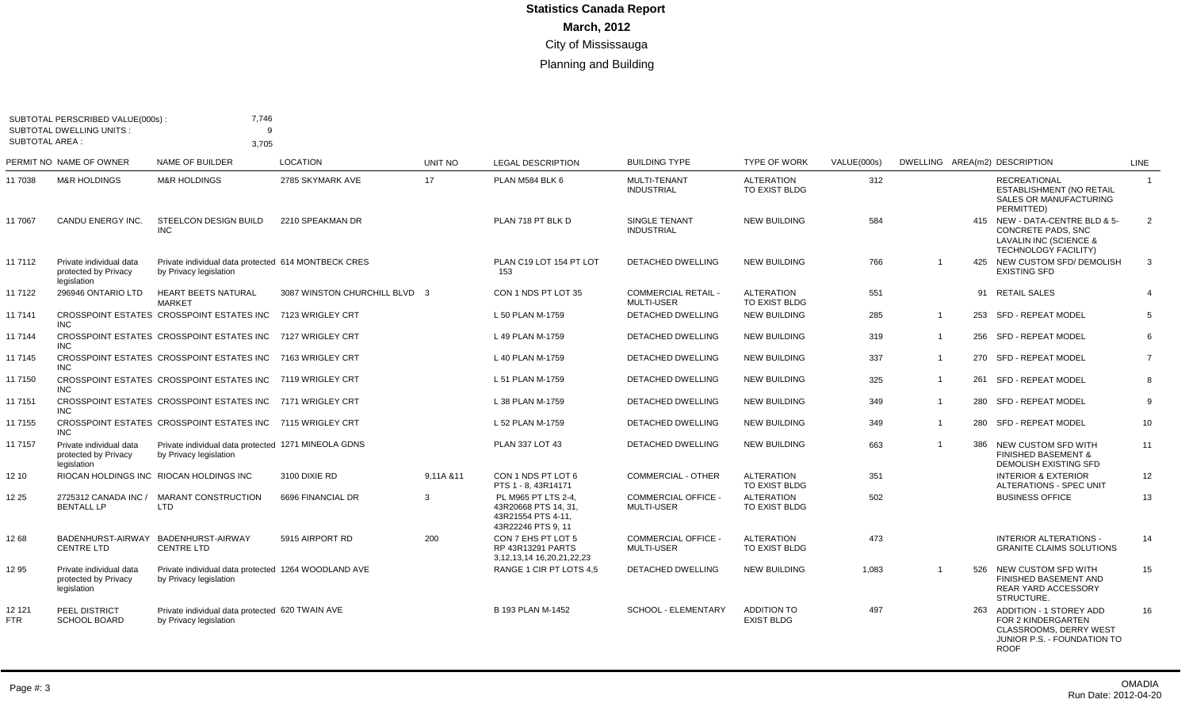# Statistics Canada Report

**March, 2012**

City of Mississauga

Planning and Building

SUBTOTAL PERSCRIBED VALUE(000s) : 7,746
SUBTOTAL DWELLING UNITS : 9
SUBTOTAL AREA : 3,705

| PERMIT NO | NAME OF OWNER | NAME OF BUILDER | LOCATION | UNIT NO | LEGAL DESCRIPTION | BUILDING TYPE | TYPE OF WORK | VALUE(000s) | DWELLING | AREA(m2) | DESCRIPTION | LINE |
|---|---|---|---|---|---|---|---|---|---|---|---|---|
| 11 7038 | M&R HOLDINGS | M&R HOLDINGS | 2785 SKYMARK AVE | 17 | PLAN M584 BLK 6 | MULTI-TENANT INDUSTRIAL | ALTERATION TO EXIST BLDG | 312 | | | RECREATIONAL ESTABLISHMENT (NO RETAIL SALES OR MANUFACTURING PERMITTED) | 1 |
| 11 7067 | CANDU ENERGY INC. | STEELCON DESIGN BUILD INC | 2210 SPEAKMAN DR | | PLAN 718 PT BLK D | SINGLE TENANT INDUSTRIAL | NEW BUILDING | 584 | | 415 | NEW - DATA-CENTRE BLD & 5-CONCRETE PADS, SNC LAVALIN INC (SCIENCE & TECHNOLOGY FACILITY) | 2 |
| 11 7112 | Private individual data protected by Privacy legislation | Private individual data protected by Privacy legislation | 614 MONTBECK CRES | | PLAN C19 LOT 154 PT LOT 153 | DETACHED DWELLING | NEW BUILDING | 766 | 1 | 425 | NEW CUSTOM SFD/ DEMOLISH EXISTING SFD | 3 |
| 11 7122 | 296946 ONTARIO LTD | HEART BEETS NATURAL MARKET | 3087 WINSTON CHURCHILL BLVD | 3 | CON 1 NDS PT LOT 35 | COMMERCIAL RETAIL - MULTI-USER | ALTERATION TO EXIST BLDG | 551 | | 91 | RETAIL SALES | 4 |
| 11 7141 | CROSSPOINT ESTATES INC | CROSSPOINT ESTATES INC | 7123 WRIGLEY CRT | | L 50 PLAN M-1759 | DETACHED DWELLING | NEW BUILDING | 285 | 1 | 253 | SFD - REPEAT MODEL | 5 |
| 11 7144 | CROSSPOINT ESTATES INC | CROSSPOINT ESTATES INC | 7127 WRIGLEY CRT | | L 49 PLAN M-1759 | DETACHED DWELLING | NEW BUILDING | 319 | 1 | 256 | SFD - REPEAT MODEL | 6 |
| 11 7145 | CROSSPOINT ESTATES INC | CROSSPOINT ESTATES INC | 7163 WRIGLEY CRT | | L 40 PLAN M-1759 | DETACHED DWELLING | NEW BUILDING | 337 | 1 | 270 | SFD - REPEAT MODEL | 7 |
| 11 7150 | CROSSPOINT ESTATES INC | CROSSPOINT ESTATES INC | 7119 WRIGLEY CRT | | L 51 PLAN M-1759 | DETACHED DWELLING | NEW BUILDING | 325 | 1 | 261 | SFD - REPEAT MODEL | 8 |
| 11 7151 | CROSSPOINT ESTATES INC | CROSSPOINT ESTATES INC | 7171 WRIGLEY CRT | | L 38 PLAN M-1759 | DETACHED DWELLING | NEW BUILDING | 349 | 1 | 280 | SFD - REPEAT MODEL | 9 |
| 11 7155 | CROSSPOINT ESTATES INC | CROSSPOINT ESTATES INC | 7115 WRIGLEY CRT | | L 52 PLAN M-1759 | DETACHED DWELLING | NEW BUILDING | 349 | 1 | 280 | SFD - REPEAT MODEL | 10 |
| 11 7157 | Private individual data protected by Privacy legislation | Private individual data protected by Privacy legislation | 1271 MINEOLA GDNS | | PLAN 337 LOT 43 | DETACHED DWELLING | NEW BUILDING | 663 | 1 | 386 | NEW CUSTOM SFD WITH FINISHED BASEMENT & DEMOLISH EXISTING SFD | 11 |
| 12 10 | RIOCAN HOLDINGS INC | RIOCAN HOLDINGS INC | 3100 DIXIE RD | 9,11A &11 | CON 1 NDS PT LOT 6 PTS 1 - 8, 43R14171 | COMMERCIAL - OTHER | ALTERATION TO EXIST BLDG | 351 | | | INTERIOR & EXTERIOR ALTERATIONS - SPEC UNIT | 12 |
| 12 25 | 2725312 CANADA INC / BENTALL LP | MARANT CONSTRUCTION LTD | 6696 FINANCIAL DR | 3 | PL M965 PT LTS 2-4, 43R20668 PTS 14, 31, 43R21554 PTS 4-11, 43R22246 PTS 9, 11 | COMMERCIAL OFFICE - MULTI-USER | ALTERATION TO EXIST BLDG | 502 | | | BUSINESS OFFICE | 13 |
| 12 68 | BADENHURST-AIRWAY CENTRE LTD | BADENHURST-AIRWAY CENTRE LTD | 5915 AIRPORT RD | 200 | CON 7 EHS PT LOT 5 RP 43R13291 PARTS 3,12,13,14 16,20,21,22,23 | COMMERCIAL OFFICE - MULTI-USER | ALTERATION TO EXIST BLDG | 473 | | | INTERIOR ALTERATIONS - GRANITE CLAIMS SOLUTIONS | 14 |
| 12 95 | Private individual data protected by Privacy legislation | Private individual data protected by Privacy legislation | 1264 WOODLAND AVE | | RANGE 1 CIR PT LOTS 4,5 | DETACHED DWELLING | NEW BUILDING | 1,083 | 1 | 526 | NEW CUSTOM SFD WITH FINISHED BASEMENT AND REAR YARD ACCESSORY STRUCTURE. | 15 |
| 12 121 FTR | PEEL DISTRICT SCHOOL BOARD | Private individual data protected by Privacy legislation | 620 TWAIN AVE | | B 193 PLAN M-1452 | SCHOOL - ELEMENTARY | ADDITION TO EXIST BLDG | 497 | | 263 | ADDITION - 1 STOREY ADD FOR 2 KINDERGARTEN CLASSROOMS, DERRY WEST JUNIOR P.S. - FOUNDATION TO ROOF | 16 |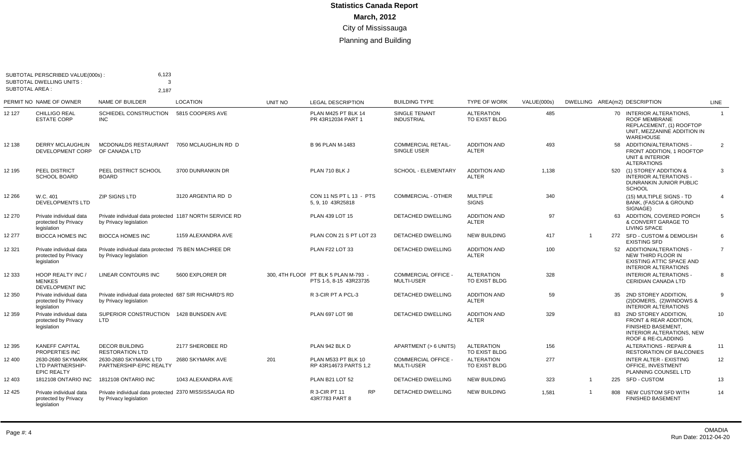# Statistics Canada Report

## March, 2012

### City of Mississauga

### Planning and Building

SUBTOTAL PERSCRIBED VALUE(000s) : 6,123
SUBTOTAL DWELLING UNITS : 3
SUBTOTAL AREA : 2,187

| PERMIT NO | NAME OF OWNER | NAME OF BUILDER | LOCATION | UNIT NO | LEGAL DESCRIPTION | BUILDING TYPE | TYPE OF WORK | VALUE(000s) | DWELLING | AREA(m2) | DESCRIPTION | LINE |
|---|---|---|---|---|---|---|---|---|---|---|---|---|
| 12 127 | CHILLIGO REAL ESTATE CORP | SCHIEDEL CONSTRUCTION INC | 5815 COOPERS AVE | | PLAN M425 PT BLK 14 PR 43R12034 PART 1 | SINGLE TENANT INDUSTRIAL | ALTERATION TO EXIST BLDG | 485 | | 70 | INTERIOR ALTERATIONS, ROOF MEMBRANE REPLACEMENT, (1) ROOFTOP UNIT, MEZZANINE ADDITION IN WAREHOUSE | 1 |
| 12 138 | DERRY MCLAUGHLIN DEVELOPMENT CORP | MCDONALDS RESTAURANT OF CANADA LTD | 7050 MCLAUGHLIN RD D | | B 96 PLAN M-1483 | COMMERCIAL RETAIL-SINGLE USER | ADDITION AND ALTER | 493 | | 58 | ADDITION/ALTERATIONS - FRONT ADDITION, 1 ROOFTOP UNIT & INTERIOR ALTERATIONS | 2 |
| 12 195 | PEEL DISTRICT SCHOOL BOARD | PEEL DISTRICT SCHOOL BOARD | 3700 DUNRANKIN DR | | PLAN 710 BLK J | SCHOOL - ELEMENTARY | ADDITION AND ALTER | 1,138 | | 520 | (1) STOREY ADDITION & INTERIOR ALTERATIONS - DUNRANKIN JUNIOR PUBLIC SCHOOL | 3 |
| 12 266 | W.C. 401 DEVELOPMENTS LTD | ZIP SIGNS LTD | 3120 ARGENTIA RD D | | CON 11 NS PT L 13 - PTS 5, 9, 10 43R25818 | COMMERCIAL - OTHER | MULTIPLE SIGNS | 340 | | | (15) MULTIPLE SIGNS - TD BANK, (FASCIA & GROUND SIGNAGE) | 4 |
| 12 270 | Private individual data protected by Privacy legislation | Private individual data protected by Privacy legislation | 1187 NORTH SERVICE RD | | PLAN 439 LOT 15 | DETACHED DWELLING | ADDITION AND ALTER | 97 | | 63 | ADDITION, COVERED PORCH & CONVERT GARAGE TO LIVING SPACE | 5 |
| 12 277 | BIOCCA HOMES INC | BIOCCA HOMES INC | 1159 ALEXANDRA AVE | | PLAN CON 21 S PT LOT 23 | DETACHED DWELLING | NEW BUILDING | 417 | 1 | 272 | SFD - CUSTOM & DEMOLISH EXISTING SFD | 6 |
| 12 321 | Private individual data protected by Privacy legislation | Private individual data protected by Privacy legislation | 75 BEN MACHREE DR | | PLAN F22 LOT 33 | DETACHED DWELLING | ADDITION AND ALTER | 100 | | 52 | ADDITION/ALTERATIONS - NEW THIRD FLOOR IN EXISTING ATTIC SPACE AND INTERIOR ALTERATIONS | 7 |
| 12 333 | HOOP REALTY INC / MENKES DEVELOPMENT INC | LINEAR CONTOURS INC | 5600 EXPLORER DR | 300, 4TH FLOOR | PT BLK 5 PLAN M-793 - PTS 1-5, 8-15 43R23735 | COMMERCIAL OFFICE - MULTI-USER | ALTERATION TO EXIST BLDG | 328 | | | INTERIOR ALTERATIONS - CERIDIAN CANADA LTD | 8 |
| 12 350 | Private individual data protected by Privacy legislation | Private individual data protected by Privacy legislation | 687 SIR RICHARD'S RD | | R 3-CIR PT A PCL-3 | DETACHED DWELLING | ADDITION AND ALTER | 59 | | 35 | 2ND STOREY ADDITION, (2)DOMERS, (2)WINDOWS & INTERIOR ALTERATIONS | 9 |
| 12 359 | Private individual data protected by Privacy legislation | SUPERIOR CONSTRUCTION LTD | 1428 BUNSDEN AVE | | PLAN 697 LOT 98 | DETACHED DWELLING | ADDITION AND ALTER | 329 | | 83 | 2ND STOREY ADDITION, FRONT & REAR ADDITION, FINISHED BASEMENT, INTERIOR ALTERATIONS, NEW ROOF & RE-CLADDING | 10 |
| 12 395 | KANEFF CAPITAL PROPERTIES INC | DECOR BUILDING RESTORATION LTD | 2177 SHEROBEE RD | | PLAN 942 BLK D | APARTMENT (> 6 UNITS) | ALTERATION TO EXIST BLDG | 156 | | | ALTERATIONS - REPAIR & RESTORATION OF BALCONIES | 11 |
| 12 400 | 2630-2680 SKYMARK LTD PARTNERSHIP-EPIC REALTY | 2630-2680 SKYMARK LTD PARTNERSHIP-EPIC REALTY | 2680 SKYMARK AVE | 201 | PLAN M533 PT BLK 10 RP 43R14673 PARTS 1,2 | COMMERCIAL OFFICE - MULTI-USER | ALTERATION TO EXIST BLDG | 277 | | | INTER ALTER - EXISTING OFFICE, INVESTMENT PLANNING COUNSEL LTD | 12 |
| 12 403 | 1812108 ONTARIO INC | 1812108 ONTARIO INC | 1043 ALEXANDRA AVE | | PLAN B21 LOT 52 | DETACHED DWELLING | NEW BUILDING | 323 | 1 | 225 | SFD - CUSTOM | 13 |
| 12 425 | Private individual data protected by Privacy legislation | Private individual data protected by Privacy legislation | 2370 MISSISSAUGA RD | | R 3-CIR PT 11 RP 43R7783 PART 8 | DETACHED DWELLING | NEW BUILDING | 1,581 | 1 | 808 | NEW CUSTOM SFD WITH FINISHED BASEMENT | 14 |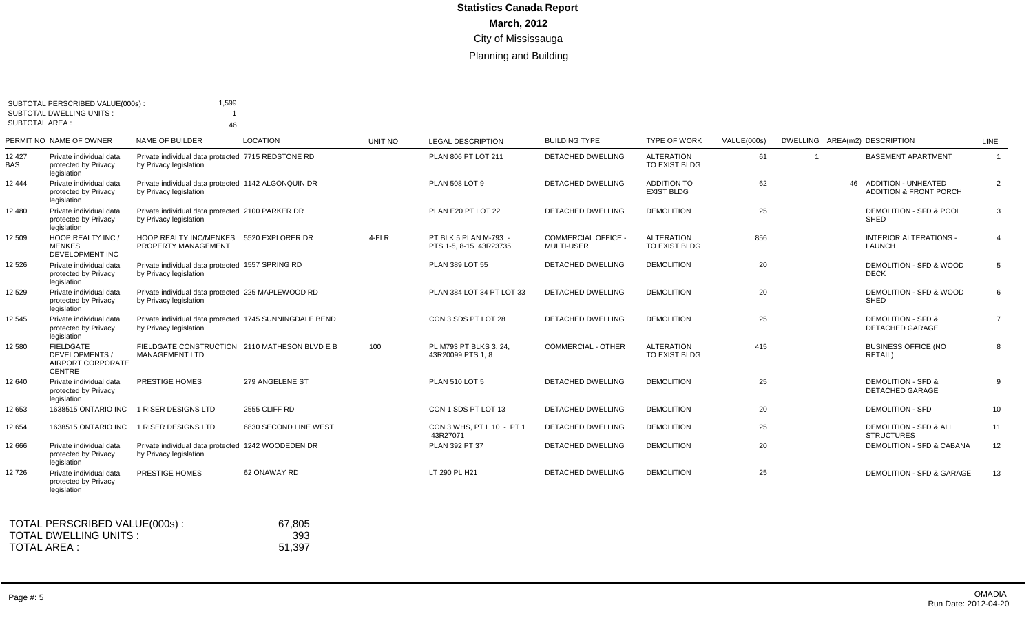# Statistics Canada Report

**March, 2012**

City of Mississauga

Planning and Building

SUBTOTAL PERSCRIBED VALUE(000s) : 1,599
SUBTOTAL DWELLING UNITS : 1
SUBTOTAL AREA : 46

| PERMIT NO | NAME OF OWNER | NAME OF BUILDER | LOCATION | UNIT NO | LEGAL DESCRIPTION | BUILDING TYPE | TYPE OF WORK | VALUE(000s) | DWELLING | AREA(m2) | DESCRIPTION | LINE |
|---|---|---|---|---|---|---|---|---|---|---|---|---|
| 12 427 BAS | Private individual data protected by Privacy legislation | Private individual data protected by Privacy legislation | 7715 REDSTONE RD | | PLAN 806 PT LOT 211 | DETACHED DWELLING | ALTERATION TO EXIST BLDG | 61 | 1 | | BASEMENT APARTMENT | 1 |
| 12 444 | Private individual data protected by Privacy legislation | Private individual data protected by Privacy legislation | 1142 ALGONQUIN DR | | PLAN 508 LOT 9 | DETACHED DWELLING | ADDITION TO EXIST BLDG | 62 | | 46 | ADDITION - UNHEATED ADDITION & FRONT PORCH | 2 |
| 12 480 | Private individual data protected by Privacy legislation | Private individual data protected by Privacy legislation | 2100 PARKER DR | | PLAN E20 PT LOT 22 | DETACHED DWELLING | DEMOLITION | 25 | | | DEMOLITION - SFD & POOL SHED | 3 |
| 12 509 | HOOP REALTY INC / MENKES DEVELOPMENT INC | HOOP REALTY INC/MENKES PROPERTY MANAGEMENT | 5520 EXPLORER DR | 4-FLR | PT BLK 5 PLAN M-793 - PTS 1-5, 8-15 43R23735 | COMMERCIAL OFFICE - MULTI-USER | ALTERATION TO EXIST BLDG | 856 | | | INTERIOR ALTERATIONS - LAUNCH | 4 |
| 12 526 | Private individual data protected by Privacy legislation | Private individual data protected by Privacy legislation | 1557 SPRING RD | | PLAN 389 LOT 55 | DETACHED DWELLING | DEMOLITION | 20 | | | DEMOLITION - SFD & WOOD DECK | 5 |
| 12 529 | Private individual data protected by Privacy legislation | Private individual data protected by Privacy legislation | 225 MAPLEWOOD RD | | PLAN 384 LOT 34 PT LOT 33 | DETACHED DWELLING | DEMOLITION | 20 | | | DEMOLITION - SFD & WOOD SHED | 6 |
| 12 545 | Private individual data protected by Privacy legislation | Private individual data protected by Privacy legislation | 1745 SUNNINGDALE BEND | | CON 3 SDS PT LOT 28 | DETACHED DWELLING | DEMOLITION | 25 | | | DEMOLITION - SFD & DETACHED GARAGE | 7 |
| 12 580 | FIELDGATE DEVELOPMENTS / AIRPORT CORPORATE CENTRE | FIELDGATE CONSTRUCTION MANAGEMENT LTD | 2110 MATHESON BLVD E B | 100 | PL M793 PT BLKS 3, 24, 43R20099 PTS 1, 8 | COMMERCIAL - OTHER | ALTERATION TO EXIST BLDG | 415 | | | BUSINESS OFFICE (NO RETAIL) | 8 |
| 12 640 | Private individual data protected by Privacy legislation | PRESTIGE HOMES | 279 ANGELENE ST | | PLAN 510 LOT 5 | DETACHED DWELLING | DEMOLITION | 25 | | | DEMOLITION - SFD & DETACHED GARAGE | 9 |
| 12 653 | 1638515 ONTARIO INC | 1 RISER DESIGNS LTD | 2555 CLIFF RD | | CON 1 SDS PT LOT 13 | DETACHED DWELLING | DEMOLITION | 20 | | | DEMOLITION - SFD | 10 |
| 12 654 | 1638515 ONTARIO INC | 1 RISER DESIGNS LTD | 6830 SECOND LINE WEST | | CON 3 WHS, PT L 10 - PT 1 43R27071 | DETACHED DWELLING | DEMOLITION | 25 | | | DEMOLITION - SFD & ALL STRUCTURES | 11 |
| 12 666 | Private individual data protected by Privacy legislation | Private individual data protected by Privacy legislation | 1242 WOODEDEN DR | | PLAN 392 PT 37 | DETACHED DWELLING | DEMOLITION | 20 | | | DEMOLITION - SFD & CABANA | 12 |
| 12 726 | Private individual data protected by Privacy legislation | PRESTIGE HOMES | 62 ONAWAY RD | | LT 290 PL H21 | DETACHED DWELLING | DEMOLITION | 25 | | | DEMOLITION - SFD & GARAGE | 13 |

TOTAL PERSCRIBED VALUE(000s) : 67,805
TOTAL DWELLING UNITS : 393
TOTAL AREA : 51,397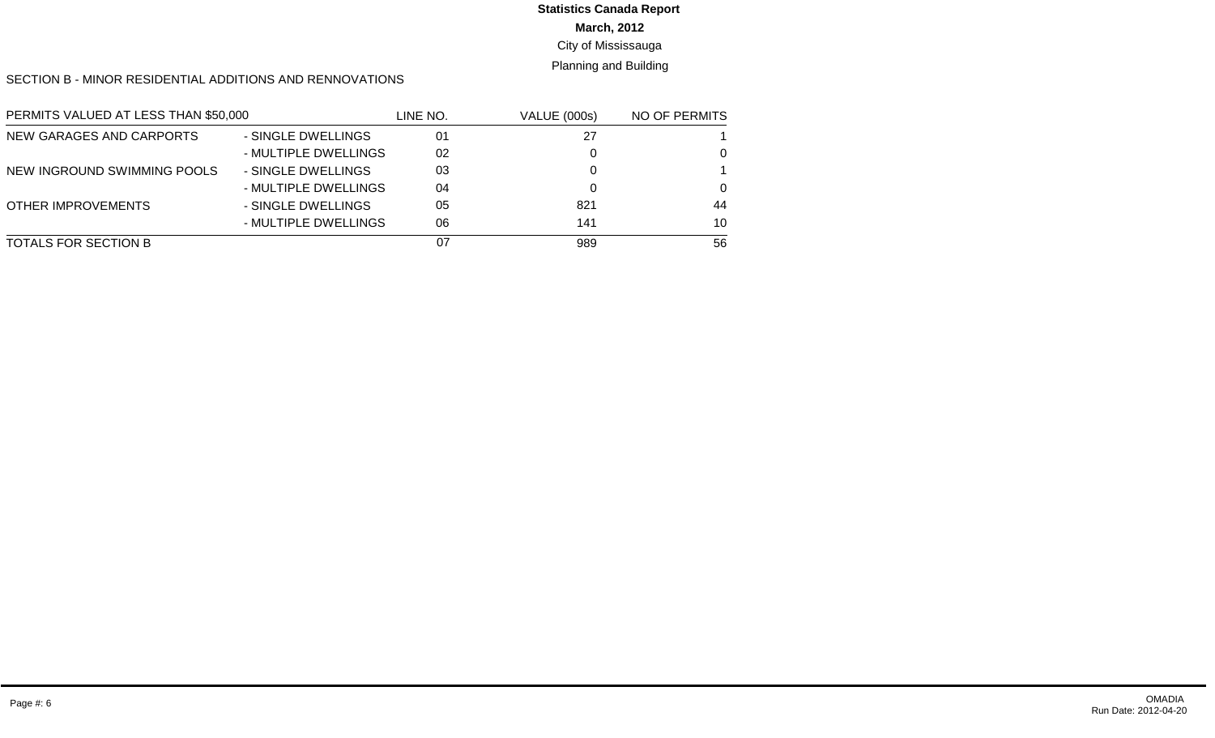**Statistics Canada Report**

**March, 2012**

City of Mississauga

Planning and Building

SECTION B - MINOR RESIDENTIAL ADDITIONS AND RENNOVATIONS

| PERMITS VALUED AT LESS THAN $50,000 | | LINE NO. | VALUE (000s) | NO OF PERMITS |
|---|---|---|---|---|
| NEW GARAGES AND CARPORTS | - SINGLE DWELLINGS | 01 | 27 | 1 |
| | - MULTIPLE DWELLINGS | 02 | 0 | 0 |
| NEW INGROUND SWIMMING POOLS | - SINGLE DWELLINGS | 03 | 0 | 1 |
| | - MULTIPLE DWELLINGS | 04 | 0 | 0 |
| OTHER IMPROVEMENTS | - SINGLE DWELLINGS | 05 | 821 | 44 |
| | - MULTIPLE DWELLINGS | 06 | 141 | 10 |
| TOTALS FOR SECTION B | | 07 | 989 | 56 |

OMADIA
Run Date: 2012-04-20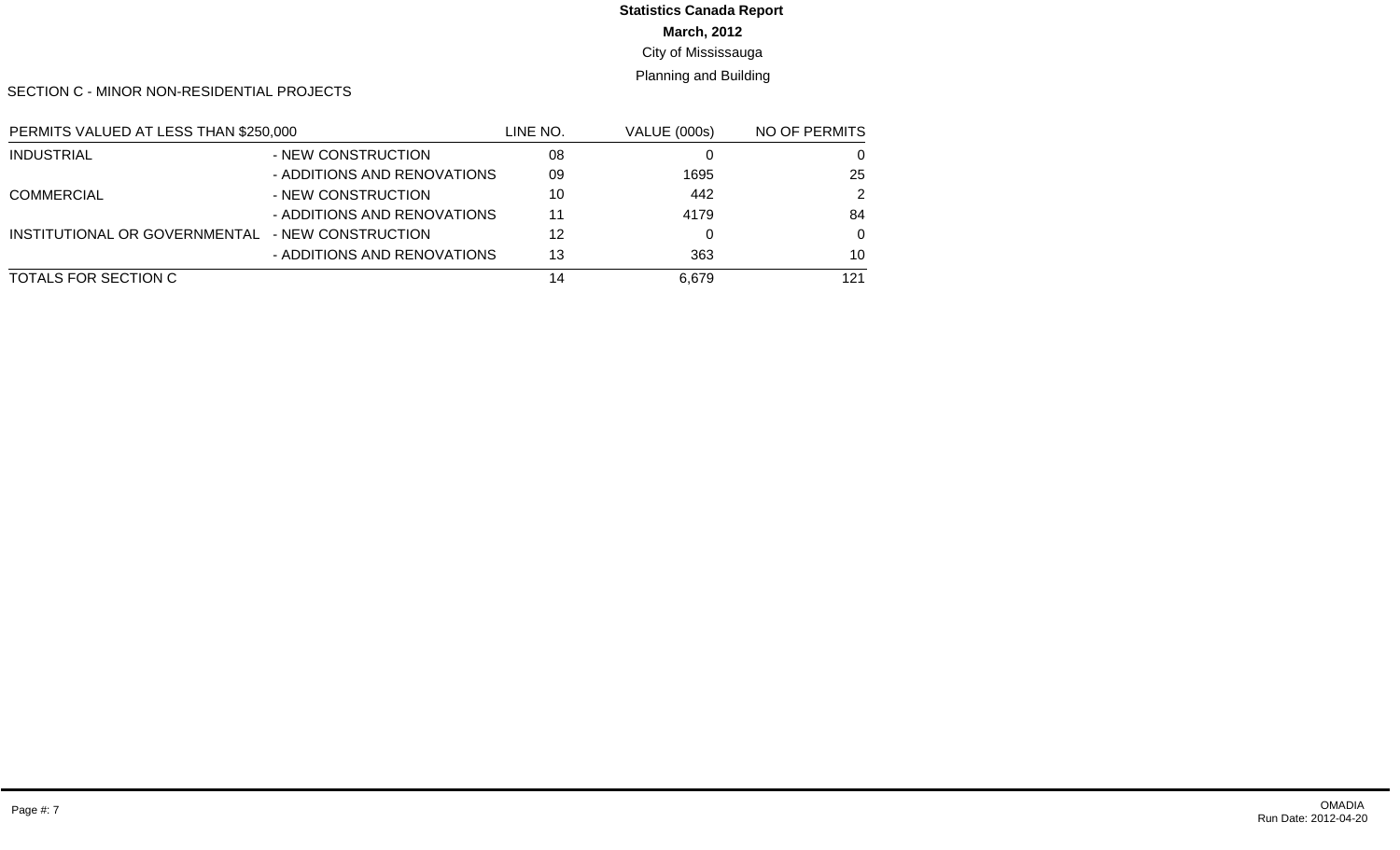**Statistics Canada Report**

**March, 2012**

City of Mississauga

Planning and Building

SECTION C - MINOR NON-RESIDENTIAL PROJECTS

| PERMITS VALUED AT LESS THAN $250,000 | | LINE NO. | VALUE (000s) | NO OF PERMITS |
|---|---|---|---|---|
| INDUSTRIAL | - NEW CONSTRUCTION | 08 | 0 | 0 |
| | - ADDITIONS AND RENOVATIONS | 09 | 1695 | 25 |
| COMMERCIAL | - NEW CONSTRUCTION | 10 | 442 | 2 |
| | - ADDITIONS AND RENOVATIONS | 11 | 4179 | 84 |
| INSTITUTIONAL OR GOVERNMENTAL | - NEW CONSTRUCTION | 12 | 0 | 0 |
| | - ADDITIONS AND RENOVATIONS | 13 | 363 | 10 |
| TOTALS FOR SECTION C | | 14 | 6,679 | 121 |

OMADIA
Run Date: 2012-04-20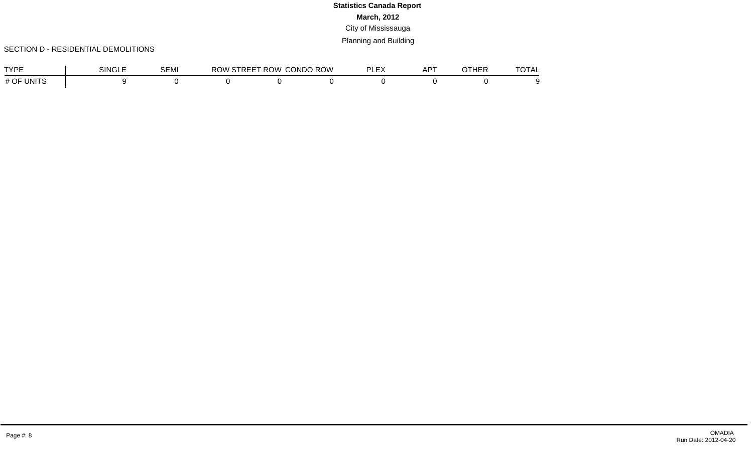**Statistics Canada Report**

**March, 2012**

City of Mississauga

Planning and Building

SECTION D - RESIDENTIAL DEMOLITIONS

| TYPE | SINGLE | SEMI | ROW STREET | ROW CONDO | ROW PLEX | APT | OTHER | TOTAL |
|---|---|---|---|---|---|---|---|---|
| # OF UNITS | 9 | 0 | 0 | 0 | 0 | 0 | 0 | 9 |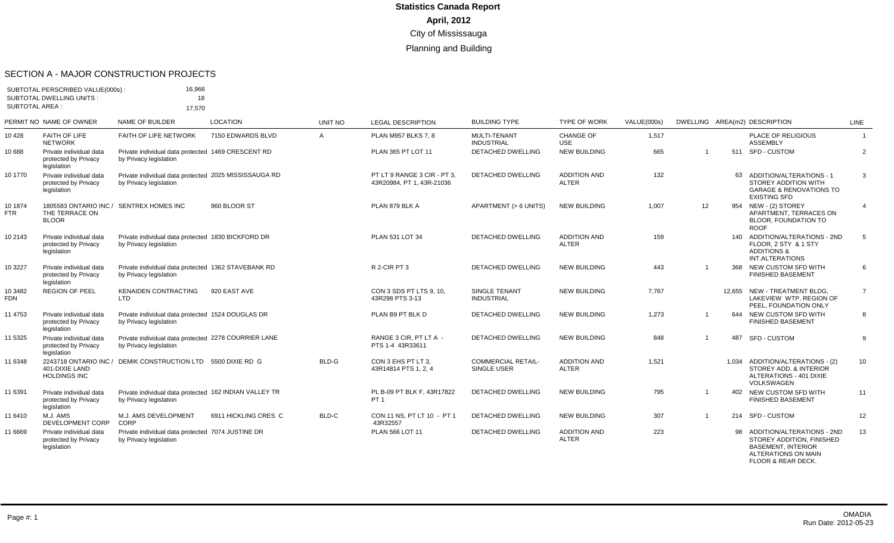# Statistics Canada Report

**April, 2012**

City of Mississauga

Planning and Building

## SECTION A - MAJOR CONSTRUCTION PROJECTS

SUBTOTAL PERSCRIBED VALUE(000s) : 16,966
SUBTOTAL DWELLING UNITS : 18
SUBTOTAL AREA : 17,570

| PERMIT NO | NAME OF OWNER | NAME OF BUILDER | LOCATION | UNIT NO | LEGAL DESCRIPTION | BUILDING TYPE | TYPE OF WORK | VALUE(000s) | DWELLING | AREA(m2) | DESCRIPTION | LINE |
|---|---|---|---|---|---|---|---|---|---|---|---|---|
| 10 428 | FAITH OF LIFE NETWORK | FAITH OF LIFE NETWORK | 7150 EDWARDS BLVD | A | PLAN M957 BLKS 7, 8 | MULTI-TENANT INDUSTRIAL | CHANGE OF USE | 1,517 | | | PLACE OF RELIGIOUS ASSEMBLY | 1 |
| 10 688 | Private individual data protected by Privacy legislation | Private individual data protected by Privacy legislation | 1469 CRESCENT RD | | PLAN 365 PT LOT 11 | DETACHED DWELLING | NEW BUILDING | 665 | 1 | 511 | SFD - CUSTOM | 2 |
| 10 1770 | Private individual data protected by Privacy legislation | Private individual data protected by Privacy legislation | 2025 MISSISSAUGA RD | | PT LT 9 RANGE 3 CIR - PT 3, 43R20984, PT 1, 43R-21036 | DETACHED DWELLING | ADDITION AND ALTER | 132 | | 63 | ADDITION/ALTERATIONS - 1 STOREY ADDITION WITH GARAGE & RENOVATIONS TO EXISTING SFD | 3 |
| 10 1874 FTR | 1805583 ONTARIO INC / THE TERRACE ON BLOOR | SENTREX HOMES INC | 960 BLOOR ST | | PLAN 879 BLK A | APARTMENT (> 6 UNITS) | NEW BUILDING | 1,007 | 12 | 954 | NEW - (2) STOREY APARTMENT, TERRACES ON BLOOR, FOUNDATION TO ROOF | 4 |
| 10 2143 | Private individual data protected by Privacy legislation | Private individual data protected by Privacy legislation | 1830 BICKFORD DR | | PLAN 531 LOT 34 | DETACHED DWELLING | ADDITION AND ALTER | 159 | | 140 | ADDITION/ALTERATIONS - 2ND FLOOR, 2 STY & 1 STY ADDITIONS & INT.ALTERATIONS | 5 |
| 10 3227 | Private individual data protected by Privacy legislation | Private individual data protected by Privacy legislation | 1362 STAVEBANK RD | | R 2-CIR PT 3 | DETACHED DWELLING | NEW BUILDING | 443 | 1 | 368 | NEW CUSTOM SFD WITH FINISHED BASEMENT | 6 |
| 10 3482 FDN | REGION OF PEEL | KENAIDEN CONTRACTING LTD | 920 EAST AVE | | CON 3 SDS PT LTS 9, 10, 43R298 PTS 3-13 | SINGLE TENANT INDUSTRIAL | NEW BUILDING | 7,767 | | 12,655 | NEW - TREATMENT BLDG, LAKEVIEW WTP, REGION OF PEEL, FOUNDATION ONLY | 7 |
| 11 4753 | Private individual data protected by Privacy legislation | Private individual data protected by Privacy legislation | 1524 DOUGLAS DR | | PLAN B9 PT BLK D | DETACHED DWELLING | NEW BUILDING | 1,273 | 1 | 644 | NEW CUSTOM SFD WITH FINISHED BASEMENT | 8 |
| 11 5325 | Private individual data protected by Privacy legislation | Private individual data protected by Privacy legislation | 2278 COURRIER LANE | | RANGE 3 CIR, PT LT A - PTS 1-4 43R33611 | DETACHED DWELLING | NEW BUILDING | 848 | 1 | 487 | SFD - CUSTOM | 9 |
| 11 6348 | 2243718 ONTARIO INC / 401-DIXIE LAND HOLDINGS INC | DEMIK CONSTRUCTION LTD | 5500 DIXIE RD G | BLD-G | CON 3 EHS PT LT 3, 43R14814 PTS 1, 2, 4 | COMMERCIAL RETAIL-SINGLE USER | ADDITION AND ALTER | 1,521 | | 1,034 | ADDITION/ALTERATIONS - (2) STOREY ADD. & INTERIOR ALTERATIONS - 401 DIXIE VOLKSWAGEN | 10 |
| 11 6391 | Private individual data protected by Privacy legislation | Private individual data protected by Privacy legislation | 162 INDIAN VALLEY TR | | PL B-09 PT BLK F, 43R17822 PT 1 | DETACHED DWELLING | NEW BUILDING | 795 | 1 | 402 | NEW CUSTOM SFD WITH FINISHED BASEMENT | 11 |
| 11 6410 | M.J. AMS DEVELOPMENT CORP | M.J. AMS DEVELOPMENT CORP | 6911 HICKLING CRES C | BLD-C | CON 11 NS, PT LT 10 - PT 1 43R32557 | DETACHED DWELLING | NEW BUILDING | 307 | 1 | 214 | SFD - CUSTOM | 12 |
| 11 6669 | Private individual data protected by Privacy legislation | Private individual data protected by Privacy legislation | 7074 JUSTINE DR | | PLAN 566 LOT 11 | DETACHED DWELLING | ADDITION AND ALTER | 223 | | 98 | ADDITION/ALTERATIONS - 2ND STOREY ADDITION, FINISHED BASEMENT, INTERIOR ALTERATIONS ON MAIN FLOOR & REAR DECK. | 13 |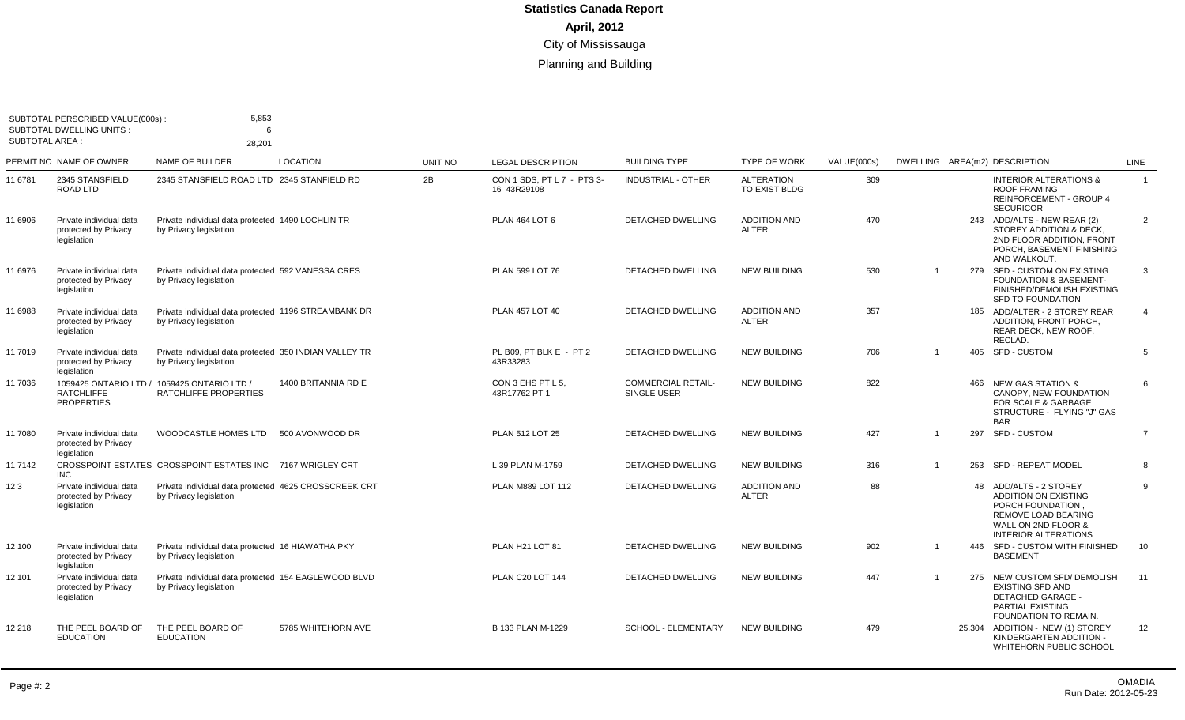# Statistics Canada Report

## April, 2012

City of Mississauga

Planning and Building

SUBTOTAL PERSCRIBED VALUE(000s) : 5,853
SUBTOTAL DWELLING UNITS : 6
SUBTOTAL AREA : 28,201

| PERMIT NO | NAME OF OWNER | NAME OF BUILDER | LOCATION | UNIT NO | LEGAL DESCRIPTION | BUILDING TYPE | TYPE OF WORK | VALUE(000s) | DWELLING | AREA(m2) | DESCRIPTION | LINE |
|---|---|---|---|---|---|---|---|---|---|---|---|---|
| 11 6781 | 2345 STANSFIELD ROAD LTD | 2345 STANSFIELD ROAD LTD | 2345 STANFIELD RD | 2B | CON 1 SDS, PT L 7 - PTS 3-16 43R29108 | INDUSTRIAL - OTHER | ALTERATION TO EXIST BLDG | 309 | | | INTERIOR ALTERATIONS & ROOF FRAMING REINFORCEMENT - GROUP 4 SECURICOR | 1 |
| 11 6906 | Private individual data protected by Privacy legislation | Private individual data protected by Privacy legislation | 1490 LOCHLIN TR | | PLAN 464 LOT 6 | DETACHED DWELLING | ADDITION AND ALTER | 470 | | 243 | ADD/ALTS - NEW REAR (2) STOREY ADDITION & DECK, 2ND FLOOR ADDITION, FRONT PORCH, BASEMENT FINISHING AND WALKOUT. | 2 |
| 11 6976 | Private individual data protected by Privacy legislation | Private individual data protected by Privacy legislation | 592 VANESSA CRES | | PLAN 599 LOT 76 | DETACHED DWELLING | NEW BUILDING | 530 | 1 | 279 | SFD - CUSTOM ON EXISTING FOUNDATION & BASEMENT-FINISHED/DEMOLISH EXISTING SFD TO FOUNDATION | 3 |
| 11 6988 | Private individual data protected by Privacy legislation | Private individual data protected by Privacy legislation | 1196 STREAMBANK DR | | PLAN 457 LOT 40 | DETACHED DWELLING | ADDITION AND ALTER | 357 | | 185 | ADD/ALTER - 2 STOREY REAR ADDITION, FRONT PORCH, REAR DECK, NEW ROOF, RECLAD. | 4 |
| 11 7019 | Private individual data protected by Privacy legislation | Private individual data protected by Privacy legislation | 350 INDIAN VALLEY TR | | PL B09, PT BLK E - PT 2 43R33283 | DETACHED DWELLING | NEW BUILDING | 706 | 1 | 405 | SFD - CUSTOM | 5 |
| 11 7036 | 1059425 ONTARIO LTD / RATCHLIFFE PROPERTIES | 1059425 ONTARIO LTD / RATCHLIFFE PROPERTIES | 1400 BRITANNIA RD E | | CON 3 EHS PT L 5, 43R17762 PT 1 | COMMERCIAL RETAIL-SINGLE USER | NEW BUILDING | 822 | | 466 | NEW GAS STATION & CANOPY, NEW FOUNDATION FOR SCALE & GARBAGE STRUCTURE - FLYING "J" GAS BAR | 6 |
| 11 7080 | Private individual data protected by Privacy legislation | WOODCASTLE HOMES LTD | 500 AVONWOOD DR | | PLAN 512 LOT 25 | DETACHED DWELLING | NEW BUILDING | 427 | 1 | 297 | SFD - CUSTOM | 7 |
| 11 7142 | CROSSPOINT ESTATES INC | CROSSPOINT ESTATES INC | 7167 WRIGLEY CRT | | L 39 PLAN M-1759 | DETACHED DWELLING | NEW BUILDING | 316 | 1 | 253 | SFD - REPEAT MODEL | 8 |
| 12 3 | Private individual data protected by Privacy legislation | Private individual data protected by Privacy legislation | 4625 CROSSCREEK CRT | | PLAN M889 LOT 112 | DETACHED DWELLING | ADDITION AND ALTER | 88 | | 48 | ADD/ALTS - 2 STOREY ADDITION ON EXISTING PORCH FOUNDATION , REMOVE LOAD BEARING WALL ON 2ND FLOOR & INTERIOR ALTERATIONS | 9 |
| 12 100 | Private individual data protected by Privacy legislation | Private individual data protected by Privacy legislation | 16 HIAWATHA PKY | | PLAN H21 LOT 81 | DETACHED DWELLING | NEW BUILDING | 902 | 1 | 446 | SFD - CUSTOM WITH FINISHED BASEMENT | 10 |
| 12 101 | Private individual data protected by Privacy legislation | Private individual data protected by Privacy legislation | 154 EAGLEWOOD BLVD | | PLAN C20 LOT 144 | DETACHED DWELLING | NEW BUILDING | 447 | 1 | 275 | NEW CUSTOM SFD/ DEMOLISH EXISTING SFD AND DETACHED GARAGE - PARTIAL EXISTING FOUNDATION TO REMAIN. | 11 |
| 12 218 | THE PEEL BOARD OF EDUCATION | THE PEEL BOARD OF EDUCATION | 5785 WHITEHORN AVE | | B 133 PLAN M-1229 | SCHOOL - ELEMENTARY | NEW BUILDING | 479 | | 25,304 | ADDITION - NEW (1) STOREY KINDERGARTEN ADDITION - WHITEHORN PUBLIC SCHOOL | 12 |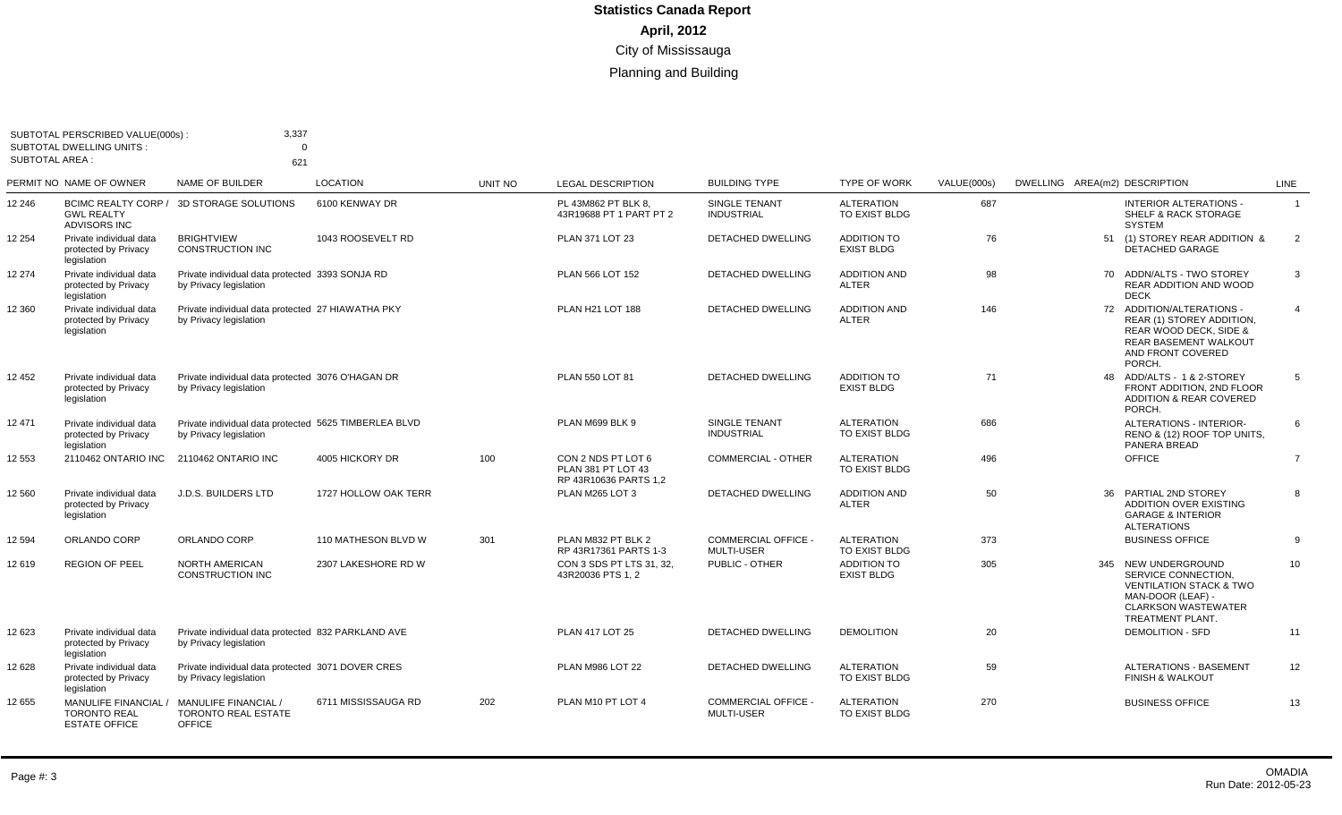# Statistics Canada Report

**April, 2012**

City of Mississauga

Planning and Building

SUBTOTAL PERSCRIBED VALUE(000s) : 3,337
SUBTOTAL DWELLING UNITS : 0
SUBTOTAL AREA : 621

| PERMIT NO | NAME OF OWNER | NAME OF BUILDER | LOCATION | UNIT NO | LEGAL DESCRIPTION | BUILDING TYPE | TYPE OF WORK | VALUE(000s) | DWELLING | AREA(m2) | DESCRIPTION | LINE |
|---|---|---|---|---|---|---|---|---|---|---|---|---|
| 12 246 | BCIMC REALTY CORP / GWL REALTY ADVISORS INC | 3D STORAGE SOLUTIONS | 6100 KENWAY DR | | PL 43M862 PT BLK 8, 43R19688 PT 1 PART PT 2 | SINGLE TENANT INDUSTRIAL | ALTERATION TO EXIST BLDG | 687 | | | INTERIOR ALTERATIONS - SHELF & RACK STORAGE SYSTEM | 1 |
| 12 254 | Private individual data protected by Privacy legislation | BRIGHTVIEW CONSTRUCTION INC | 1043 ROOSEVELT RD | | PLAN 371 LOT 23 | DETACHED DWELLING | ADDITION TO EXIST BLDG | 76 | | 51 | (1) STOREY REAR ADDITION & DETACHED GARAGE | 2 |
| 12 274 | Private individual data protected by Privacy legislation | Private individual data protected by Privacy legislation | 3393 SONJA RD | | PLAN 566 LOT 152 | DETACHED DWELLING | ADDITION AND ALTER | 98 | | 70 | ADDN/ALTS - TWO STOREY REAR ADDITION AND WOOD DECK | 3 |
| 12 360 | Private individual data protected by Privacy legislation | Private individual data protected by Privacy legislation | 27 HIAWATHA PKY | | PLAN H21 LOT 188 | DETACHED DWELLING | ADDITION AND ALTER | 146 | | 72 | ADDITION/ALTERATIONS - REAR (1) STOREY ADDITION, REAR WOOD DECK, SIDE & REAR BASEMENT WALKOUT AND FRONT COVERED PORCH. | 4 |
| 12 452 | Private individual data protected by Privacy legislation | Private individual data protected by Privacy legislation | 3076 O'HAGAN DR | | PLAN 550 LOT 81 | DETACHED DWELLING | ADDITION TO EXIST BLDG | 71 | | 48 | ADD/ALTS - 1 & 2-STOREY FRONT ADDITION, 2ND FLOOR ADDITION & REAR COVERED PORCH. | 5 |
| 12 471 | Private individual data protected by Privacy legislation | Private individual data protected by Privacy legislation | 5625 TIMBERLEA BLVD | | PLAN M699 BLK 9 | SINGLE TENANT INDUSTRIAL | ALTERATION TO EXIST BLDG | 686 | | | ALTERATIONS - INTERIOR-RENO & (12) ROOF TOP UNITS, PANERA BREAD | 6 |
| 12 553 | 2110462 ONTARIO INC | 2110462 ONTARIO INC | 4005 HICKORY DR | 100 | CON 2 NDS PT LOT 6 PLAN 381 PT LOT 43 RP 43R10636 PARTS 1,2 | COMMERCIAL - OTHER | ALTERATION TO EXIST BLDG | 496 | | | OFFICE | 7 |
| 12 560 | Private individual data protected by Privacy legislation | J.D.S. BUILDERS LTD | 1727 HOLLOW OAK TERR | | PLAN M265 LOT 3 | DETACHED DWELLING | ADDITION AND ALTER | 50 | | 36 | PARTIAL 2ND STOREY ADDITION OVER EXISTING GARAGE & INTERIOR ALTERATIONS | 8 |
| 12 594 | ORLANDO CORP | ORLANDO CORP | 110 MATHESON BLVD W | 301 | PLAN M832 PT BLK 2 RP 43R17361 PARTS 1-3 | COMMERCIAL OFFICE - MULTI-USER | ALTERATION TO EXIST BLDG | 373 | | | BUSINESS OFFICE | 9 |
| 12 619 | REGION OF PEEL | NORTH AMERICAN CONSTRUCTION INC | 2307 LAKESHORE RD W | | CON 3 SDS PT LTS 31, 32, 43R20036 PTS 1, 2 | PUBLIC - OTHER | ADDITION TO EXIST BLDG | 305 | | 345 | NEW UNDERGROUND SERVICE CONNECTION, VENTILATION STACK & TWO MAN-DOOR (LEAF) - CLARKSON WASTEWATER TREATMENT PLANT. | 10 |
| 12 623 | Private individual data protected by Privacy legislation | Private individual data protected by Privacy legislation | 832 PARKLAND AVE | | PLAN 417 LOT 25 | DETACHED DWELLING | DEMOLITION | 20 | | | DEMOLITION - SFD | 11 |
| 12 628 | Private individual data protected by Privacy legislation | Private individual data protected by Privacy legislation | 3071 DOVER CRES | | PLAN M986 LOT 22 | DETACHED DWELLING | ALTERATION TO EXIST BLDG | 59 | | | ALTERATIONS - BASEMENT FINISH & WALKOUT | 12 |
| 12 655 | MANULIFE FINANCIAL / TORONTO REAL ESTATE OFFICE | MANULIFE FINANCIAL / TORONTO REAL ESTATE OFFICE | 6711 MISSISSAUGA RD | 202 | PLAN M10 PT LOT 4 | COMMERCIAL OFFICE - MULTI-USER | ALTERATION TO EXIST BLDG | 270 | | | BUSINESS OFFICE | 13 |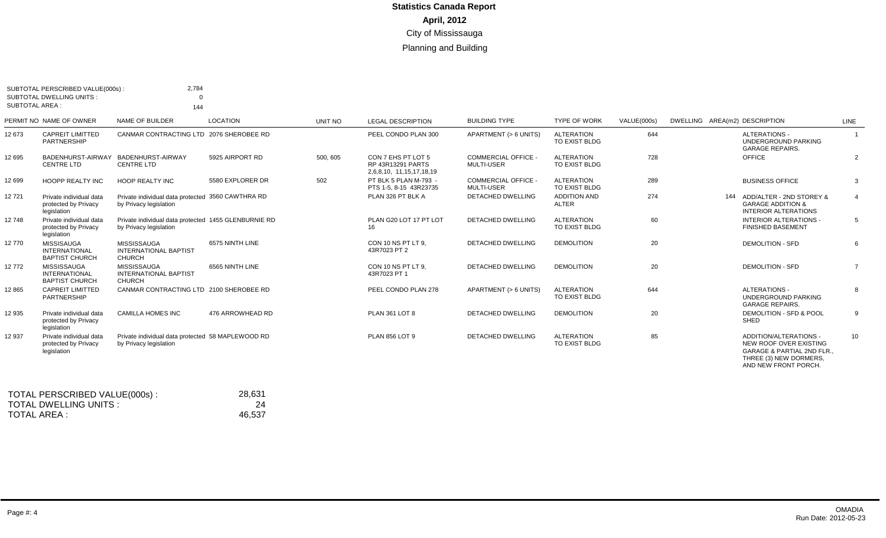# Statistics Canada Report

**April, 2012**

City of Mississauga

Planning and Building

SUBTOTAL PERSCRIBED VALUE(000s) : 2,784
SUBTOTAL DWELLING UNITS : 0
SUBTOTAL AREA : 144

| PERMIT NO | NAME OF OWNER | NAME OF BUILDER | LOCATION | UNIT NO | LEGAL DESCRIPTION | BUILDING TYPE | TYPE OF WORK | VALUE(000s) | DWELLING | AREA(m2) | DESCRIPTION | LINE |
|---|---|---|---|---|---|---|---|---|---|---|---|---|
| 12 673 | CAPREIT LIMITTED PARTNERSHIP | CANMAR CONTRACTING LTD | 2076 SHEROBEE RD | | PEEL CONDO PLAN 300 | APARTMENT (> 6 UNITS) | ALTERATION TO EXIST BLDG | 644 | | | ALTERATIONS - UNDERGROUND PARKING GARAGE REPAIRS. | 1 |
| 12 695 | BADENHURST-AIRWAY CENTRE LTD | BADENHURST-AIRWAY CENTRE LTD | 5925 AIRPORT RD | 500, 605 | CON 7 EHS PT LOT 5 RP 43R13291 PARTS 2,6,8,10, 11,15,17,18,19 | COMMERCIAL OFFICE - MULTI-USER | ALTERATION TO EXIST BLDG | 728 | | | OFFICE | 2 |
| 12 699 | HOOPP REALTY INC | HOOP REALTY INC | 5580 EXPLORER DR | 502 | PT BLK 5 PLAN M-793 - PTS 1-5, 8-15 43R23735 | COMMERCIAL OFFICE - MULTI-USER | ALTERATION TO EXIST BLDG | 289 | | | BUSINESS OFFICE | 3 |
| 12 721 | Private individual data protected by Privacy legislation | Private individual data protected by Privacy legislation | 3560 CAWTHRA RD | | PLAN 326 PT BLK A | DETACHED DWELLING | ADDITION AND ALTER | 274 | | 144 | ADD/ALTER - 2ND STOREY & GARAGE ADDITION & INTERIOR ALTERATIONS | 4 |
| 12 748 | Private individual data protected by Privacy legislation | Private individual data protected by Privacy legislation | 1455 GLENBURNIE RD | | PLAN G20 LOT 17 PT LOT 16 | DETACHED DWELLING | ALTERATION TO EXIST BLDG | 60 | | | INTERIOR ALTERATIONS - FINISHED BASEMENT | 5 |
| 12 770 | MISSISAUGA INTERNATIONAL BAPTIST CHURCH | MISSISSAUGA INTERNATIONAL BAPTIST CHURCH | 6575 NINTH LINE | | CON 10 NS PT LT 9, 43R7023 PT 2 | DETACHED DWELLING | DEMOLITION | 20 | | | DEMOLITION - SFD | 6 |
| 12 772 | MISSISAUGA INTERNATIONAL BAPTIST CHURCH | MISSISSAUGA INTERNATIONAL BAPTIST CHURCH | 6565 NINTH LINE | | CON 10 NS PT LT 9, 43R7023 PT 1 | DETACHED DWELLING | DEMOLITION | 20 | | | DEMOLITION - SFD | 7 |
| 12 865 | CAPREIT LIMITTED PARTNERSHIP | CANMAR CONTRACTING LTD | 2100 SHEROBEE RD | | PEEL CONDO PLAN 278 | APARTMENT (> 6 UNITS) | ALTERATION TO EXIST BLDG | 644 | | | ALTERATIONS - UNDERGROUND PARKING GARAGE REPAIRS. | 8 |
| 12 935 | Private individual data protected by Privacy legislation | CAMILLA HOMES INC | 476 ARROWHEAD RD | | PLAN 361 LOT 8 | DETACHED DWELLING | DEMOLITION | 20 | | | DEMOLITION - SFD & POOL SHED | 9 |
| 12 937 | Private individual data protected by Privacy legislation | Private individual data protected by Privacy legislation | 58 MAPLEWOOD RD | | PLAN 856 LOT 9 | DETACHED DWELLING | ALTERATION TO EXIST BLDG | 85 | | | ADDITION/ALTERATIONS - NEW ROOF OVER EXISTING GARAGE & PARTIAL 2ND FLR., THREE (3) NEW DORMERS, AND NEW FRONT PORCH. | 10 |

TOTAL PERSCRIBED VALUE(000s) : 28,631
TOTAL DWELLING UNITS : 24
TOTAL AREA : 46,537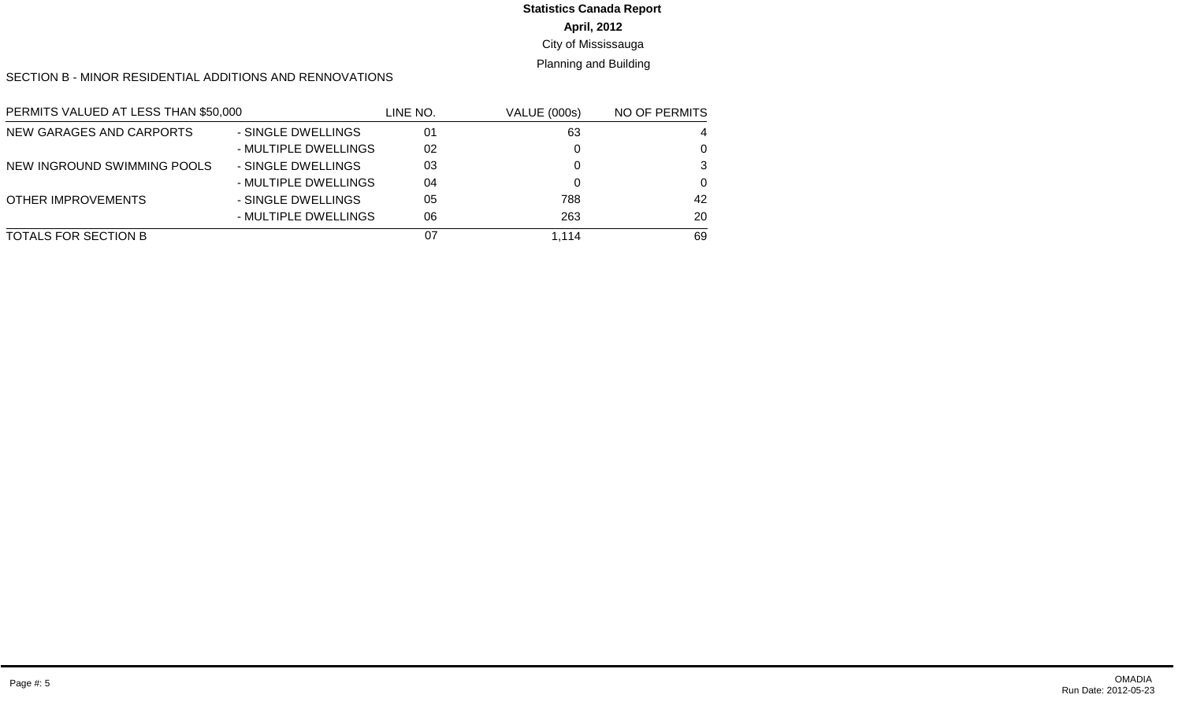**Statistics Canada Report**

**April, 2012**

City of Mississauga

Planning and Building

SECTION B - MINOR RESIDENTIAL ADDITIONS AND RENNOVATIONS

| PERMITS VALUED AT LESS THAN $50,000 | | LINE NO. | VALUE (000s) | NO OF PERMITS |
|---|---|---|---|---|
| NEW GARAGES AND CARPORTS | - SINGLE DWELLINGS | 01 | 63 | 4 |
| | - MULTIPLE DWELLINGS | 02 | 0 | 0 |
| NEW INGROUND SWIMMING POOLS | - SINGLE DWELLINGS | 03 | 0 | 3 |
| | - MULTIPLE DWELLINGS | 04 | 0 | 0 |
| OTHER IMPROVEMENTS | - SINGLE DWELLINGS | 05 | 788 | 42 |
| | - MULTIPLE DWELLINGS | 06 | 263 | 20 |
| TOTALS FOR SECTION B | | 07 | 1,114 | 69 |

OMADIA
Run Date: 2012-05-23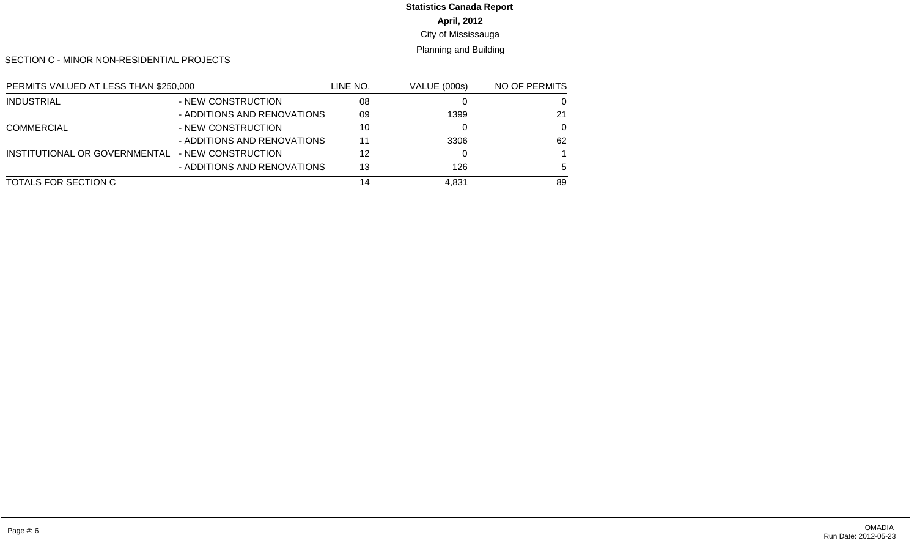**Statistics Canada Report**

**April, 2012**

City of Mississauga

Planning and Building

SECTION C - MINOR NON-RESIDENTIAL PROJECTS

| PERMITS VALUED AT LESS THAN $250,000 | | LINE NO. | VALUE (000s) | NO OF PERMITS |
|---|---|---|---|---|
| INDUSTRIAL | - NEW CONSTRUCTION | 08 | 0 | 0 |
| | - ADDITIONS AND RENOVATIONS | 09 | 1399 | 21 |
| COMMERCIAL | - NEW CONSTRUCTION | 10 | 0 | 0 |
| | - ADDITIONS AND RENOVATIONS | 11 | 3306 | 62 |
| INSTITUTIONAL OR GOVERNMENTAL | - NEW CONSTRUCTION | 12 | 0 | 1 |
| | - ADDITIONS AND RENOVATIONS | 13 | 126 | 5 |
| TOTALS FOR SECTION C | | 14 | 4,831 | 89 |

Page #: 6

OMADIA
Run Date: 2012-05-23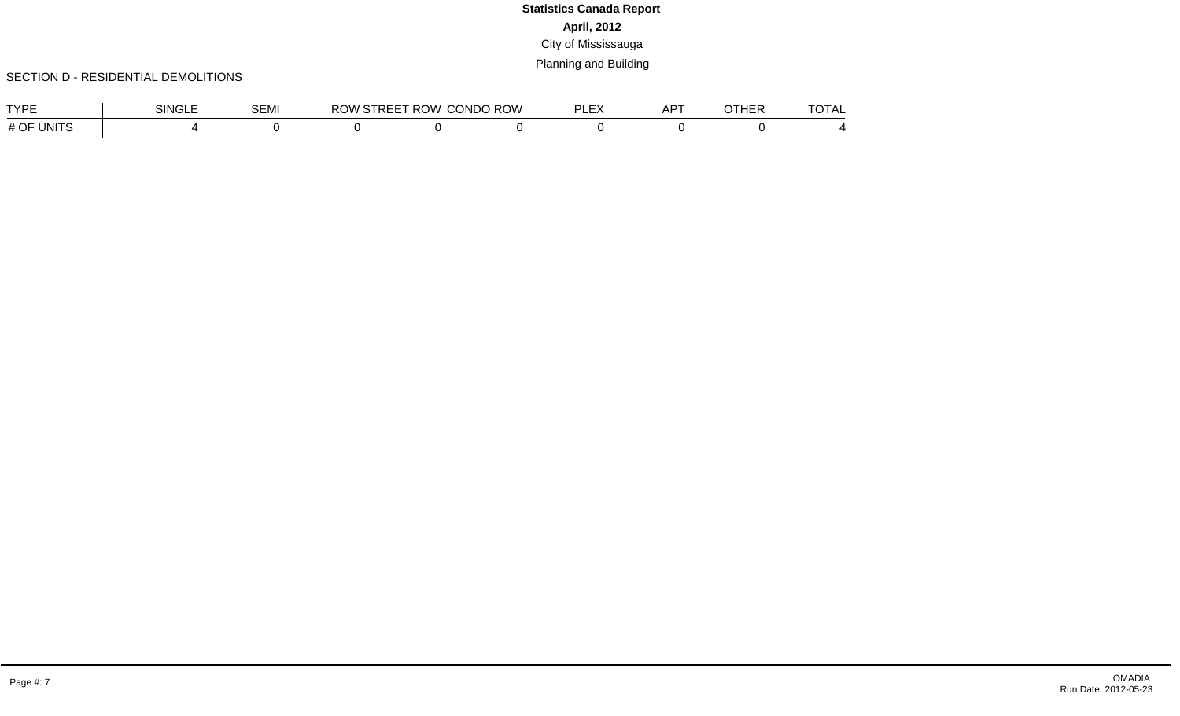# Statistics Canada Report

## April, 2012

City of Mississauga

Planning and Building

SECTION D - RESIDENTIAL DEMOLITIONS

| TYPE | SINGLE | SEMI | ROW | STREET ROW | CONDO ROW | PLEX | APT | OTHER | TOTAL |
|---|---|---|---|---|---|---|---|---|---|
| # OF UNITS | 4 | 0 | 0 | 0 | 0 | 0 | 0 | 0 | 4 |

OMADIA
Run Date: 2012-05-23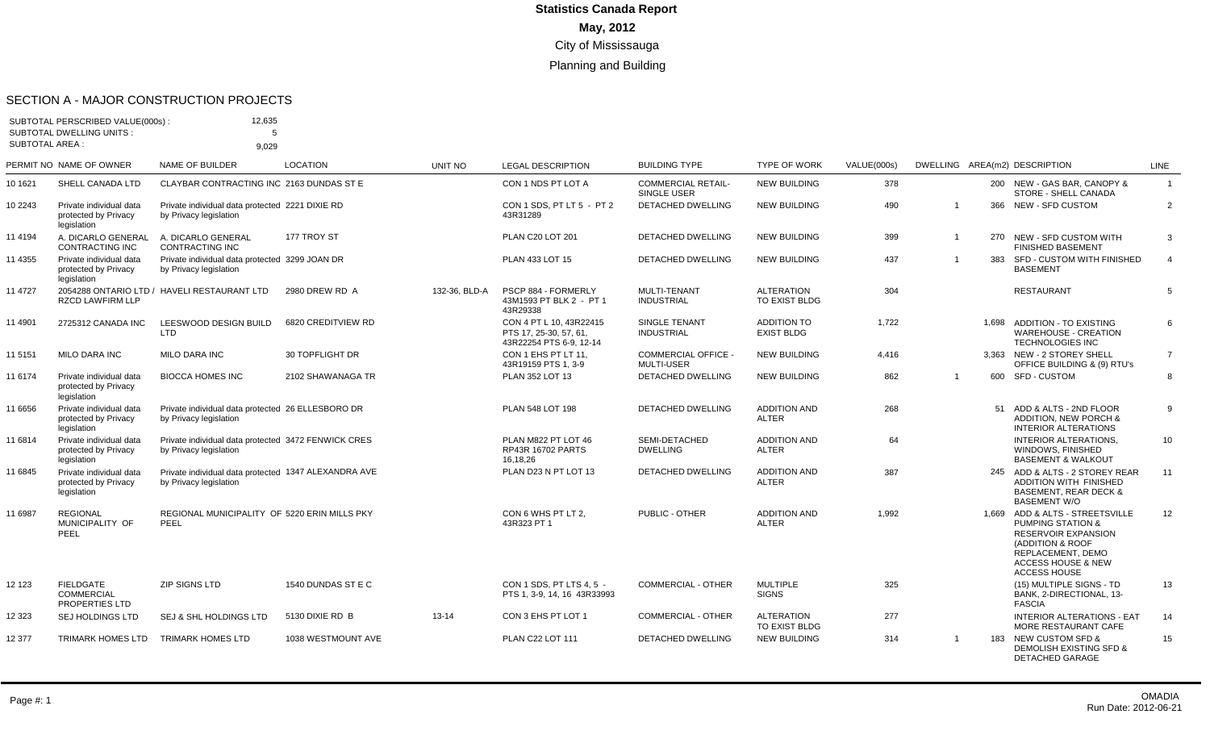# Statistics Canada Report

## May, 2012

City of Mississauga

Planning and Building

### SECTION A - MAJOR CONSTRUCTION PROJECTS

SUBTOTAL PERSCRIBED VALUE(000s) : 12,635
SUBTOTAL DWELLING UNITS : 5
SUBTOTAL AREA : 9,029

| PERMIT NO | NAME OF OWNER | NAME OF BUILDER | LOCATION | UNIT NO | LEGAL DESCRIPTION | BUILDING TYPE | TYPE OF WORK | VALUE(000s) | DWELLING | AREA(m2) | DESCRIPTION | LINE |
|---|---|---|---|---|---|---|---|---|---|---|---|---|
| 10 1621 | SHELL CANADA LTD | CLAYBAR CONTRACTING INC | 2163 DUNDAS ST E | | CON 1 NDS PT LOT A | COMMERCIAL RETAIL-SINGLE USER | NEW BUILDING | 378 | | 200 | NEW - GAS BAR, CANOPY & STORE - SHELL CANADA | 1 |
| 10 2243 | Private individual data protected by Privacy legislation | Private individual data protected by Privacy legislation | 2221 DIXIE RD | | CON 1 SDS, PT LT 5 - PT 2 43R31289 | DETACHED DWELLING | NEW BUILDING | 490 | 1 | 366 | NEW - SFD CUSTOM | 2 |
| 11 4194 | A. DICARLO GENERAL CONTRACTING INC | A. DICARLO GENERAL CONTRACTING INC | 177 TROY ST | | PLAN C20 LOT 201 | DETACHED DWELLING | NEW BUILDING | 399 | 1 | 270 | NEW - SFD CUSTOM WITH FINISHED BASEMENT | 3 |
| 11 4355 | Private individual data protected by Privacy legislation | Private individual data protected by Privacy legislation | 3299 JOAN DR | | PLAN 433 LOT 15 | DETACHED DWELLING | NEW BUILDING | 437 | 1 | 383 | SFD - CUSTOM WITH FINISHED BASEMENT | 4 |
| 11 4727 | 2054288 ONTARIO LTD / RZCD LAWFIRM LLP | HAVELI RESTAURANT LTD | 2980 DREW RD A | 132-36, BLD-A | PSCP 884 - FORMERLY 43M1593 PT BLK 2 - PT 1 43R29338 | MULTI-TENANT INDUSTRIAL | ALTERATION TO EXIST BLDG | 304 | | | RESTAURANT | 5 |
| 11 4901 | 2725312 CANADA INC | LEESWOOD DESIGN BUILD LTD | 6820 CREDITVIEW RD | | CON 4 PT L 10, 43R22415 PTS 17, 25-30, 57, 61, 43R22254 PTS 6-9, 12-14 | SINGLE TENANT INDUSTRIAL | ADDITION TO EXIST BLDG | 1,722 | | 1,698 | ADDITION - TO EXISTING WAREHOUSE - CREATION TECHNOLOGIES INC | 6 |
| 11 5151 | MILO DARA INC | MILO DARA INC | 30 TOPFLIGHT DR | | CON 1 EHS PT LT 11, 43R19159 PTS 1, 3-9 | COMMERCIAL OFFICE - MULTI-USER | NEW BUILDING | 4,416 | | 3,363 | NEW - 2 STOREY SHELL OFFICE BUILDING & (9) RTU's | 7 |
| 11 6174 | Private individual data protected by Privacy legislation | BIOCCA HOMES INC | 2102 SHAWANAGA TR | | PLAN 352 LOT 13 | DETACHED DWELLING | NEW BUILDING | 862 | 1 | 600 | SFD - CUSTOM | 8 |
| 11 6656 | Private individual data protected by Privacy legislation | Private individual data protected by Privacy legislation | 26 ELLESBORO DR | | PLAN 548 LOT 198 | DETACHED DWELLING | ADDITION AND ALTER | 268 | | 51 | ADD & ALTS - 2ND FLOOR ADDITION, NEW PORCH & INTERIOR ALTERATIONS | 9 |
| 11 6814 | Private individual data protected by Privacy legislation | Private individual data protected by Privacy legislation | 3472 FENWICK CRES | | PLAN M822 PT LOT 46 RP43R 16702 PARTS 16,18,26 | SEMI-DETACHED DWELLING | ADDITION AND ALTER | 64 | | | INTERIOR ALTERATIONS, WINDOWS, FINISHED BASEMENT & WALKOUT | 10 |
| 11 6845 | Private individual data protected by Privacy legislation | Private individual data protected by Privacy legislation | 1347 ALEXANDRA AVE | | PLAN D23 N PT LOT 13 | DETACHED DWELLING | ADDITION AND ALTER | 387 | | 245 | ADD & ALTS - 2 STOREY REAR ADDITION WITH FINISHED BASEMENT, REAR DECK & BASEMENT W/O | 11 |
| 11 6987 | REGIONAL MUNICIPALITY OF PEEL | REGIONAL MUNICIPALITY OF PEEL | 5220 ERIN MILLS PKY | | CON 6 WHS PT LT 2, 43R323 PT 1 | PUBLIC - OTHER | ADDITION AND ALTER | 1,992 | | 1,669 | ADD & ALTS - STREETSVILLE PUMPING STATION & RESERVOIR EXPANSION (ADDITION & ROOF REPLACEMENT, DEMO ACCESS HOUSE & NEW ACCESS HOUSE | 12 |
| 12 123 | FIELDGATE COMMERCIAL PROPERTIES LTD | ZIP SIGNS LTD | 1540 DUNDAS ST E C | | CON 1 SDS, PT LTS 4, 5 - PTS 1, 3-9, 14, 16 43R33993 | COMMERCIAL - OTHER | MULTIPLE SIGNS | 325 | | | (15) MULTIPLE SIGNS - TD BANK, 2-DIRECTIONAL, 13-FASCIA | 13 |
| 12 323 | SEJ HOLDINGS LTD | SEJ & SHL HOLDINGS LTD | 5130 DIXIE RD B | 13-14 | CON 3 EHS PT LOT 1 | COMMERCIAL - OTHER | ALTERATION TO EXIST BLDG | 277 | | | INTERIOR ALTERATIONS - EAT MORE RESTAURANT CAFE | 14 |
| 12 377 | TRIMARK HOMES LTD | TRIMARK HOMES LTD | 1038 WESTMOUNT AVE | | PLAN C22 LOT 111 | DETACHED DWELLING | NEW BUILDING | 314 | 1 | 183 | NEW CUSTOM SFD & DEMOLISH EXISTING SFD & DETACHED GARAGE | 15 |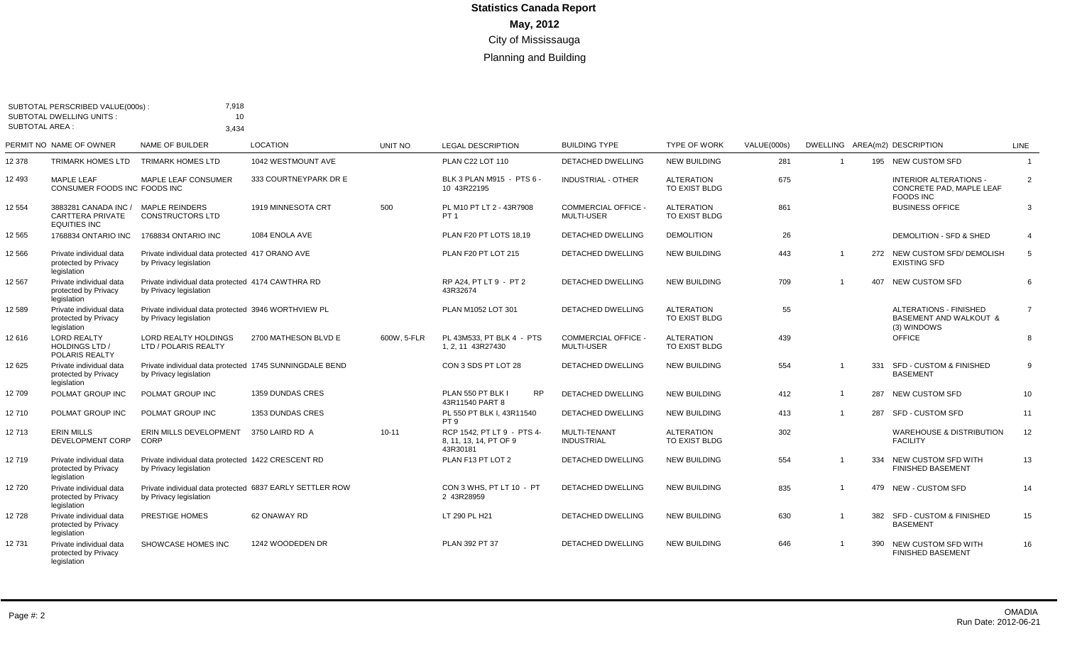# Statistics Canada Report

**May, 2012**

City of Mississauga

Planning and Building

SUBTOTAL PERSCRIBED VALUE(000s) : 7,918
SUBTOTAL DWELLING UNITS : 10
SUBTOTAL AREA : 3,434

| PERMIT NO | NAME OF OWNER | NAME OF BUILDER | LOCATION | UNIT NO | LEGAL DESCRIPTION | BUILDING TYPE | TYPE OF WORK | VALUE(000s) | DWELLING | AREA(m2) | DESCRIPTION | LINE |
|---|---|---|---|---|---|---|---|---|---|---|---|---|
| 12 378 | TRIMARK HOMES LTD | TRIMARK HOMES LTD | 1042 WESTMOUNT AVE | | PLAN C22 LOT 110 | DETACHED DWELLING | NEW BUILDING | 281 | 1 | 195 | NEW CUSTOM SFD | 1 |
| 12 493 | MAPLE LEAF CONSUMER FOODS INC | MAPLE LEAF CONSUMER FOODS INC | 333 COURTNEYPARK DR E | | BLK 3 PLAN M915 - PTS 6 - 10 43R22195 | INDUSTRIAL - OTHER | ALTERATION TO EXIST BLDG | 675 | | | INTERIOR ALTERATIONS - CONCRETE PAD, MAPLE LEAF FOODS INC | 2 |
| 12 554 | 3883281 CANADA INC / CARTTERA PRIVATE EQUITIES INC | MAPLE REINDERS CONSTRUCTORS LTD | 1919 MINNESOTA CRT | 500 | PL M10 PT LT 2 - 43R7908 PT 1 | COMMERCIAL OFFICE - MULTI-USER | ALTERATION TO EXIST BLDG | 861 | | | BUSINESS OFFICE | 3 |
| 12 565 | 1768834 ONTARIO INC | 1768834 ONTARIO INC | 1084 ENOLA AVE | | PLAN F20 PT LOTS 18,19 | DETACHED DWELLING | DEMOLITION | 26 | | | DEMOLITION - SFD & SHED | 4 |
| 12 566 | Private individual data protected by Privacy legislation | Private individual data protected by Privacy legislation | 417 ORANO AVE | | PLAN F20 PT LOT 215 | DETACHED DWELLING | NEW BUILDING | 443 | 1 | 272 | NEW CUSTOM SFD/ DEMOLISH EXISTING SFD | 5 |
| 12 567 | Private individual data protected by Privacy legislation | Private individual data protected by Privacy legislation | 4174 CAWTHRA RD | | RP A24, PT LT 9 - PT 2 43R32674 | DETACHED DWELLING | NEW BUILDING | 709 | 1 | 407 | NEW CUSTOM SFD | 6 |
| 12 589 | Private individual data protected by Privacy legislation | Private individual data protected by Privacy legislation | 3946 WORTHVIEW PL | | PLAN M1052 LOT 301 | DETACHED DWELLING | ALTERATION TO EXIST BLDG | 55 | | | ALTERATIONS - FINISHED BASEMENT AND WALKOUT & (3) WINDOWS | 7 |
| 12 616 | LORD REALTY HOLDINGS LTD / POLARIS REALTY | LORD REALTY HOLDINGS LTD / POLARIS REALTY | 2700 MATHESON BLVD E | 600W, 5-FLR | PL 43M533, PT BLK 4 - PTS 1, 2, 11 43R27430 | COMMERCIAL OFFICE - MULTI-USER | ALTERATION TO EXIST BLDG | 439 | | | OFFICE | 8 |
| 12 625 | Private individual data protected by Privacy legislation | Private individual data protected by Privacy legislation | 1745 SUNNINGDALE BEND | | CON 3 SDS PT LOT 28 | DETACHED DWELLING | NEW BUILDING | 554 | 1 | 331 | SFD - CUSTOM & FINISHED BASEMENT | 9 |
| 12 709 | POLMAT GROUP INC | POLMAT GROUP INC | 1359 DUNDAS CRES | | PLAN 550 PT BLK I RP 43R11540 PART 8 | DETACHED DWELLING | NEW BUILDING | 412 | 1 | 287 | NEW CUSTOM SFD | 10 |
| 12 710 | POLMAT GROUP INC | POLMAT GROUP INC | 1353 DUNDAS CRES | | PL 550 PT BLK I, 43R11540 PT 9 | DETACHED DWELLING | NEW BUILDING | 413 | 1 | 287 | SFD - CUSTOM SFD | 11 |
| 12 713 | ERIN MILLS DEVELOPMENT CORP | ERIN MILLS DEVELOPMENT CORP | 3750 LAIRD RD A | 10-11 | RCP 1542, PT LT 9 - PTS 4-8, 11, 13, 14, PT OF 9 43R30181 | MULTI-TENANT INDUSTRIAL | ALTERATION TO EXIST BLDG | 302 | | | WAREHOUSE & DISTRIBUTION FACILITY | 12 |
| 12 719 | Private individual data protected by Privacy legislation | Private individual data protected by Privacy legislation | 1422 CRESCENT RD | | PLAN F13 PT LOT 2 | DETACHED DWELLING | NEW BUILDING | 554 | 1 | 334 | NEW CUSTOM SFD WITH FINISHED BASEMENT | 13 |
| 12 720 | Private individual data protected by Privacy legislation | Private individual data protected by Privacy legislation | 6837 EARLY SETTLER ROW | | CON 3 WHS, PT LT 10 - PT 2 43R28959 | DETACHED DWELLING | NEW BUILDING | 835 | 1 | 479 | NEW - CUSTOM SFD | 14 |
| 12 728 | Private individual data protected by Privacy legislation | PRESTIGE HOMES | 62 ONAWAY RD | | LT 290 PL H21 | DETACHED DWELLING | NEW BUILDING | 630 | 1 | 382 | SFD - CUSTOM & FINISHED BASEMENT | 15 |
| 12 731 | Private individual data protected by Privacy legislation | SHOWCASE HOMES INC | 1242 WOODEDEN DR | | PLAN 392 PT 37 | DETACHED DWELLING | NEW BUILDING | 646 | 1 | 390 | NEW CUSTOM SFD WITH FINISHED BASEMENT | 16 |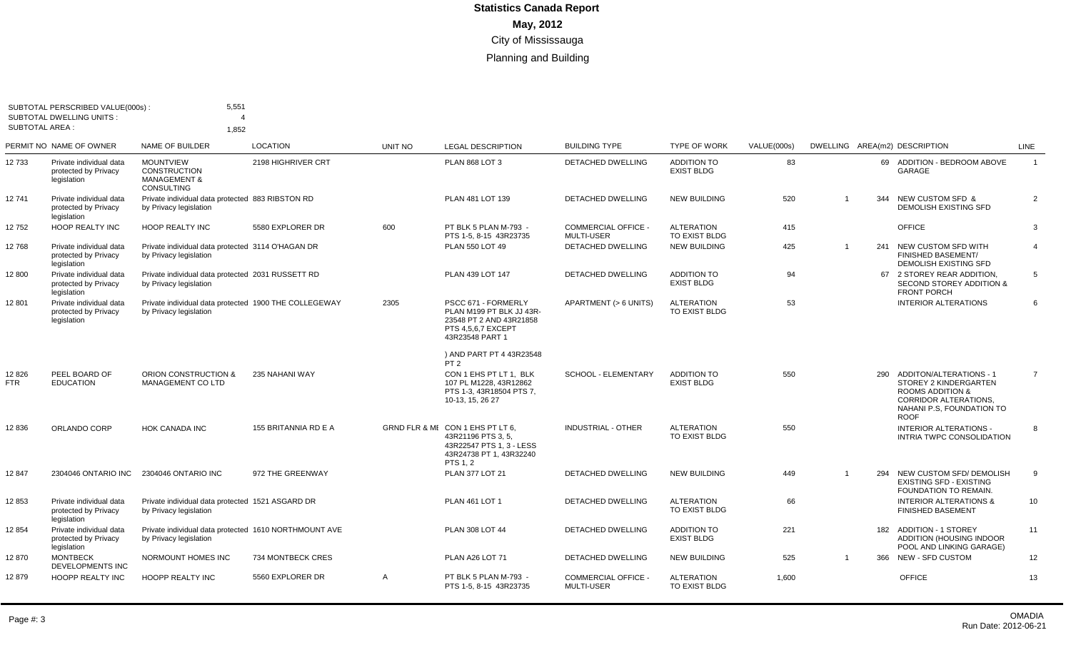# Statistics Canada Report

## May, 2012

### City of Mississauga

### Planning and Building

SUBTOTAL PERSCRIBED VALUE(000s) : 5,551
SUBTOTAL DWELLING UNITS : 4
SUBTOTAL AREA : 1,852

| PERMIT NO | NAME OF OWNER | NAME OF BUILDER | LOCATION | UNIT NO | LEGAL DESCRIPTION | BUILDING TYPE | TYPE OF WORK | VALUE(000s) | DWELLING | AREA(m2) | DESCRIPTION | LINE |
|---|---|---|---|---|---|---|---|---|---|---|---|---|
| 12 733 | Private individual data protected by Privacy legislation | MOUNTVIEW CONSTRUCTION MANAGEMENT & CONSULTING | 2198 HIGHRIVER CRT | | PLAN 868 LOT 3 | DETACHED DWELLING | ADDITION TO EXIST BLDG | 83 | | 69 | ADDITION - BEDROOM ABOVE GARAGE | 1 |
| 12 741 | Private individual data protected by Privacy legislation | Private individual data protected by Privacy legislation | 883 RIBSTON RD | | PLAN 481 LOT 139 | DETACHED DWELLING | NEW BUILDING | 520 | 1 | 344 | NEW CUSTOM SFD & DEMOLISH EXISTING SFD | 2 |
| 12 752 | HOOP REALTY INC | HOOP REALTY INC | 5580 EXPLORER DR | 600 | PT BLK 5 PLAN M-793 - PTS 1-5, 8-15 43R23735 | COMMERCIAL OFFICE - MULTI-USER | ALTERATION TO EXIST BLDG | 415 | | | OFFICE | 3 |
| 12 768 | Private individual data protected by Privacy legislation | Private individual data protected by Privacy legislation | 3114 O'HAGAN DR | | PLAN 550 LOT 49 | DETACHED DWELLING | NEW BUILDING | 425 | 1 | 241 | NEW CUSTOM SFD WITH FINISHED BASEMENT/ DEMOLISH EXISTING SFD | 4 |
| 12 800 | Private individual data protected by Privacy legislation | Private individual data protected by Privacy legislation | 2031 RUSSETT RD | | PLAN 439 LOT 147 | DETACHED DWELLING | ADDITION TO EXIST BLDG | 94 | | 67 | 2 STOREY REAR ADDITION, SECOND STOREY ADDITION & FRONT PORCH | 5 |
| 12 801 | Private individual data protected by Privacy legislation | Private individual data protected by Privacy legislation | 1900 THE COLLEGEWAY | 2305 | PSCC 671 - FORMERLY PLAN M199 PT BLK JJ 43R-23548 PT 2 AND 43R21858 PTS 4,5,6,7 EXCEPT 43R23548 PART 1 ) AND PART PT 4 43R23548 PT 2 | APARTMENT (> 6 UNITS) | ALTERATION TO EXIST BLDG | 53 | | | INTERIOR ALTERATIONS | 6 |
| 12 826 FTR | PEEL BOARD OF EDUCATION | ORION CONSTRUCTION & MANAGEMENT CO LTD | 235 NAHANI WAY | | CON 1 EHS PT LT 1, BLK 107 PL M1228, 43R12862 PTS 1-3, 43R18504 PTS 7, 10-13, 15, 26 27 | SCHOOL - ELEMENTARY | ADDITION TO EXIST BLDG | 550 | | 290 | ADDITON/ALTERATIONS - 1 STOREY 2 KINDERGARTEN ROOMS ADDITION & CORRIDOR ALTERATIONS, NAHANI P.S, FOUNDATION TO ROOF | 7 |
| 12 836 | ORLANDO CORP | HOK CANADA INC | 155 BRITANNIA RD E A | GRND FLR & MI | CON 1 EHS PT LT 6, 43R21196 PTS 3, 5, 43R22547 PTS 1, 3 - LESS 43R24738 PT 1, 43R32240 PTS 1, 2 | INDUSTRIAL - OTHER | ALTERATION TO EXIST BLDG | 550 | | | INTERIOR ALTERATIONS - INTRIA TWPC CONSOLIDATION | 8 |
| 12 847 | 2304046 ONTARIO INC | 2304046 ONTARIO INC | 972 THE GREENWAY | | PLAN 377 LOT 21 | DETACHED DWELLING | NEW BUILDING | 449 | 1 | 294 | NEW CUSTOM SFD/ DEMOLISH EXISTING SFD - EXISTING FOUNDATION TO REMAIN. | 9 |
| 12 853 | Private individual data protected by Privacy legislation | Private individual data protected by Privacy legislation | 1521 ASGARD DR | | PLAN 461 LOT 1 | DETACHED DWELLING | ALTERATION TO EXIST BLDG | 66 | | | INTERIOR ALTERATIONS & FINISHED BASEMENT | 10 |
| 12 854 | Private individual data protected by Privacy legislation | Private individual data protected by Privacy legislation | 1610 NORTHMOUNT AVE | | PLAN 308 LOT 44 | DETACHED DWELLING | ADDITION TO EXIST BLDG | 221 | | 182 | ADDITION - 1 STOREY ADDITION (HOUSING INDOOR POOL AND LINKING GARAGE) | 11 |
| 12 870 | MONTBECK DEVELOPMENTS INC | NORMOUNT HOMES INC | 734 MONTBECK CRES | | PLAN A26 LOT 71 | DETACHED DWELLING | NEW BUILDING | 525 | 1 | 366 | NEW - SFD CUSTOM | 12 |
| 12 879 | HOOPP REALTY INC | HOOPP REALTY INC | 5560 EXPLORER DR | A | PT BLK 5 PLAN M-793 - PTS 1-5, 8-15 43R23735 | COMMERCIAL OFFICE - MULTI-USER | ALTERATION TO EXIST BLDG | 1,600 | | | OFFICE | 13 |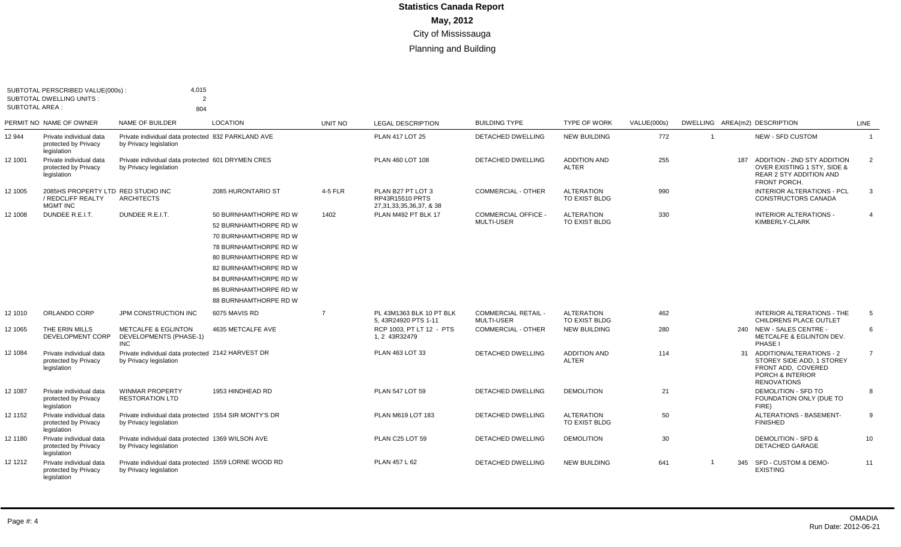# Statistics Canada Report

## May, 2012

### City of Mississauga

### Planning and Building

SUBTOTAL PERSCRIBED VALUE(000s) : 4,015
SUBTOTAL DWELLING UNITS : 2
SUBTOTAL AREA : 804

| PERMIT NO | NAME OF OWNER | NAME OF BUILDER | LOCATION | UNIT NO | LEGAL DESCRIPTION | BUILDING TYPE | TYPE OF WORK | VALUE(000s) | DWELLING | AREA(m2) | DESCRIPTION | LINE |
|---|---|---|---|---|---|---|---|---|---|---|---|---|
| 12 944 | Private individual data protected by Privacy legislation | Private individual data protected by Privacy legislation | 832 PARKLAND AVE | | PLAN 417 LOT 25 | DETACHED DWELLING | NEW BUILDING | 772 | 1 | | NEW - SFD CUSTOM | 1 |
| 12 1001 | Private individual data protected by Privacy legislation | Private individual data protected by Privacy legislation | 601 DRYMEN CRES | | PLAN 460 LOT 108 | DETACHED DWELLING | ADDITION AND ALTER | 255 | | 187 | ADDITION - 2ND STY ADDITION OVER EXISTING 1 STY, SIDE & REAR 2 STY ADDITION AND FRONT PORCH. | 2 |
| 12 1005 | 2085HS PROPERTY LTD / REDCLIFF REALTY MGMT INC | RED STUDIO INC ARCHITECTS | 2085 HURONTARIO ST | 4-5 FLR | PLAN B27 PT LOT 3 RP43R15510 PRTS 27,31,33,35,36,37, & 38 | COMMERCIAL - OTHER | ALTERATION TO EXIST BLDG | 990 | | | INTERIOR ALTERATIONS - PCL CONSTRUCTORS CANADA | 3 |
| 12 1008 | DUNDEE R.E.I.T. | DUNDEE R.E.I.T. | 50 BURNHAMTHORPE RD W<br>52 BURNHAMTHORPE RD W<br>70 BURNHAMTHORPE RD W<br>78 BURNHAMTHORPE RD W<br>80 BURNHAMTHORPE RD W<br>82 BURNHAMTHORPE RD W<br>84 BURNHAMTHORPE RD W<br>86 BURNHAMTHORPE RD W<br>88 BURNHAMTHORPE RD W | 1402 | PLAN M492 PT BLK 17 | COMMERCIAL OFFICE - MULTI-USER | ALTERATION TO EXIST BLDG | 330 | | | INTERIOR ALTERATIONS - KIMBERLY-CLARK | 4 |
| 12 1010 | ORLANDO CORP | JPM CONSTRUCTION INC | 6075 MAVIS RD | 7 | PL 43M1363 BLK 10 PT BLK 5, 43R24920 PTS 1-11 | COMMERCIAL RETAIL - MULTI-USER | ALTERATION TO EXIST BLDG | 462 | | | INTERIOR ALTERATIONS - THE CHILDRENS PLACE OUTLET | 5 |
| 12 1065 | THE ERIN MILLS DEVELOPMENT CORP | METCALFE & EGLINTON DEVELOPMENTS (PHASE-1) INC | 4635 METCALFE AVE | | RCP 1003, PT LT 12 - PTS 1, 2 43R32479 | COMMERCIAL - OTHER | NEW BUILDING | 280 | | 240 | NEW - SALES CENTRE - METCALFE & EGLINTON DEV. PHASE I | 6 |
| 12 1084 | Private individual data protected by Privacy legislation | Private individual data protected by Privacy legislation | 2142 HARVEST DR | | PLAN 463 LOT 33 | DETACHED DWELLING | ADDITION AND ALTER | 114 | | 31 | ADDITION/ALTERATIONS - 2 STOREY SIDE ADD, 1 STOREY FRONT ADD, COVERED PORCH & INTERIOR RENOVATIONS | 7 |
| 12 1087 | Private individual data protected by Privacy legislation | WINMAR PROPERTY RESTORATION LTD | 1953 HINDHEAD RD | | PLAN 547 LOT 59 | DETACHED DWELLING | DEMOLITION | 21 | | | DEMOLITION - SFD TO FOUNDATION ONLY (DUE TO FIRE) | 8 |
| 12 1152 | Private individual data protected by Privacy legislation | Private individual data protected by Privacy legislation | 1554 SIR MONTY'S DR | | PLAN M619 LOT 183 | DETACHED DWELLING | ALTERATION TO EXIST BLDG | 50 | | | ALTERATIONS - BASEMENT-FINISHED | 9 |
| 12 1180 | Private individual data protected by Privacy legislation | Private individual data protected by Privacy legislation | 1369 WILSON AVE | | PLAN C25 LOT 59 | DETACHED DWELLING | DEMOLITION | 30 | | | DEMOLITION - SFD & DETACHED GARAGE | 10 |
| 12 1212 | Private individual data protected by Privacy legislation | Private individual data protected by Privacy legislation | 1559 LORNE WOOD RD | | PLAN 457 L 62 | DETACHED DWELLING | NEW BUILDING | 641 | 1 | 345 | SFD - CUSTOM & DEMO-EXISTING | 11 |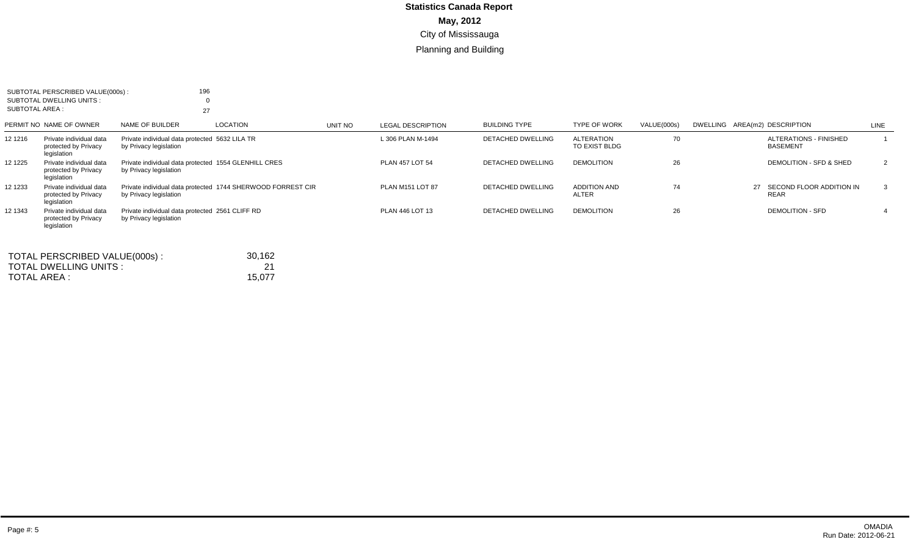# Statistics Canada Report

**May, 2012**

City of Mississauga

Planning and Building

SUBTOTAL PERSCRIBED VALUE(000s) : 196
SUBTOTAL DWELLING UNITS : 0
SUBTOTAL AREA : 27

| PERMIT NO | NAME OF OWNER | NAME OF BUILDER | LOCATION | UNIT NO | LEGAL DESCRIPTION | BUILDING TYPE | TYPE OF WORK | VALUE(000s) | DWELLING | AREA(m2) | DESCRIPTION | LINE |
|---|---|---|---|---|---|---|---|---|---|---|---|---|
| 12 1216 | Private individual data protected by Privacy legislation | Private individual data protected by Privacy legislation | 5632 LILA TR | | L 306 PLAN M-1494 | DETACHED DWELLING | ALTERATION TO EXIST BLDG | 70 | | | ALTERATIONS - FINISHED BASEMENT | 1 |
| 12 1225 | Private individual data protected by Privacy legislation | Private individual data protected by Privacy legislation | 1554 GLENHILL CRES | | PLAN 457 LOT 54 | DETACHED DWELLING | DEMOLITION | 26 | | | DEMOLITION - SFD & SHED | 2 |
| 12 1233 | Private individual data protected by Privacy legislation | Private individual data protected by Privacy legislation | 1744 SHERWOOD FORREST CIR | | PLAN M151 LOT 87 | DETACHED DWELLING | ADDITION AND ALTER | 74 | | 27 | SECOND FLOOR ADDITION IN REAR | 3 |
| 12 1343 | Private individual data protected by Privacy legislation | Private individual data protected by Privacy legislation | 2561 CLIFF RD | | PLAN 446 LOT 13 | DETACHED DWELLING | DEMOLITION | 26 | | | DEMOLITION - SFD | 4 |

TOTAL PERSCRIBED VALUE(000s) : 30,162
TOTAL DWELLING UNITS : 21
TOTAL AREA : 15,077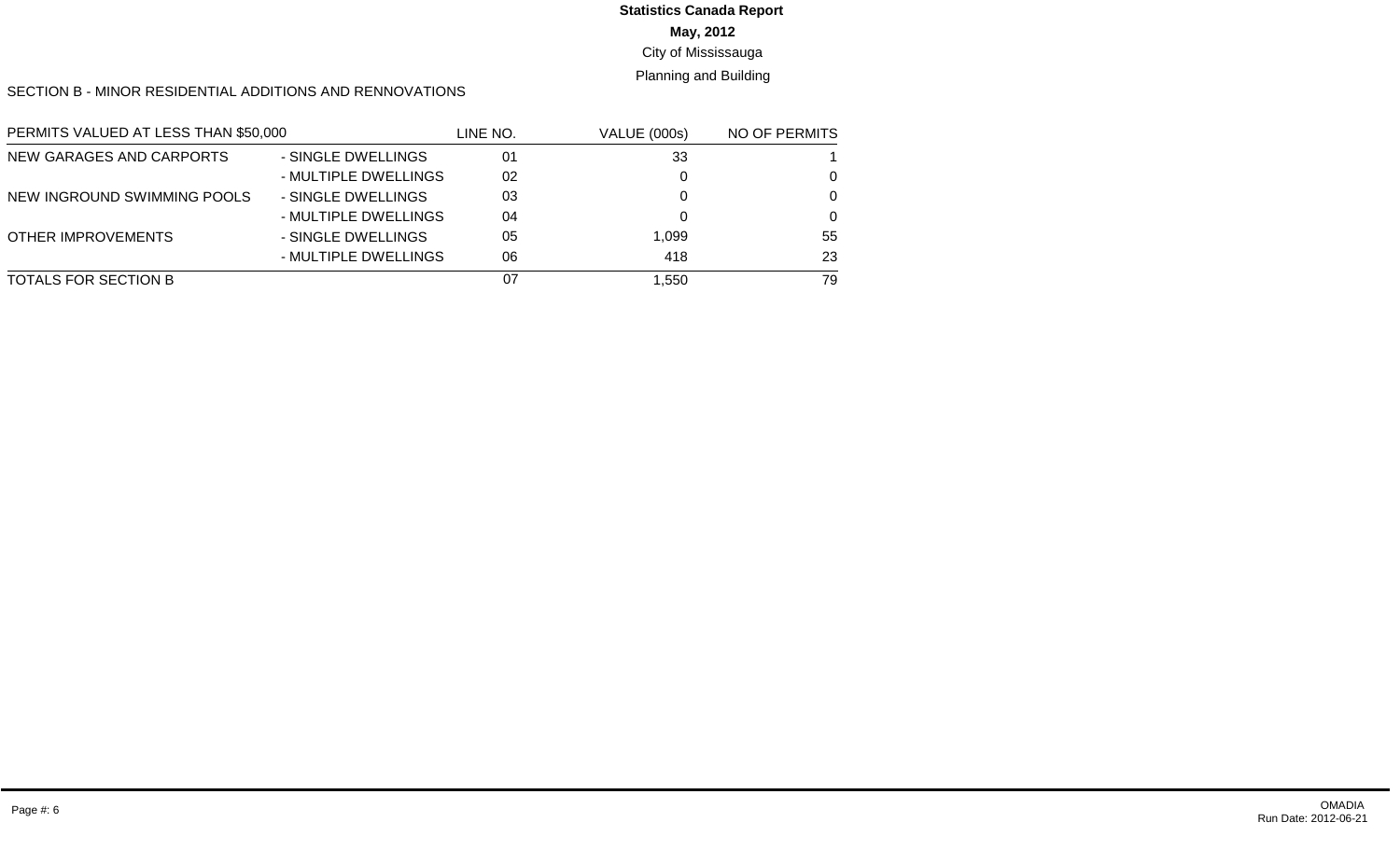**Statistics Canada Report**

**May, 2012**

City of Mississauga

Planning and Building

SECTION B - MINOR RESIDENTIAL ADDITIONS AND RENNOVATIONS

| PERMITS VALUED AT LESS THAN $50,000 | | LINE NO. | VALUE (000s) | NO OF PERMITS |
|---|---|---|---|---|
| NEW GARAGES AND CARPORTS | - SINGLE DWELLINGS | 01 | 33 | 1 |
| | - MULTIPLE DWELLINGS | 02 | 0 | 0 |
| NEW INGROUND SWIMMING POOLS | - SINGLE DWELLINGS | 03 | 0 | 0 |
| | - MULTIPLE DWELLINGS | 04 | 0 | 0 |
| OTHER IMPROVEMENTS | - SINGLE DWELLINGS | 05 | 1,099 | 55 |
| | - MULTIPLE DWELLINGS | 06 | 418 | 23 |
| TOTALS FOR SECTION B | | 07 | 1,550 | 79 |

OMADIA
Run Date: 2012-06-21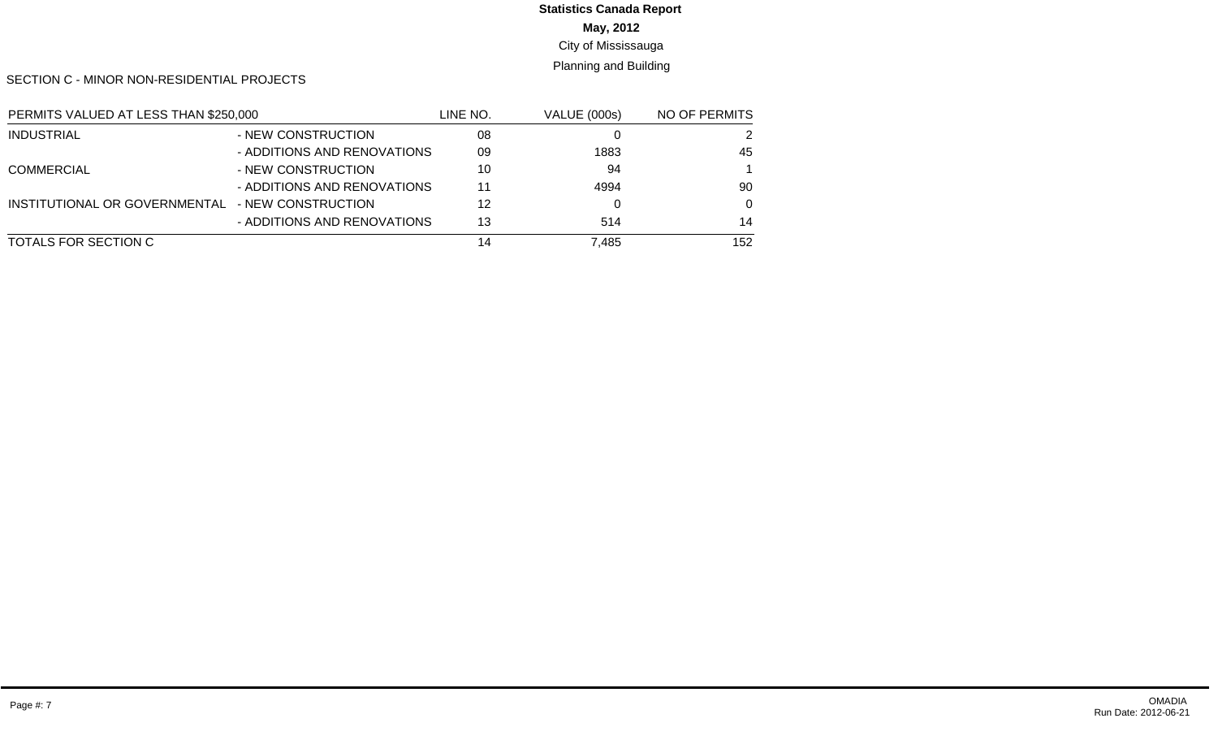**Statistics Canada Report**

**May, 2012**

City of Mississauga

Planning and Building

SECTION C - MINOR NON-RESIDENTIAL PROJECTS

| PERMITS VALUED AT LESS THAN $250,000 | | LINE NO. | VALUE (000s) | NO OF PERMITS |
|---|---|---|---|---|
| INDUSTRIAL | - NEW CONSTRUCTION | 08 | 0 | 2 |
| | - ADDITIONS AND RENOVATIONS | 09 | 1883 | 45 |
| COMMERCIAL | - NEW CONSTRUCTION | 10 | 94 | 1 |
| | - ADDITIONS AND RENOVATIONS | 11 | 4994 | 90 |
| INSTITUTIONAL OR GOVERNMENTAL | - NEW CONSTRUCTION | 12 | 0 | 0 |
| | - ADDITIONS AND RENOVATIONS | 13 | 514 | 14 |
| TOTALS FOR SECTION C | | 14 | 7,485 | 152 |

OMADIA
Run Date: 2012-06-21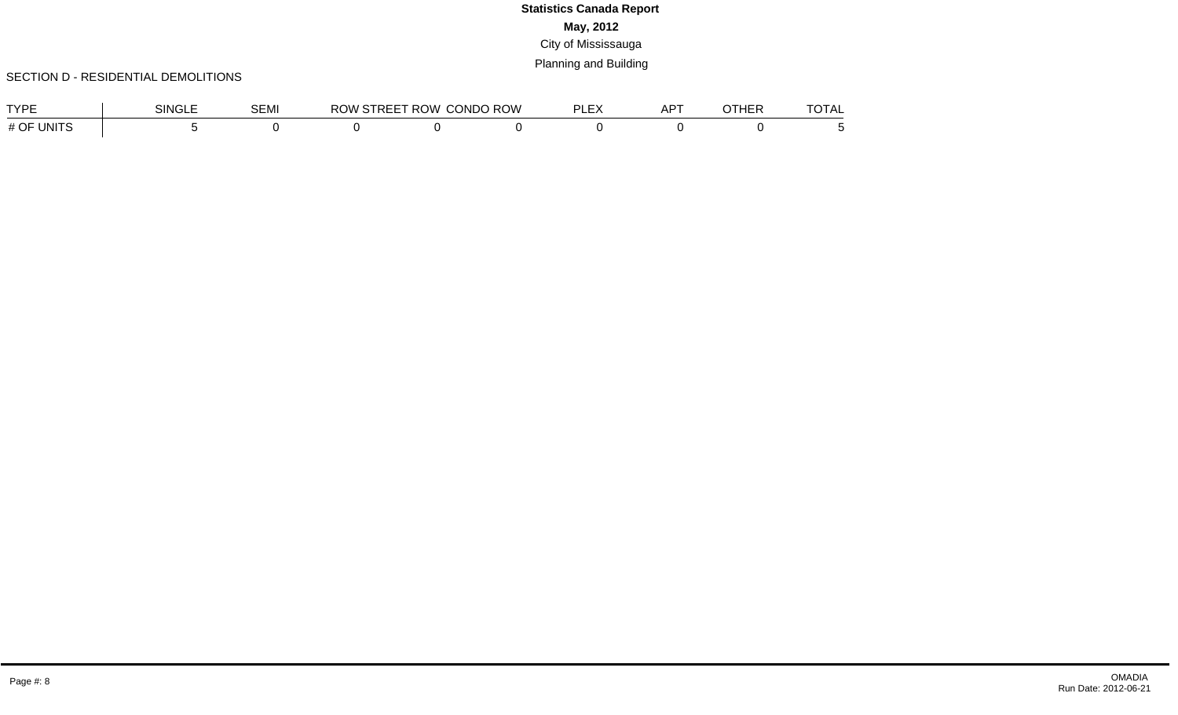**Statistics Canada Report**

**May, 2012**

City of Mississauga

Planning and Building

SECTION D - RESIDENTIAL DEMOLITIONS

| TYPE | SINGLE | SEMI | ROW STREET | ROW CONDO | ROW PLEX | APT | OTHER | TOTAL |
|---|---|---|---|---|---|---|---|---|
| # OF UNITS | 5 | 0 | 0 | 0 | 0 | 0 | 0 | 5 |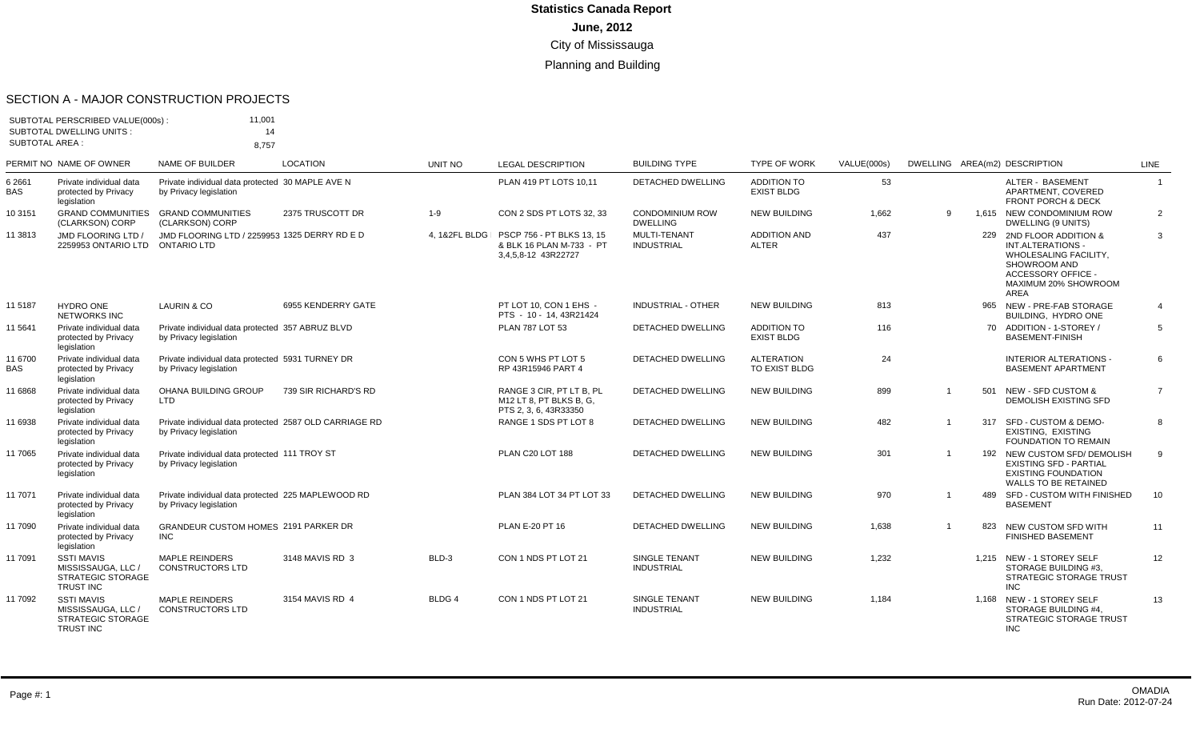# Statistics Canada Report

## June, 2012

City of Mississauga

Planning and Building

### SECTION A - MAJOR CONSTRUCTION PROJECTS

SUBTOTAL PERSCRIBED VALUE(000s) : 11,001
SUBTOTAL DWELLING UNITS : 14
SUBTOTAL AREA : 8,757

| PERMIT NO | NAME OF OWNER | NAME OF BUILDER | LOCATION | UNIT NO | LEGAL DESCRIPTION | BUILDING TYPE | TYPE OF WORK | VALUE(000s) | DWELLING | AREA(m2) | DESCRIPTION | LINE |
|---|---|---|---|---|---|---|---|---|---|---|---|---|
| 6 2661 BAS | Private individual data protected by Privacy legislation | Private individual data protected by Privacy legislation | 30 MAPLE AVE N | | PLAN 419 PT LOTS 10,11 | DETACHED DWELLING | ADDITION TO EXIST BLDG | 53 | | | ALTER - BASEMENT APARTMENT, COVERED FRONT PORCH & DECK | 1 |
| 10 3151 | GRAND COMMUNITIES (CLARKSON) CORP | GRAND COMMUNITIES (CLARKSON) CORP | 2375 TRUSCOTT DR | 1-9 | CON 2 SDS PT LOTS 32, 33 | CONDOMINIUM ROW DWELLING | NEW BUILDING | 1,662 | 9 | 1,615 | NEW CONDOMINIUM ROW DWELLING (9 UNITS) | 2 |
| 11 3813 | JMD FLOORING LTD / 2259953 ONTARIO LTD | JMD FLOORING LTD / 2259953 ONTARIO LTD | 1325 DERRY RD E D | 4, 1&2FL BLDG | PSCP 756 - PT BLKS 13, 15 & BLK 16 PLAN M-733 - PT 3,4,5,8-12 43R22727 | MULTI-TENANT INDUSTRIAL | ADDITION AND ALTER | 437 | | 229 | 2ND FLOOR ADDITION & INT.ALTERATIONS - WHOLESALING FACILITY, SHOWROOM AND ACCESSORY OFFICE - MAXIMUM 20% SHOWROOM AREA | 3 |
| 11 5187 | HYDRO ONE NETWORKS INC | LAURIN & CO | 6955 KENDERRY GATE | | PT LOT 10, CON 1 EHS - PTS - 10 - 14, 43R21424 | INDUSTRIAL - OTHER | NEW BUILDING | 813 | | 965 | NEW - PRE-FAB STORAGE BUILDING, HYDRO ONE | 4 |
| 11 5641 | Private individual data protected by Privacy legislation | Private individual data protected by Privacy legislation | 357 ABRUZ BLVD | | PLAN 787 LOT 53 | DETACHED DWELLING | ADDITION TO EXIST BLDG | 116 | | 70 | ADDITION - 1-STOREY / BASEMENT-FINISH | 5 |
| 11 6700 BAS | Private individual data protected by Privacy legislation | Private individual data protected by Privacy legislation | 5931 TURNEY DR | | CON 5 WHS PT LOT 5 RP 43R15946 PART 4 | DETACHED DWELLING | ALTERATION TO EXIST BLDG | 24 | | | INTERIOR ALTERATIONS - BASEMENT APARTMENT | 6 |
| 11 6868 | Private individual data protected by Privacy legislation | OHANA BUILDING GROUP LTD | 739 SIR RICHARD'S RD | | RANGE 3 CIR, PT LT B, PL M12 LT 8, PT BLKS B, G, PTS 2, 3, 6, 43R33350 | DETACHED DWELLING | NEW BUILDING | 899 | 1 | 501 | NEW - SFD CUSTOM & DEMOLISH EXISTING SFD | 7 |
| 11 6938 | Private individual data protected by Privacy legislation | Private individual data protected by Privacy legislation | 2587 OLD CARRIAGE RD | | RANGE 1 SDS PT LOT 8 | DETACHED DWELLING | NEW BUILDING | 482 | 1 | 317 | SFD - CUSTOM & DEMO-EXISTING, EXISTING FOUNDATION TO REMAIN | 8 |
| 11 7065 | Private individual data protected by Privacy legislation | Private individual data protected by Privacy legislation | 111 TROY ST | | PLAN C20 LOT 188 | DETACHED DWELLING | NEW BUILDING | 301 | 1 | 192 | NEW CUSTOM SFD/ DEMOLISH EXISTING SFD - PARTIAL EXISTING FOUNDATION WALLS TO BE RETAINED | 9 |
| 11 7071 | Private individual data protected by Privacy legislation | Private individual data protected by Privacy legislation | 225 MAPLEWOOD RD | | PLAN 384 LOT 34 PT LOT 33 | DETACHED DWELLING | NEW BUILDING | 970 | 1 | 489 | SFD - CUSTOM WITH FINISHED BASEMENT | 10 |
| 11 7090 | Private individual data protected by Privacy legislation | GRANDEUR CUSTOM HOMES INC | 2191 PARKER DR | | PLAN E-20 PT 16 | DETACHED DWELLING | NEW BUILDING | 1,638 | 1 | 823 | NEW CUSTOM SFD WITH FINISHED BASEMENT | 11 |
| 11 7091 | SSTI MAVIS MISSISSAUGA, LLC / STRATEGIC STORAGE TRUST INC | MAPLE REINDERS CONSTRUCTORS LTD | 3148 MAVIS RD 3 | BLD-3 | CON 1 NDS PT LOT 21 | SINGLE TENANT INDUSTRIAL | NEW BUILDING | 1,232 | | 1,215 | NEW - 1 STOREY SELF STORAGE BUILDING #3, STRATEGIC STORAGE TRUST INC | 12 |
| 11 7092 | SSTI MAVIS MISSISSAUGA, LLC / STRATEGIC STORAGE TRUST INC | MAPLE REINDERS CONSTRUCTORS LTD | 3154 MAVIS RD 4 | BLDG 4 | CON 1 NDS PT LOT 21 | SINGLE TENANT INDUSTRIAL | NEW BUILDING | 1,184 | | 1,168 | NEW - 1 STOREY SELF STORAGE BUILDING #4, STRATEGIC STORAGE TRUST INC | 13 |

OMADIA
Run Date: 2012-07-24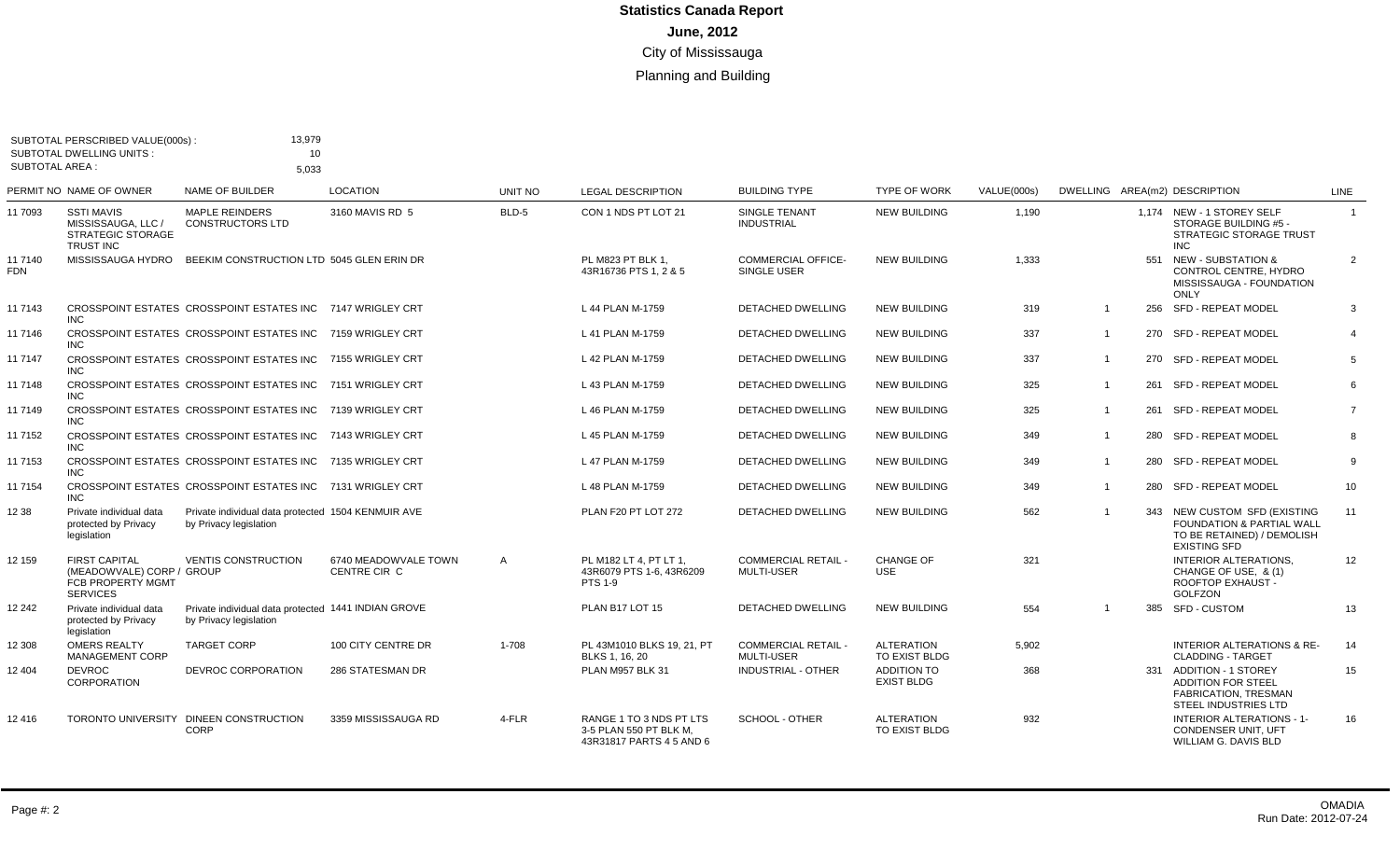# Statistics Canada Report

## June, 2012

### City of Mississauga

### Planning and Building

SUBTOTAL PERSCRIBED VALUE(000s) : 13,979
SUBTOTAL DWELLING UNITS : 10
SUBTOTAL AREA : 5,033

| PERMIT NO | NAME OF OWNER | NAME OF BUILDER | LOCATION | UNIT NO | LEGAL DESCRIPTION | BUILDING TYPE | TYPE OF WORK | VALUE(000s) | DWELLING | AREA(m2) | DESCRIPTION | LINE |
|---|---|---|---|---|---|---|---|---|---|---|---|---|
| 11 7093 | SSTI MAVIS MISSISSAUGA, LLC / STRATEGIC STORAGE TRUST INC | MAPLE REINDERS CONSTRUCTORS LTD | 3160 MAVIS RD 5 | BLD-5 | CON 1 NDS PT LOT 21 | SINGLE TENANT INDUSTRIAL | NEW BUILDING | 1,190 | | 1,174 | NEW - 1 STOREY SELF STORAGE BUILDING #5 - STRATEGIC STORAGE TRUST INC | 1 |
| 11 7140 FDN | MISSISSAUGA HYDRO | BEEKIM CONSTRUCTION LTD | 5045 GLEN ERIN DR | | PL M823 PT BLK 1, 43R16736 PTS 1, 2 & 5 | COMMERCIAL OFFICE- SINGLE USER | NEW BUILDING | 1,333 | | 551 | NEW - SUBSTATION & CONTROL CENTRE, HYDRO MISSISSAUGA - FOUNDATION ONLY | 2 |
| 11 7143 | CROSSPOINT ESTATES INC | CROSSPOINT ESTATES INC | 7147 WRIGLEY CRT | | L 44 PLAN M-1759 | DETACHED DWELLING | NEW BUILDING | 319 | 1 | 256 | SFD - REPEAT MODEL | 3 |
| 11 7146 | CROSSPOINT ESTATES INC | CROSSPOINT ESTATES INC | 7159 WRIGLEY CRT | | L 41 PLAN M-1759 | DETACHED DWELLING | NEW BUILDING | 337 | 1 | 270 | SFD - REPEAT MODEL | 4 |
| 11 7147 | CROSSPOINT ESTATES INC | CROSSPOINT ESTATES INC | 7155 WRIGLEY CRT | | L 42 PLAN M-1759 | DETACHED DWELLING | NEW BUILDING | 337 | 1 | 270 | SFD - REPEAT MODEL | 5 |
| 11 7148 | CROSSPOINT ESTATES INC | CROSSPOINT ESTATES INC | 7151 WRIGLEY CRT | | L 43 PLAN M-1759 | DETACHED DWELLING | NEW BUILDING | 325 | 1 | 261 | SFD - REPEAT MODEL | 6 |
| 11 7149 | CROSSPOINT ESTATES INC | CROSSPOINT ESTATES INC | 7139 WRIGLEY CRT | | L 46 PLAN M-1759 | DETACHED DWELLING | NEW BUILDING | 325 | 1 | 261 | SFD - REPEAT MODEL | 7 |
| 11 7152 | CROSSPOINT ESTATES INC | CROSSPOINT ESTATES INC | 7143 WRIGLEY CRT | | L 45 PLAN M-1759 | DETACHED DWELLING | NEW BUILDING | 349 | 1 | 280 | SFD - REPEAT MODEL | 8 |
| 11 7153 | CROSSPOINT ESTATES INC | CROSSPOINT ESTATES INC | 7135 WRIGLEY CRT | | L 47 PLAN M-1759 | DETACHED DWELLING | NEW BUILDING | 349 | 1 | 280 | SFD - REPEAT MODEL | 9 |
| 11 7154 | CROSSPOINT ESTATES INC | CROSSPOINT ESTATES INC | 7131 WRIGLEY CRT | | L 48 PLAN M-1759 | DETACHED DWELLING | NEW BUILDING | 349 | 1 | 280 | SFD - REPEAT MODEL | 10 |
| 12 38 | Private individual data protected by Privacy legislation | Private individual data protected by Privacy legislation | 1504 KENMUIR AVE | | PLAN F20 PT LOT 272 | DETACHED DWELLING | NEW BUILDING | 562 | 1 | 343 | NEW CUSTOM SFD (EXISTING FOUNDATION & PARTIAL WALL TO BE RETAINED) / DEMOLISH EXISTING SFD | 11 |
| 12 159 | FIRST CAPITAL (MEADOWVALE) CORP / FCB PROPERTY MGMT SERVICES | VENTIS CONSTRUCTION GROUP | 6740 MEADOWVALE TOWN CENTRE CIR C | A | PL M182 LT 4, PT LT 1, 43R6079 PTS 1-6, 43R6209 PTS 1-9 | COMMERCIAL RETAIL - MULTI-USER | CHANGE OF USE | 321 | | | INTERIOR ALTERATIONS, CHANGE OF USE, & (1) ROOFTOP EXHAUST - GOLFZON | 12 |
| 12 242 | Private individual data protected by Privacy legislation | Private individual data protected by Privacy legislation | 1441 INDIAN GROVE | | PLAN B17 LOT 15 | DETACHED DWELLING | NEW BUILDING | 554 | 1 | 385 | SFD - CUSTOM | 13 |
| 12 308 | OMERS REALTY MANAGEMENT CORP | TARGET CORP | 100 CITY CENTRE DR | 1-708 | PL 43M1010 BLKS 19, 21, PT BLKS 1, 16, 20 | COMMERCIAL RETAIL - MULTI-USER | ALTERATION TO EXIST BLDG | 5,902 | | | INTERIOR ALTERATIONS & RE-CLADDING - TARGET | 14 |
| 12 404 | DEVROC CORPORATION | DEVROC CORPORATION | 286 STATESMAN DR | | PLAN M957 BLK 31 | INDUSTRIAL - OTHER | ADDITION TO EXIST BLDG | 368 | | 331 | ADDITION - 1 STOREY ADDITION FOR STEEL FABRICATION, TRESMAN STEEL INDUSTRIES LTD | 15 |
| 12 416 | TORONTO UNIVERSITY | DINEEN CONSTRUCTION CORP | 3359 MISSISSAUGA RD | 4-FLR | RANGE 1 TO 3 NDS PT LTS 3-5 PLAN 550 PT BLK M, 43R31817 PARTS 4 5 AND 6 | SCHOOL - OTHER | ALTERATION TO EXIST BLDG | 932 | | | INTERIOR ALTERATIONS - 1-CONDENSER UNIT, UFT WILLIAM G. DAVIS BLD | 16 |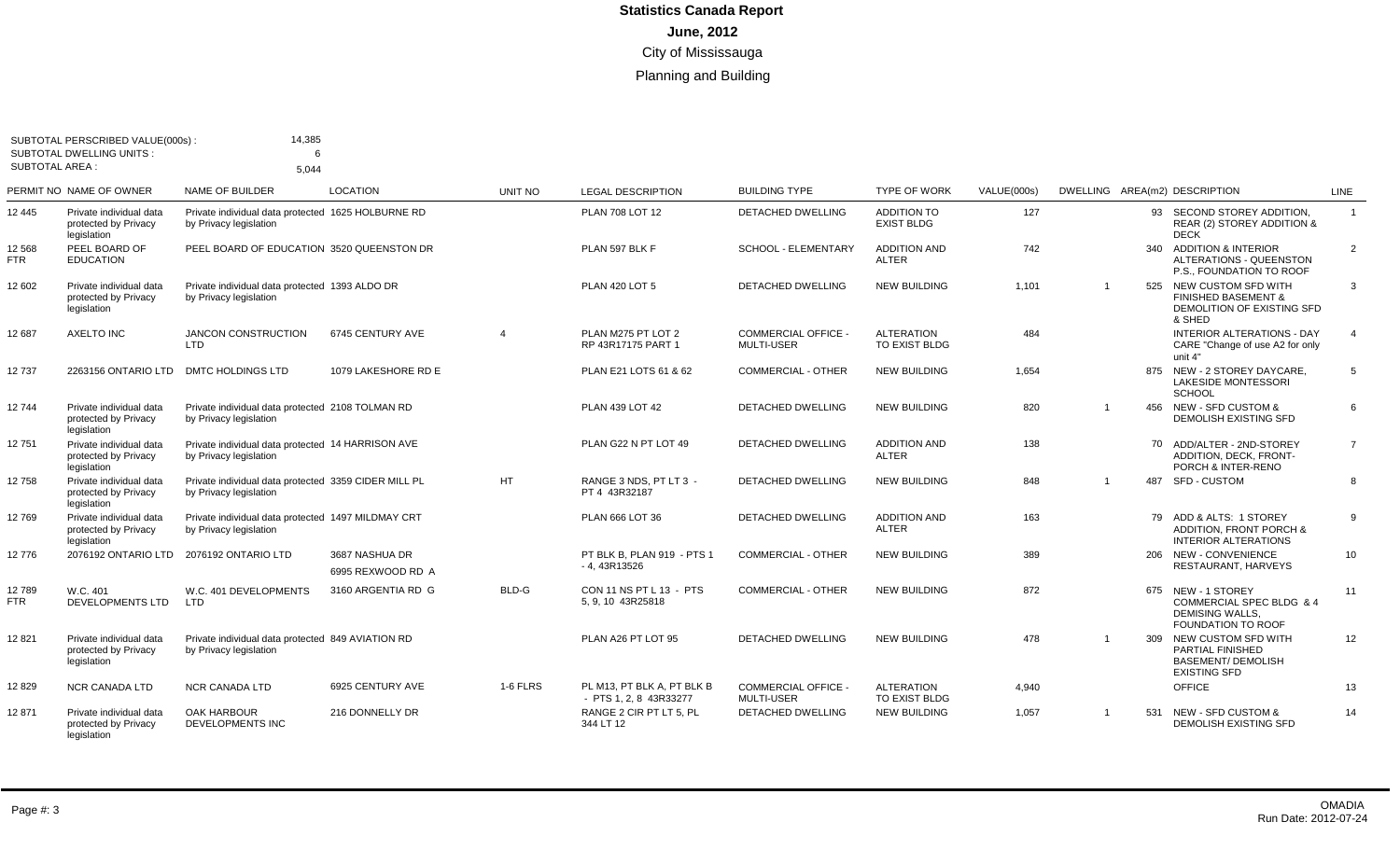# Statistics Canada Report

## June, 2012

### City of Mississauga

### Planning and Building

SUBTOTAL PERSCRIBED VALUE(000s) : 14,385
SUBTOTAL DWELLING UNITS : 6
SUBTOTAL AREA : 5,044

| PERMIT NO | NAME OF OWNER | NAME OF BUILDER | LOCATION | UNIT NO | LEGAL DESCRIPTION | BUILDING TYPE | TYPE OF WORK | VALUE(000s) | DWELLING | AREA(m2) | DESCRIPTION | LINE |
|---|---|---|---|---|---|---|---|---|---|---|---|---|
| 12 445 | Private individual data protected by Privacy legislation | Private individual data protected by Privacy legislation | 1625 HOLBURNE RD | | PLAN 708 LOT 12 | DETACHED DWELLING | ADDITION TO EXIST BLDG | 127 | | 93 | SECOND STOREY ADDITION, REAR (2) STOREY ADDITION & DECK | 1 |
| 12 568 FTR | PEEL BOARD OF EDUCATION | PEEL BOARD OF EDUCATION | 3520 QUEENSTON DR | | PLAN 597 BLK F | SCHOOL - ELEMENTARY | ADDITION AND ALTER | 742 | | 340 | ADDITION & INTERIOR ALTERATIONS - QUEENSTON P.S., FOUNDATION TO ROOF | 2 |
| 12 602 | Private individual data protected by Privacy legislation | Private individual data protected by Privacy legislation | 1393 ALDO DR | | PLAN 420 LOT 5 | DETACHED DWELLING | NEW BUILDING | 1,101 | 1 | 525 | NEW CUSTOM SFD WITH FINISHED BASEMENT & DEMOLITION OF EXISTING SFD & SHED | 3 |
| 12 687 | AXELTO INC | JANCON CONSTRUCTION LTD | 6745 CENTURY AVE | 4 | PLAN M275 PT LOT 2 RP 43R17175 PART 1 | COMMERCIAL OFFICE - MULTI-USER | ALTERATION TO EXIST BLDG | 484 | | | INTERIOR ALTERATIONS - DAY CARE "Change of use A2 for only unit 4" | 4 |
| 12 737 | 2263156 ONTARIO LTD | DMTC HOLDINGS LTD | 1079 LAKESHORE RD E | | PLAN E21 LOTS 61 & 62 | COMMERCIAL - OTHER | NEW BUILDING | 1,654 | | 875 | NEW - 2 STOREY DAYCARE, LAKESIDE MONTESSORI SCHOOL | 5 |
| 12 744 | Private individual data protected by Privacy legislation | Private individual data protected by Privacy legislation | 2108 TOLMAN RD | | PLAN 439 LOT 42 | DETACHED DWELLING | NEW BUILDING | 820 | 1 | 456 | NEW - SFD CUSTOM & DEMOLISH EXISTING SFD | 6 |
| 12 751 | Private individual data protected by Privacy legislation | Private individual data protected by Privacy legislation | 14 HARRISON AVE | | PLAN G22 N PT LOT 49 | DETACHED DWELLING | ADDITION AND ALTER | 138 | | 70 | ADD/ALTER - 2ND-STOREY ADDITION, DECK, FRONT-PORCH & INTER-RENO | 7 |
| 12 758 | Private individual data protected by Privacy legislation | Private individual data protected by Privacy legislation | 3359 CIDER MILL PL | HT | RANGE 3 NDS, PT LT 3 - PT 4 43R32187 | DETACHED DWELLING | NEW BUILDING | 848 | 1 | 487 | SFD - CUSTOM | 8 |
| 12 769 | Private individual data protected by Privacy legislation | Private individual data protected by Privacy legislation | 1497 MILDMAY CRT | | PLAN 666 LOT 36 | DETACHED DWELLING | ADDITION AND ALTER | 163 | | 79 | ADD & ALTS: 1 STOREY ADDITION, FRONT PORCH & INTERIOR ALTERATIONS | 9 |
| 12 776 | 2076192 ONTARIO LTD | 2076192 ONTARIO LTD | 3687 NASHUA DR 6995 REXWOOD RD A | | PT BLK B, PLAN 919 - PTS 1 - 4, 43R13526 | COMMERCIAL - OTHER | NEW BUILDING | 389 | | 206 | NEW - CONVENIENCE RESTAURANT, HARVEYS | 10 |
| 12 789 FTR | W.C. 401 DEVELOPMENTS LTD | W.C. 401 DEVELOPMENTS LTD | 3160 ARGENTIA RD G | BLD-G | CON 11 NS PT L 13 - PTS 5, 9, 10 43R25818 | COMMERCIAL - OTHER | NEW BUILDING | 872 | | 675 | NEW - 1 STOREY COMMERCIAL SPEC BLDG & 4 DEMISING WALLS, FOUNDATION TO ROOF | 11 |
| 12 821 | Private individual data protected by Privacy legislation | Private individual data protected by Privacy legislation | 849 AVIATION RD | | PLAN A26 PT LOT 95 | DETACHED DWELLING | NEW BUILDING | 478 | 1 | 309 | NEW CUSTOM SFD WITH PARTIAL FINISHED BASEMENT/ DEMOLISH EXISTING SFD | 12 |
| 12 829 | NCR CANADA LTD | NCR CANADA LTD | 6925 CENTURY AVE | 1-6 FLRS | PL M13, PT BLK A, PT BLK B - PTS 1, 2, 8 43R33277 | COMMERCIAL OFFICE - MULTI-USER | ALTERATION TO EXIST BLDG | 4,940 | | | OFFICE | 13 |
| 12 871 | Private individual data protected by Privacy legislation | OAK HARBOUR DEVELOPMENTS INC | 216 DONNELLY DR | | RANGE 2 CIR PT LT 5, PL 344 LT 12 | DETACHED DWELLING | NEW BUILDING | 1,057 | 1 | 531 | NEW - SFD CUSTOM & DEMOLISH EXISTING SFD | 14 |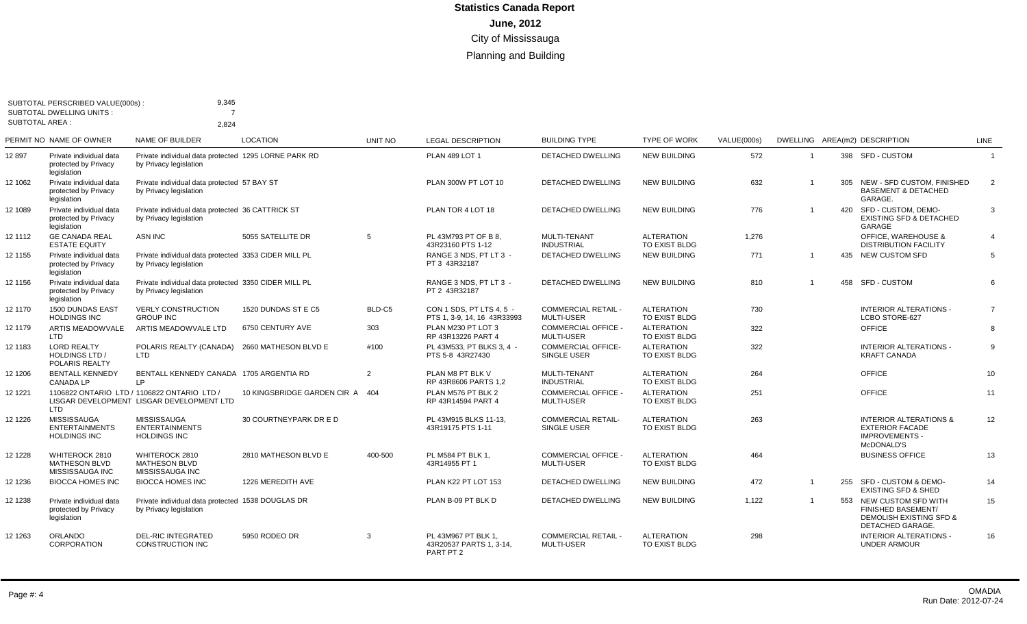# Statistics Canada Report

## June, 2012

### City of Mississauga

### Planning and Building

SUBTOTAL PERSCRIBED VALUE(000s) : 9,345
SUBTOTAL DWELLING UNITS : 7
SUBTOTAL AREA : 2,824

| PERMIT NO | NAME OF OWNER | NAME OF BUILDER | LOCATION | UNIT NO | LEGAL DESCRIPTION | BUILDING TYPE | TYPE OF WORK | VALUE(000s) | DWELLING | AREA(m2) | DESCRIPTION | LINE |
|---|---|---|---|---|---|---|---|---|---|---|---|---|
| 12 897 | Private individual data protected by Privacy legislation | Private individual data protected by Privacy legislation | 1295 LORNE PARK RD | | PLAN 489 LOT 1 | DETACHED DWELLING | NEW BUILDING | 572 | 1 | 398 | SFD - CUSTOM | 1 |
| 12 1062 | Private individual data protected by Privacy legislation | Private individual data protected by Privacy legislation | 57 BAY ST | | PLAN 300W PT LOT 10 | DETACHED DWELLING | NEW BUILDING | 632 | 1 | 305 | NEW - SFD CUSTOM, FINISHED BASEMENT & DETACHED GARAGE. | 2 |
| 12 1089 | Private individual data protected by Privacy legislation | Private individual data protected by Privacy legislation | 36 CATTRICK ST | | PLAN TOR 4 LOT 18 | DETACHED DWELLING | NEW BUILDING | 776 | 1 | 420 | SFD - CUSTOM, DEMO-EXISTING SFD & DETACHED GARAGE | 3 |
| 12 1112 | GE CANADA REAL ESTATE EQUITY | ASN INC | 5055 SATELLITE DR | 5 | PL 43M793 PT OF B 8, 43R23160 PTS 1-12 | MULTI-TENANT INDUSTRIAL | ALTERATION TO EXIST BLDG | 1,276 | | | OFFICE, WAREHOUSE & DISTRIBUTION FACILITY | 4 |
| 12 1155 | Private individual data protected by Privacy legislation | Private individual data protected by Privacy legislation | 3353 CIDER MILL PL | | RANGE 3 NDS, PT LT 3 - PT 3 43R32187 | DETACHED DWELLING | NEW BUILDING | 771 | 1 | 435 | NEW CUSTOM SFD | 5 |
| 12 1156 | Private individual data protected by Privacy legislation | Private individual data protected by Privacy legislation | 3350 CIDER MILL PL | | RANGE 3 NDS, PT LT 3 - PT 2 43R32187 | DETACHED DWELLING | NEW BUILDING | 810 | 1 | 458 | SFD - CUSTOM | 6 |
| 12 1170 | 1500 DUNDAS EAST HOLDINGS INC | VERLY CONSTRUCTION GROUP INC | 1520 DUNDAS ST E C5 | BLD-C5 | CON 1 SDS, PT LTS 4, 5 - PTS 1, 3-9, 14, 16 43R33993 | COMMERCIAL RETAIL - MULTI-USER | ALTERATION TO EXIST BLDG | 730 | | | INTERIOR ALTERATIONS - LCBO STORE-627 | 7 |
| 12 1179 | ARTIS MEADOWVALE LTD | ARTIS MEADOWVALE LTD | 6750 CENTURY AVE | 303 | PLAN M230 PT LOT 3 RP 43R13226 PART 4 | COMMERCIAL OFFICE - MULTI-USER | ALTERATION TO EXIST BLDG | 322 | | | OFFICE | 8 |
| 12 1183 | LORD REALTY HOLDINGS LTD / POLARIS REALTY | POLARIS REALTY (CANADA) LTD | 2660 MATHESON BLVD E | #100 | PL 43M533, PT BLKS 3, 4 - PTS 5-8 43R27430 | COMMERCIAL OFFICE- SINGLE USER | ALTERATION TO EXIST BLDG | 322 | | | INTERIOR ALTERATIONS - KRAFT CANADA | 9 |
| 12 1206 | BENTALL KENNEDY CANADA LP | BENTALL KENNEDY CANADA LP | 1705 ARGENTIA RD | 2 | PLAN M8 PT BLK V RP 43R8606 PARTS 1,2 | MULTI-TENANT INDUSTRIAL | ALTERATION TO EXIST BLDG | 264 | | | OFFICE | 10 |
| 12 1221 | 1106822 ONTARIO LTD / LISGAR DEVELOPMENT LTD | 1106822 ONTARIO LTD / LISGAR DEVELOPMENT LTD | 10 KINGSBRIDGE GARDEN CIR A | 404 | PLAN M576 PT BLK 2 RP 43R14594 PART 4 | COMMERCIAL OFFICE - MULTI-USER | ALTERATION TO EXIST BLDG | 251 | | | OFFICE | 11 |
| 12 1226 | MISSISSAUGA ENTERTAINMENTS HOLDINGS INC | MISSISSAUGA ENTERTAINMENTS HOLDINGS INC | 30 COURTNEYPARK DR E D | | PL 43M915 BLKS 11-13, 43R19175 PTS 1-11 | COMMERCIAL RETAIL- SINGLE USER | ALTERATION TO EXIST BLDG | 263 | | | INTERIOR ALTERATIONS & EXTERIOR FACADE IMPROVEMENTS - McDONALD'S | 12 |
| 12 1228 | WHITEROCK 2810 MATHESON BLVD MISSISSAUGA INC | WHITEROCK 2810 MATHESON BLVD MISSISSAUGA INC | 2810 MATHESON BLVD E | 400-500 | PL M584 PT BLK 1, 43R14955 PT 1 | COMMERCIAL OFFICE - MULTI-USER | ALTERATION TO EXIST BLDG | 464 | | | BUSINESS OFFICE | 13 |
| 12 1236 | BIOCCA HOMES INC | BIOCCA HOMES INC | 1226 MEREDITH AVE | | PLAN K22 PT LOT 153 | DETACHED DWELLING | NEW BUILDING | 472 | 1 | 255 | SFD - CUSTOM & DEMO-EXISTING SFD & SHED | 14 |
| 12 1238 | Private individual data protected by Privacy legislation | Private individual data protected by Privacy legislation | 1538 DOUGLAS DR | | PLAN B-09 PT BLK D | DETACHED DWELLING | NEW BUILDING | 1,122 | 1 | 553 | NEW CUSTOM SFD WITH FINISHED BASEMENT/ DEMOLISH EXISTING SFD & DETACHED GARAGE. | 15 |
| 12 1263 | ORLANDO CORPORATION | DEL-RIC INTEGRATED CONSTRUCTION INC | 5950 RODEO DR | 3 | PL 43M967 PT BLK 1, 43R20537 PARTS 1, 3-14, PART PT 2 | COMMERCIAL RETAIL - MULTI-USER | ALTERATION TO EXIST BLDG | 298 | | | INTERIOR ALTERATIONS - UNDER ARMOUR | 16 |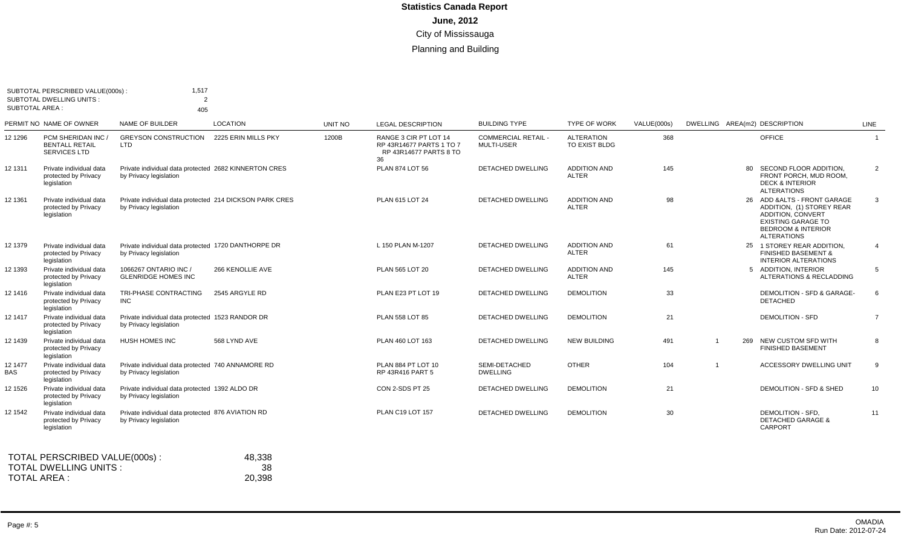# Statistics Canada Report

## June, 2012

### City of Mississauga

### Planning and Building

SUBTOTAL PERSCRIBED VALUE(000s) : 1,517
SUBTOTAL DWELLING UNITS : 2
SUBTOTAL AREA : 405

| PERMIT NO | NAME OF OWNER | NAME OF BUILDER | LOCATION | UNIT NO | LEGAL DESCRIPTION | BUILDING TYPE | TYPE OF WORK | VALUE(000s) | DWELLING | AREA(m2) | DESCRIPTION | LINE |
|---|---|---|---|---|---|---|---|---|---|---|---|---|
| 12 1296 | PCM SHERIDAN INC / BENTALL RETAIL SERVICES LTD | GREYSON CONSTRUCTION LTD | 2225 ERIN MILLS PKY | 1200B | RANGE 3 CIR PT LOT 14 RP 43R14677 PARTS 1 TO 7 RP 43R14677 PARTS 8 TO 36 | COMMERCIAL RETAIL - MULTI-USER | ALTERATION TO EXIST BLDG | 368 | | | OFFICE | 1 |
| 12 1311 | Private individual data protected by Privacy legislation | Private individual data protected by Privacy legislation | 2682 KINNERTON CRES | | PLAN 874 LOT 56 | DETACHED DWELLING | ADDITION AND ALTER | 145 | | 80 | SECOND FLOOR ADDITION, FRONT PORCH, MUD ROOM, DECK & INTERIOR ALTERATIONS | 2 |
| 12 1361 | Private individual data protected by Privacy legislation | Private individual data protected by Privacy legislation | 214 DICKSON PARK CRES | | PLAN 615 LOT 24 | DETACHED DWELLING | ADDITION AND ALTER | 98 | | 26 | ADD &ALTS - FRONT GARAGE ADDITION, (1) STOREY REAR ADDITION, CONVERT EXISTING GARAGE TO BEDROOM & INTERIOR ALTERATIONS | 3 |
| 12 1379 | Private individual data protected by Privacy legislation | Private individual data protected by Privacy legislation | 1720 DANTHORPE DR | | L 150 PLAN M-1207 | DETACHED DWELLING | ADDITION AND ALTER | 61 | | 25 | 1 STOREY REAR ADDITION, FINISHED BASEMENT & INTERIOR ALTERATIONS | 4 |
| 12 1393 | Private individual data protected by Privacy legislation | 1066267 ONTARIO INC / GLENRIDGE HOMES INC | 266 KENOLLIE AVE | | PLAN 565 LOT 20 | DETACHED DWELLING | ADDITION AND ALTER | 145 | | 5 | ADDITION, INTERIOR ALTERATIONS & RECLADDING | 5 |
| 12 1416 | Private individual data protected by Privacy legislation | TRI-PHASE CONTRACTING INC | 2545 ARGYLE RD | | PLAN E23 PT LOT 19 | DETACHED DWELLING | DEMOLITION | 33 | | | DEMOLITION - SFD & GARAGE-DETACHED | 6 |
| 12 1417 | Private individual data protected by Privacy legislation | Private individual data protected by Privacy legislation | 1523 RANDOR DR | | PLAN 558 LOT 85 | DETACHED DWELLING | DEMOLITION | 21 | | | DEMOLITION - SFD | 7 |
| 12 1439 | Private individual data protected by Privacy legislation | HUSH HOMES INC | 568 LYND AVE | | PLAN 460 LOT 163 | DETACHED DWELLING | NEW BUILDING | 491 | 1 | 269 | NEW CUSTOM SFD WITH FINISHED BASEMENT | 8 |
| 12 1477 BAS | Private individual data protected by Privacy legislation | Private individual data protected by Privacy legislation | 740 ANNAMORE RD | | PLAN 884 PT LOT 10 RP 43R416 PART 5 | SEMI-DETACHED DWELLING | OTHER | 104 | 1 | | ACCESSORY DWELLING UNIT | 9 |
| 12 1526 | Private individual data protected by Privacy legislation | Private individual data protected by Privacy legislation | 1392 ALDO DR | | CON 2-SDS PT 25 | DETACHED DWELLING | DEMOLITION | 21 | | | DEMOLITION - SFD & SHED | 10 |
| 12 1542 | Private individual data protected by Privacy legislation | Private individual data protected by Privacy legislation | 876 AVIATION RD | | PLAN C19 LOT 157 | DETACHED DWELLING | DEMOLITION | 30 | | | DEMOLITION - SFD, DETACHED GARAGE & CARPORT | 11 |

TOTAL PERSCRIBED VALUE(000s) : 48,338
TOTAL DWELLING UNITS : 38
TOTAL AREA : 20,398

OMADIA
Run Date: 2012-07-24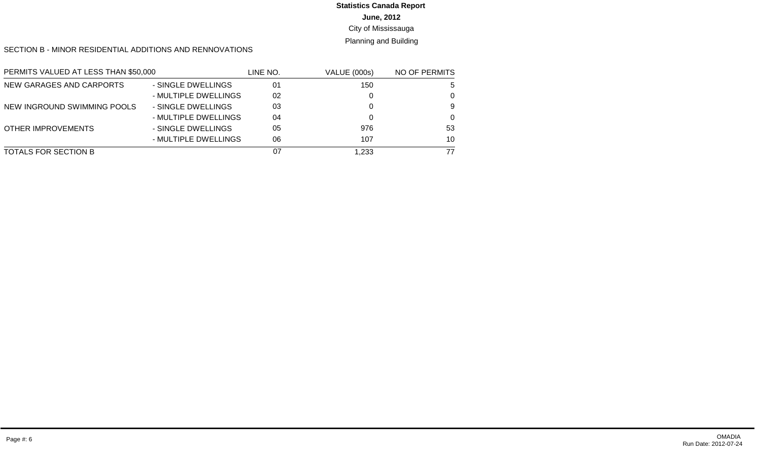**Statistics Canada Report**

**June, 2012**

City of Mississauga

Planning and Building

SECTION B - MINOR RESIDENTIAL ADDITIONS AND RENNOVATIONS

| PERMITS VALUED AT LESS THAN $50,000 | | LINE NO. | VALUE (000s) | NO OF PERMITS |
|---|---|---|---|---|
| NEW GARAGES AND CARPORTS | - SINGLE DWELLINGS | 01 | 150 | 5 |
| | - MULTIPLE DWELLINGS | 02 | 0 | 0 |
| NEW INGROUND SWIMMING POOLS | - SINGLE DWELLINGS | 03 | 0 | 9 |
| | - MULTIPLE DWELLINGS | 04 | 0 | 0 |
| OTHER IMPROVEMENTS | - SINGLE DWELLINGS | 05 | 976 | 53 |
| | - MULTIPLE DWELLINGS | 06 | 107 | 10 |
| TOTALS FOR SECTION B | | 07 | 1,233 | 77 |

OMADIA
Run Date: 2012-07-24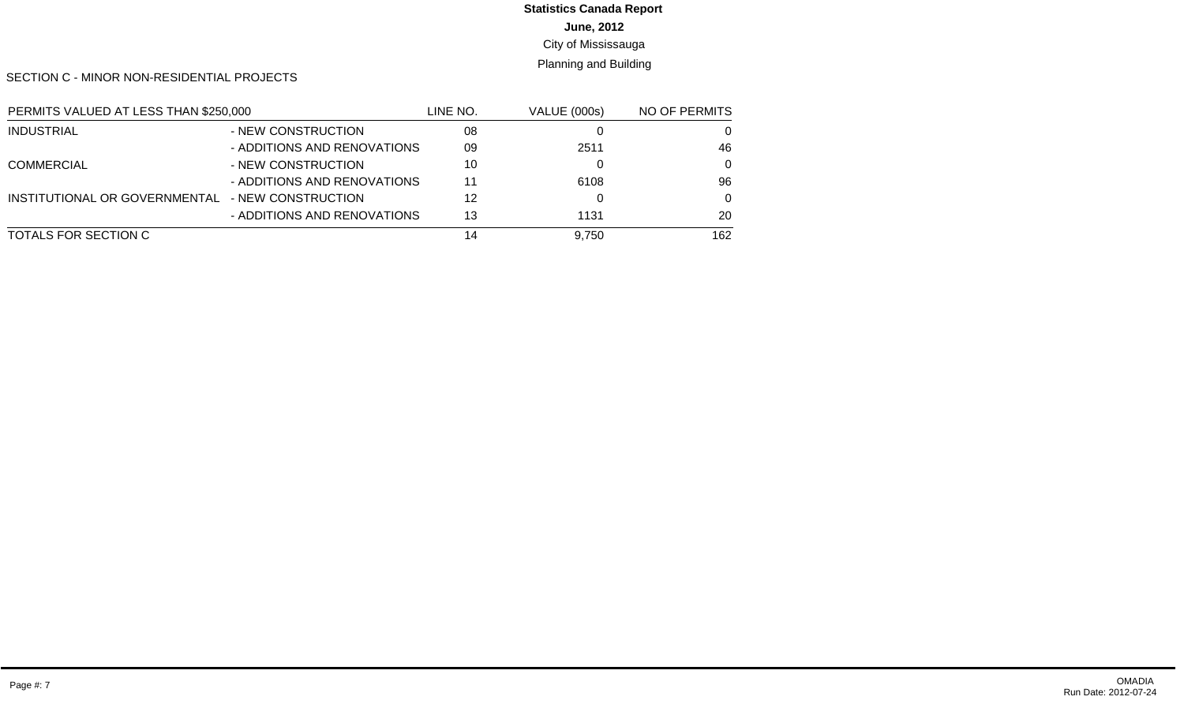**Statistics Canada Report**

**June, 2012**

City of Mississauga

Planning and Building

SECTION C - MINOR NON-RESIDENTIAL PROJECTS

| PERMITS VALUED AT LESS THAN $250,000 | | LINE NO. | VALUE (000s) | NO OF PERMITS |
|---|---|---|---|---|
| INDUSTRIAL | - NEW CONSTRUCTION | 08 | 0 | 0 |
| | - ADDITIONS AND RENOVATIONS | 09 | 2511 | 46 |
| COMMERCIAL | - NEW CONSTRUCTION | 10 | 0 | 0 |
| | - ADDITIONS AND RENOVATIONS | 11 | 6108 | 96 |
| INSTITUTIONAL OR GOVERNMENTAL | - NEW CONSTRUCTION | 12 | 0 | 0 |
| | - ADDITIONS AND RENOVATIONS | 13 | 1131 | 20 |
| TOTALS FOR SECTION C | | 14 | 9,750 | 162 |

OMADIA
Run Date: 2012-07-24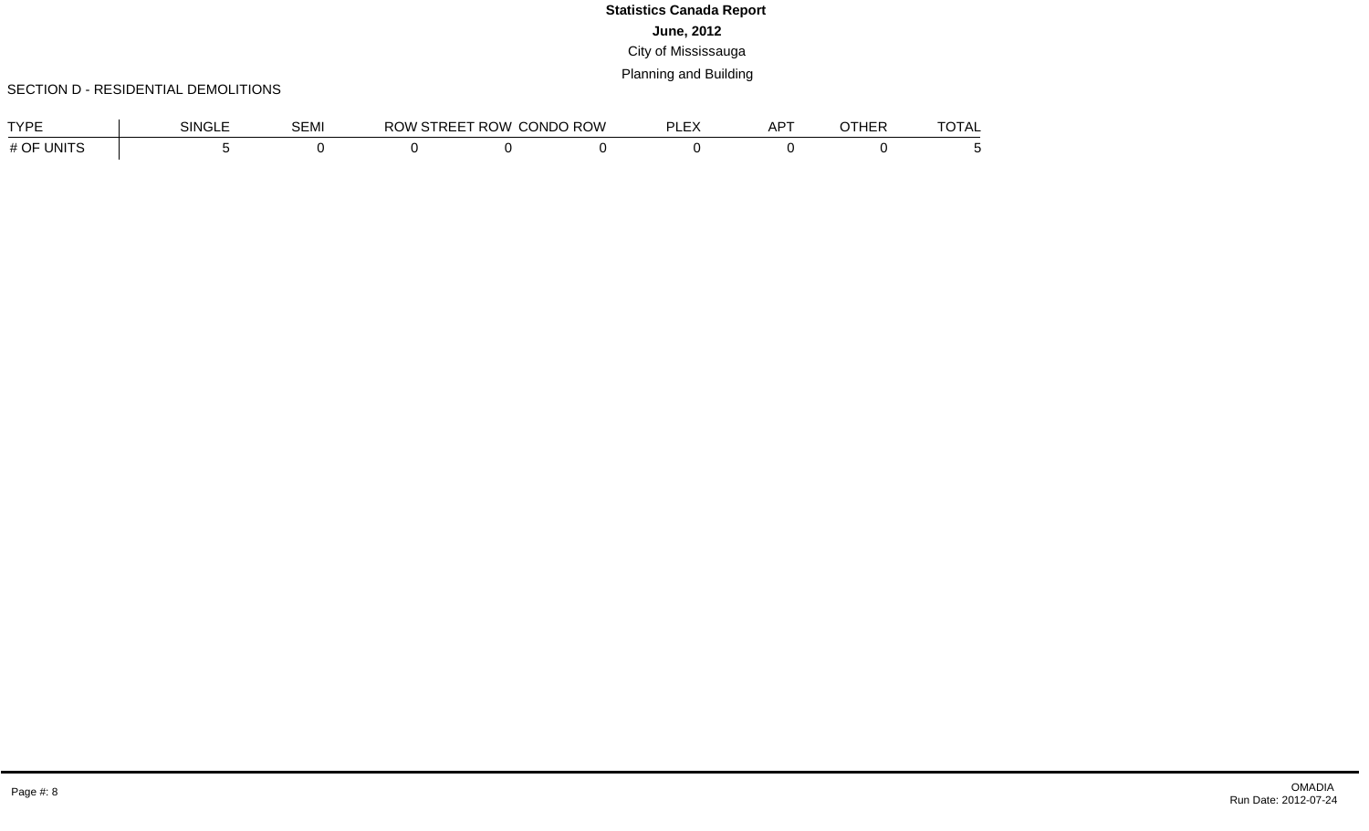# Statistics Canada Report

**June, 2012**

City of Mississauga

Planning and Building

SECTION D - RESIDENTIAL DEMOLITIONS

| TYPE | SINGLE | SEMI | ROW STREET | ROW CONDO | ROW | PLEX | APT | OTHER | TOTAL |
|---|---|---|---|---|---|---|---|---|---|
| # OF UNITS | 5 | 0 | 0 | 0 | 0 | 0 | 0 | 0 | 5 |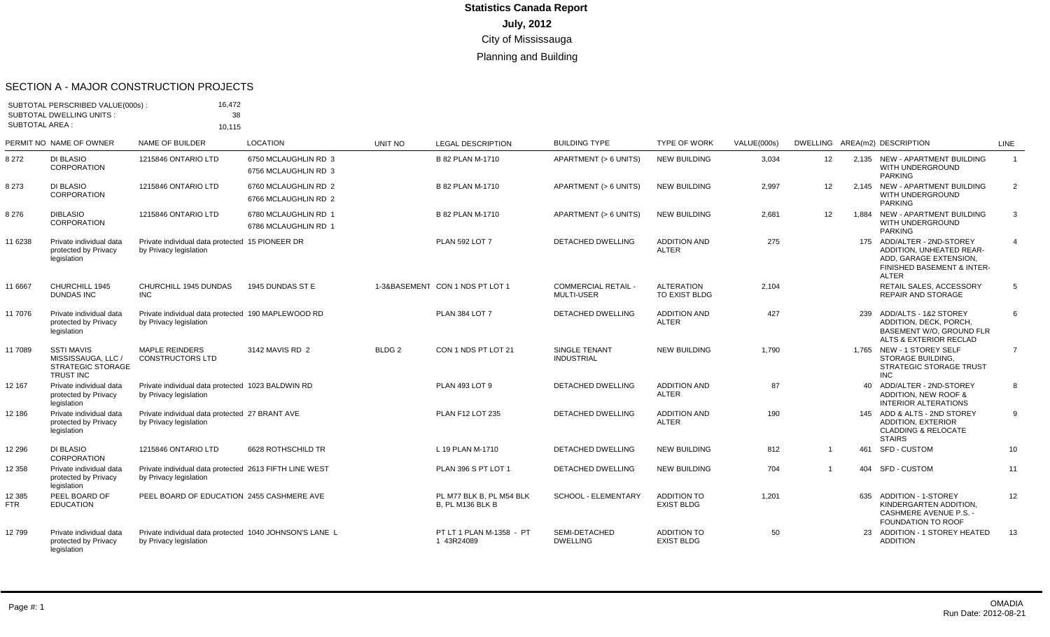# Statistics Canada Report
## July, 2012
### City of Mississauga
### Planning and Building

## SECTION A - MAJOR CONSTRUCTION PROJECTS

SUBTOTAL PERSCRIBED VALUE(000s) : 16,472
SUBTOTAL DWELLING UNITS : 38
SUBTOTAL AREA : 10,115

| PERMIT NO | NAME OF OWNER | NAME OF BUILDER | LOCATION | UNIT NO | LEGAL DESCRIPTION | BUILDING TYPE | TYPE OF WORK | VALUE(000s) | DWELLING | AREA(m2) | DESCRIPTION | LINE |
|---|---|---|---|---|---|---|---|---|---|---|---|---|
| 8 272 | DI BLASIO CORPORATION | 1215846 ONTARIO LTD | 6750 MCLAUGHLIN RD 3 6756 MCLAUGHLIN RD 3 | | B 82 PLAN M-1710 | APARTMENT (> 6 UNITS) | NEW BUILDING | 3,034 | 12 | 2,135 | NEW - APARTMENT BUILDING WITH UNDERGROUND PARKING | 1 |
| 8 273 | DI BLASIO CORPORATION | 1215846 ONTARIO LTD | 6760 MCLAUGHLIN RD 2 6766 MCLAUGHLIN RD 2 | | B 82 PLAN M-1710 | APARTMENT (> 6 UNITS) | NEW BUILDING | 2,997 | 12 | 2,145 | NEW - APARTMENT BUILDING WITH UNDERGROUND PARKING | 2 |
| 8 276 | DIBLASIO CORPORATION | 1215846 ONTARIO LTD | 6780 MCLAUGHLIN RD 1 6786 MCLAUGHLIN RD 1 | | B 82 PLAN M-1710 | APARTMENT (> 6 UNITS) | NEW BUILDING | 2,681 | 12 | 1,884 | NEW - APARTMENT BUILDING WITH UNDERGROUND PARKING | 3 |
| 11 6238 | Private individual data protected by Privacy legislation | Private individual data protected by Privacy legislation | 15 PIONEER DR | | PLAN 592 LOT 7 | DETACHED DWELLING | ADDITION AND ALTER | 275 | | 175 | ADD/ALTER - 2ND-STOREY ADDITION, UNHEATED REAR-ADD, GARAGE EXTENSION, FINISHED BASEMENT & INTER-ALTER | 4 |
| 11 6667 | CHURCHILL 1945 DUNDAS INC | CHURCHILL 1945 DUNDAS INC | 1945 DUNDAS ST E | 1-3&BASEMENT | CON 1 NDS PT LOT 1 | COMMERCIAL RETAIL - MULTI-USER | ALTERATION TO EXIST BLDG | 2,104 | | | RETAIL SALES, ACCESSORY REPAIR AND STORAGE | 5 |
| 11 7076 | Private individual data protected by Privacy legislation | Private individual data protected by Privacy legislation | 190 MAPLEWOOD RD | | PLAN 384 LOT 7 | DETACHED DWELLING | ADDITION AND ALTER | 427 | | 239 | ADD/ALTS - 1&2 STOREY ADDITION, DECK, PORCH, BASEMENT W/O, GROUND FLR ALTS & EXTERIOR RECLAD | 6 |
| 11 7089 | SSTI MAVIS MISSISSAUGA, LLC / STRATEGIC STORAGE TRUST INC | MAPLE REINDERS CONSTRUCTORS LTD | 3142 MAVIS RD 2 | BLDG 2 | CON 1 NDS PT LOT 21 | SINGLE TENANT INDUSTRIAL | NEW BUILDING | 1,790 | | 1,765 | NEW - 1 STOREY SELF STORAGE BUILDING, STRATEGIC STORAGE TRUST INC | 7 |
| 12 167 | Private individual data protected by Privacy legislation | Private individual data protected by Privacy legislation | 1023 BALDWIN RD | | PLAN 493 LOT 9 | DETACHED DWELLING | ADDITION AND ALTER | 87 | | 40 | ADD/ALTER - 2ND-STOREY ADDITION, NEW ROOF & INTERIOR ALTERATIONS | 8 |
| 12 186 | Private individual data protected by Privacy legislation | Private individual data protected by Privacy legislation | 27 BRANT AVE | | PLAN F12 LOT 235 | DETACHED DWELLING | ADDITION AND ALTER | 190 | | 145 | ADD & ALTS - 2ND STOREY ADDITION, EXTERIOR CLADDING & RELOCATE STAIRS | 9 |
| 12 296 | DI BLASIO CORPORATION | 1215846 ONTARIO LTD | 6628 ROTHSCHILD TR | | L 19 PLAN M-1710 | DETACHED DWELLING | NEW BUILDING | 812 | 1 | 461 | SFD - CUSTOM | 10 |
| 12 358 | Private individual data protected by Privacy legislation | Private individual data protected by Privacy legislation | 2613 FIFTH LINE WEST | | PLAN 396 S PT LOT 1 | DETACHED DWELLING | NEW BUILDING | 704 | 1 | 404 | SFD - CUSTOM | 11 |
| 12 385 FTR | PEEL BOARD OF EDUCATION | PEEL BOARD OF EDUCATION | 2455 CASHMERE AVE | | PL M77 BLK B, PL M54 BLK B, PL M136 BLK B | SCHOOL - ELEMENTARY | ADDITION TO EXIST BLDG | 1,201 | | 635 | ADDITION - 1-STOREY KINDERGARTEN ADDITION, CASHMERE AVENUE P.S. - FOUNDATION TO ROOF | 12 |
| 12 799 | Private individual data protected by Privacy legislation | Private individual data protected by Privacy legislation | 1040 JOHNSON'S LANE L | | PT LT 1 PLAN M-1358 - PT 1 43R24089 | SEMI-DETACHED DWELLING | ADDITION TO EXIST BLDG | 50 | | 23 | ADDITION - 1 STOREY HEATED ADDITION | 13 |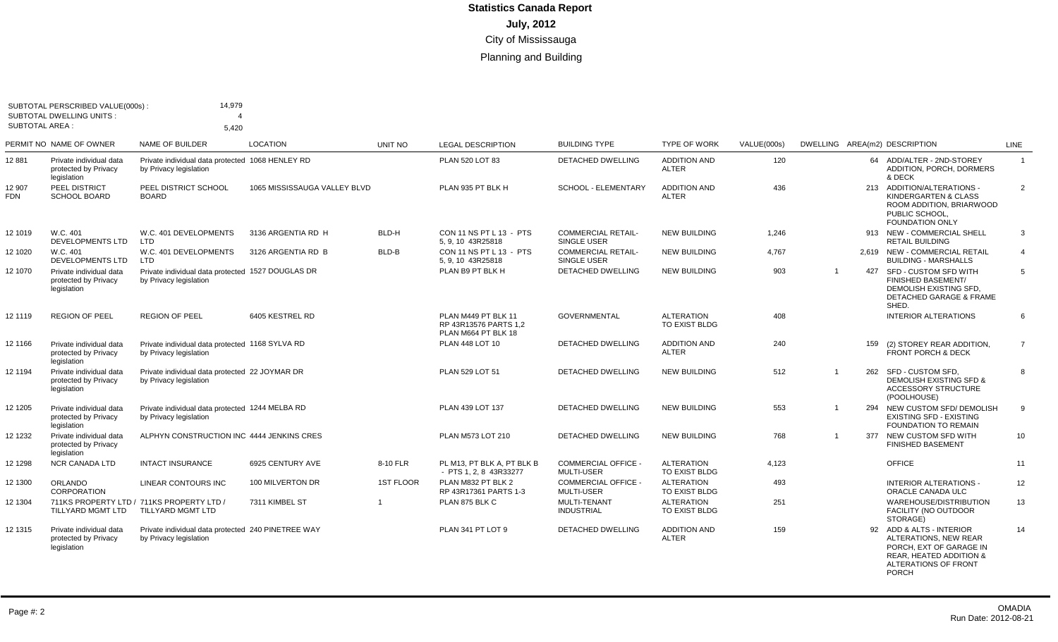# Statistics Canada Report

## July, 2012

### City of Mississauga

### Planning and Building

SUBTOTAL PERSCRIBED VALUE(000s) : 14,979
SUBTOTAL DWELLING UNITS : 4
SUBTOTAL AREA : 5,420

| PERMIT NO | NAME OF OWNER | NAME OF BUILDER | LOCATION | UNIT NO | LEGAL DESCRIPTION | BUILDING TYPE | TYPE OF WORK | VALUE(000s) | DWELLING | AREA(m2) | DESCRIPTION | LINE |
|---|---|---|---|---|---|---|---|---|---|---|---|---|
| 12 881 | Private individual data protected by Privacy legislation | Private individual data protected by Privacy legislation | 1068 HENLEY RD | | PLAN 520 LOT 83 | DETACHED DWELLING | ADDITION AND ALTER | 120 | | 64 | ADD/ALTER - 2ND-STOREY ADDITION, PORCH, DORMERS & DECK | 1 |
| 12 907 FDN | PEEL DISTRICT SCHOOL BOARD | PEEL DISTRICT SCHOOL BOARD | 1065 MISSISSAUGA VALLEY BLVD | | PLAN 935 PT BLK H | SCHOOL - ELEMENTARY | ADDITION AND ALTER | 436 | | 213 | ADDITION/ALTERATIONS - KINDERGARTEN & CLASS ROOM ADDITION, BRIARWOOD PUBLIC SCHOOL, FOUNDATION ONLY | 2 |
| 12 1019 | W.C. 401 DEVELOPMENTS LTD | W.C. 401 DEVELOPMENTS LTD | 3136 ARGENTIA RD H | BLD-H | CON 11 NS PT L 13 - PTS 5, 9, 10 43R25818 | COMMERCIAL RETAIL-SINGLE USER | NEW BUILDING | 1,246 | | 913 | NEW - COMMERCIAL SHELL RETAIL BUILDING | 3 |
| 12 1020 | W.C. 401 DEVELOPMENTS LTD | W.C. 401 DEVELOPMENTS LTD | 3126 ARGENTIA RD B | BLD-B | CON 11 NS PT L 13 - PTS 5, 9, 10 43R25818 | COMMERCIAL RETAIL-SINGLE USER | NEW BUILDING | 4,767 | | 2,619 | NEW - COMMERCIAL RETAIL BUILDING - MARSHALLS | 4 |
| 12 1070 | Private individual data protected by Privacy legislation | Private individual data protected by Privacy legislation | 1527 DOUGLAS DR | | PLAN B9 PT BLK H | DETACHED DWELLING | NEW BUILDING | 903 | 1 | 427 | SFD - CUSTOM SFD WITH FINISHED BASEMENT/ DEMOLISH EXISTING SFD, DETACHED GARAGE & FRAME SHED. | 5 |
| 12 1119 | REGION OF PEEL | REGION OF PEEL | 6405 KESTREL RD | | PLAN M449 PT BLK 11 RP 43R13576 PARTS 1,2 PLAN M664 PT BLK 18 | GOVERNMENTAL | ALTERATION TO EXIST BLDG | 408 | | | INTERIOR ALTERATIONS | 6 |
| 12 1166 | Private individual data protected by Privacy legislation | Private individual data protected by Privacy legislation | 1168 SYLVA RD | | PLAN 448 LOT 10 | DETACHED DWELLING | ADDITION AND ALTER | 240 | | 159 | (2) STOREY REAR ADDITION, FRONT PORCH & DECK | 7 |
| 12 1194 | Private individual data protected by Privacy legislation | Private individual data protected by Privacy legislation | 22 JOYMAR DR | | PLAN 529 LOT 51 | DETACHED DWELLING | NEW BUILDING | 512 | 1 | 262 | SFD - CUSTOM SFD, DEMOLISH EXISTING SFD & ACCESSORY STRUCTURE (POOLHOUSE) | 8 |
| 12 1205 | Private individual data protected by Privacy legislation | Private individual data protected by Privacy legislation | 1244 MELBA RD | | PLAN 439 LOT 137 | DETACHED DWELLING | NEW BUILDING | 553 | 1 | 294 | NEW CUSTOM SFD/ DEMOLISH EXISTING SFD - EXISTING FOUNDATION TO REMAIN | 9 |
| 12 1232 | Private individual data protected by Privacy legislation | ALPHYN CONSTRUCTION INC | 4444 JENKINS CRES | | PLAN M573 LOT 210 | DETACHED DWELLING | NEW BUILDING | 768 | 1 | 377 | NEW CUSTOM SFD WITH FINISHED BASEMENT | 10 |
| 12 1298 | NCR CANADA LTD | INTACT INSURANCE | 6925 CENTURY AVE | 8-10 FLR | PL M13, PT BLK A, PT BLK B - PTS 1, 2, 8 43R33277 | COMMERCIAL OFFICE - MULTI-USER | ALTERATION TO EXIST BLDG | 4,123 | | | OFFICE | 11 |
| 12 1300 | ORLANDO CORPORATION | LINEAR CONTOURS INC | 100 MILVERTON DR | 1ST FLOOR | PLAN M832 PT BLK 2 RP 43R17361 PARTS 1-3 | COMMERCIAL OFFICE - MULTI-USER | ALTERATION TO EXIST BLDG | 493 | | | INTERIOR ALTERATIONS - ORACLE CANADA ULC | 12 |
| 12 1304 | 711KS PROPERTY LTD / TILLYARD MGMT LTD | 711KS PROPERTY LTD / TILLYARD MGMT LTD | 7311 KIMBEL ST | 1 | PLAN 875 BLK C | MULTI-TENANT INDUSTRIAL | ALTERATION TO EXIST BLDG | 251 | | | WAREHOUSE/DISTRIBUTION FACILITY (NO OUTDOOR STORAGE) | 13 |
| 12 1315 | Private individual data protected by Privacy legislation | Private individual data protected by Privacy legislation | 240 PINETREE WAY | | PLAN 341 PT LOT 9 | DETACHED DWELLING | ADDITION AND ALTER | 159 | | 92 | ADD & ALTS - INTERIOR ALTERATIONS, NEW REAR PORCH, EXT OF GARAGE IN REAR, HEATED ADDITION & ALTERATIONS OF FRONT PORCH | 14 |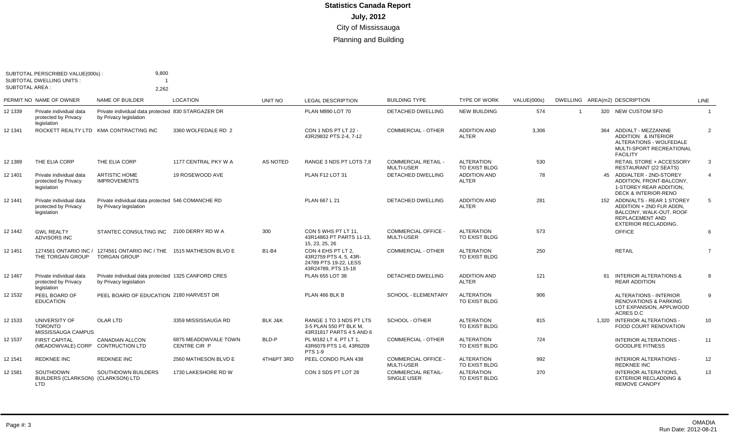# Statistics Canada Report

## July, 2012

### City of Mississauga

### Planning and Building

SUBTOTAL PERSCRIBED VALUE(000s) : 9,800
SUBTOTAL DWELLING UNITS : 1
SUBTOTAL AREA : 2,262

| PERMIT NO | NAME OF OWNER | NAME OF BUILDER | LOCATION | UNIT NO | LEGAL DESCRIPTION | BUILDING TYPE | TYPE OF WORK | VALUE(000s) | DWELLING | AREA(m2) | DESCRIPTION | LINE |
|---|---|---|---|---|---|---|---|---|---|---|---|---|
| 12 1339 | Private individual data protected by Privacy legislation | Private individual data protected by Privacy legislation | 830 STARGAZER DR | | PLAN M890 LOT 70 | DETACHED DWELLING | NEW BUILDING | 574 | 1 | 320 | NEW CUSTOM SFD | 1 |
| 12 1341 | ROCKETT REALTY LTD | KMA CONTRACTING INC | 3360 WOLFEDALE RD 2 | | CON 1 NDS PT LT 22 - 43R29832 PTS 2-4, 7-12 | COMMERCIAL - OTHER | ADDITION AND ALTER | 3,306 | | 364 | ADD/ALT - MEZZANINE ADDITION & INTERIOR ALTERATIONS - WOLFEDALE MULTI-SPORT RECREATIONAL FACILITY | 2 |
| 12 1389 | THE ELIA CORP | THE ELIA CORP | 1177 CENTRAL PKY W A | AS NOTED | RANGE 3 NDS PT LOTS 7,8 | COMMERCIAL RETAIL - MULTI-USER | ALTERATION TO EXIST BLDG | 530 | | | RETAIL STORE + ACCESSORY RESTAURANT (22 SEATS) | 3 |
| 12 1401 | Private individual data protected by Privacy legislation | ARTISTIC HOME IMPROVEMENTS | 19 ROSEWOOD AVE | | PLAN F12 LOT 31 | DETACHED DWELLING | ADDITION AND ALTER | 78 | | 45 | ADD/ALTER - 2ND-STOREY ADDITION, FRONT-BALCONY, 1-STOREY REAR ADDITION, DECK & INTERIOR-RENO | 4 |
| 12 1441 | Private individual data protected by Privacy legislation | Private individual data protected by Privacy legislation | 546 COMANCHE RD | | PLAN 667 L 21 | DETACHED DWELLING | ADDITION AND ALTER | 281 | | 152 | ADDN/ALTS - REAR 1 STOREY ADDITION + 2ND FLR ADDN, BALCONY, WALK-OUT, ROOF REPLACEMENT AND EXTERIOR RECLADDING. | 5 |
| 12 1442 | GWL REALTY ADVISORS INC | STANTEC CONSULTING INC | 2100 DERRY RD W A | 300 | CON 5 WHS PT LT 11, 43R14863 PT PARTS 11-13, 15, 23, 25, 26 | COMMERCIAL OFFICE - MULTI-USER | ALTERATION TO EXIST BLDG | 573 | | | OFFICE | 6 |
| 12 1451 | 1274561 ONTARIO INC / THE TORGAN GROUP | 1274561 ONTARIO INC / THE TORGAN GROUP | 1515 MATHESON BLVD E | B1-B4 | CON 4 EHS PT LT 2, 43R2759 PTS 4, 5, 43R-24789 PTS 19-22, LESS 43R24789, PTS 15-18 | COMMERCIAL - OTHER | ALTERATION TO EXIST BLDG | 250 | | | RETAIL | 7 |
| 12 1467 | Private individual data protected by Privacy legislation | Private individual data protected by Privacy legislation | 1325 CANFORD CRES | | PLAN 655 LOT 38 | DETACHED DWELLING | ADDITION AND ALTER | 121 | | 61 | INTERIOR ALTERATIONS & REAR ADDITION | 8 |
| 12 1532 | PEEL BOARD OF EDUCATION | PEEL BOARD OF EDUCATION | 2180 HARVEST DR | | PLAN 466 BLK B | SCHOOL - ELEMENTARY | ALTERATION TO EXIST BLDG | 906 | | | ALTERATIONS - INTERIOR RENOVATIONS & PARKING LOT EXPANSION, APPLWOOD ACRES D.C | 9 |
| 12 1533 | UNIVERSITY OF TORONTO MISSISSAUGA CAMPUS | OLAR LTD | 3359 MISSISSAUGA RD | BLK J&K | RANGE 1 TO 3 NDS PT LTS 3-5 PLAN 550 PT BLK M, 43R31817 PARTS 4 5 AND 6 | SCHOOL - OTHER | ALTERATION TO EXIST BLDG | 815 | | 1,320 | INTERIOR ALTERATIONS - FOOD COURT RENOVATION | 10 |
| 12 1537 | FIRST CAPITAL (MEADOWVALE) CORP | CANADIAN ALLCON CONTRUCTION LTD | 6875 MEADOWVALE TOWN CENTRE CIR P | BLD-P | PL M182 LT 4, PT LT 1, 43R6079 PTS 1-6, 43R6209 PTS 1-9 | COMMERCIAL - OTHER | ALTERATION TO EXIST BLDG | 724 | | | INTERIOR ALTERATIONS - GOODLIFE FITNESS | 11 |
| 12 1541 | REDKNEE INC | REDKNEE INC | 2560 MATHESON BLVD E | 4TH&PT 3RD | PEEL CONDO PLAN 438 | COMMERCIAL OFFICE - MULTI-USER | ALTERATION TO EXIST BLDG | 992 | | | INTERIOR ALTERATIONS - REDKNEE INC | 12 |
| 12 1581 | SOUTHDOWN BUILDERS (CLARKSON) LTD | SOUTHDOWN BUILDERS (CLARKSON) LTD | 1730 LAKESHORE RD W | | CON 3 SDS PT LOT 28 | COMMERCIAL RETAIL- SINGLE USER | ALTERATION TO EXIST BLDG | 370 | | | INTERIOR ALTERATIONS, EXTERIOR RECLADDING & REMOVE CANOPY | 13 |

OMADIA
Run Date: 2012-08-21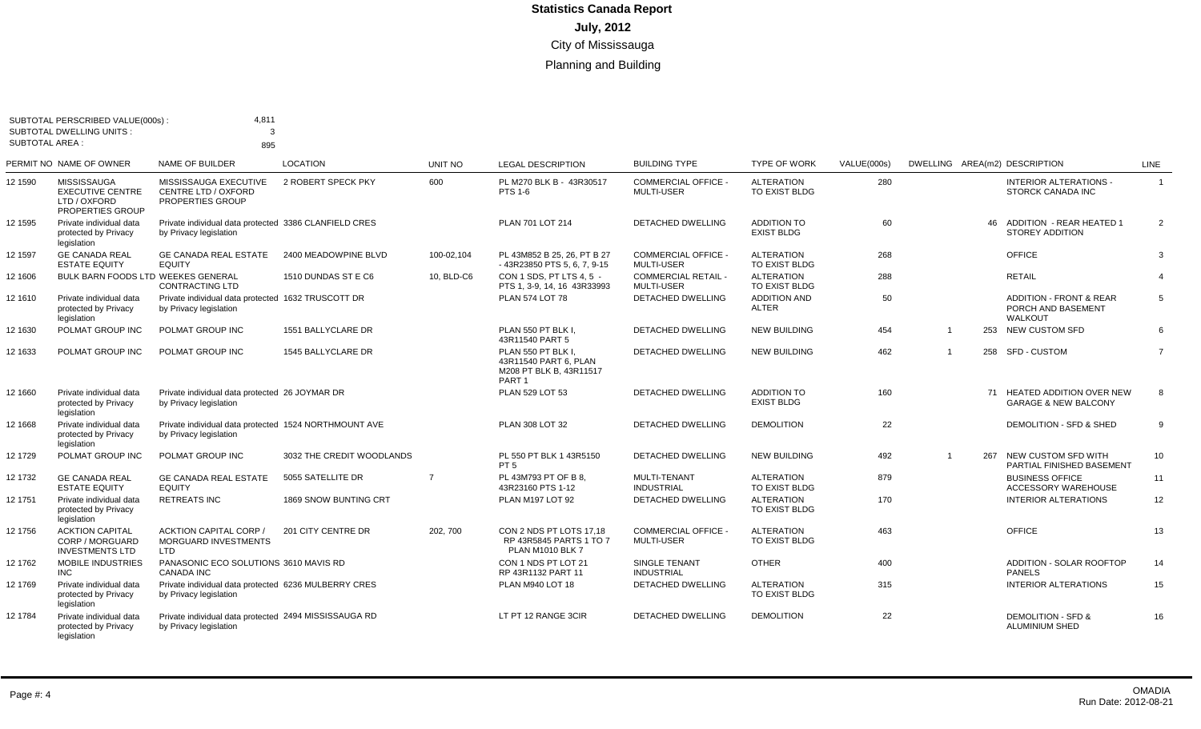# Statistics Canada Report

## July, 2012

### City of Mississauga

### Planning and Building

SUBTOTAL PERSCRIBED VALUE(000s) : 4,811
SUBTOTAL DWELLING UNITS : 3
SUBTOTAL AREA : 895

| PERMIT NO | NAME OF OWNER | NAME OF BUILDER | LOCATION | UNIT NO | LEGAL DESCRIPTION | BUILDING TYPE | TYPE OF WORK | VALUE(000s) | DWELLING | AREA(m2) | DESCRIPTION | LINE |
|---|---|---|---|---|---|---|---|---|---|---|---|---|
| 12 1590 | MISSISSAUGA EXECUTIVE CENTRE LTD / OXFORD PROPERTIES GROUP | MISSISSAUGA EXECUTIVE CENTRE LTD / OXFORD PROPERTIES GROUP | 2 ROBERT SPECK PKY | 600 | PL M270 BLK B - 43R30517 PTS 1-6 | COMMERCIAL OFFICE - MULTI-USER | ALTERATION TO EXIST BLDG | 280 | | | INTERIOR ALTERATIONS - STORCK CANADA INC | 1 |
| 12 1595 | Private individual data protected by Privacy legislation | Private individual data protected by Privacy legislation | 3386 CLANFIELD CRES | | PLAN 701 LOT 214 | DETACHED DWELLING | ADDITION TO EXIST BLDG | 60 | | 46 | ADDITION - REAR HEATED 1 STOREY ADDITION | 2 |
| 12 1597 | GE CANADA REAL ESTATE EQUITY | GE CANADA REAL ESTATE EQUITY | 2400 MEADOWPINE BLVD | 100-02,104 | PL 43M852 B 25, 26, PT B 27 - 43R23850 PTS 5, 6, 7, 9-15 | COMMERCIAL OFFICE - MULTI-USER | ALTERATION TO EXIST BLDG | 268 | | | OFFICE | 3 |
| 12 1606 | BULK BARN FOODS LTD | WEEKES GENERAL CONTRACTING LTD | 1510 DUNDAS ST E C6 | 10, BLD-C6 | CON 1 SDS, PT LTS 4, 5 - PTS 1, 3-9, 14, 16 43R33993 | COMMERCIAL RETAIL - MULTI-USER | ALTERATION TO EXIST BLDG | 288 | | | RETAIL | 4 |
| 12 1610 | Private individual data protected by Privacy legislation | Private individual data protected by Privacy legislation | 1632 TRUSCOTT DR | | PLAN 574 LOT 78 | DETACHED DWELLING | ADDITION AND ALTER | 50 | | | ADDITION - FRONT & REAR PORCH AND BASEMENT WALKOUT | 5 |
| 12 1630 | POLMAT GROUP INC | POLMAT GROUP INC | 1551 BALLYCLARE DR | | PLAN 550 PT BLK I, 43R11540 PART 5 | DETACHED DWELLING | NEW BUILDING | 454 | 1 | 253 | NEW CUSTOM SFD | 6 |
| 12 1633 | POLMAT GROUP INC | POLMAT GROUP INC | 1545 BALLYCLARE DR | | PLAN 550 PT BLK I, 43R11540 PART 6, PLAN M208 PT BLK B, 43R11517 PART 1 | DETACHED DWELLING | NEW BUILDING | 462 | 1 | 258 | SFD - CUSTOM | 7 |
| 12 1660 | Private individual data protected by Privacy legislation | Private individual data protected by Privacy legislation | 26 JOYMAR DR | | PLAN 529 LOT 53 | DETACHED DWELLING | ADDITION TO EXIST BLDG | 160 | | 71 | HEATED ADDITION OVER NEW GARAGE & NEW BALCONY | 8 |
| 12 1668 | Private individual data protected by Privacy legislation | Private individual data protected by Privacy legislation | 1524 NORTHMOUNT AVE | | PLAN 308 LOT 32 | DETACHED DWELLING | DEMOLITION | 22 | | | DEMOLITION - SFD & SHED | 9 |
| 12 1729 | POLMAT GROUP INC | POLMAT GROUP INC | 3032 THE CREDIT WOODLANDS | | PL 550 PT BLK 1 43R5150 PT 5 | DETACHED DWELLING | NEW BUILDING | 492 | 1 | 267 | NEW CUSTOM SFD WITH PARTIAL FINISHED BASEMENT | 10 |
| 12 1732 | GE CANADA REAL ESTATE EQUITY | GE CANADA REAL ESTATE EQUITY | 5055 SATELLITE DR | 7 | PL 43M793 PT OF B 8, 43R23160 PTS 1-12 | MULTI-TENANT INDUSTRIAL | ALTERATION TO EXIST BLDG | 879 | | | BUSINESS OFFICE ACCESSORY WAREHOUSE | 11 |
| 12 1751 | Private individual data protected by Privacy legislation | RETREATS INC | 1869 SNOW BUNTING CRT | | PLAN M197 LOT 92 | DETACHED DWELLING | ALTERATION TO EXIST BLDG | 170 | | | INTERIOR ALTERATIONS | 12 |
| 12 1756 | ACKTION CAPITAL CORP / MORGUARD INVESTMENTS LTD | ACKTION CAPITAL CORP / MORGUARD INVESTMENTS LTD | 201 CITY CENTRE DR | 202, 700 | CON 2 NDS PT LOTS 17,18 RP 43R5845 PARTS 1 TO 7 PLAN M1010 BLK 7 | COMMERCIAL OFFICE - MULTI-USER | ALTERATION TO EXIST BLDG | 463 | | | OFFICE | 13 |
| 12 1762 | MOBILE INDUSTRIES INC | PANASONIC ECO SOLUTIONS CANADA INC | 3610 MAVIS RD | | CON 1 NDS PT LOT 21 RP 43R1132 PART 11 | SINGLE TENANT INDUSTRIAL | OTHER | 400 | | | ADDITION - SOLAR ROOFTOP PANELS | 14 |
| 12 1769 | Private individual data protected by Privacy legislation | Private individual data protected by Privacy legislation | 6236 MULBERRY CRES | | PLAN M940 LOT 18 | DETACHED DWELLING | ALTERATION TO EXIST BLDG | 315 | | | INTERIOR ALTERATIONS | 15 |
| 12 1784 | Private individual data protected by Privacy legislation | Private individual data protected by Privacy legislation | 2494 MISSISSAUGA RD | | LT PT 12 RANGE 3CIR | DETACHED DWELLING | DEMOLITION | 22 | | | DEMOLITION - SFD & ALUMINIUM SHED | 16 |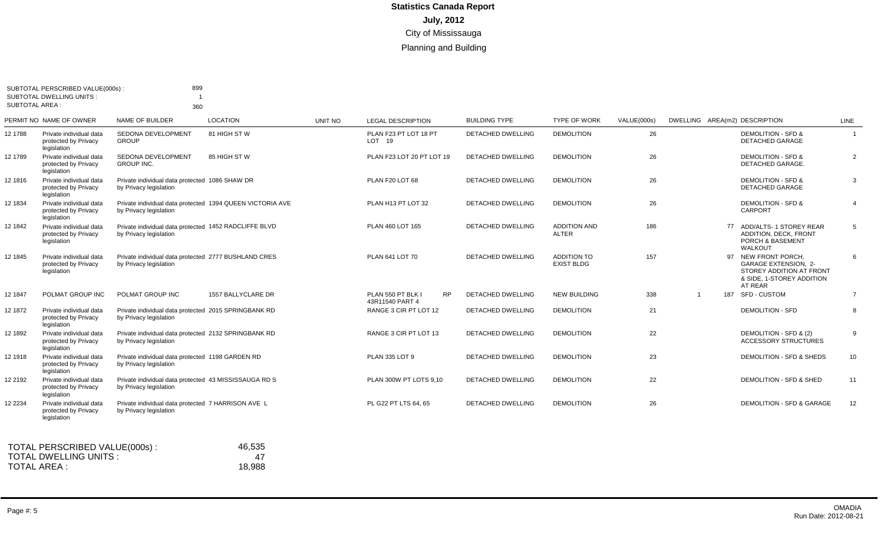# Statistics Canada Report

**July, 2012**

City of Mississauga

Planning and Building

SUBTOTAL PERSCRIBED VALUE(000s) : 899
SUBTOTAL DWELLING UNITS : 1
SUBTOTAL AREA : 360

| PERMIT NO | NAME OF OWNER | NAME OF BUILDER | LOCATION | UNIT NO | LEGAL DESCRIPTION | BUILDING TYPE | TYPE OF WORK | VALUE(000s) | DWELLING | AREA(m2) | DESCRIPTION | LINE |
|---|---|---|---|---|---|---|---|---|---|---|---|---|
| 12 1788 | Private individual data protected by Privacy legislation | SEDONA DEVELOPMENT GROUP | 81 HIGH ST W | | PLAN F23 PT LOT 18 PT LOT 19 | DETACHED DWELLING | DEMOLITION | 26 | | | DEMOLITION - SFD & DETACHED GARAGE | 1 |
| 12 1789 | Private individual data protected by Privacy legislation | SEDONA DEVELOPMENT GROUP INC. | 85 HIGH ST W | | PLAN F23 LOT 20 PT LOT 19 | DETACHED DWELLING | DEMOLITION | 26 | | | DEMOLITION - SFD & DETACHED GARAGE. | 2 |
| 12 1816 | Private individual data protected by Privacy legislation | Private individual data protected by Privacy legislation | 1086 SHAW DR | | PLAN F20 LOT 68 | DETACHED DWELLING | DEMOLITION | 26 | | | DEMOLITION - SFD & DETACHED GARAGE | 3 |
| 12 1834 | Private individual data protected by Privacy legislation | Private individual data protected by Privacy legislation | 1394 QUEEN VICTORIA AVE | | PLAN H13 PT LOT 32 | DETACHED DWELLING | DEMOLITION | 26 | | | DEMOLITION - SFD & CARPORT | 4 |
| 12 1842 | Private individual data protected by Privacy legislation | Private individual data protected by Privacy legislation | 1452 RADCLIFFE BLVD | | PLAN 460 LOT 165 | DETACHED DWELLING | ADDITION AND ALTER | 186 | | 77 | ADD/ALTS- 1 STOREY REAR ADDITION, DECK, FRONT PORCH & BASEMENT WALKOUT | 5 |
| 12 1845 | Private individual data protected by Privacy legislation | Private individual data protected by Privacy legislation | 2777 BUSHLAND CRES | | PLAN 641 LOT 70 | DETACHED DWELLING | ADDITION TO EXIST BLDG | 157 | | 97 | NEW FRONT PORCH, GARAGE EXTENSION, 2-STOREY ADDITION AT FRONT & SIDE, 1-STOREY ADDITION AT REAR | 6 |
| 12 1847 | POLMAT GROUP INC | POLMAT GROUP INC | 1557 BALLYCLARE DR | | PLAN 550 PT BLK I RP 43R11540 PART 4 | DETACHED DWELLING | NEW BUILDING | 338 | 1 | 187 | SFD - CUSTOM | 7 |
| 12 1872 | Private individual data protected by Privacy legislation | Private individual data protected by Privacy legislation | 2015 SPRINGBANK RD | | RANGE 3 CIR PT LOT 12 | DETACHED DWELLING | DEMOLITION | 21 | | | DEMOLITION - SFD | 8 |
| 12 1892 | Private individual data protected by Privacy legislation | Private individual data protected by Privacy legislation | 2132 SPRINGBANK RD | | RANGE 3 CIR PT LOT 13 | DETACHED DWELLING | DEMOLITION | 22 | | | DEMOLITION - SFD & (2) ACCESSORY STRUCTURES | 9 |
| 12 1918 | Private individual data protected by Privacy legislation | Private individual data protected by Privacy legislation | 1198 GARDEN RD | | PLAN 335 LOT 9 | DETACHED DWELLING | DEMOLITION | 23 | | | DEMOLITION - SFD & SHEDS | 10 |
| 12 2192 | Private individual data protected by Privacy legislation | Private individual data protected by Privacy legislation | 43 MISSISSAUGA RD S | | PLAN 300W PT LOTS 9,10 | DETACHED DWELLING | DEMOLITION | 22 | | | DEMOLITION - SFD & SHED | 11 |
| 12 2234 | Private individual data protected by Privacy legislation | Private individual data protected by Privacy legislation | 7 HARRISON AVE L | | PL G22 PT LTS 64, 65 | DETACHED DWELLING | DEMOLITION | 26 | | | DEMOLITION - SFD & GARAGE | 12 |

TOTAL PERSCRIBED VALUE(000s) : 46,535
TOTAL DWELLING UNITS : 47
TOTAL AREA : 18,988

OMADIA
Run Date: 2012-08-21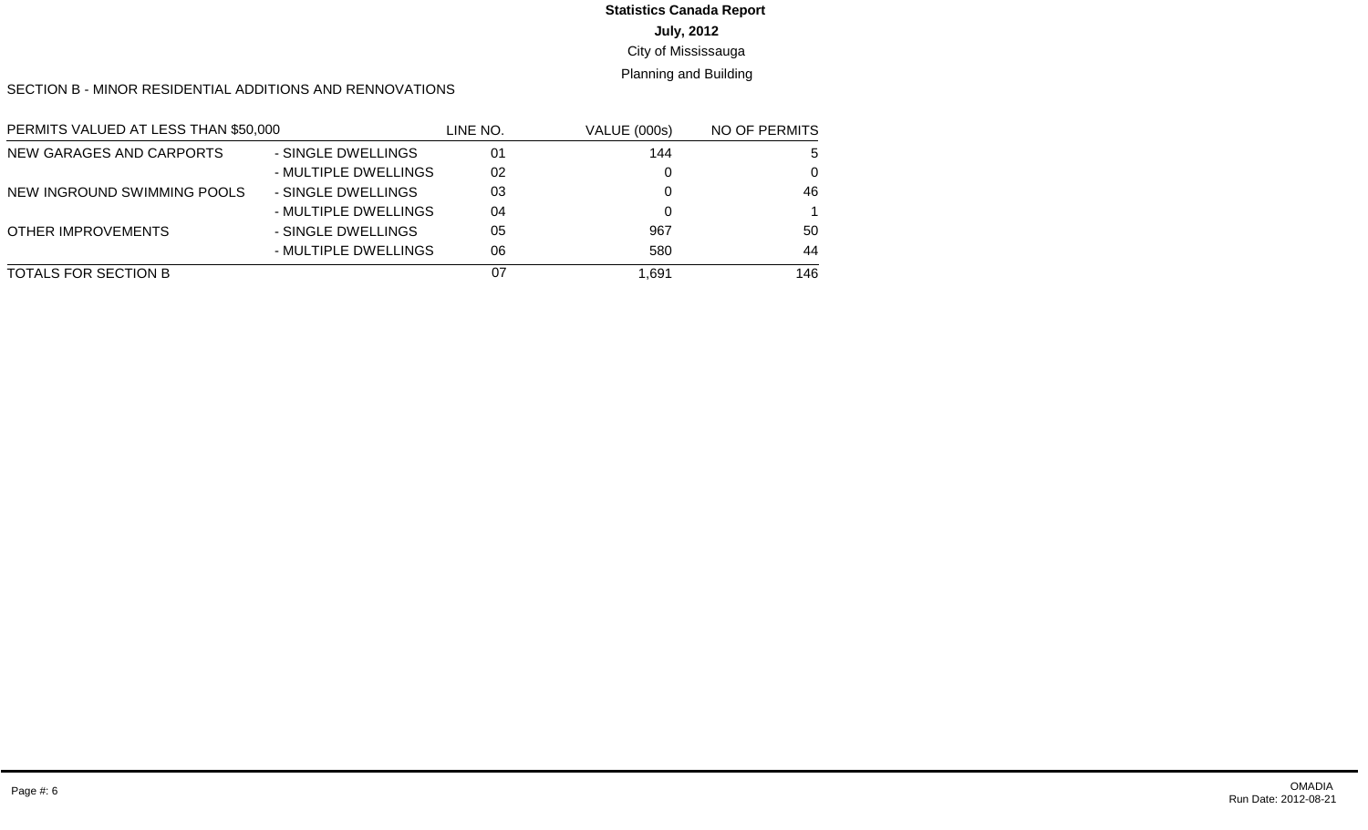**Statistics Canada Report**

**July, 2012**

City of Mississauga

Planning and Building

SECTION B - MINOR RESIDENTIAL ADDITIONS AND RENNOVATIONS

| PERMITS VALUED AT LESS THAN $50,000 | | LINE NO. | VALUE (000s) | NO OF PERMITS |
|---|---|---|---|---|
| NEW GARAGES AND CARPORTS | - SINGLE DWELLINGS | 01 | 144 | 5 |
| | - MULTIPLE DWELLINGS | 02 | 0 | 0 |
| NEW INGROUND SWIMMING POOLS | - SINGLE DWELLINGS | 03 | 0 | 46 |
| | - MULTIPLE DWELLINGS | 04 | 0 | 1 |
| OTHER IMPROVEMENTS | - SINGLE DWELLINGS | 05 | 967 | 50 |
| | - MULTIPLE DWELLINGS | 06 | 580 | 44 |
| TOTALS FOR SECTION B | | 07 | 1,691 | 146 |

OMADIA
Run Date: 2012-08-21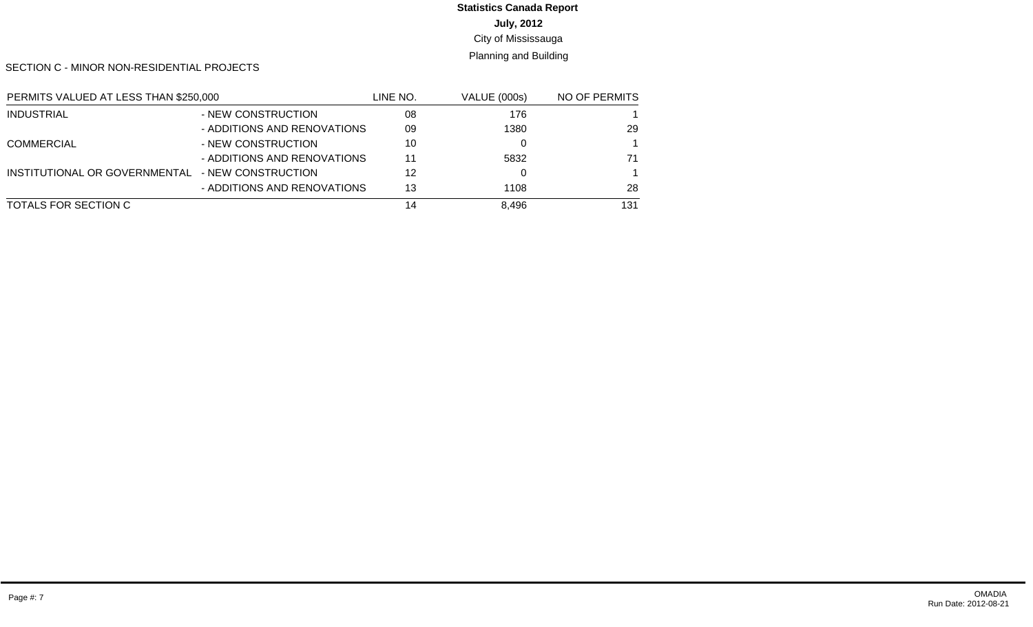**Statistics Canada Report**

**July, 2012**

City of Mississauga

Planning and Building

SECTION C - MINOR NON-RESIDENTIAL PROJECTS

| PERMITS VALUED AT LESS THAN $250,000 | | LINE NO. | VALUE (000s) | NO OF PERMITS |
|---|---|---|---|---|
| INDUSTRIAL | - NEW CONSTRUCTION | 08 | 176 | 1 |
| | - ADDITIONS AND RENOVATIONS | 09 | 1380 | 29 |
| COMMERCIAL | - NEW CONSTRUCTION | 10 | 0 | 1 |
| | - ADDITIONS AND RENOVATIONS | 11 | 5832 | 71 |
| INSTITUTIONAL OR GOVERNMENTAL | - NEW CONSTRUCTION | 12 | 0 | 1 |
| | - ADDITIONS AND RENOVATIONS | 13 | 1108 | 28 |
| TOTALS FOR SECTION C | | 14 | 8,496 | 131 |

OMADIA
Run Date: 2012-08-21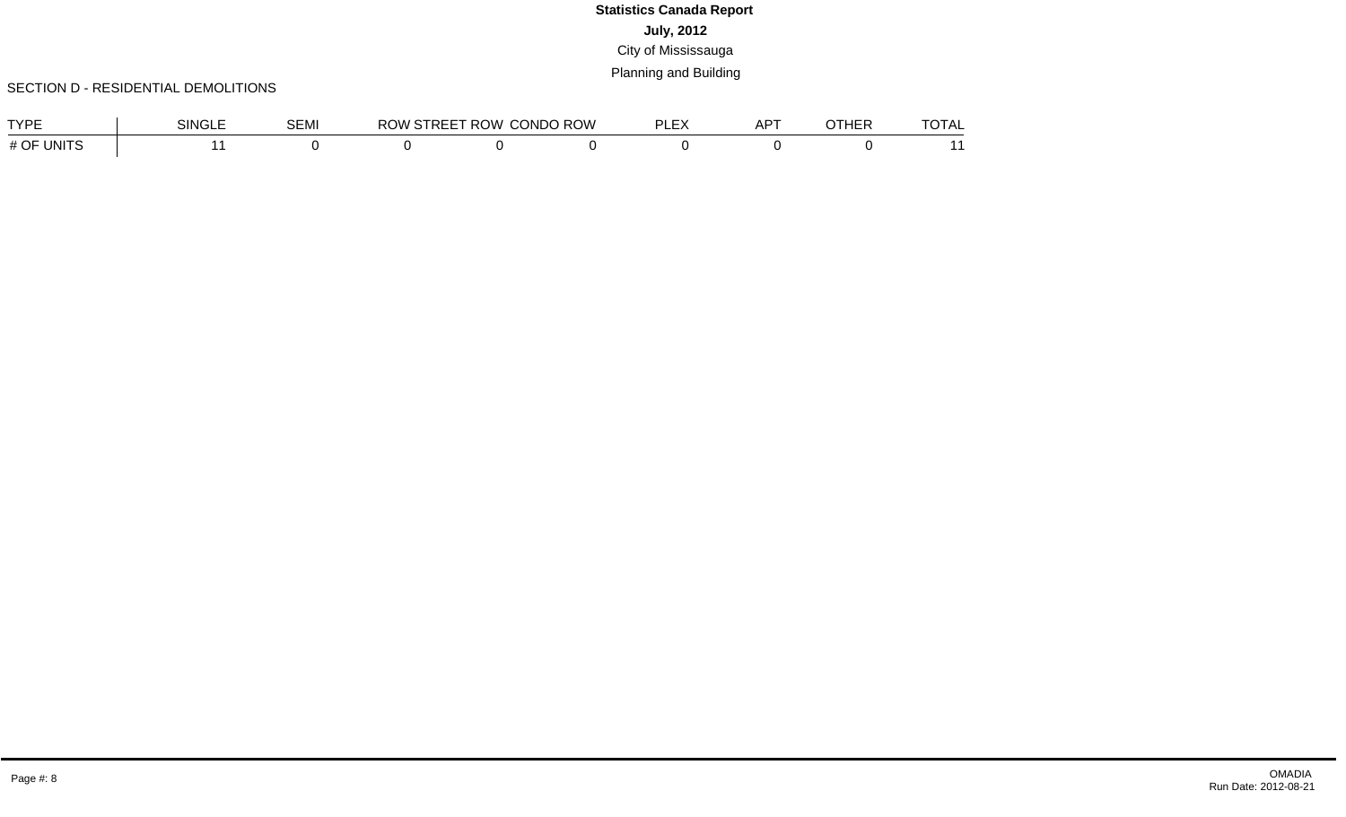**Statistics Canada Report**

**July, 2012**

City of Mississauga

Planning and Building

SECTION D - RESIDENTIAL DEMOLITIONS

| TYPE | SINGLE | SEMI | ROW | STREET ROW | CONDO ROW | PLEX | APT | OTHER | TOTAL |
|---|---|---|---|---|---|---|---|---|---|
| # OF UNITS | 11 | 0 | 0 | 0 | 0 | 0 | 0 | 0 | 11 |

OMADIA
Run Date: 2012-08-21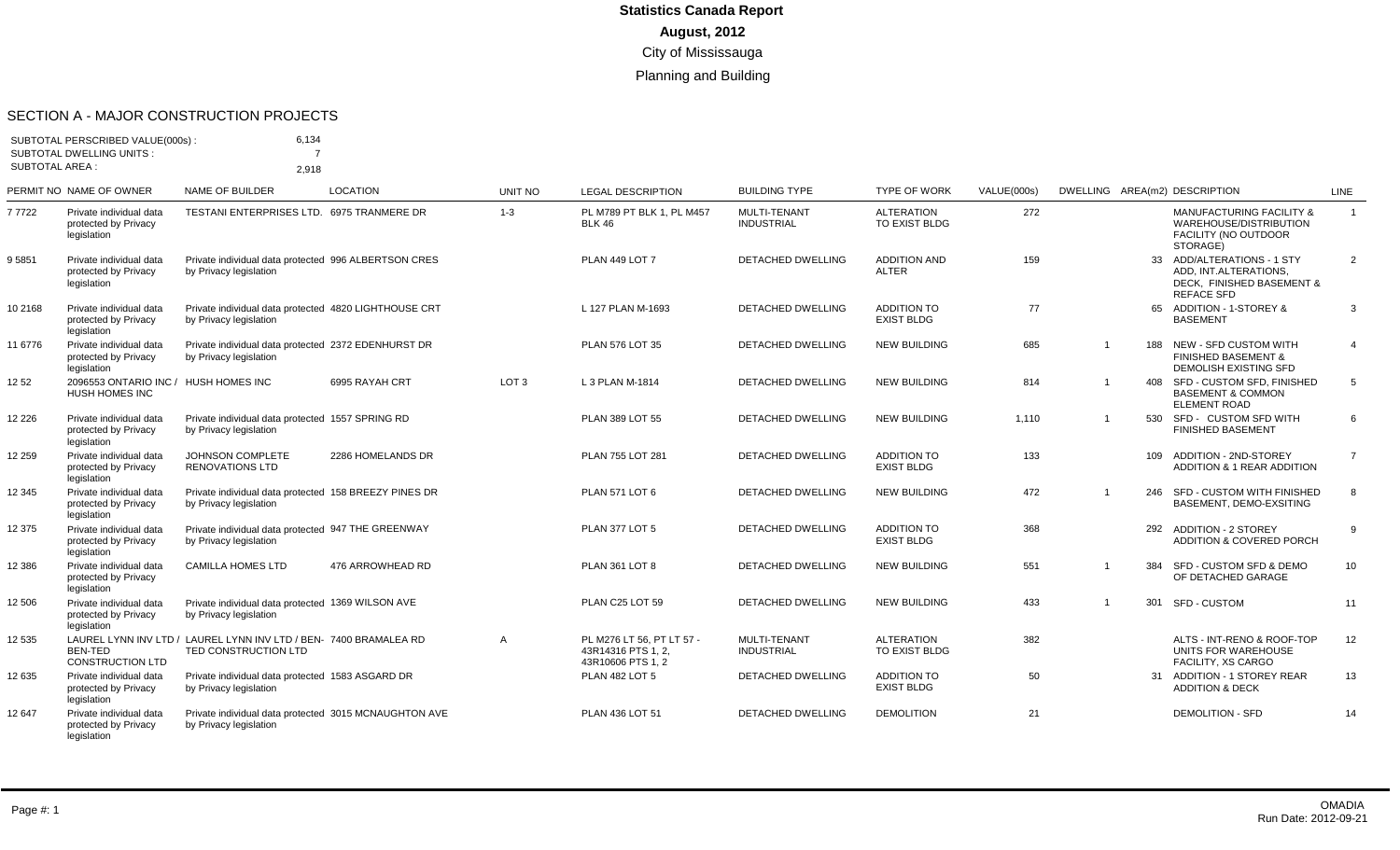# Statistics Canada Report

**August, 2012**

City of Mississauga

Planning and Building

## SECTION A - MAJOR CONSTRUCTION PROJECTS

SUBTOTAL PERSCRIBED VALUE(000s) : 6,134
SUBTOTAL DWELLING UNITS : 7
SUBTOTAL AREA : 2,918

| PERMIT NO | NAME OF OWNER | NAME OF BUILDER | LOCATION | UNIT NO | LEGAL DESCRIPTION | BUILDING TYPE | TYPE OF WORK | VALUE(000s) | DWELLING | AREA(m2) | DESCRIPTION | LINE |
|---|---|---|---|---|---|---|---|---|---|---|---|---|
| 7 7722 | Private individual data protected by Privacy legislation | TESTANI ENTERPRISES LTD. | 6975 TRANMERE DR | 1-3 | PL M789 PT BLK 1, PL M457 BLK 46 | MULTI-TENANT INDUSTRIAL | ALTERATION TO EXIST BLDG | 272 | | | MANUFACTURING FACILITY & WAREHOUSE/DISTRIBUTION FACILITY (NO OUTDOOR STORAGE) | 1 |
| 9 5851 | Private individual data protected by Privacy legislation | Private individual data protected by Privacy legislation | 996 ALBERTSON CRES | | PLAN 449 LOT 7 | DETACHED DWELLING | ADDITION AND ALTER | 159 | | 33 | ADD/ALTERATIONS - 1 STY ADD, INT.ALTERATIONS, DECK, FINISHED BASEMENT & REFACE SFD | 2 |
| 10 2168 | Private individual data protected by Privacy legislation | Private individual data protected by Privacy legislation | 4820 LIGHTHOUSE CRT | | L 127 PLAN M-1693 | DETACHED DWELLING | ADDITION TO EXIST BLDG | 77 | | 65 | ADDITION - 1-STOREY & BASEMENT | 3 |
| 11 6776 | Private individual data protected by Privacy legislation | Private individual data protected by Privacy legislation | 2372 EDENHURST DR | | PLAN 576 LOT 35 | DETACHED DWELLING | NEW BUILDING | 685 | 1 | 188 | NEW - SFD CUSTOM WITH FINISHED BASEMENT & DEMOLISH EXISTING SFD | 4 |
| 12 52 | 2096553 ONTARIO INC / HUSH HOMES INC | HUSH HOMES INC | 6995 RAYAH CRT | LOT 3 | L 3 PLAN M-1814 | DETACHED DWELLING | NEW BUILDING | 814 | 1 | 408 | SFD - CUSTOM SFD, FINISHED BASEMENT & COMMON ELEMENT ROAD | 5 |
| 12 226 | Private individual data protected by Privacy legislation | Private individual data protected by Privacy legislation | 1557 SPRING RD | | PLAN 389 LOT 55 | DETACHED DWELLING | NEW BUILDING | 1,110 | 1 | 530 | SFD - CUSTOM SFD WITH FINISHED BASEMENT | 6 |
| 12 259 | Private individual data protected by Privacy legislation | JOHNSON COMPLETE RENOVATIONS LTD | 2286 HOMELANDS DR | | PLAN 755 LOT 281 | DETACHED DWELLING | ADDITION TO EXIST BLDG | 133 | | 109 | ADDITION - 2ND-STOREY ADDITION & 1 REAR ADDITION | 7 |
| 12 345 | Private individual data protected by Privacy legislation | Private individual data protected by Privacy legislation | 158 BREEZY PINES DR | | PLAN 571 LOT 6 | DETACHED DWELLING | NEW BUILDING | 472 | 1 | 246 | SFD - CUSTOM WITH FINISHED BASEMENT, DEMO-EXSITING | 8 |
| 12 375 | Private individual data protected by Privacy legislation | Private individual data protected by Privacy legislation | 947 THE GREENWAY | | PLAN 377 LOT 5 | DETACHED DWELLING | ADDITION TO EXIST BLDG | 368 | | 292 | ADDITION - 2 STOREY ADDITION & COVERED PORCH | 9 |
| 12 386 | Private individual data protected by Privacy legislation | CAMILLA HOMES LTD | 476 ARROWHEAD RD | | PLAN 361 LOT 8 | DETACHED DWELLING | NEW BUILDING | 551 | 1 | 384 | SFD - CUSTOM SFD & DEMO OF DETACHED GARAGE | 10 |
| 12 506 | Private individual data protected by Privacy legislation | Private individual data protected by Privacy legislation | 1369 WILSON AVE | | PLAN C25 LOT 59 | DETACHED DWELLING | NEW BUILDING | 433 | 1 | 301 | SFD - CUSTOM | 11 |
| 12 535 | LAUREL LYNN INV LTD / BEN-TED CONSTRUCTION LTD | LAUREL LYNN INV LTD / BEN-TED CONSTRUCTION LTD | 7400 BRAMALEA RD | A | PL M276 LT 56, PT LT 57 - 43R14316 PTS 1, 2, 43R10606 PTS 1, 2 | MULTI-TENANT INDUSTRIAL | ALTERATION TO EXIST BLDG | 382 | | | ALTS - INT-RENO & ROOF-TOP UNITS FOR WAREHOUSE FACILITY, XS CARGO | 12 |
| 12 635 | Private individual data protected by Privacy legislation | Private individual data protected by Privacy legislation | 1583 ASGARD DR | | PLAN 482 LOT 5 | DETACHED DWELLING | ADDITION TO EXIST BLDG | 50 | | 31 | ADDITION - 1 STOREY REAR ADDITION & DECK | 13 |
| 12 647 | Private individual data protected by Privacy legislation | Private individual data protected by Privacy legislation | 3015 MCNAUGHTON AVE | | PLAN 436 LOT 51 | DETACHED DWELLING | DEMOLITION | 21 | | | DEMOLITION - SFD | 14 |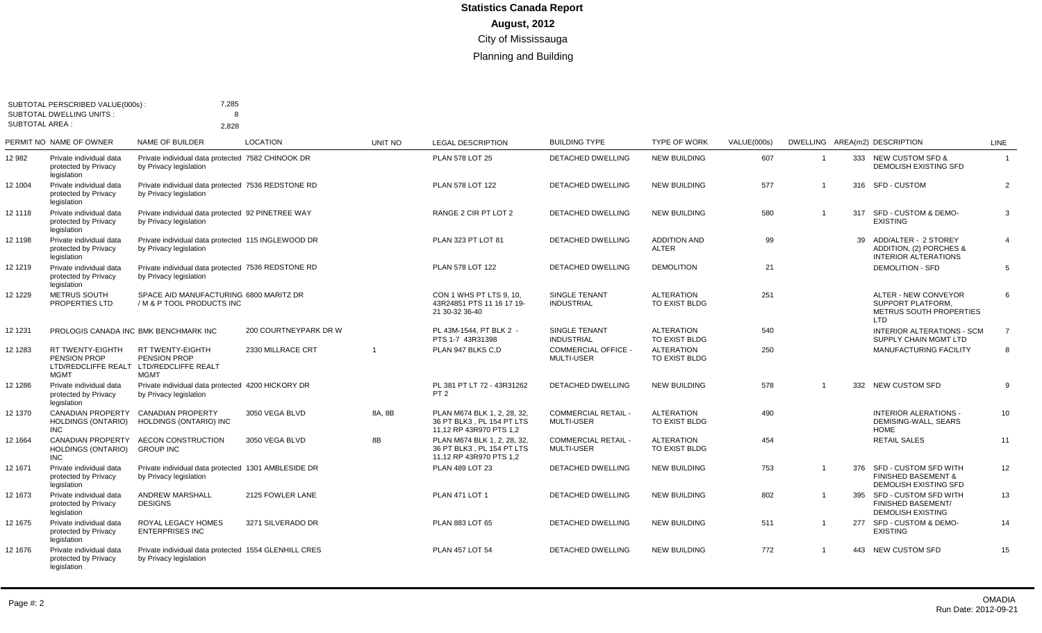# Statistics Canada Report

**August, 2012**

City of Mississauga

Planning and Building

SUBTOTAL PERSCRIBED VALUE(000s) : 7,285
SUBTOTAL DWELLING UNITS : 8
SUBTOTAL AREA : 2,828

| PERMIT NO | NAME OF OWNER | NAME OF BUILDER | LOCATION | UNIT NO | LEGAL DESCRIPTION | BUILDING TYPE | TYPE OF WORK | VALUE(000s) | DWELLING | AREA(m2) | DESCRIPTION | LINE |
|---|---|---|---|---|---|---|---|---|---|---|---|---|
| 12 982 | Private individual data protected by Privacy legislation | Private individual data protected by Privacy legislation | 7582 CHINOOK DR | | PLAN 578 LOT 25 | DETACHED DWELLING | NEW BUILDING | 607 | 1 | 333 | NEW CUSTOM SFD & DEMOLISH EXISTING SFD | 1 |
| 12 1004 | Private individual data protected by Privacy legislation | Private individual data protected by Privacy legislation | 7536 REDSTONE RD | | PLAN 578 LOT 122 | DETACHED DWELLING | NEW BUILDING | 577 | 1 | 316 | SFD - CUSTOM | 2 |
| 12 1118 | Private individual data protected by Privacy legislation | Private individual data protected by Privacy legislation | 92 PINETREE WAY | | RANGE 2 CIR PT LOT 2 | DETACHED DWELLING | NEW BUILDING | 580 | 1 | 317 | SFD - CUSTOM & DEMO-EXISTING | 3 |
| 12 1198 | Private individual data protected by Privacy legislation | Private individual data protected by Privacy legislation | 115 INGLEWOOD DR | | PLAN 323 PT LOT 81 | DETACHED DWELLING | ADDITION AND ALTER | 99 | | 39 | ADD/ALTER - 2 STOREY ADDITION, (2) PORCHES & INTERIOR ALTERATIONS | 4 |
| 12 1219 | Private individual data protected by Privacy legislation | Private individual data protected by Privacy legislation | 7536 REDSTONE RD | | PLAN 578 LOT 122 | DETACHED DWELLING | DEMOLITION | 21 | | | DEMOLITION - SFD | 5 |
| 12 1229 | METRUS SOUTH PROPERTIES LTD | SPACE AID MANUFACTURING / M & P TOOL PRODUCTS INC | 6800 MARITZ DR | | CON 1 WHS PT LTS 9, 10, 43R24851 PTS 11 16 17 19-21 30-32 36-40 | SINGLE TENANT INDUSTRIAL | ALTERATION TO EXIST BLDG | 251 | | | ALTER - NEW CONVEYOR SUPPORT PLATFORM, METRUS SOUTH PROPERTIES LTD | 6 |
| 12 1231 | PROLOGIS CANADA INC | BMK BENCHMARK INC | 200 COURTNEYPARK DR W | | PL 43M-1544, PT BLK 2 - PTS 1-7 43R31398 | SINGLE TENANT INDUSTRIAL | ALTERATION TO EXIST BLDG | 540 | | | INTERIOR ALTERATIONS - SCM SUPPLY CHAIN MGMT LTD | 7 |
| 12 1283 | RT TWENTY-EIGHTH PENSION PROP LTD/REDCLIFFE REALT MGMT | RT TWENTY-EIGHTH PENSION PROP LTD/REDCLIFFE REALT MGMT | 2330 MILLRACE CRT | 1 | PLAN 947 BLKS C,D | COMMERCIAL OFFICE - MULTI-USER | ALTERATION TO EXIST BLDG | 250 | | | MANUFACTURING FACILITY | 8 |
| 12 1286 | Private individual data protected by Privacy legislation | Private individual data protected by Privacy legislation | 4200 HICKORY DR | | PL 381 PT LT 72 - 43R31262 PT 2 | DETACHED DWELLING | NEW BUILDING | 578 | 1 | 332 | NEW CUSTOM SFD | 9 |
| 12 1370 | CANADIAN PROPERTY HOLDINGS (ONTARIO) INC | CANADIAN PROPERTY HOLDINGS (ONTARIO) INC | 3050 VEGA BLVD | 8A, 8B | PLAN M674 BLK 1, 2, 28, 32, 36 PT BLK3 , PL 154 PT LTS 11,12 RP 43R970 PTS 1,2 | COMMERCIAL RETAIL - MULTI-USER | ALTERATION TO EXIST BLDG | 490 | | | INTERIOR ALERATIONS - DEMISING-WALL, SEARS HOME | 10 |
| 12 1664 | CANADIAN PROPERTY HOLDINGS (ONTARIO) INC | AECON CONSTRUCTION GROUP INC | 3050 VEGA BLVD | 8B | PLAN M674 BLK 1, 2, 28, 32, 36 PT BLK3 , PL 154 PT LTS 11,12 RP 43R970 PTS 1,2 | COMMERCIAL RETAIL - MULTI-USER | ALTERATION TO EXIST BLDG | 454 | | | RETAIL SALES | 11 |
| 12 1671 | Private individual data protected by Privacy legislation | Private individual data protected by Privacy legislation | 1301 AMBLESIDE DR | | PLAN 489 LOT 23 | DETACHED DWELLING | NEW BUILDING | 753 | 1 | 376 | SFD - CUSTOM SFD WITH FINISHED BASEMENT & DEMOLISH EXISTING SFD | 12 |
| 12 1673 | Private individual data protected by Privacy legislation | ANDREW MARSHALL DESIGNS | 2125 FOWLER LANE | | PLAN 471 LOT 1 | DETACHED DWELLING | NEW BUILDING | 802 | 1 | 395 | SFD - CUSTOM SFD WITH FINISHED BASEMENT/ DEMOLISH EXISTING | 13 |
| 12 1675 | Private individual data protected by Privacy legislation | ROYAL LEGACY HOMES ENTERPRISES INC | 3271 SILVERADO DR | | PLAN 883 LOT 65 | DETACHED DWELLING | NEW BUILDING | 511 | 1 | 277 | SFD - CUSTOM & DEMO-EXISTING | 14 |
| 12 1676 | Private individual data protected by Privacy legislation | Private individual data protected by Privacy legislation | 1554 GLENHILL CRES | | PLAN 457 LOT 54 | DETACHED DWELLING | NEW BUILDING | 772 | 1 | 443 | NEW CUSTOM SFD | 15 |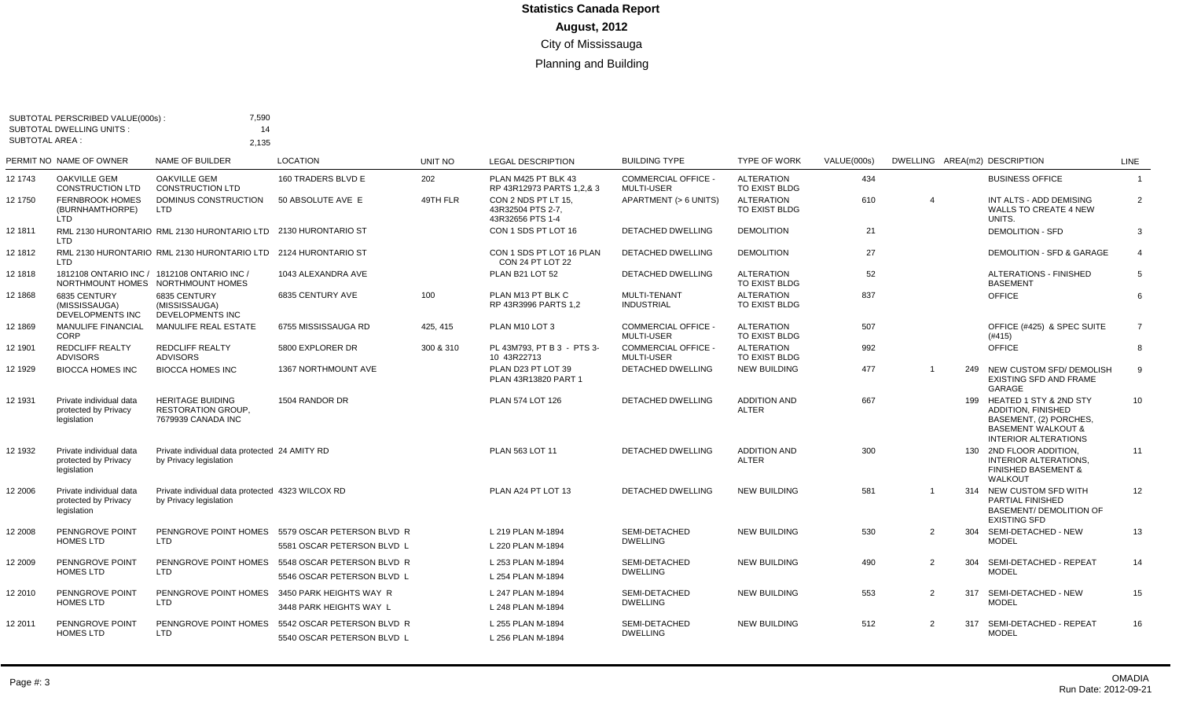# Statistics Canada Report

**August, 2012**

City of Mississauga

Planning and Building

SUBTOTAL PERSCRIBED VALUE(000s) : 7,590
SUBTOTAL DWELLING UNITS : 14
SUBTOTAL AREA : 2,135

| PERMIT NO | NAME OF OWNER | NAME OF BUILDER | LOCATION | UNIT NO | LEGAL DESCRIPTION | BUILDING TYPE | TYPE OF WORK | VALUE(000s) | DWELLING | AREA(m2) | DESCRIPTION | LINE |
|---|---|---|---|---|---|---|---|---|---|---|---|---|
| 12 1743 | OAKVILLE GEM CONSTRUCTION LTD | OAKVILLE GEM CONSTRUCTION LTD | 160 TRADERS BLVD E | 202 | PLAN M425 PT BLK 43 RP 43R12973 PARTS 1,2,& 3 | COMMERCIAL OFFICE - MULTI-USER | ALTERATION TO EXIST BLDG | 434 | | | BUSINESS OFFICE | 1 |
| 12 1750 | FERNBROOK HOMES (BURNHAMTHORPE) LTD | DOMINUS CONSTRUCTION LTD | 50 ABSOLUTE AVE E | 49TH FLR | CON 2 NDS PT LT 15, 43R32504 PTS 2-7, 43R32656 PTS 1-4 | APARTMENT (> 6 UNITS) | ALTERATION TO EXIST BLDG | 610 | 4 | | INT ALTS - ADD DEMISING WALLS TO CREATE 4 NEW UNITS. | 2 |
| 12 1811 | RML 2130 HURONTARIO LTD | RML 2130 HURONTARIO LTD | 2130 HURONTARIO ST | | CON 1 SDS PT LOT 16 | DETACHED DWELLING | DEMOLITION | 21 | | | DEMOLITION - SFD | 3 |
| 12 1812 | RML 2130 HURONTARIO LTD | RML 2130 HURONTARIO LTD | 2124 HURONTARIO ST | | CON 1 SDS PT LOT 16 PLAN CON 24 PT LOT 22 | DETACHED DWELLING | DEMOLITION | 27 | | | DEMOLITION - SFD & GARAGE | 4 |
| 12 1818 | 1812108 ONTARIO INC / NORTHMOUNT HOMES | 1812108 ONTARIO INC / NORTHMOUNT HOMES | 1043 ALEXANDRA AVE | | PLAN B21 LOT 52 | DETACHED DWELLING | ALTERATION TO EXIST BLDG | 52 | | | ALTERATIONS - FINISHED BASEMENT | 5 |
| 12 1868 | 6835 CENTURY (MISSISSAUGA) DEVELOPMENTS INC | 6835 CENTURY (MISSISSAUGA) DEVELOPMENTS INC | 6835 CENTURY AVE | 100 | PLAN M13 PT BLK C RP 43R3996 PARTS 1,2 | MULTI-TENANT INDUSTRIAL | ALTERATION TO EXIST BLDG | 837 | | | OFFICE | 6 |
| 12 1869 | MANULIFE FINANCIAL CORP | MANULIFE REAL ESTATE | 6755 MISSISSAUGA RD | 425, 415 | PLAN M10 LOT 3 | COMMERCIAL OFFICE - MULTI-USER | ALTERATION TO EXIST BLDG | 507 | | | OFFICE (#425) & SPEC SUITE (#415) | 7 |
| 12 1901 | REDCLIFF REALTY ADVISORS | REDCLIFF REALTY ADVISORS | 5800 EXPLORER DR | 300 & 310 | PL 43M793, PT B 3 - PTS 3-10 43R22713 | COMMERCIAL OFFICE - MULTI-USER | ALTERATION TO EXIST BLDG | 992 | | | OFFICE | 8 |
| 12 1929 | BIOCCA HOMES INC | BIOCCA HOMES INC | 1367 NORTHMOUNT AVE | | PLAN D23 PT LOT 39 PLAN 43R13820 PART 1 | DETACHED DWELLING | NEW BUILDING | 477 | 1 | 249 | NEW CUSTOM SFD/ DEMOLISH EXISTING SFD AND FRAME GARAGE | 9 |
| 12 1931 | Private individual data protected by Privacy legislation | HERITAGE BUIDING RESTORATION GROUP, 7679939 CANADA INC | 1504 RANDOR DR | | PLAN 574 LOT 126 | DETACHED DWELLING | ADDITION AND ALTER | 667 | | 199 | HEATED 1 STY & 2ND STY ADDITION, FINISHED BASEMENT, (2) PORCHES, BASEMENT WALKOUT & INTERIOR ALTERATIONS | 10 |
| 12 1932 | Private individual data protected by Privacy legislation | Private individual data protected by Privacy legislation | 24 AMITY RD | | PLAN 563 LOT 11 | DETACHED DWELLING | ADDITION AND ALTER | 300 | | 130 | 2ND FLOOR ADDITION, INTERIOR ALTERATIONS, FINISHED BASEMENT & WALKOUT | 11 |
| 12 2006 | Private individual data protected by Privacy legislation | Private individual data protected by Privacy legislation | 4323 WILCOX RD | | PLAN A24 PT LOT 13 | DETACHED DWELLING | NEW BUILDING | 581 | 1 | 314 | NEW CUSTOM SFD WITH PARTIAL FINISHED BASEMENT/ DEMOLITION OF EXISTING SFD | 12 |
| 12 2008 | PENNGROVE POINT HOMES LTD | PENNGROVE POINT HOMES LTD | 5579 OSCAR PETERSON BLVD R<br>5581 OSCAR PETERSON BLVD L | | L 219 PLAN M-1894<br>L 220 PLAN M-1894 | SEMI-DETACHED DWELLING | NEW BUILDING | 530 | 2 | 304 | SEMI-DETACHED - NEW MODEL | 13 |
| 12 2009 | PENNGROVE POINT HOMES LTD | PENNGROVE POINT HOMES LTD | 5548 OSCAR PETERSON BLVD R<br>5546 OSCAR PETERSON BLVD L | | L 253 PLAN M-1894<br>L 254 PLAN M-1894 | SEMI-DETACHED DWELLING | NEW BUILDING | 490 | 2 | 304 | SEMI-DETACHED - REPEAT MODEL | 14 |
| 12 2010 | PENNGROVE POINT HOMES LTD | PENNGROVE POINT HOMES LTD | 3450 PARK HEIGHTS WAY R<br>3448 PARK HEIGHTS WAY L | | L 247 PLAN M-1894<br>L 248 PLAN M-1894 | SEMI-DETACHED DWELLING | NEW BUILDING | 553 | 2 | 317 | SEMI-DETACHED - NEW MODEL | 15 |
| 12 2011 | PENNGROVE POINT HOMES LTD | PENNGROVE POINT HOMES LTD | 5542 OSCAR PETERSON BLVD R<br>5540 OSCAR PETERSON BLVD L | | L 255 PLAN M-1894<br>L 256 PLAN M-1894 | SEMI-DETACHED DWELLING | NEW BUILDING | 512 | 2 | 317 | SEMI-DETACHED - REPEAT MODEL | 16 |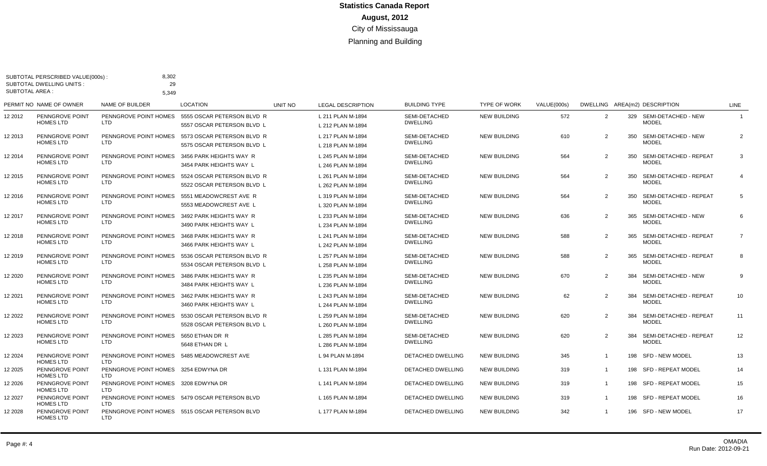# Statistics Canada Report

**August, 2012**

City of Mississauga

Planning and Building

SUBTOTAL PERSCRIBED VALUE(000s) : 8,302
SUBTOTAL DWELLING UNITS : 29
SUBTOTAL AREA : 5,349

| PERMIT NO | NAME OF OWNER | NAME OF BUILDER | LOCATION | UNIT NO | LEGAL DESCRIPTION | BUILDING TYPE | TYPE OF WORK | VALUE(000s) | DWELLING | AREA(m2) | DESCRIPTION | LINE |
|---|---|---|---|---|---|---|---|---|---|---|---|---|
| 12 2012 | PENNGROVE POINT HOMES LTD | PENNGROVE POINT HOMES LTD | 5555 OSCAR PETERSON BLVD R<br>5557 OSCAR PETERSON BLVD L | | L 211 PLAN M-1894<br>L 212 PLAN M-1894 | SEMI-DETACHED DWELLING | NEW BUILDING | 572 | 2 | 329 | SEMI-DETACHED - NEW MODEL | 1 |
| 12 2013 | PENNGROVE POINT HOMES LTD | PENNGROVE POINT HOMES LTD | 5573 OSCAR PETERSON BLVD R<br>5575 OSCAR PETERSON BLVD L | | L 217 PLAN M-1894<br>L 218 PLAN M-1894 | SEMI-DETACHED DWELLING | NEW BUILDING | 610 | 2 | 350 | SEMI-DETACHED - NEW MODEL | 2 |
| 12 2014 | PENNGROVE POINT HOMES LTD | PENNGROVE POINT HOMES LTD | 3456 PARK HEIGHTS WAY R<br>3454 PARK HEIGHTS WAY L | | L 245 PLAN M-1894<br>L 246 PLAN M-1894 | SEMI-DETACHED DWELLING | NEW BUILDING | 564 | 2 | 350 | SEMI-DETACHED - REPEAT MODEL | 3 |
| 12 2015 | PENNGROVE POINT HOMES LTD | PENNGROVE POINT HOMES LTD | 5524 OSCAR PETERSON BLVD R<br>5522 OSCAR PETERSON BLVD L | | L 261 PLAN M-1894<br>L 262 PLAN M-1894 | SEMI-DETACHED DWELLING | NEW BUILDING | 564 | 2 | 350 | SEMI-DETACHED - REPEAT MODEL | 4 |
| 12 2016 | PENNGROVE POINT HOMES LTD | PENNGROVE POINT HOMES LTD | 5551 MEADOWCREST AVE R<br>5553 MEADOWCREST AVE L | | L 319 PLAN M-1894<br>L 320 PLAN M-1894 | SEMI-DETACHED DWELLING | NEW BUILDING | 564 | 2 | 350 | SEMI-DETACHED - REPEAT MODEL | 5 |
| 12 2017 | PENNGROVE POINT HOMES LTD | PENNGROVE POINT HOMES LTD | 3492 PARK HEIGHTS WAY R<br>3490 PARK HEIGHTS WAY L | | L 233 PLAN M-1894<br>L 234 PLAN M-1894 | SEMI-DETACHED DWELLING | NEW BUILDING | 636 | 2 | 365 | SEMI-DETACHED - NEW MODEL | 6 |
| 12 2018 | PENNGROVE POINT HOMES LTD | PENNGROVE POINT HOMES LTD | 3468 PARK HEIGHTS WAY R<br>3466 PARK HEIGHTS WAY L | | L 241 PLAN M-1894<br>L 242 PLAN M-1894 | SEMI-DETACHED DWELLING | NEW BUILDING | 588 | 2 | 365 | SEMI-DETACHED - REPEAT MODEL | 7 |
| 12 2019 | PENNGROVE POINT HOMES LTD | PENNGROVE POINT HOMES LTD | 5536 OSCAR PETERSON BLVD R<br>5534 OSCAR PETERSON BLVD L | | L 257 PLAN M-1894<br>L 258 PLAN M-1894 | SEMI-DETACHED DWELLING | NEW BUILDING | 588 | 2 | 365 | SEMI-DETACHED - REPEAT MODEL | 8 |
| 12 2020 | PENNGROVE POINT HOMES LTD | PENNGROVE POINT HOMES LTD | 3486 PARK HEIGHTS WAY R<br>3484 PARK HEIGHTS WAY L | | L 235 PLAN M-1894<br>L 236 PLAN M-1894 | SEMI-DETACHED DWELLING | NEW BUILDING | 670 | 2 | 384 | SEMI-DETACHED - NEW MODEL | 9 |
| 12 2021 | PENNGROVE POINT HOMES LTD | PENNGROVE POINT HOMES LTD | 3462 PARK HEIGHTS WAY R<br>3460 PARK HEIGHTS WAY L | | L 243 PLAN M-1894<br>L 244 PLAN M-1894 | SEMI-DETACHED DWELLING | NEW BUILDING | 62 | 2 | 384 | SEMI-DETACHED - REPEAT MODEL | 10 |
| 12 2022 | PENNGROVE POINT HOMES LTD | PENNGROVE POINT HOMES LTD | 5530 OSCAR PETERSON BLVD R<br>5528 OSCAR PETERSON BLVD L | | L 259 PLAN M-1894<br>L 260 PLAN M-1894 | SEMI-DETACHED DWELLING | NEW BUILDING | 620 | 2 | 384 | SEMI-DETACHED - REPEAT MODEL | 11 |
| 12 2023 | PENNGROVE POINT HOMES LTD | PENNGROVE POINT HOMES LTD | 5650 ETHAN DR R<br>5648 ETHAN DR L | | L 285 PLAN M-1894<br>L 286 PLAN M-1894 | SEMI-DETACHED DWELLING | NEW BUILDING | 620 | 2 | 384 | SEMI-DETACHED - REPEAT MODEL | 12 |
| 12 2024 | PENNGROVE POINT HOMES LTD | PENNGROVE POINT HOMES LTD | 5485 MEADOWCREST AVE | | L 94 PLAN M-1894 | DETACHED DWELLING | NEW BUILDING | 345 | 1 | 198 | SFD - NEW MODEL | 13 |
| 12 2025 | PENNGROVE POINT HOMES LTD | PENNGROVE POINT HOMES LTD | 3254 EDWYNA DR | | L 131 PLAN M-1894 | DETACHED DWELLING | NEW BUILDING | 319 | 1 | 198 | SFD - REPEAT MODEL | 14 |
| 12 2026 | PENNGROVE POINT HOMES LTD | PENNGROVE POINT HOMES LTD | 3208 EDWYNA DR | | L 141 PLAN M-1894 | DETACHED DWELLING | NEW BUILDING | 319 | 1 | 198 | SFD - REPEAT MODEL | 15 |
| 12 2027 | PENNGROVE POINT HOMES LTD | PENNGROVE POINT HOMES LTD | 5479 OSCAR PETERSON BLVD | | L 165 PLAN M-1894 | DETACHED DWELLING | NEW BUILDING | 319 | 1 | 198 | SFD - REPEAT MODEL | 16 |
| 12 2028 | PENNGROVE POINT HOMES LTD | PENNGROVE POINT HOMES LTD | 5515 OSCAR PETERSON BLVD | | L 177 PLAN M-1894 | DETACHED DWELLING | NEW BUILDING | 342 | 1 | 196 | SFD - NEW MODEL | 17 |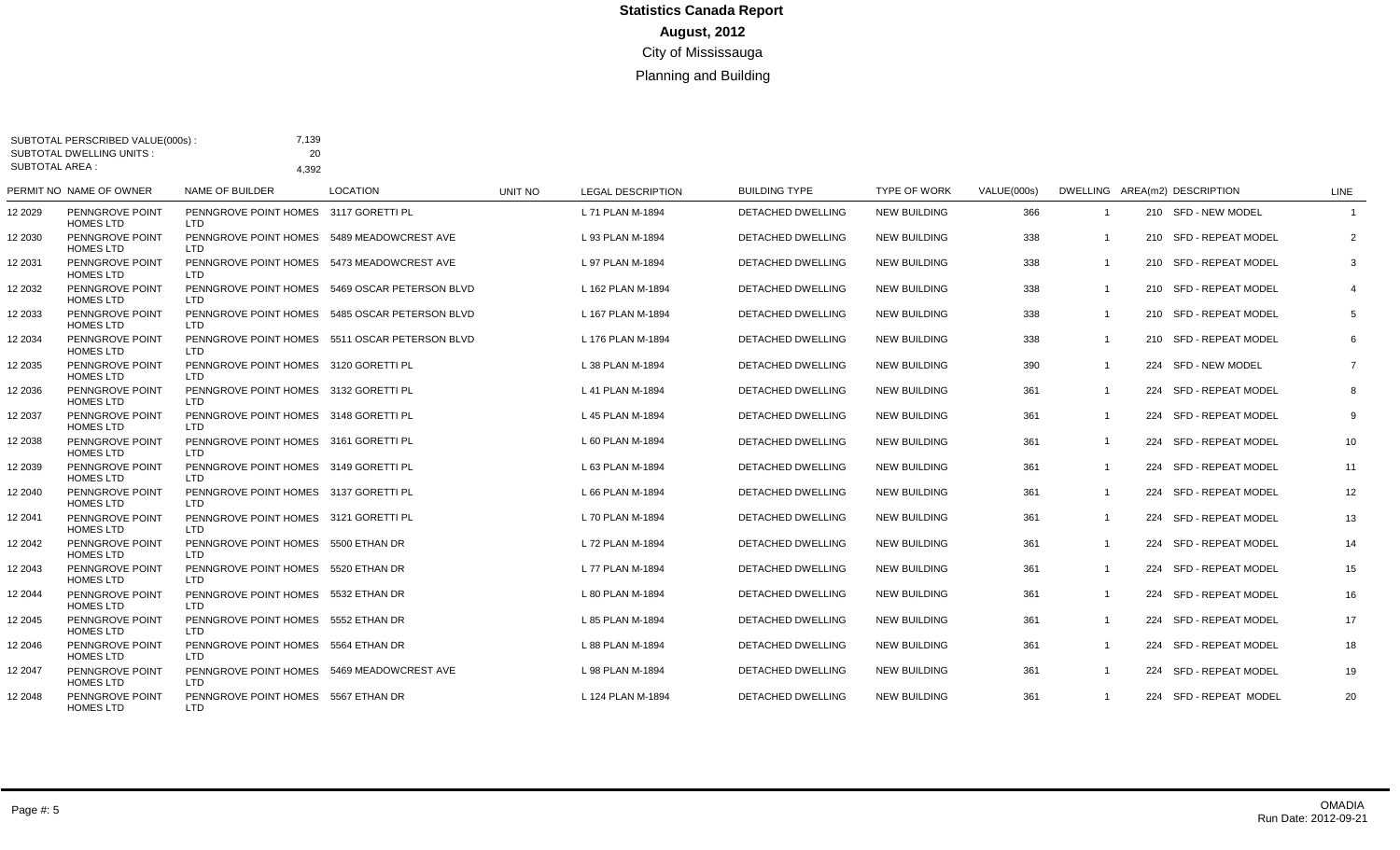# Statistics Canada Report

## August, 2012

City of Mississauga

Planning and Building

SUBTOTAL PERSCRIBED VALUE(000s) : 7,139
SUBTOTAL DWELLING UNITS : 20
SUBTOTAL AREA : 4,392

| PERMIT NO | NAME OF OWNER | NAME OF BUILDER | LOCATION | UNIT NO | LEGAL DESCRIPTION | BUILDING TYPE | TYPE OF WORK | VALUE(000s) | DWELLING | AREA(m2) | DESCRIPTION | LINE |
|---|---|---|---|---|---|---|---|---|---|---|---|---|
| 12 2029 | PENNGROVE POINT HOMES LTD | PENNGROVE POINT HOMES LTD | 3117 GORETTI PL | | L 71 PLAN M-1894 | DETACHED DWELLING | NEW BUILDING | 366 | 1 | 210 | SFD - NEW MODEL | 1 |
| 12 2030 | PENNGROVE POINT HOMES LTD | PENNGROVE POINT HOMES LTD | 5489 MEADOWCREST AVE | | L 93 PLAN M-1894 | DETACHED DWELLING | NEW BUILDING | 338 | 1 | 210 | SFD - REPEAT MODEL | 2 |
| 12 2031 | PENNGROVE POINT HOMES LTD | PENNGROVE POINT HOMES LTD | 5473 MEADOWCREST AVE | | L 97 PLAN M-1894 | DETACHED DWELLING | NEW BUILDING | 338 | 1 | 210 | SFD - REPEAT MODEL | 3 |
| 12 2032 | PENNGROVE POINT HOMES LTD | PENNGROVE POINT HOMES LTD | 5469 OSCAR PETERSON BLVD | | L 162 PLAN M-1894 | DETACHED DWELLING | NEW BUILDING | 338 | 1 | 210 | SFD - REPEAT MODEL | 4 |
| 12 2033 | PENNGROVE POINT HOMES LTD | PENNGROVE POINT HOMES LTD | 5485 OSCAR PETERSON BLVD | | L 167 PLAN M-1894 | DETACHED DWELLING | NEW BUILDING | 338 | 1 | 210 | SFD - REPEAT MODEL | 5 |
| 12 2034 | PENNGROVE POINT HOMES LTD | PENNGROVE POINT HOMES LTD | 5511 OSCAR PETERSON BLVD | | L 176 PLAN M-1894 | DETACHED DWELLING | NEW BUILDING | 338 | 1 | 210 | SFD - REPEAT MODEL | 6 |
| 12 2035 | PENNGROVE POINT HOMES LTD | PENNGROVE POINT HOMES LTD | 3120 GORETTI PL | | L 38 PLAN M-1894 | DETACHED DWELLING | NEW BUILDING | 390 | 1 | 224 | SFD - NEW MODEL | 7 |
| 12 2036 | PENNGROVE POINT HOMES LTD | PENNGROVE POINT HOMES LTD | 3132 GORETTI PL | | L 41 PLAN M-1894 | DETACHED DWELLING | NEW BUILDING | 361 | 1 | 224 | SFD - REPEAT MODEL | 8 |
| 12 2037 | PENNGROVE POINT HOMES LTD | PENNGROVE POINT HOMES LTD | 3148 GORETTI PL | | L 45 PLAN M-1894 | DETACHED DWELLING | NEW BUILDING | 361 | 1 | 224 | SFD - REPEAT MODEL | 9 |
| 12 2038 | PENNGROVE POINT HOMES LTD | PENNGROVE POINT HOMES LTD | 3161 GORETTI PL | | L 60 PLAN M-1894 | DETACHED DWELLING | NEW BUILDING | 361 | 1 | 224 | SFD - REPEAT MODEL | 10 |
| 12 2039 | PENNGROVE POINT HOMES LTD | PENNGROVE POINT HOMES LTD | 3149 GORETTI PL | | L 63 PLAN M-1894 | DETACHED DWELLING | NEW BUILDING | 361 | 1 | 224 | SFD - REPEAT MODEL | 11 |
| 12 2040 | PENNGROVE POINT HOMES LTD | PENNGROVE POINT HOMES LTD | 3137 GORETTI PL | | L 66 PLAN M-1894 | DETACHED DWELLING | NEW BUILDING | 361 | 1 | 224 | SFD - REPEAT MODEL | 12 |
| 12 2041 | PENNGROVE POINT HOMES LTD | PENNGROVE POINT HOMES LTD | 3121 GORETTI PL | | L 70 PLAN M-1894 | DETACHED DWELLING | NEW BUILDING | 361 | 1 | 224 | SFD - REPEAT MODEL | 13 |
| 12 2042 | PENNGROVE POINT HOMES LTD | PENNGROVE POINT HOMES LTD | 5500 ETHAN DR | | L 72 PLAN M-1894 | DETACHED DWELLING | NEW BUILDING | 361 | 1 | 224 | SFD - REPEAT MODEL | 14 |
| 12 2043 | PENNGROVE POINT HOMES LTD | PENNGROVE POINT HOMES LTD | 5520 ETHAN DR | | L 77 PLAN M-1894 | DETACHED DWELLING | NEW BUILDING | 361 | 1 | 224 | SFD - REPEAT MODEL | 15 |
| 12 2044 | PENNGROVE POINT HOMES LTD | PENNGROVE POINT HOMES LTD | 5532 ETHAN DR | | L 80 PLAN M-1894 | DETACHED DWELLING | NEW BUILDING | 361 | 1 | 224 | SFD - REPEAT MODEL | 16 |
| 12 2045 | PENNGROVE POINT HOMES LTD | PENNGROVE POINT HOMES LTD | 5552 ETHAN DR | | L 85 PLAN M-1894 | DETACHED DWELLING | NEW BUILDING | 361 | 1 | 224 | SFD - REPEAT MODEL | 17 |
| 12 2046 | PENNGROVE POINT HOMES LTD | PENNGROVE POINT HOMES LTD | 5564 ETHAN DR | | L 88 PLAN M-1894 | DETACHED DWELLING | NEW BUILDING | 361 | 1 | 224 | SFD - REPEAT MODEL | 18 |
| 12 2047 | PENNGROVE POINT HOMES LTD | PENNGROVE POINT HOMES LTD | 5469 MEADOWCREST AVE | | L 98 PLAN M-1894 | DETACHED DWELLING | NEW BUILDING | 361 | 1 | 224 | SFD - REPEAT MODEL | 19 |
| 12 2048 | PENNGROVE POINT HOMES LTD | PENNGROVE POINT HOMES LTD | 5567 ETHAN DR | | L 124 PLAN M-1894 | DETACHED DWELLING | NEW BUILDING | 361 | 1 | 224 | SFD - REPEAT MODEL | 20 |

OMADIA
Run Date: 2012-09-21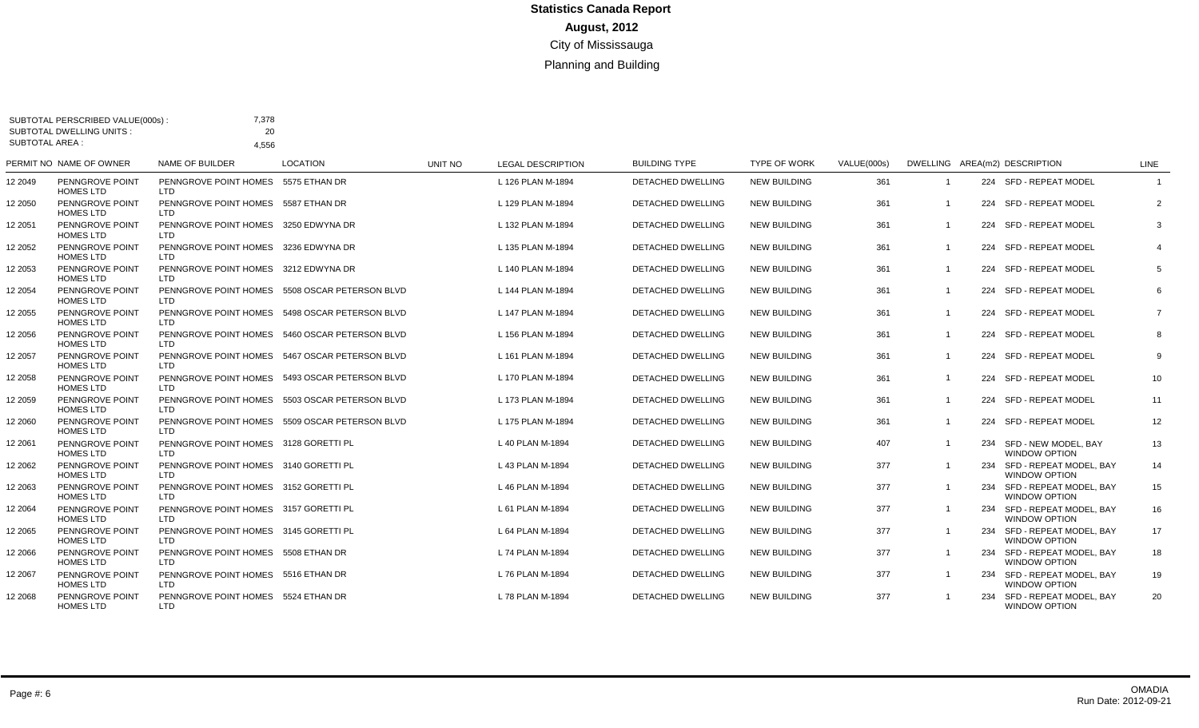# Statistics Canada Report

## August, 2012

### City of Mississauga

### Planning and Building

SUBTOTAL PERSCRIBED VALUE(000s) : 7,378
SUBTOTAL DWELLING UNITS : 20
SUBTOTAL AREA : 4,556

| PERMIT NO | NAME OF OWNER | NAME OF BUILDER | LOCATION | UNIT NO | LEGAL DESCRIPTION | BUILDING TYPE | TYPE OF WORK | VALUE(000s) | DWELLING | AREA(m2) | DESCRIPTION | LINE |
|---|---|---|---|---|---|---|---|---|---|---|---|---|
| 12 2049 | PENNGROVE POINT HOMES LTD | PENNGROVE POINT HOMES LTD | 5575 ETHAN DR | | L 126 PLAN M-1894 | DETACHED DWELLING | NEW BUILDING | 361 | 1 | 224 | SFD - REPEAT MODEL | 1 |
| 12 2050 | PENNGROVE POINT HOMES LTD | PENNGROVE POINT HOMES LTD | 5587 ETHAN DR | | L 129 PLAN M-1894 | DETACHED DWELLING | NEW BUILDING | 361 | 1 | 224 | SFD - REPEAT MODEL | 2 |
| 12 2051 | PENNGROVE POINT HOMES LTD | PENNGROVE POINT HOMES LTD | 3250 EDWYNA DR | | L 132 PLAN M-1894 | DETACHED DWELLING | NEW BUILDING | 361 | 1 | 224 | SFD - REPEAT MODEL | 3 |
| 12 2052 | PENNGROVE POINT HOMES LTD | PENNGROVE POINT HOMES LTD | 3236 EDWYNA DR | | L 135 PLAN M-1894 | DETACHED DWELLING | NEW BUILDING | 361 | 1 | 224 | SFD - REPEAT MODEL | 4 |
| 12 2053 | PENNGROVE POINT HOMES LTD | PENNGROVE POINT HOMES LTD | 3212 EDWYNA DR | | L 140 PLAN M-1894 | DETACHED DWELLING | NEW BUILDING | 361 | 1 | 224 | SFD - REPEAT MODEL | 5 |
| 12 2054 | PENNGROVE POINT HOMES LTD | PENNGROVE POINT HOMES LTD | 5508 OSCAR PETERSON BLVD | | L 144 PLAN M-1894 | DETACHED DWELLING | NEW BUILDING | 361 | 1 | 224 | SFD - REPEAT MODEL | 6 |
| 12 2055 | PENNGROVE POINT HOMES LTD | PENNGROVE POINT HOMES LTD | 5498 OSCAR PETERSON BLVD | | L 147 PLAN M-1894 | DETACHED DWELLING | NEW BUILDING | 361 | 1 | 224 | SFD - REPEAT MODEL | 7 |
| 12 2056 | PENNGROVE POINT HOMES LTD | PENNGROVE POINT HOMES LTD | 5460 OSCAR PETERSON BLVD | | L 156 PLAN M-1894 | DETACHED DWELLING | NEW BUILDING | 361 | 1 | 224 | SFD - REPEAT MODEL | 8 |
| 12 2057 | PENNGROVE POINT HOMES LTD | PENNGROVE POINT HOMES LTD | 5467 OSCAR PETERSON BLVD | | L 161 PLAN M-1894 | DETACHED DWELLING | NEW BUILDING | 361 | 1 | 224 | SFD - REPEAT MODEL | 9 |
| 12 2058 | PENNGROVE POINT HOMES LTD | PENNGROVE POINT HOMES LTD | 5493 OSCAR PETERSON BLVD | | L 170 PLAN M-1894 | DETACHED DWELLING | NEW BUILDING | 361 | 1 | 224 | SFD - REPEAT MODEL | 10 |
| 12 2059 | PENNGROVE POINT HOMES LTD | PENNGROVE POINT HOMES LTD | 5503 OSCAR PETERSON BLVD | | L 173 PLAN M-1894 | DETACHED DWELLING | NEW BUILDING | 361 | 1 | 224 | SFD - REPEAT MODEL | 11 |
| 12 2060 | PENNGROVE POINT HOMES LTD | PENNGROVE POINT HOMES LTD | 5509 OSCAR PETERSON BLVD | | L 175 PLAN M-1894 | DETACHED DWELLING | NEW BUILDING | 361 | 1 | 224 | SFD - REPEAT MODEL | 12 |
| 12 2061 | PENNGROVE POINT HOMES LTD | PENNGROVE POINT HOMES LTD | 3128 GORETTI PL | | L 40 PLAN M-1894 | DETACHED DWELLING | NEW BUILDING | 407 | 1 | 234 | SFD - NEW MODEL, BAY WINDOW OPTION | 13 |
| 12 2062 | PENNGROVE POINT HOMES LTD | PENNGROVE POINT HOMES LTD | 3140 GORETTI PL | | L 43 PLAN M-1894 | DETACHED DWELLING | NEW BUILDING | 377 | 1 | 234 | SFD - REPEAT MODEL, BAY WINDOW OPTION | 14 |
| 12 2063 | PENNGROVE POINT HOMES LTD | PENNGROVE POINT HOMES LTD | 3152 GORETTI PL | | L 46 PLAN M-1894 | DETACHED DWELLING | NEW BUILDING | 377 | 1 | 234 | SFD - REPEAT MODEL, BAY WINDOW OPTION | 15 |
| 12 2064 | PENNGROVE POINT HOMES LTD | PENNGROVE POINT HOMES LTD | 3157 GORETTI PL | | L 61 PLAN M-1894 | DETACHED DWELLING | NEW BUILDING | 377 | 1 | 234 | SFD - REPEAT MODEL, BAY WINDOW OPTION | 16 |
| 12 2065 | PENNGROVE POINT HOMES LTD | PENNGROVE POINT HOMES LTD | 3145 GORETTI PL | | L 64 PLAN M-1894 | DETACHED DWELLING | NEW BUILDING | 377 | 1 | 234 | SFD - REPEAT MODEL, BAY WINDOW OPTION | 17 |
| 12 2066 | PENNGROVE POINT HOMES LTD | PENNGROVE POINT HOMES LTD | 5508 ETHAN DR | | L 74 PLAN M-1894 | DETACHED DWELLING | NEW BUILDING | 377 | 1 | 234 | SFD - REPEAT MODEL, BAY WINDOW OPTION | 18 |
| 12 2067 | PENNGROVE POINT HOMES LTD | PENNGROVE POINT HOMES LTD | 5516 ETHAN DR | | L 76 PLAN M-1894 | DETACHED DWELLING | NEW BUILDING | 377 | 1 | 234 | SFD - REPEAT MODEL, BAY WINDOW OPTION | 19 |
| 12 2068 | PENNGROVE POINT HOMES LTD | PENNGROVE POINT HOMES LTD | 5524 ETHAN DR | | L 78 PLAN M-1894 | DETACHED DWELLING | NEW BUILDING | 377 | 1 | 234 | SFD - REPEAT MODEL, BAY WINDOW OPTION | 20 |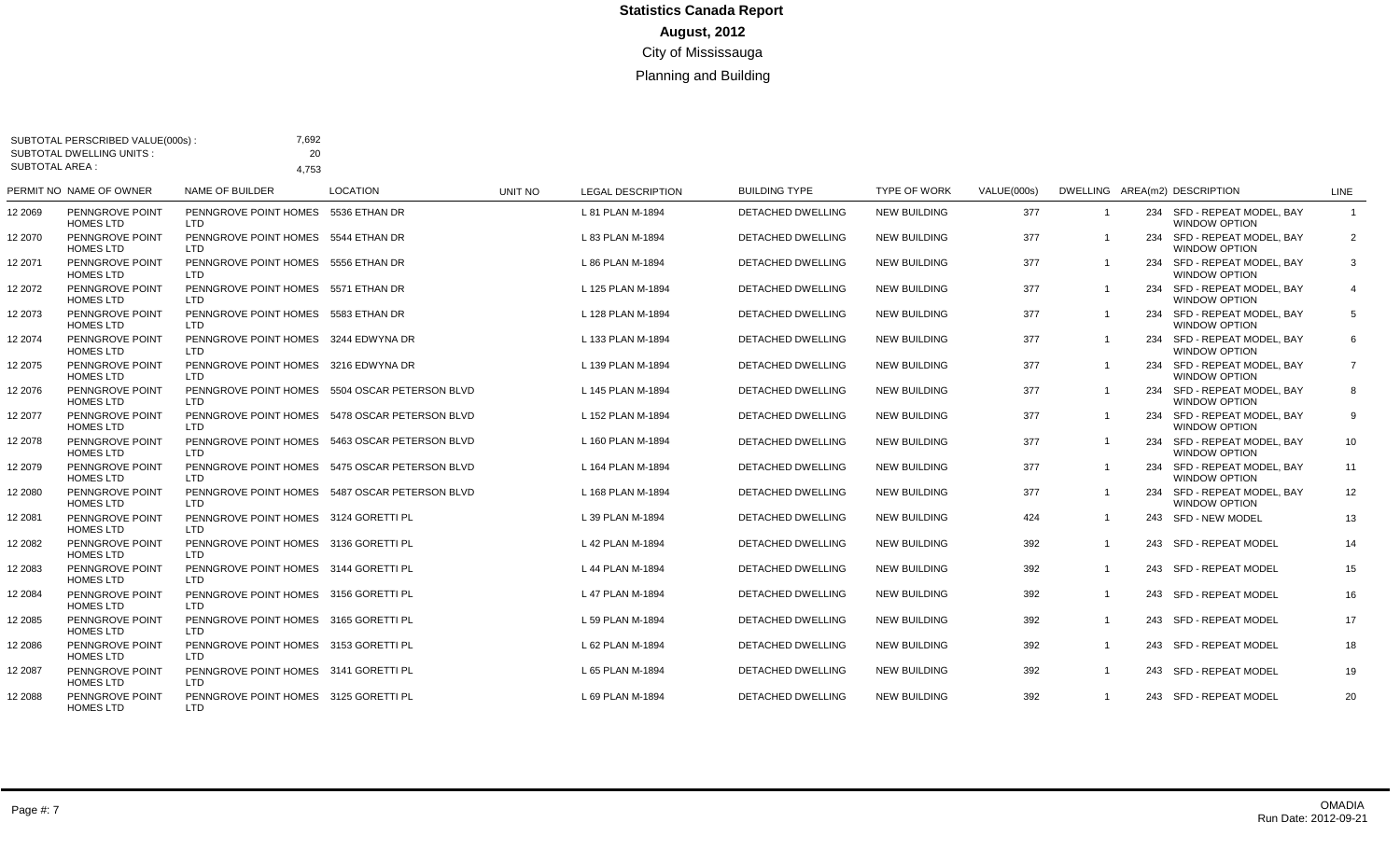# Statistics Canada Report

## August, 2012

City of Mississauga

Planning and Building

SUBTOTAL PERSCRIBED VALUE(000s) : 7,692
SUBTOTAL DWELLING UNITS : 20
SUBTOTAL AREA : 4,753

| PERMIT NO | NAME OF OWNER | NAME OF BUILDER | LOCATION | UNIT NO | LEGAL DESCRIPTION | BUILDING TYPE | TYPE OF WORK | VALUE(000s) | DWELLING | AREA(m2) | DESCRIPTION | LINE |
|---|---|---|---|---|---|---|---|---|---|---|---|---|
| 12 2069 | PENNGROVE POINT HOMES LTD | PENNGROVE POINT HOMES LTD | 5536 ETHAN DR | | L 81 PLAN M-1894 | DETACHED DWELLING | NEW BUILDING | 377 | 1 | 234 | SFD - REPEAT MODEL, BAY WINDOW OPTION | 1 |
| 12 2070 | PENNGROVE POINT HOMES LTD | PENNGROVE POINT HOMES LTD | 5544 ETHAN DR | | L 83 PLAN M-1894 | DETACHED DWELLING | NEW BUILDING | 377 | 1 | 234 | SFD - REPEAT MODEL, BAY WINDOW OPTION | 2 |
| 12 2071 | PENNGROVE POINT HOMES LTD | PENNGROVE POINT HOMES LTD | 5556 ETHAN DR | | L 86 PLAN M-1894 | DETACHED DWELLING | NEW BUILDING | 377 | 1 | 234 | SFD - REPEAT MODEL, BAY WINDOW OPTION | 3 |
| 12 2072 | PENNGROVE POINT HOMES LTD | PENNGROVE POINT HOMES LTD | 5571 ETHAN DR | | L 125 PLAN M-1894 | DETACHED DWELLING | NEW BUILDING | 377 | 1 | 234 | SFD - REPEAT MODEL, BAY WINDOW OPTION | 4 |
| 12 2073 | PENNGROVE POINT HOMES LTD | PENNGROVE POINT HOMES LTD | 5583 ETHAN DR | | L 128 PLAN M-1894 | DETACHED DWELLING | NEW BUILDING | 377 | 1 | 234 | SFD - REPEAT MODEL, BAY WINDOW OPTION | 5 |
| 12 2074 | PENNGROVE POINT HOMES LTD | PENNGROVE POINT HOMES LTD | 3244 EDWYNA DR | | L 133 PLAN M-1894 | DETACHED DWELLING | NEW BUILDING | 377 | 1 | 234 | SFD - REPEAT MODEL, BAY WINDOW OPTION | 6 |
| 12 2075 | PENNGROVE POINT HOMES LTD | PENNGROVE POINT HOMES LTD | 3216 EDWYNA DR | | L 139 PLAN M-1894 | DETACHED DWELLING | NEW BUILDING | 377 | 1 | 234 | SFD - REPEAT MODEL, BAY WINDOW OPTION | 7 |
| 12 2076 | PENNGROVE POINT HOMES LTD | PENNGROVE POINT HOMES LTD | 5504 OSCAR PETERSON BLVD | | L 145 PLAN M-1894 | DETACHED DWELLING | NEW BUILDING | 377 | 1 | 234 | SFD - REPEAT MODEL, BAY WINDOW OPTION | 8 |
| 12 2077 | PENNGROVE POINT HOMES LTD | PENNGROVE POINT HOMES LTD | 5478 OSCAR PETERSON BLVD | | L 152 PLAN M-1894 | DETACHED DWELLING | NEW BUILDING | 377 | 1 | 234 | SFD - REPEAT MODEL, BAY WINDOW OPTION | 9 |
| 12 2078 | PENNGROVE POINT HOMES LTD | PENNGROVE POINT HOMES LTD | 5463 OSCAR PETERSON BLVD | | L 160 PLAN M-1894 | DETACHED DWELLING | NEW BUILDING | 377 | 1 | 234 | SFD - REPEAT MODEL, BAY WINDOW OPTION | 10 |
| 12 2079 | PENNGROVE POINT HOMES LTD | PENNGROVE POINT HOMES LTD | 5475 OSCAR PETERSON BLVD | | L 164 PLAN M-1894 | DETACHED DWELLING | NEW BUILDING | 377 | 1 | 234 | SFD - REPEAT MODEL, BAY WINDOW OPTION | 11 |
| 12 2080 | PENNGROVE POINT HOMES LTD | PENNGROVE POINT HOMES LTD | 5487 OSCAR PETERSON BLVD | | L 168 PLAN M-1894 | DETACHED DWELLING | NEW BUILDING | 377 | 1 | 234 | SFD - REPEAT MODEL, BAY WINDOW OPTION | 12 |
| 12 2081 | PENNGROVE POINT HOMES LTD | PENNGROVE POINT HOMES LTD | 3124 GORETTI PL | | L 39 PLAN M-1894 | DETACHED DWELLING | NEW BUILDING | 424 | 1 | 243 | SFD - NEW MODEL | 13 |
| 12 2082 | PENNGROVE POINT HOMES LTD | PENNGROVE POINT HOMES LTD | 3136 GORETTI PL | | L 42 PLAN M-1894 | DETACHED DWELLING | NEW BUILDING | 392 | 1 | 243 | SFD - REPEAT MODEL | 14 |
| 12 2083 | PENNGROVE POINT HOMES LTD | PENNGROVE POINT HOMES LTD | 3144 GORETTI PL | | L 44 PLAN M-1894 | DETACHED DWELLING | NEW BUILDING | 392 | 1 | 243 | SFD - REPEAT MODEL | 15 |
| 12 2084 | PENNGROVE POINT HOMES LTD | PENNGROVE POINT HOMES LTD | 3156 GORETTI PL | | L 47 PLAN M-1894 | DETACHED DWELLING | NEW BUILDING | 392 | 1 | 243 | SFD - REPEAT MODEL | 16 |
| 12 2085 | PENNGROVE POINT HOMES LTD | PENNGROVE POINT HOMES LTD | 3165 GORETTI PL | | L 59 PLAN M-1894 | DETACHED DWELLING | NEW BUILDING | 392 | 1 | 243 | SFD - REPEAT MODEL | 17 |
| 12 2086 | PENNGROVE POINT HOMES LTD | PENNGROVE POINT HOMES LTD | 3153 GORETTI PL | | L 62 PLAN M-1894 | DETACHED DWELLING | NEW BUILDING | 392 | 1 | 243 | SFD - REPEAT MODEL | 18 |
| 12 2087 | PENNGROVE POINT HOMES LTD | PENNGROVE POINT HOMES LTD | 3141 GORETTI PL | | L 65 PLAN M-1894 | DETACHED DWELLING | NEW BUILDING | 392 | 1 | 243 | SFD - REPEAT MODEL | 19 |
| 12 2088 | PENNGROVE POINT HOMES LTD | PENNGROVE POINT HOMES LTD | 3125 GORETTI PL | | L 69 PLAN M-1894 | DETACHED DWELLING | NEW BUILDING | 392 | 1 | 243 | SFD - REPEAT MODEL | 20 |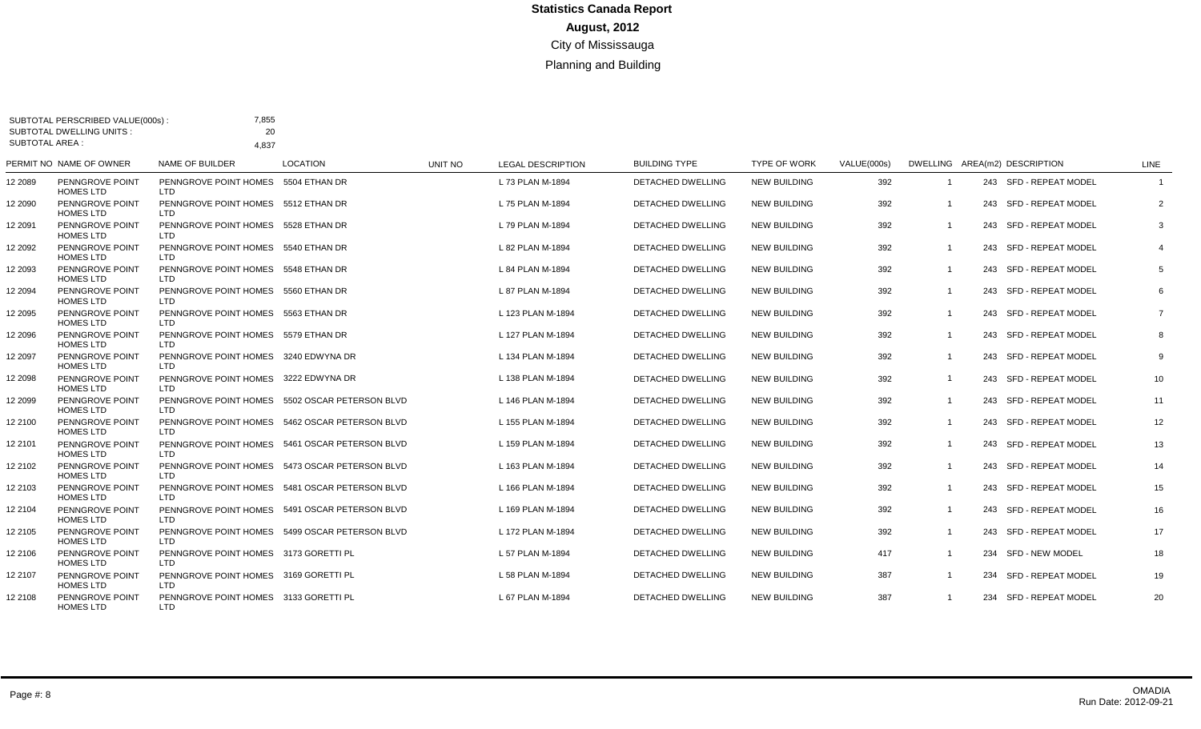# Statistics Canada Report

## August, 2012

City of Mississauga

Planning and Building

SUBTOTAL PERSCRIBED VALUE(000s) : 7,855
SUBTOTAL DWELLING UNITS : 20
SUBTOTAL AREA : 4,837

| PERMIT NO | NAME OF OWNER | NAME OF BUILDER | LOCATION | UNIT NO | LEGAL DESCRIPTION | BUILDING TYPE | TYPE OF WORK | VALUE(000s) | DWELLING | AREA(m2) | DESCRIPTION | LINE |
|---|---|---|---|---|---|---|---|---|---|---|---|---|
| 12 2089 | PENNGROVE POINT HOMES LTD | PENNGROVE POINT HOMES LTD | 5504 ETHAN DR | | L 73 PLAN M-1894 | DETACHED DWELLING | NEW BUILDING | 392 | 1 | 243 | SFD - REPEAT MODEL | 1 |
| 12 2090 | PENNGROVE POINT HOMES LTD | PENNGROVE POINT HOMES LTD | 5512 ETHAN DR | | L 75 PLAN M-1894 | DETACHED DWELLING | NEW BUILDING | 392 | 1 | 243 | SFD - REPEAT MODEL | 2 |
| 12 2091 | PENNGROVE POINT HOMES LTD | PENNGROVE POINT HOMES LTD | 5528 ETHAN DR | | L 79 PLAN M-1894 | DETACHED DWELLING | NEW BUILDING | 392 | 1 | 243 | SFD - REPEAT MODEL | 3 |
| 12 2092 | PENNGROVE POINT HOMES LTD | PENNGROVE POINT HOMES LTD | 5540 ETHAN DR | | L 82 PLAN M-1894 | DETACHED DWELLING | NEW BUILDING | 392 | 1 | 243 | SFD - REPEAT MODEL | 4 |
| 12 2093 | PENNGROVE POINT HOMES LTD | PENNGROVE POINT HOMES LTD | 5548 ETHAN DR | | L 84 PLAN M-1894 | DETACHED DWELLING | NEW BUILDING | 392 | 1 | 243 | SFD - REPEAT MODEL | 5 |
| 12 2094 | PENNGROVE POINT HOMES LTD | PENNGROVE POINT HOMES LTD | 5560 ETHAN DR | | L 87 PLAN M-1894 | DETACHED DWELLING | NEW BUILDING | 392 | 1 | 243 | SFD - REPEAT MODEL | 6 |
| 12 2095 | PENNGROVE POINT HOMES LTD | PENNGROVE POINT HOMES LTD | 5563 ETHAN DR | | L 123 PLAN M-1894 | DETACHED DWELLING | NEW BUILDING | 392 | 1 | 243 | SFD - REPEAT MODEL | 7 |
| 12 2096 | PENNGROVE POINT HOMES LTD | PENNGROVE POINT HOMES LTD | 5579 ETHAN DR | | L 127 PLAN M-1894 | DETACHED DWELLING | NEW BUILDING | 392 | 1 | 243 | SFD - REPEAT MODEL | 8 |
| 12 2097 | PENNGROVE POINT HOMES LTD | PENNGROVE POINT HOMES LTD | 3240 EDWYNA DR | | L 134 PLAN M-1894 | DETACHED DWELLING | NEW BUILDING | 392 | 1 | 243 | SFD - REPEAT MODEL | 9 |
| 12 2098 | PENNGROVE POINT HOMES LTD | PENNGROVE POINT HOMES LTD | 3222 EDWYNA DR | | L 138 PLAN M-1894 | DETACHED DWELLING | NEW BUILDING | 392 | 1 | 243 | SFD - REPEAT MODEL | 10 |
| 12 2099 | PENNGROVE POINT HOMES LTD | PENNGROVE POINT HOMES LTD | 5502 OSCAR PETERSON BLVD | | L 146 PLAN M-1894 | DETACHED DWELLING | NEW BUILDING | 392 | 1 | 243 | SFD - REPEAT MODEL | 11 |
| 12 2100 | PENNGROVE POINT HOMES LTD | PENNGROVE POINT HOMES LTD | 5462 OSCAR PETERSON BLVD | | L 155 PLAN M-1894 | DETACHED DWELLING | NEW BUILDING | 392 | 1 | 243 | SFD - REPEAT MODEL | 12 |
| 12 2101 | PENNGROVE POINT HOMES LTD | PENNGROVE POINT HOMES LTD | 5461 OSCAR PETERSON BLVD | | L 159 PLAN M-1894 | DETACHED DWELLING | NEW BUILDING | 392 | 1 | 243 | SFD - REPEAT MODEL | 13 |
| 12 2102 | PENNGROVE POINT HOMES LTD | PENNGROVE POINT HOMES LTD | 5473 OSCAR PETERSON BLVD | | L 163 PLAN M-1894 | DETACHED DWELLING | NEW BUILDING | 392 | 1 | 243 | SFD - REPEAT MODEL | 14 |
| 12 2103 | PENNGROVE POINT HOMES LTD | PENNGROVE POINT HOMES LTD | 5481 OSCAR PETERSON BLVD | | L 166 PLAN M-1894 | DETACHED DWELLING | NEW BUILDING | 392 | 1 | 243 | SFD - REPEAT MODEL | 15 |
| 12 2104 | PENNGROVE POINT HOMES LTD | PENNGROVE POINT HOMES LTD | 5491 OSCAR PETERSON BLVD | | L 169 PLAN M-1894 | DETACHED DWELLING | NEW BUILDING | 392 | 1 | 243 | SFD - REPEAT MODEL | 16 |
| 12 2105 | PENNGROVE POINT HOMES LTD | PENNGROVE POINT HOMES LTD | 5499 OSCAR PETERSON BLVD | | L 172 PLAN M-1894 | DETACHED DWELLING | NEW BUILDING | 392 | 1 | 243 | SFD - REPEAT MODEL | 17 |
| 12 2106 | PENNGROVE POINT HOMES LTD | PENNGROVE POINT HOMES LTD | 3173 GORETTI PL | | L 57 PLAN M-1894 | DETACHED DWELLING | NEW BUILDING | 417 | 1 | 234 | SFD - NEW MODEL | 18 |
| 12 2107 | PENNGROVE POINT HOMES LTD | PENNGROVE POINT HOMES LTD | 3169 GORETTI PL | | L 58 PLAN M-1894 | DETACHED DWELLING | NEW BUILDING | 387 | 1 | 234 | SFD - REPEAT MODEL | 19 |
| 12 2108 | PENNGROVE POINT HOMES LTD | PENNGROVE POINT HOMES LTD | 3133 GORETTI PL | | L 67 PLAN M-1894 | DETACHED DWELLING | NEW BUILDING | 387 | 1 | 234 | SFD - REPEAT MODEL | 20 |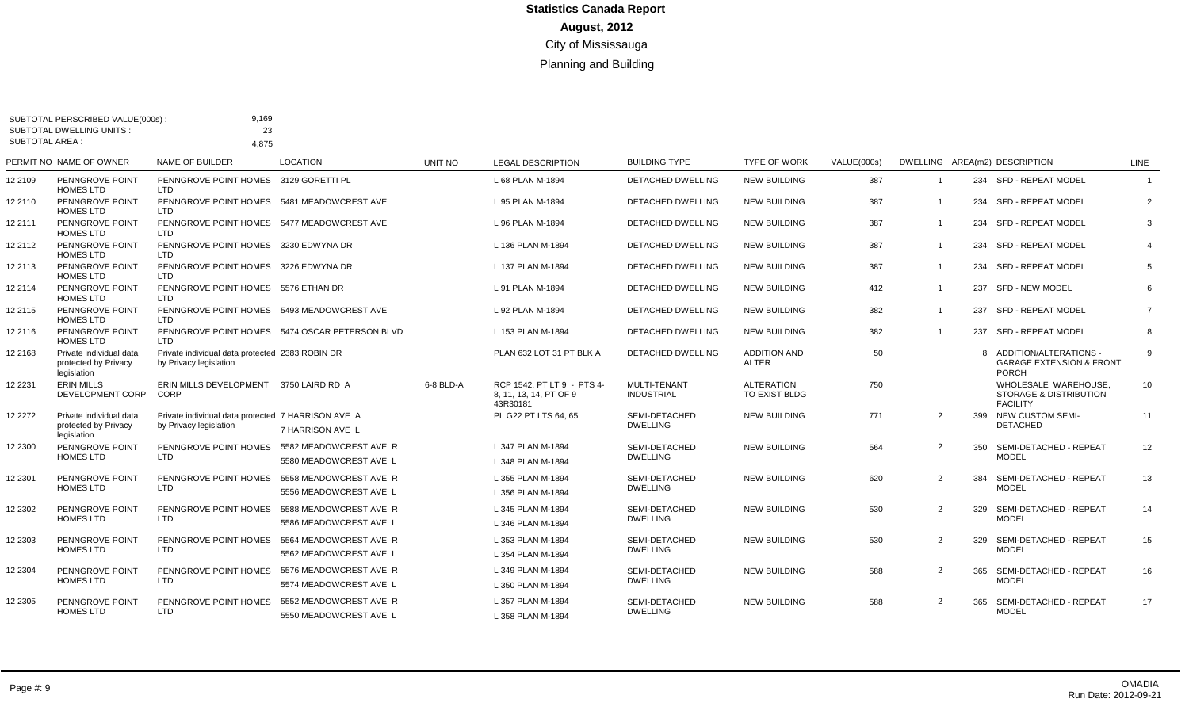# Statistics Canada Report

## August, 2012

### City of Mississauga

### Planning and Building

SUBTOTAL PERSCRIBED VALUE(000s) : 9,169
SUBTOTAL DWELLING UNITS : 23
SUBTOTAL AREA : 4,875

| PERMIT NO | NAME OF OWNER | NAME OF BUILDER | LOCATION | UNIT NO | LEGAL DESCRIPTION | BUILDING TYPE | TYPE OF WORK | VALUE(000s) | DWELLING | AREA(m2) | DESCRIPTION | LINE |
|---|---|---|---|---|---|---|---|---|---|---|---|---|
| 12 2109 | PENNGROVE POINT HOMES LTD | PENNGROVE POINT HOMES LTD | 3129 GORETTI PL | | L 68 PLAN M-1894 | DETACHED DWELLING | NEW BUILDING | 387 | 1 | 234 | SFD - REPEAT MODEL | 1 |
| 12 2110 | PENNGROVE POINT HOMES LTD | PENNGROVE POINT HOMES LTD | 5481 MEADOWCREST AVE | | L 95 PLAN M-1894 | DETACHED DWELLING | NEW BUILDING | 387 | 1 | 234 | SFD - REPEAT MODEL | 2 |
| 12 2111 | PENNGROVE POINT HOMES LTD | PENNGROVE POINT HOMES LTD | 5477 MEADOWCREST AVE | | L 96 PLAN M-1894 | DETACHED DWELLING | NEW BUILDING | 387 | 1 | 234 | SFD - REPEAT MODEL | 3 |
| 12 2112 | PENNGROVE POINT HOMES LTD | PENNGROVE POINT HOMES LTD | 3230 EDWYNA DR | | L 136 PLAN M-1894 | DETACHED DWELLING | NEW BUILDING | 387 | 1 | 234 | SFD - REPEAT MODEL | 4 |
| 12 2113 | PENNGROVE POINT HOMES LTD | PENNGROVE POINT HOMES LTD | 3226 EDWYNA DR | | L 137 PLAN M-1894 | DETACHED DWELLING | NEW BUILDING | 387 | 1 | 234 | SFD - REPEAT MODEL | 5 |
| 12 2114 | PENNGROVE POINT HOMES LTD | PENNGROVE POINT HOMES LTD | 5576 ETHAN DR | | L 91 PLAN M-1894 | DETACHED DWELLING | NEW BUILDING | 412 | 1 | 237 | SFD - NEW MODEL | 6 |
| 12 2115 | PENNGROVE POINT HOMES LTD | PENNGROVE POINT HOMES LTD | 5493 MEADOWCREST AVE | | L 92 PLAN M-1894 | DETACHED DWELLING | NEW BUILDING | 382 | 1 | 237 | SFD - REPEAT MODEL | 7 |
| 12 2116 | PENNGROVE POINT HOMES LTD | PENNGROVE POINT HOMES LTD | 5474 OSCAR PETERSON BLVD | | L 153 PLAN M-1894 | DETACHED DWELLING | NEW BUILDING | 382 | 1 | 237 | SFD - REPEAT MODEL | 8 |
| 12 2168 | Private individual data protected by Privacy legislation | Private individual data protected by Privacy legislation | 2383 ROBIN DR | | PLAN 632 LOT 31 PT BLK A | DETACHED DWELLING | ADDITION AND ALTER | 50 | | 8 | ADDITION/ALTERATIONS - GARAGE EXTENSION & FRONT PORCH | 9 |
| 12 2231 | ERIN MILLS DEVELOPMENT CORP | ERIN MILLS DEVELOPMENT CORP | 3750 LAIRD RD A | 6-8 BLD-A | RCP 1542, PT LT 9 - PTS 4-8, 11, 13, 14, PT OF 9 43R30181 | MULTI-TENANT INDUSTRIAL | ALTERATION TO EXIST BLDG | 750 | | | WHOLESALE WAREHOUSE, STORAGE & DISTRIBUTION FACILITY | 10 |
| 12 2272 | Private individual data protected by Privacy legislation | Private individual data protected by Privacy legislation | 7 HARRISON AVE A<br>7 HARRISON AVE L | | PL G22 PT LTS 64, 65 | SEMI-DETACHED DWELLING | NEW BUILDING | 771 | 2 | 399 | NEW CUSTOM SEMI-DETACHED | 11 |
| 12 2300 | PENNGROVE POINT HOMES LTD | PENNGROVE POINT HOMES LTD | 5582 MEADOWCREST AVE R<br>5580 MEADOWCREST AVE L | | L 347 PLAN M-1894<br>L 348 PLAN M-1894 | SEMI-DETACHED DWELLING | NEW BUILDING | 564 | 2 | 350 | SEMI-DETACHED - REPEAT MODEL | 12 |
| 12 2301 | PENNGROVE POINT HOMES LTD | PENNGROVE POINT HOMES LTD | 5558 MEADOWCREST AVE R<br>5556 MEADOWCREST AVE L | | L 355 PLAN M-1894<br>L 356 PLAN M-1894 | SEMI-DETACHED DWELLING | NEW BUILDING | 620 | 2 | 384 | SEMI-DETACHED - REPEAT MODEL | 13 |
| 12 2302 | PENNGROVE POINT HOMES LTD | PENNGROVE POINT HOMES LTD | 5588 MEADOWCREST AVE R<br>5586 MEADOWCREST AVE L | | L 345 PLAN M-1894<br>L 346 PLAN M-1894 | SEMI-DETACHED DWELLING | NEW BUILDING | 530 | 2 | 329 | SEMI-DETACHED - REPEAT MODEL | 14 |
| 12 2303 | PENNGROVE POINT HOMES LTD | PENNGROVE POINT HOMES LTD | 5564 MEADOWCREST AVE R<br>5562 MEADOWCREST AVE L | | L 353 PLAN M-1894<br>L 354 PLAN M-1894 | SEMI-DETACHED DWELLING | NEW BUILDING | 530 | 2 | 329 | SEMI-DETACHED - REPEAT MODEL | 15 |
| 12 2304 | PENNGROVE POINT HOMES LTD | PENNGROVE POINT HOMES LTD | 5576 MEADOWCREST AVE R<br>5574 MEADOWCREST AVE L | | L 349 PLAN M-1894<br>L 350 PLAN M-1894 | SEMI-DETACHED DWELLING | NEW BUILDING | 588 | 2 | 365 | SEMI-DETACHED - REPEAT MODEL | 16 |
| 12 2305 | PENNGROVE POINT HOMES LTD | PENNGROVE POINT HOMES LTD | 5552 MEADOWCREST AVE R<br>5550 MEADOWCREST AVE L | | L 357 PLAN M-1894<br>L 358 PLAN M-1894 | SEMI-DETACHED DWELLING | NEW BUILDING | 588 | 2 | 365 | SEMI-DETACHED - REPEAT MODEL | 17 |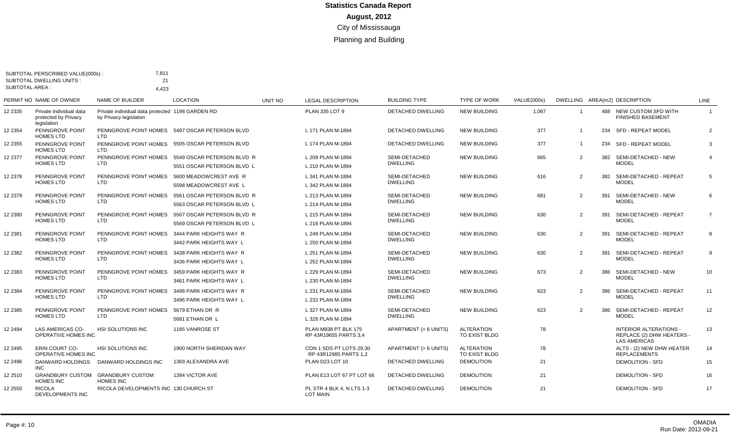# Statistics Canada Report

**August, 2012**

City of Mississauga

Planning and Building

SUBTOTAL PERSCRIBED VALUE(000s) : 7,811
SUBTOTAL DWELLING UNITS : 21
SUBTOTAL AREA : 4,423

| PERMIT NO | NAME OF OWNER | NAME OF BUILDER | LOCATION | UNIT NO | LEGAL DESCRIPTION | BUILDING TYPE | TYPE OF WORK | VALUE(000s) | DWELLING | AREA(m2) | DESCRIPTION | LINE |
|---|---|---|---|---|---|---|---|---|---|---|---|---|
| 12 2335 | Private individual data protected by Privacy legislation | Private individual data protected by Privacy legislation | 1198 GARDEN RD | | PLAN 335 LOT 9 | DETACHED DWELLING | NEW BUILDING | 1,067 | 1 | 468 | NEW CUSTOM SFD WITH FINISHED BASEMENT | 1 |
| 12 2354 | PENNGROVE POINT HOMES LTD | PENNGROVE POINT HOMES LTD | 5497 OSCAR PETERSON BLVD | | L 171 PLAN M-1894 | DETACHED DWELLING | NEW BUILDING | 377 | 1 | 234 | SFD - REPEAT MODEL | 2 |
| 12 2355 | PENNGROVE POINT HOMES LTD | PENNGROVE POINT HOMES LTD | 5505 OSCAR PETERSON BLVD | | L 174 PLAN M-1894 | DETACHED DWELLING | NEW BUILDING | 377 | 1 | 234 | SFD - REPEAT MODEL | 3 |
| 12 2377 | PENNGROVE POINT HOMES LTD | PENNGROVE POINT HOMES LTD | 5549 OSCAR PETERSON BLVD R<br>5551 OSCAR PETERSON BLVD L | | L 209 PLAN M-1894<br>L 210 PLAN M-1894 | SEMI-DETACHED DWELLING | NEW BUILDING | 665 | 2 | 382 | SEMI-DETACHED - NEW MODEL | 4 |
| 12 2378 | PENNGROVE POINT HOMES LTD | PENNGROVE POINT HOMES LTD | 5600 MEADOWCREST AVE R<br>5598 MEADOWCREST AVE L | | L 341 PLAN M-1894<br>L 342 PLAN M-1894 | SEMI-DETACHED DWELLING | NEW BUILDING | 616 | 2 | 382 | SEMI-DETACHED - REPEAT MODEL | 5 |
| 12 2379 | PENNGROVE POINT HOMES LTD | PENNGROVE POINT HOMES LTD | 5561 OSCAR PETERSON BLVD R<br>5563 OSCAR PETERSON BLVD L | | L 213 PLAN M-1894<br>L 214 PLAN M-1894 | SEMI-DETACHED DWELLING | NEW BUILDING | 681 | 2 | 391 | SEMI-DETACHED - NEW MODEL | 6 |
| 12 2380 | PENNGROVE POINT HOMES LTD | PENNGROVE POINT HOMES LTD | 5567 OSCAR PETERSON BLVD R<br>5569 OSCAR PETERSON BLVD L | | L 215 PLAN M-1894<br>L 216 PLAN M-1894 | SEMI-DETACHED DWELLING | NEW BUILDING | 630 | 2 | 391 | SEMI-DETACHED - REPEAT MODEL | 7 |
| 12 2381 | PENNGROVE POINT HOMES LTD | PENNGROVE POINT HOMES LTD | 3444 PARK HEIGHTS WAY R<br>3442 PARK HEIGHTS WAY L | | L 249 PLAN M-1894<br>L 250 PLAN M-1894 | SEMI-DETACHED DWELLING | NEW BUILDING | 630 | 2 | 391 | SEMI-DETACHED - REPEAT MODEL | 8 |
| 12 2382 | PENNGROVE POINT HOMES LTD | PENNGROVE POINT HOMES LTD | 3438 PARK HEIGHTS WAY R<br>3436 PARK HEIGHTS WAY L | | L 251 PLAN M-1894<br>L 252 PLAN M-1894 | SEMI-DETACHED DWELLING | NEW BUILDING | 630 | 2 | 391 | SEMI-DETACHED - REPEAT MODEL | 9 |
| 12 2383 | PENNGROVE POINT HOMES LTD | PENNGROVE POINT HOMES LTD | 3459 PARK HEIGHTS WAY R<br>3461 PARK HEIGHTS WAY L | | L 229 PLAN M-1894<br>L 230 PLAN M-1894 | SEMI-DETACHED DWELLING | NEW BUILDING | 673 | 2 | 386 | SEMI-DETACHED - NEW MODEL | 10 |
| 12 2384 | PENNGROVE POINT HOMES LTD | PENNGROVE POINT HOMES LTD | 3498 PARK HEIGHTS WAY R<br>3496 PARK HEIGHTS WAY L | | L 231 PLAN M-1894<br>L 232 PLAN M-1894 | SEMI-DETACHED DWELLING | NEW BUILDING | 623 | 2 | 386 | SEMI-DETACHED - REPEAT MODEL | 11 |
| 12 2385 | PENNGROVE POINT HOMES LTD | PENNGROVE POINT HOMES LTD | 5679 ETHAN DR R<br>5681 ETHAN DR L | | L 327 PLAN M-1894<br>L 328 PLAN M-1894 | SEMI-DETACHED DWELLING | NEW BUILDING | 623 | 2 | 386 | SEMI-DETACHED - REPEAT MODEL | 12 |
| 12 2494 | LAS AMERICAS CO-OPERATIVE HOMES INC | HSI SOLUTIONS INC | 1185 VANROSE ST | | PLAN M938 PT BLK 175 RP 43R19655 PARTS 3,4 | APARTMENT (> 6 UNITS) | ALTERATION TO EXIST BLDG | 78 | | | INTERIOR ALTERATIONS - REPLACE (2) DHW HEATERS - LAS AMERICAS | 13 |
| 12 2495 | ERIN COURT CO-OPERATIVE HOMES INC | HSI SOLUTIONS INC | 1900 NORTH SHERIDAN WAY | | CON 1 SDS PT LOTS 29,30 RP 43R12985 PARTS 1,2 | APARTMENT (> 6 UNITS) | ALTERATION TO EXIST BLDG | 78 | | | ALTS - (2) NEW DHW HEATER REPLACEMENTS | 14 |
| 12 2496 | DANWARD HOLDINGS INC | DANWARD HOLDINGS INC | 1369 ALEXANDRA AVE | | PLAN D23 LOT 10 | DETACHED DWELLING | DEMOLITION | 21 | | | DEMOLITION - SFD | 15 |
| 12 2510 | GRANDBURY CUSTOM HOMES INC | GRANDBURY CUSTOM HOMES INC | 1394 VICTOR AVE | | PLAN E13 LOT 67 PT LOT 66 | DETACHED DWELLING | DEMOLITION | 21 | | | DEMOLITION - SFD | 16 |
| 12 2550 | RICOLA DEVELOPMENTS INC | RICOLA DEVELOPMENTS INC | 130 CHURCH ST | | PL STR 4 BLK 4, N LTS 1-3 LOT MAIN | DETACHED DWELLING | DEMOLITION | 21 | | | DEMOLITION - SFD | 17 |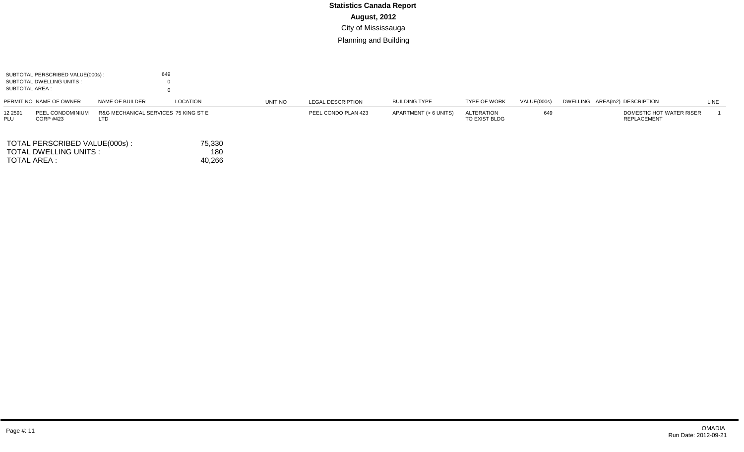# Statistics Canada Report

**August, 2012**

City of Mississauga

Planning and Building

SUBTOTAL PERSCRIBED VALUE(000s) : 649
SUBTOTAL DWELLING UNITS : 0
SUBTOTAL AREA : 0

| PERMIT NO | NAME OF OWNER | NAME OF BUILDER | LOCATION | UNIT NO | LEGAL DESCRIPTION | BUILDING TYPE | TYPE OF WORK | VALUE(000s) | DWELLING | AREA(m2) | DESCRIPTION | LINE |
|---|---|---|---|---|---|---|---|---|---|---|---|---|
| 12 2591 PLU | PEEL CONDOMINIUM CORP #423 | R&G MECHANICAL SERVICES LTD | 75 KING ST E | | PEEL CONDO PLAN 423 | APARTMENT (> 6 UNITS) | ALTERATION TO EXIST BLDG | 649 | | | DOMESTIC HOT WATER RISER REPLACEMENT | 1 |

TOTAL PERSCRIBED VALUE(000s) : 75,330
TOTAL DWELLING UNITS : 180
TOTAL AREA : 40,266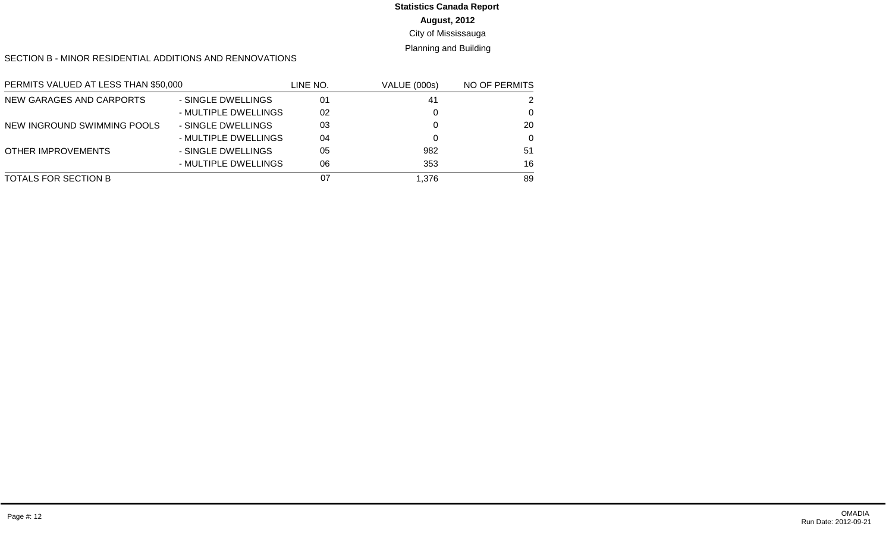**Statistics Canada Report**

**August, 2012**

City of Mississauga

Planning and Building

SECTION B - MINOR RESIDENTIAL ADDITIONS AND RENNOVATIONS

| PERMITS VALUED AT LESS THAN $50,000 | | LINE NO. | VALUE (000s) | NO OF PERMITS |
|---|---|---|---|---|
| NEW GARAGES AND CARPORTS | - SINGLE DWELLINGS | 01 | 41 | 2 |
| | - MULTIPLE DWELLINGS | 02 | 0 | 0 |
| NEW INGROUND SWIMMING POOLS | - SINGLE DWELLINGS | 03 | 0 | 20 |
| | - MULTIPLE DWELLINGS | 04 | 0 | 0 |
| OTHER IMPROVEMENTS | - SINGLE DWELLINGS | 05 | 982 | 51 |
| | - MULTIPLE DWELLINGS | 06 | 353 | 16 |
| TOTALS FOR SECTION B | | 07 | 1,376 | 89 |

OMADIA
Run Date: 2012-09-21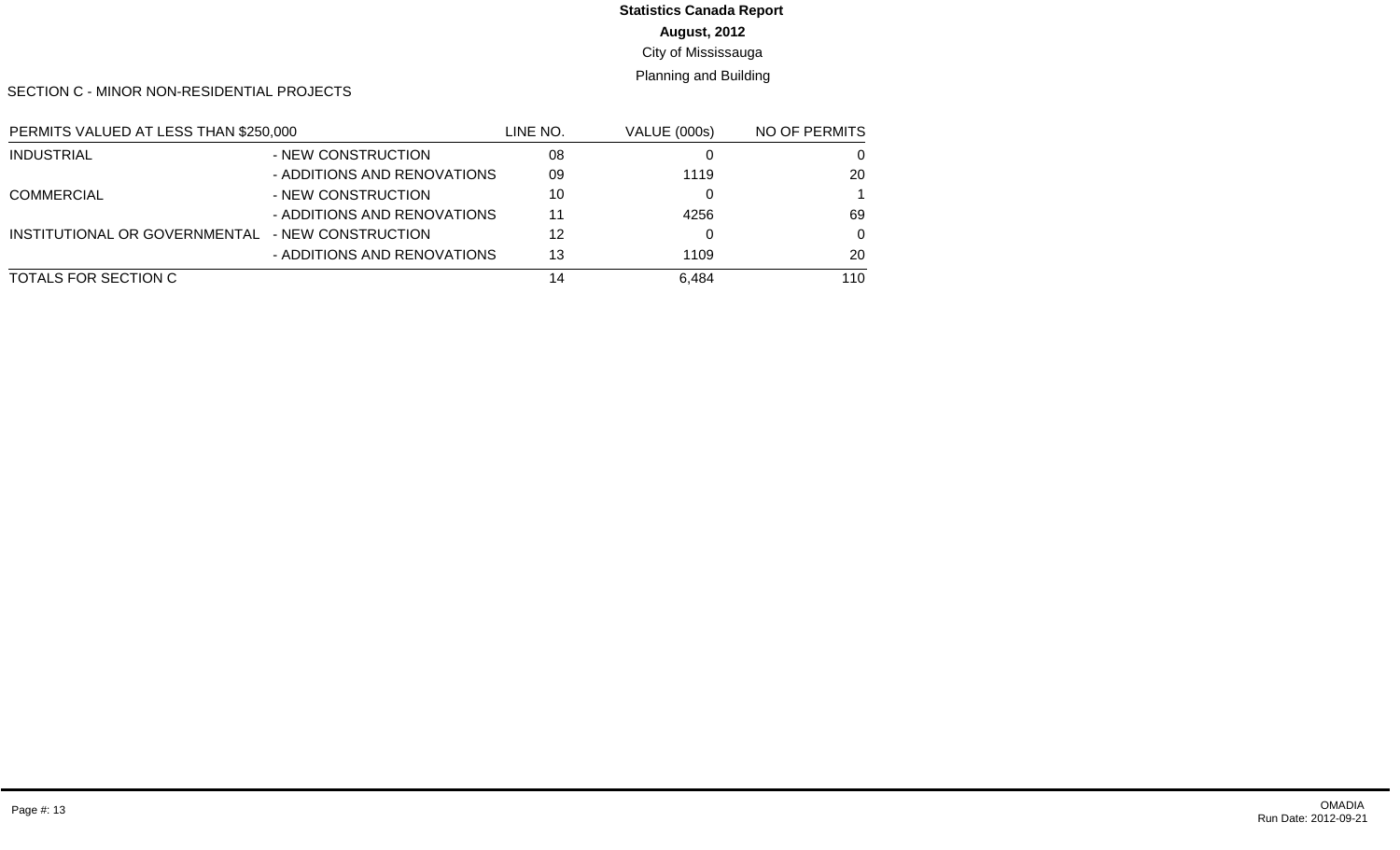# Statistics Canada Report

**August, 2012**

City of Mississauga

Planning and Building

SECTION C - MINOR NON-RESIDENTIAL PROJECTS

| PERMITS VALUED AT LESS THAN $250,000 | | LINE NO. | VALUE (000s) | NO OF PERMITS |
|---|---|---|---|---|
| INDUSTRIAL | - NEW CONSTRUCTION | 08 | 0 | 0 |
| | - ADDITIONS AND RENOVATIONS | 09 | 1119 | 20 |
| COMMERCIAL | - NEW CONSTRUCTION | 10 | 0 | 1 |
| | - ADDITIONS AND RENOVATIONS | 11 | 4256 | 69 |
| INSTITUTIONAL OR GOVERNMENTAL | - NEW CONSTRUCTION | 12 | 0 | 0 |
| | - ADDITIONS AND RENOVATIONS | 13 | 1109 | 20 |
| TOTALS FOR SECTION C | | 14 | 6,484 | 110 |

OMADIA
Run Date: 2012-09-21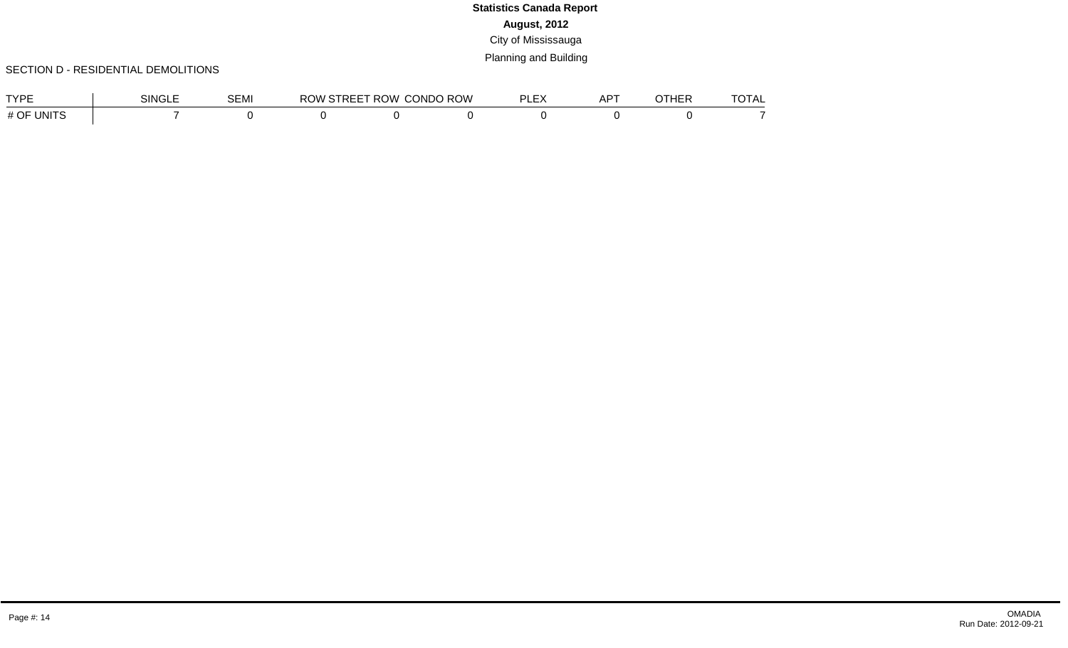**Statistics Canada Report**

**August, 2012**

City of Mississauga

Planning and Building

SECTION D - RESIDENTIAL DEMOLITIONS

| TYPE | SINGLE | SEMI | ROW STREET | ROW CONDO | ROW PLEX | APT | OTHER | TOTAL |
|---|---|---|---|---|---|---|---|---|
| # OF UNITS | 7 | 0 | 0 | 0 | 0 | 0 | 0 | 0 | 7 |

OMADIA
Run Date: 2012-09-21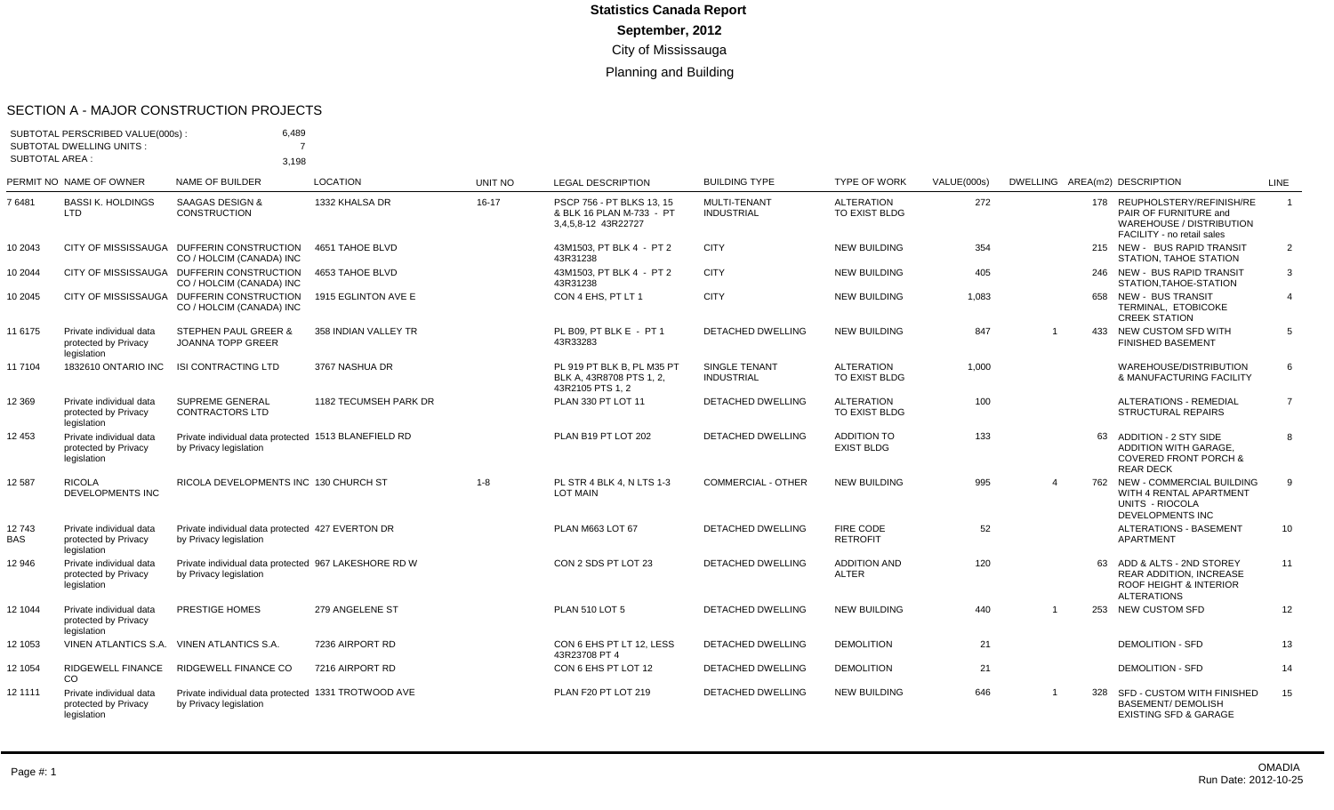# Statistics Canada Report

## September, 2012

City of Mississauga

Planning and Building

### SECTION A - MAJOR CONSTRUCTION PROJECTS

SUBTOTAL PERSCRIBED VALUE(000s) : 6,489
SUBTOTAL DWELLING UNITS : 7
SUBTOTAL AREA : 3,198

| PERMIT NO | NAME OF OWNER | NAME OF BUILDER | LOCATION | UNIT NO | LEGAL DESCRIPTION | BUILDING TYPE | TYPE OF WORK | VALUE(000s) | DWELLING | AREA(m2) | DESCRIPTION | LINE |
|---|---|---|---|---|---|---|---|---|---|---|---|---|
| 7 6481 | BASSI K. HOLDINGS LTD | SAAGAS DESIGN & CONSTRUCTION | 1332 KHALSA DR | 16-17 | PSCP 756 - PT BLKS 13, 15 & BLK 16 PLAN M-733 - PT 3,4,5,8-12 43R22727 | MULTI-TENANT INDUSTRIAL | ALTERATION TO EXIST BLDG | 272 | | 178 | REUPHOLSTERY/REFINISH/REPAIR OF FURNITURE and WAREHOUSE / DISTRIBUTION FACILITY - no retail sales | 1 |
| 10 2043 | CITY OF MISSISSAUGA | DUFFERIN CONSTRUCTION CO / HOLCIM (CANADA) INC | 4651 TAHOE BLVD | | 43M1503, PT BLK 4 - PT 2 43R31238 | CITY | NEW BUILDING | 354 | | 215 | NEW - BUS RAPID TRANSIT STATION, TAHOE STATION | 2 |
| 10 2044 | CITY OF MISSISSAUGA | DUFFERIN CONSTRUCTION CO / HOLCIM (CANADA) INC | 4653 TAHOE BLVD | | 43M1503, PT BLK 4 - PT 2 43R31238 | CITY | NEW BUILDING | 405 | | 246 | NEW - BUS RAPID TRANSIT STATION,TAHOE-STATION | 3 |
| 10 2045 | CITY OF MISSISSAUGA | DUFFERIN CONSTRUCTION CO / HOLCIM (CANADA) INC | 1915 EGLINTON AVE E | | CON 4 EHS, PT LT 1 | CITY | NEW BUILDING | 1,083 | | 658 | NEW - BUS TRANSIT TERMINAL, ETOBICOKE CREEK STATION | 4 |
| 11 6175 | Private individual data protected by Privacy legislation | STEPHEN PAUL GREER & JOANNA TOPP GREER | 358 INDIAN VALLEY TR | | PL B09, PT BLK E - PT 1 43R33283 | DETACHED DWELLING | NEW BUILDING | 847 | 1 | 433 | NEW CUSTOM SFD WITH FINISHED BASEMENT | 5 |
| 11 7104 | 1832610 ONTARIO INC | ISI CONTRACTING LTD | 3767 NASHUA DR | | PL 919 PT BLK B, PL M35 PT BLK A, 43R8708 PTS 1, 2, 43R2105 PTS 1, 2 | SINGLE TENANT INDUSTRIAL | ALTERATION TO EXIST BLDG | 1,000 | | | WAREHOUSE/DISTRIBUTION & MANUFACTURING FACILITY | 6 |
| 12 369 | Private individual data protected by Privacy legislation | SUPREME GENERAL CONTRACTORS LTD | 1182 TECUMSEH PARK DR | | PLAN 330 PT LOT 11 | DETACHED DWELLING | ALTERATION TO EXIST BLDG | 100 | | | ALTERATIONS - REMEDIAL STRUCTURAL REPAIRS | 7 |
| 12 453 | Private individual data protected by Privacy legislation | Private individual data protected by Privacy legislation | 1513 BLANEFIELD RD | | PLAN B19 PT LOT 202 | DETACHED DWELLING | ADDITION TO EXIST BLDG | 133 | | 63 | ADDITION - 2 STY SIDE ADDITION WITH GARAGE, COVERED FRONT PORCH & REAR DECK | 8 |
| 12 587 | RICOLA DEVELOPMENTS INC | RICOLA DEVELOPMENTS INC | 130 CHURCH ST | 1-8 | PL STR 4 BLK 4, N LTS 1-3 LOT MAIN | COMMERCIAL - OTHER | NEW BUILDING | 995 | 4 | 762 | NEW - COMMERCIAL BUILDING WITH 4 RENTAL APARTMENT UNITS - RIOCOLA DEVELOPMENTS INC | 9 |
| 12 743 BAS | Private individual data protected by Privacy legislation | Private individual data protected by Privacy legislation | 427 EVERTON DR | | PLAN M663 LOT 67 | DETACHED DWELLING | FIRE CODE RETROFIT | 52 | | | ALTERATIONS - BASEMENT APARTMENT | 10 |
| 12 946 | Private individual data protected by Privacy legislation | Private individual data protected by Privacy legislation | 967 LAKESHORE RD W | | CON 2 SDS PT LOT 23 | DETACHED DWELLING | ADDITION AND ALTER | 120 | | 63 | ADD & ALTS - 2ND STOREY REAR ADDITION, INCREASE ROOF HEIGHT & INTERIOR ALTERATIONS | 11 |
| 12 1044 | Private individual data protected by Privacy legislation | PRESTIGE HOMES | 279 ANGELENE ST | | PLAN 510 LOT 5 | DETACHED DWELLING | NEW BUILDING | 440 | 1 | 253 | NEW CUSTOM SFD | 12 |
| 12 1053 | VINEN ATLANTICS S.A. | VINEN ATLANTICS S.A. | 7236 AIRPORT RD | | CON 6 EHS PT LT 12, LESS 43R23708 PT 4 | DETACHED DWELLING | DEMOLITION | 21 | | | DEMOLITION - SFD | 13 |
| 12 1054 | RIDGEWELL FINANCE CO | RIDGEWELL FINANCE CO | 7216 AIRPORT RD | | CON 6 EHS PT LOT 12 | DETACHED DWELLING | DEMOLITION | 21 | | | DEMOLITION - SFD | 14 |
| 12 1111 | Private individual data protected by Privacy legislation | Private individual data protected by Privacy legislation | 1331 TROTWOOD AVE | | PLAN F20 PT LOT 219 | DETACHED DWELLING | NEW BUILDING | 646 | 1 | 328 | SFD - CUSTOM WITH FINISHED BASEMENT/ DEMOLISH EXISTING SFD & GARAGE | 15 |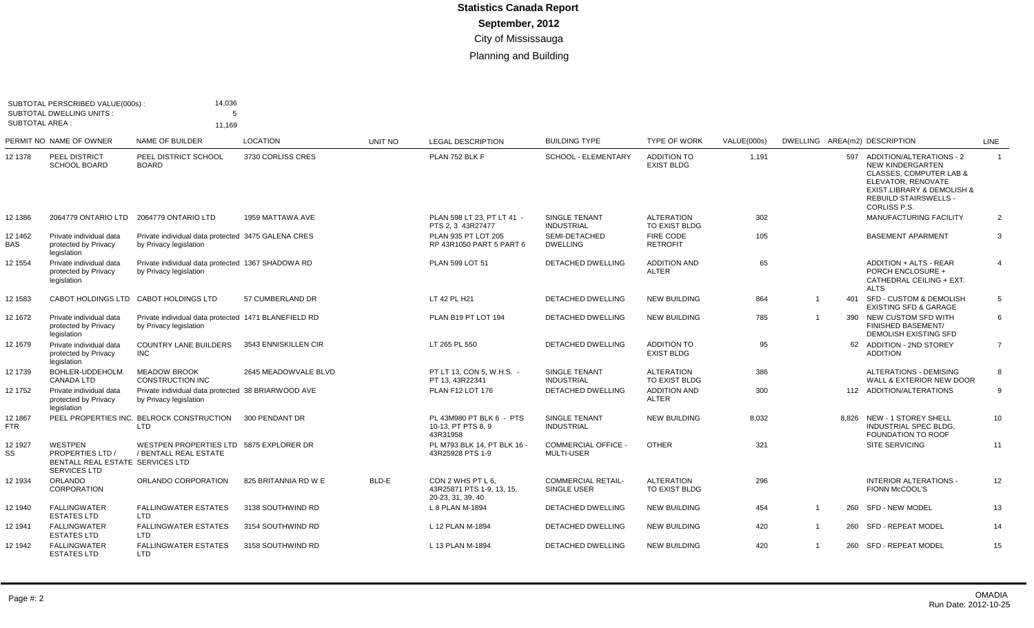# Statistics Canada Report

## September, 2012

### City of Mississauga

### Planning and Building

SUBTOTAL PERSCRIBED VALUE(000s) : 14,036
SUBTOTAL DWELLING UNITS : 5
SUBTOTAL AREA : 11,169

| PERMIT NO | NAME OF OWNER | NAME OF BUILDER | LOCATION | UNIT NO | LEGAL DESCRIPTION | BUILDING TYPE | TYPE OF WORK | VALUE(000s) | DWELLING | AREA(m2) | DESCRIPTION | LINE |
|---|---|---|---|---|---|---|---|---|---|---|---|---|
| 12 1378 | PEEL DISTRICT SCHOOL BOARD | PEEL DISTRICT SCHOOL BOARD | 3730 CORLISS CRES | | PLAN 752 BLK F | SCHOOL - ELEMENTARY | ADDITION TO EXIST BLDG | 1,191 | | 597 | ADDITION/ALTERATIONS - 2 NEW KINDERGARTEN CLASSES, COMPUTER LAB & ELEVATOR, RENOVATE EXIST.LIBRARY & DEMOLISH & REBUILD STAIRSWELLS - CORLISS P.S. | 1 |
| 12 1386 | 2064779 ONTARIO LTD | 2064779 ONTARIO LTD | 1959 MATTAWA AVE | | PLAN 598 LT 23, PT LT 41 - PTS 2, 3 43R27477 | SINGLE TENANT INDUSTRIAL | ALTERATION TO EXIST BLDG | 302 | | | MANUFACTURING FACILITY | 2 |
| 12 1462 BAS | Private individual data protected by Privacy legislation | Private individual data protected by Privacy legislation | 3475 GALENA CRES | | PLAN 935 PT LOT 205 RP 43R1050 PART 5 PART 6 | SEMI-DETACHED DWELLING | FIRE CODE RETROFIT | 105 | | | BASEMENT APARMENT | 3 |
| 12 1554 | Private individual data protected by Privacy legislation | Private individual data protected by Privacy legislation | 1367 SHADOWA RD | | PLAN 599 LOT 51 | DETACHED DWELLING | ADDITION AND ALTER | 65 | | | ADDITION + ALTS - REAR PORCH ENCLOSURE + CATHEDRAL CEILING + EXT. ALTS | 4 |
| 12 1583 | CABOT HOLDINGS LTD | CABOT HOLDINGS LTD | 57 CUMBERLAND DR | | LT 42 PL H21 | DETACHED DWELLING | NEW BUILDING | 864 | 1 | 401 | SFD - CUSTOM & DEMOLISH EXISTING SFD & GARAGE | 5 |
| 12 1672 | Private individual data protected by Privacy legislation | Private individual data protected by Privacy legislation | 1471 BLANEFIELD RD | | PLAN B19 PT LOT 194 | DETACHED DWELLING | NEW BUILDING | 785 | 1 | 390 | NEW CUSTOM SFD WITH FINISHED BASEMENT/ DEMOLISH EXISTING SFD | 6 |
| 12 1679 | Private individual data protected by Privacy legislation | COUNTRY LANE BUILDERS INC | 3543 ENNISKILLEN CIR | | LT 265 PL 550 | DETACHED DWELLING | ADDITION TO EXIST BLDG | 95 | | 62 | ADDITION - 2ND STOREY ADDITION | 7 |
| 12 1739 | BOHLER-UDDEHOLM CANADA LTD | MEADOW BROOK CONSTRUCTION INC | 2645 MEADOWVALE BLVD | | PT LT 13, CON 5, W.H.S. - PT 13, 43R22341 | SINGLE TENANT INDUSTRIAL | ALTERATION TO EXIST BLDG | 386 | | | ALTERATIONS - DEMISING WALL & EXTERIOR NEW DOOR | 8 |
| 12 1752 | Private individual data protected by Privacy legislation | Private individual data protected by Privacy legislation | 38 BRIARWOOD AVE | | PLAN F12 LOT 176 | DETACHED DWELLING | ADDITION AND ALTER | 300 | | 112 | ADDITION/ALTERATIONS | 9 |
| 12 1867 FTR | PEEL PROPERTIES INC. | BELROCK CONSTRUCTION LTD | 300 PENDANT DR | | PL 43M980 PT BLK 6 - PTS 10-13, PT PTS 8, 9 43R31958 | SINGLE TENANT INDUSTRIAL | NEW BUILDING | 8,032 | | 8,826 | NEW - 1 STOREY SHELL INDUSTRIAL SPEC BLDG, FOUNDATION TO ROOF | 10 |
| 12 1927 SS | WESTPEN PROPERTIES LTD / BENTALL REAL ESTATE SERVICES LTD | WESTPEN PROPERTIES LTD / BENTALL REAL ESTATE SERVICES LTD | 5875 EXPLORER DR | | PL M793 BLK 14, PT BLK 16 - 43R25928 PTS 1-9 | COMMERCIAL OFFICE - MULTI-USER | OTHER | 321 | | | SITE SERVICING | 11 |
| 12 1934 | ORLANDO CORPORATION | ORLANDO CORPORATION | 825 BRITANNIA RD W E | BLD-E | CON 2 WHS PT L 6, 43R25871 PTS 1-9, 13, 15, 20-23, 31, 39, 40 | COMMERCIAL RETAIL-SINGLE USER | ALTERATION TO EXIST BLDG | 296 | | | INTERIOR ALTERATIONS - FIONN McCOOL'S | 12 |
| 12 1940 | FALLINGWATER ESTATES LTD | FALLINGWATER ESTATES LTD | 3138 SOUTHWIND RD | | L 8 PLAN M-1894 | DETACHED DWELLING | NEW BUILDING | 454 | 1 | 260 | SFD - NEW MODEL | 13 |
| 12 1941 | FALLINGWATER ESTATES LTD | FALLINGWATER ESTATES LTD | 3154 SOUTHWIND RD | | L 12 PLAN M-1894 | DETACHED DWELLING | NEW BUILDING | 420 | 1 | 260 | SFD - REPEAT MODEL | 14 |
| 12 1942 | FALLINGWATER ESTATES LTD | FALLINGWATER ESTATES LTD | 3158 SOUTHWIND RD | | L 13 PLAN M-1894 | DETACHED DWELLING | NEW BUILDING | 420 | 1 | 260 | SFD - REPEAT MODEL | 15 |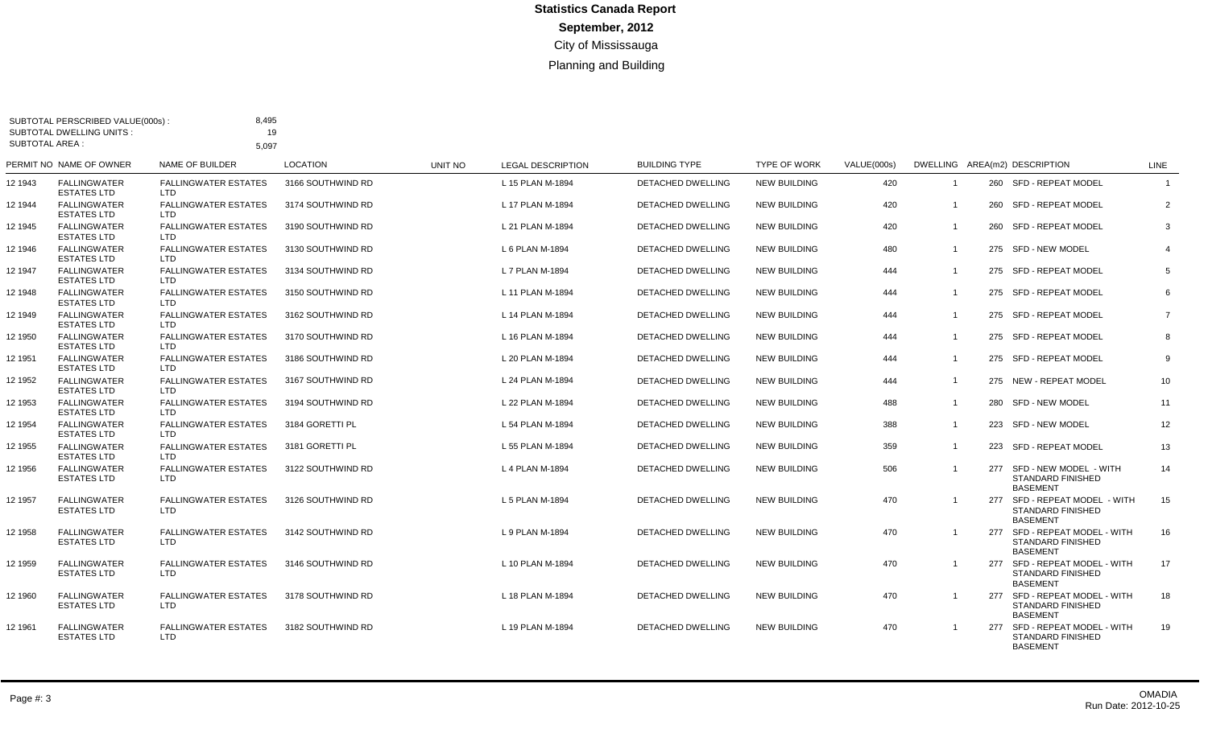# Statistics Canada Report

## September, 2012

City of Mississauga

Planning and Building

SUBTOTAL PERSCRIBED VALUE(000s) : 8,495
SUBTOTAL DWELLING UNITS : 19
SUBTOTAL AREA : 5,097

| PERMIT NO | NAME OF OWNER | NAME OF BUILDER | LOCATION | UNIT NO | LEGAL DESCRIPTION | BUILDING TYPE | TYPE OF WORK | VALUE(000s) | DWELLING | AREA(m2) | DESCRIPTION | LINE |
|---|---|---|---|---|---|---|---|---|---|---|---|---|
| 12 1943 | FALLINGWATER ESTATES LTD | FALLINGWATER ESTATES LTD | 3166 SOUTHWIND RD | | L 15 PLAN M-1894 | DETACHED DWELLING | NEW BUILDING | 420 | 1 | 260 | SFD - REPEAT MODEL | 1 |
| 12 1944 | FALLINGWATER ESTATES LTD | FALLINGWATER ESTATES LTD | 3174 SOUTHWIND RD | | L 17 PLAN M-1894 | DETACHED DWELLING | NEW BUILDING | 420 | 1 | 260 | SFD - REPEAT MODEL | 2 |
| 12 1945 | FALLINGWATER ESTATES LTD | FALLINGWATER ESTATES LTD | 3190 SOUTHWIND RD | | L 21 PLAN M-1894 | DETACHED DWELLING | NEW BUILDING | 420 | 1 | 260 | SFD - REPEAT MODEL | 3 |
| 12 1946 | FALLINGWATER ESTATES LTD | FALLINGWATER ESTATES LTD | 3130 SOUTHWIND RD | | L 6 PLAN M-1894 | DETACHED DWELLING | NEW BUILDING | 480 | 1 | 275 | SFD - NEW MODEL | 4 |
| 12 1947 | FALLINGWATER ESTATES LTD | FALLINGWATER ESTATES LTD | 3134 SOUTHWIND RD | | L 7 PLAN M-1894 | DETACHED DWELLING | NEW BUILDING | 444 | 1 | 275 | SFD - REPEAT MODEL | 5 |
| 12 1948 | FALLINGWATER ESTATES LTD | FALLINGWATER ESTATES LTD | 3150 SOUTHWIND RD | | L 11 PLAN M-1894 | DETACHED DWELLING | NEW BUILDING | 444 | 1 | 275 | SFD - REPEAT MODEL | 6 |
| 12 1949 | FALLINGWATER ESTATES LTD | FALLINGWATER ESTATES LTD | 3162 SOUTHWIND RD | | L 14 PLAN M-1894 | DETACHED DWELLING | NEW BUILDING | 444 | 1 | 275 | SFD - REPEAT MODEL | 7 |
| 12 1950 | FALLINGWATER ESTATES LTD | FALLINGWATER ESTATES LTD | 3170 SOUTHWIND RD | | L 16 PLAN M-1894 | DETACHED DWELLING | NEW BUILDING | 444 | 1 | 275 | SFD - REPEAT MODEL | 8 |
| 12 1951 | FALLINGWATER ESTATES LTD | FALLINGWATER ESTATES LTD | 3186 SOUTHWIND RD | | L 20 PLAN M-1894 | DETACHED DWELLING | NEW BUILDING | 444 | 1 | 275 | SFD - REPEAT MODEL | 9 |
| 12 1952 | FALLINGWATER ESTATES LTD | FALLINGWATER ESTATES LTD | 3167 SOUTHWIND RD | | L 24 PLAN M-1894 | DETACHED DWELLING | NEW BUILDING | 444 | 1 | 275 | NEW - REPEAT MODEL | 10 |
| 12 1953 | FALLINGWATER ESTATES LTD | FALLINGWATER ESTATES LTD | 3194 SOUTHWIND RD | | L 22 PLAN M-1894 | DETACHED DWELLING | NEW BUILDING | 488 | 1 | 280 | SFD - NEW MODEL | 11 |
| 12 1954 | FALLINGWATER ESTATES LTD | FALLINGWATER ESTATES LTD | 3184 GORETTI PL | | L 54 PLAN M-1894 | DETACHED DWELLING | NEW BUILDING | 388 | 1 | 223 | SFD - NEW MODEL | 12 |
| 12 1955 | FALLINGWATER ESTATES LTD | FALLINGWATER ESTATES LTD | 3181 GORETTI PL | | L 55 PLAN M-1894 | DETACHED DWELLING | NEW BUILDING | 359 | 1 | 223 | SFD - REPEAT MODEL | 13 |
| 12 1956 | FALLINGWATER ESTATES LTD | FALLINGWATER ESTATES LTD | 3122 SOUTHWIND RD | | L 4 PLAN M-1894 | DETACHED DWELLING | NEW BUILDING | 506 | 1 | 277 | SFD - NEW MODEL - WITH STANDARD FINISHED BASEMENT | 14 |
| 12 1957 | FALLINGWATER ESTATES LTD | FALLINGWATER ESTATES LTD | 3126 SOUTHWIND RD | | L 5 PLAN M-1894 | DETACHED DWELLING | NEW BUILDING | 470 | 1 | 277 | SFD - REPEAT MODEL - WITH STANDARD FINISHED BASEMENT | 15 |
| 12 1958 | FALLINGWATER ESTATES LTD | FALLINGWATER ESTATES LTD | 3142 SOUTHWIND RD | | L 9 PLAN M-1894 | DETACHED DWELLING | NEW BUILDING | 470 | 1 | 277 | SFD - REPEAT MODEL - WITH STANDARD FINISHED BASEMENT | 16 |
| 12 1959 | FALLINGWATER ESTATES LTD | FALLINGWATER ESTATES LTD | 3146 SOUTHWIND RD | | L 10 PLAN M-1894 | DETACHED DWELLING | NEW BUILDING | 470 | 1 | 277 | SFD - REPEAT MODEL - WITH STANDARD FINISHED BASEMENT | 17 |
| 12 1960 | FALLINGWATER ESTATES LTD | FALLINGWATER ESTATES LTD | 3178 SOUTHWIND RD | | L 18 PLAN M-1894 | DETACHED DWELLING | NEW BUILDING | 470 | 1 | 277 | SFD - REPEAT MODEL - WITH STANDARD FINISHED BASEMENT | 18 |
| 12 1961 | FALLINGWATER ESTATES LTD | FALLINGWATER ESTATES LTD | 3182 SOUTHWIND RD | | L 19 PLAN M-1894 | DETACHED DWELLING | NEW BUILDING | 470 | 1 | 277 | SFD - REPEAT MODEL - WITH STANDARD FINISHED BASEMENT | 19 |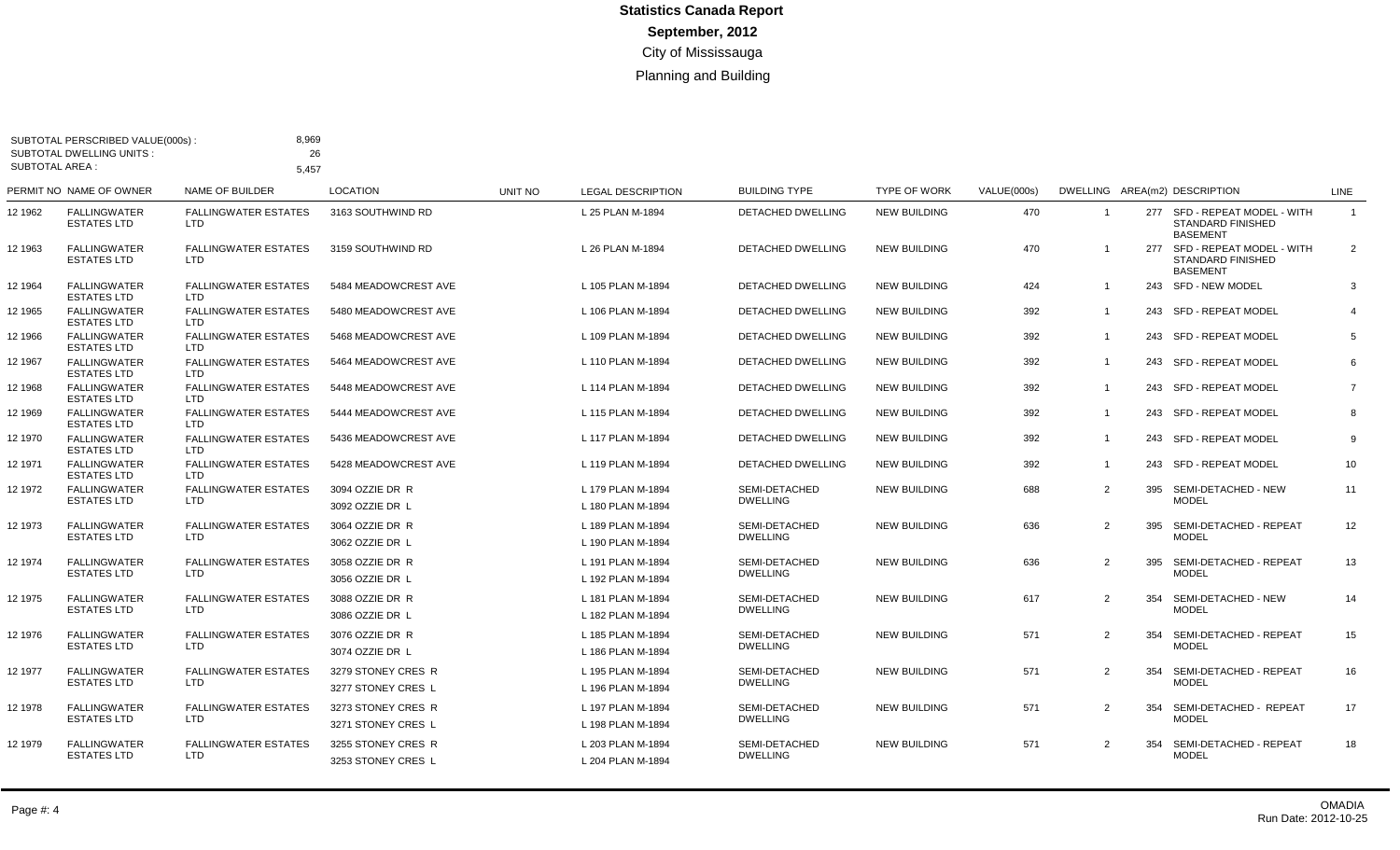# Statistics Canada Report

**September, 2012**

City of Mississauga

Planning and Building

SUBTOTAL PERSCRIBED VALUE(000s) : 8,969
SUBTOTAL DWELLING UNITS : 26
SUBTOTAL AREA : 5,457

| PERMIT NO | NAME OF OWNER | NAME OF BUILDER | LOCATION | UNIT NO | LEGAL DESCRIPTION | BUILDING TYPE | TYPE OF WORK | VALUE(000s) | DWELLING | AREA(m2) | DESCRIPTION | LINE |
|---|---|---|---|---|---|---|---|---|---|---|---|---|
| 12 1962 | FALLINGWATER ESTATES LTD | FALLINGWATER ESTATES LTD | 3163 SOUTHWIND RD | | L 25 PLAN M-1894 | DETACHED DWELLING | NEW BUILDING | 470 | 1 | 277 | SFD - REPEAT MODEL - WITH STANDARD FINISHED BASEMENT | 1 |
| 12 1963 | FALLINGWATER ESTATES LTD | FALLINGWATER ESTATES LTD | 3159 SOUTHWIND RD | | L 26 PLAN M-1894 | DETACHED DWELLING | NEW BUILDING | 470 | 1 | 277 | SFD - REPEAT MODEL - WITH STANDARD FINISHED BASEMENT | 2 |
| 12 1964 | FALLINGWATER ESTATES LTD | FALLINGWATER ESTATES LTD | 5484 MEADOWCREST AVE | | L 105 PLAN M-1894 | DETACHED DWELLING | NEW BUILDING | 424 | 1 | 243 | SFD - NEW MODEL | 3 |
| 12 1965 | FALLINGWATER ESTATES LTD | FALLINGWATER ESTATES LTD | 5480 MEADOWCREST AVE | | L 106 PLAN M-1894 | DETACHED DWELLING | NEW BUILDING | 392 | 1 | 243 | SFD - REPEAT MODEL | 4 |
| 12 1966 | FALLINGWATER ESTATES LTD | FALLINGWATER ESTATES LTD | 5468 MEADOWCREST AVE | | L 109 PLAN M-1894 | DETACHED DWELLING | NEW BUILDING | 392 | 1 | 243 | SFD - REPEAT MODEL | 5 |
| 12 1967 | FALLINGWATER ESTATES LTD | FALLINGWATER ESTATES LTD | 5464 MEADOWCREST AVE | | L 110 PLAN M-1894 | DETACHED DWELLING | NEW BUILDING | 392 | 1 | 243 | SFD - REPEAT MODEL | 6 |
| 12 1968 | FALLINGWATER ESTATES LTD | FALLINGWATER ESTATES LTD | 5448 MEADOWCREST AVE | | L 114 PLAN M-1894 | DETACHED DWELLING | NEW BUILDING | 392 | 1 | 243 | SFD - REPEAT MODEL | 7 |
| 12 1969 | FALLINGWATER ESTATES LTD | FALLINGWATER ESTATES LTD | 5444 MEADOWCREST AVE | | L 115 PLAN M-1894 | DETACHED DWELLING | NEW BUILDING | 392 | 1 | 243 | SFD - REPEAT MODEL | 8 |
| 12 1970 | FALLINGWATER ESTATES LTD | FALLINGWATER ESTATES LTD | 5436 MEADOWCREST AVE | | L 117 PLAN M-1894 | DETACHED DWELLING | NEW BUILDING | 392 | 1 | 243 | SFD - REPEAT MODEL | 9 |
| 12 1971 | FALLINGWATER ESTATES LTD | FALLINGWATER ESTATES LTD | 5428 MEADOWCREST AVE | | L 119 PLAN M-1894 | DETACHED DWELLING | NEW BUILDING | 392 | 1 | 243 | SFD - REPEAT MODEL | 10 |
| 12 1972 | FALLINGWATER ESTATES LTD | FALLINGWATER ESTATES LTD | 3094 OZZIE DR R<br>3092 OZZIE DR L | | L 179 PLAN M-1894<br>L 180 PLAN M-1894 | SEMI-DETACHED DWELLING | NEW BUILDING | 688 | 2 | 395 | SEMI-DETACHED - NEW MODEL | 11 |
| 12 1973 | FALLINGWATER ESTATES LTD | FALLINGWATER ESTATES LTD | 3064 OZZIE DR R<br>3062 OZZIE DR L | | L 189 PLAN M-1894<br>L 190 PLAN M-1894 | SEMI-DETACHED DWELLING | NEW BUILDING | 636 | 2 | 395 | SEMI-DETACHED - REPEAT MODEL | 12 |
| 12 1974 | FALLINGWATER ESTATES LTD | FALLINGWATER ESTATES LTD | 3058 OZZIE DR R<br>3056 OZZIE DR L | | L 191 PLAN M-1894<br>L 192 PLAN M-1894 | SEMI-DETACHED DWELLING | NEW BUILDING | 636 | 2 | 395 | SEMI-DETACHED - REPEAT MODEL | 13 |
| 12 1975 | FALLINGWATER ESTATES LTD | FALLINGWATER ESTATES LTD | 3088 OZZIE DR R<br>3086 OZZIE DR L | | L 181 PLAN M-1894<br>L 182 PLAN M-1894 | SEMI-DETACHED DWELLING | NEW BUILDING | 617 | 2 | 354 | SEMI-DETACHED - NEW MODEL | 14 |
| 12 1976 | FALLINGWATER ESTATES LTD | FALLINGWATER ESTATES LTD | 3076 OZZIE DR R<br>3074 OZZIE DR L | | L 185 PLAN M-1894<br>L 186 PLAN M-1894 | SEMI-DETACHED DWELLING | NEW BUILDING | 571 | 2 | 354 | SEMI-DETACHED - REPEAT MODEL | 15 |
| 12 1977 | FALLINGWATER ESTATES LTD | FALLINGWATER ESTATES LTD | 3279 STONEY CRES R<br>3277 STONEY CRES L | | L 195 PLAN M-1894<br>L 196 PLAN M-1894 | SEMI-DETACHED DWELLING | NEW BUILDING | 571 | 2 | 354 | SEMI-DETACHED - REPEAT MODEL | 16 |
| 12 1978 | FALLINGWATER ESTATES LTD | FALLINGWATER ESTATES LTD | 3273 STONEY CRES R<br>3271 STONEY CRES L | | L 197 PLAN M-1894<br>L 198 PLAN M-1894 | SEMI-DETACHED DWELLING | NEW BUILDING | 571 | 2 | 354 | SEMI-DETACHED - REPEAT MODEL | 17 |
| 12 1979 | FALLINGWATER ESTATES LTD | FALLINGWATER ESTATES LTD | 3255 STONEY CRES R<br>3253 STONEY CRES L | | L 203 PLAN M-1894<br>L 204 PLAN M-1894 | SEMI-DETACHED DWELLING | NEW BUILDING | 571 | 2 | 354 | SEMI-DETACHED - REPEAT MODEL | 18 |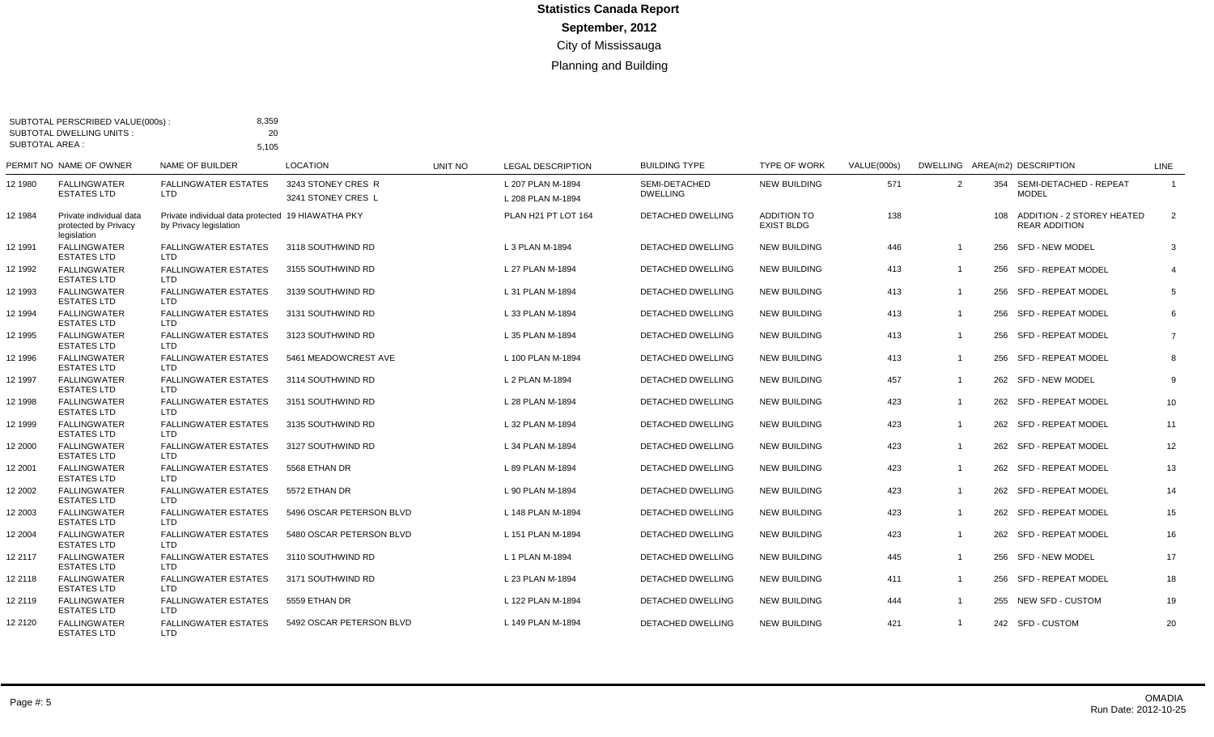# Statistics Canada Report
## September, 2012
City of Mississauga
Planning and Building

SUBTOTAL PERSCRIBED VALUE(000s) : 8,359
SUBTOTAL DWELLING UNITS : 20
SUBTOTAL AREA : 5,105

| PERMIT NO | NAME OF OWNER | NAME OF BUILDER | LOCATION | UNIT NO | LEGAL DESCRIPTION | BUILDING TYPE | TYPE OF WORK | VALUE(000s) | DWELLING | AREA(m2) | DESCRIPTION | LINE |
|---|---|---|---|---|---|---|---|---|---|---|---|---|
| 12 1980 | FALLINGWATER ESTATES LTD | FALLINGWATER ESTATES LTD | 3243 STONEY CRES R<br>3241 STONEY CRES L | | L 207 PLAN M-1894<br>L 208 PLAN M-1894 | SEMI-DETACHED DWELLING | NEW BUILDING | 571 | 2 | 354 | SEMI-DETACHED - REPEAT MODEL | 1 |
| 12 1984 | Private individual data protected by Privacy legislation | Private individual data protected by Privacy legislation | 19 HIAWATHA PKY | | PLAN H21 PT LOT 164 | DETACHED DWELLING | ADDITION TO EXIST BLDG | 138 | | 108 | ADDITION - 2 STOREY HEATED REAR ADDITION | 2 |
| 12 1991 | FALLINGWATER ESTATES LTD | FALLINGWATER ESTATES LTD | 3118 SOUTHWIND RD | | L 3 PLAN M-1894 | DETACHED DWELLING | NEW BUILDING | 446 | 1 | 256 | SFD - NEW MODEL | 3 |
| 12 1992 | FALLINGWATER ESTATES LTD | FALLINGWATER ESTATES LTD | 3155 SOUTHWIND RD | | L 27 PLAN M-1894 | DETACHED DWELLING | NEW BUILDING | 413 | 1 | 256 | SFD - REPEAT MODEL | 4 |
| 12 1993 | FALLINGWATER ESTATES LTD | FALLINGWATER ESTATES LTD | 3139 SOUTHWIND RD | | L 31 PLAN M-1894 | DETACHED DWELLING | NEW BUILDING | 413 | 1 | 256 | SFD - REPEAT MODEL | 5 |
| 12 1994 | FALLINGWATER ESTATES LTD | FALLINGWATER ESTATES LTD | 3131 SOUTHWIND RD | | L 33 PLAN M-1894 | DETACHED DWELLING | NEW BUILDING | 413 | 1 | 256 | SFD - REPEAT MODEL | 6 |
| 12 1995 | FALLINGWATER ESTATES LTD | FALLINGWATER ESTATES LTD | 3123 SOUTHWIND RD | | L 35 PLAN M-1894 | DETACHED DWELLING | NEW BUILDING | 413 | 1 | 256 | SFD - REPEAT MODEL | 7 |
| 12 1996 | FALLINGWATER ESTATES LTD | FALLINGWATER ESTATES LTD | 5461 MEADOWCREST AVE | | L 100 PLAN M-1894 | DETACHED DWELLING | NEW BUILDING | 413 | 1 | 256 | SFD - REPEAT MODEL | 8 |
| 12 1997 | FALLINGWATER ESTATES LTD | FALLINGWATER ESTATES LTD | 3114 SOUTHWIND RD | | L 2 PLAN M-1894 | DETACHED DWELLING | NEW BUILDING | 457 | 1 | 262 | SFD - NEW MODEL | 9 |
| 12 1998 | FALLINGWATER ESTATES LTD | FALLINGWATER ESTATES LTD | 3151 SOUTHWIND RD | | L 28 PLAN M-1894 | DETACHED DWELLING | NEW BUILDING | 423 | 1 | 262 | SFD - REPEAT MODEL | 10 |
| 12 1999 | FALLINGWATER ESTATES LTD | FALLINGWATER ESTATES LTD | 3135 SOUTHWIND RD | | L 32 PLAN M-1894 | DETACHED DWELLING | NEW BUILDING | 423 | 1 | 262 | SFD - REPEAT MODEL | 11 |
| 12 2000 | FALLINGWATER ESTATES LTD | FALLINGWATER ESTATES LTD | 3127 SOUTHWIND RD | | L 34 PLAN M-1894 | DETACHED DWELLING | NEW BUILDING | 423 | 1 | 262 | SFD - REPEAT MODEL | 12 |
| 12 2001 | FALLINGWATER ESTATES LTD | FALLINGWATER ESTATES LTD | 5568 ETHAN DR | | L 89 PLAN M-1894 | DETACHED DWELLING | NEW BUILDING | 423 | 1 | 262 | SFD - REPEAT MODEL | 13 |
| 12 2002 | FALLINGWATER ESTATES LTD | FALLINGWATER ESTATES LTD | 5572 ETHAN DR | | L 90 PLAN M-1894 | DETACHED DWELLING | NEW BUILDING | 423 | 1 | 262 | SFD - REPEAT MODEL | 14 |
| 12 2003 | FALLINGWATER ESTATES LTD | FALLINGWATER ESTATES LTD | 5496 OSCAR PETERSON BLVD | | L 148 PLAN M-1894 | DETACHED DWELLING | NEW BUILDING | 423 | 1 | 262 | SFD - REPEAT MODEL | 15 |
| 12 2004 | FALLINGWATER ESTATES LTD | FALLINGWATER ESTATES LTD | 5480 OSCAR PETERSON BLVD | | L 151 PLAN M-1894 | DETACHED DWELLING | NEW BUILDING | 423 | 1 | 262 | SFD - REPEAT MODEL | 16 |
| 12 2117 | FALLINGWATER ESTATES LTD | FALLINGWATER ESTATES LTD | 3110 SOUTHWIND RD | | L 1 PLAN M-1894 | DETACHED DWELLING | NEW BUILDING | 445 | 1 | 256 | SFD - NEW MODEL | 17 |
| 12 2118 | FALLINGWATER ESTATES LTD | FALLINGWATER ESTATES LTD | 3171 SOUTHWIND RD | | L 23 PLAN M-1894 | DETACHED DWELLING | NEW BUILDING | 411 | 1 | 256 | SFD - REPEAT MODEL | 18 |
| 12 2119 | FALLINGWATER ESTATES LTD | FALLINGWATER ESTATES LTD | 5559 ETHAN DR | | L 122 PLAN M-1894 | DETACHED DWELLING | NEW BUILDING | 444 | 1 | 255 | NEW SFD - CUSTOM | 19 |
| 12 2120 | FALLINGWATER ESTATES LTD | FALLINGWATER ESTATES LTD | 5492 OSCAR PETERSON BLVD | | L 149 PLAN M-1894 | DETACHED DWELLING | NEW BUILDING | 421 | 1 | 242 | SFD - CUSTOM | 20 |

OMADIA
Run Date: 2012-10-25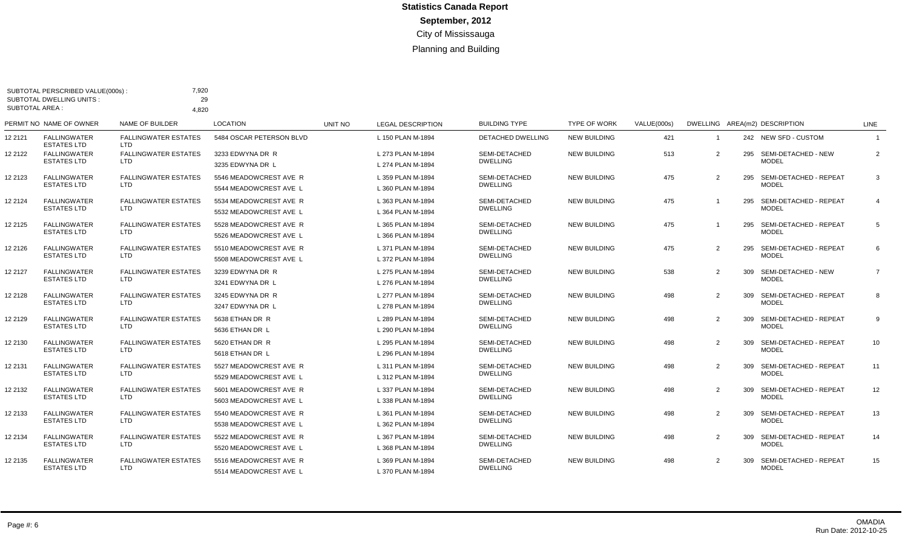# Statistics Canada Report

## September, 2012

City of Mississauga

Planning and Building

SUBTOTAL PERSCRIBED VALUE(000s) : 7,920
SUBTOTAL DWELLING UNITS : 29
SUBTOTAL AREA : 4,820

| PERMIT NO | NAME OF OWNER | NAME OF BUILDER | LOCATION | UNIT NO | LEGAL DESCRIPTION | BUILDING TYPE | TYPE OF WORK | VALUE(000s) | DWELLING | AREA(m2) | DESCRIPTION | LINE |
|---|---|---|---|---|---|---|---|---|---|---|---|---|
| 12 2121 | FALLINGWATER ESTATES LTD | FALLINGWATER ESTATES LTD | 5484 OSCAR PETERSON BLVD | | L 150 PLAN M-1894 | DETACHED DWELLING | NEW BUILDING | 421 | 1 | 242 | NEW SFD - CUSTOM | 1 |
| 12 2122 | FALLINGWATER ESTATES LTD | FALLINGWATER ESTATES LTD | 3233 EDWYNA DR R<br>3235 EDWYNA DR L | | L 273 PLAN M-1894<br>L 274 PLAN M-1894 | SEMI-DETACHED DWELLING | NEW BUILDING | 513 | 2 | 295 | SEMI-DETACHED - NEW MODEL | 2 |
| 12 2123 | FALLINGWATER ESTATES LTD | FALLINGWATER ESTATES LTD | 5546 MEADOWCREST AVE R<br>5544 MEADOWCREST AVE L | | L 359 PLAN M-1894<br>L 360 PLAN M-1894 | SEMI-DETACHED DWELLING | NEW BUILDING | 475 | 2 | 295 | SEMI-DETACHED - REPEAT MODEL | 3 |
| 12 2124 | FALLINGWATER ESTATES LTD | FALLINGWATER ESTATES LTD | 5534 MEADOWCREST AVE R<br>5532 MEADOWCREST AVE L | | L 363 PLAN M-1894<br>L 364 PLAN M-1894 | SEMI-DETACHED DWELLING | NEW BUILDING | 475 | 1 | 295 | SEMI-DETACHED - REPEAT MODEL | 4 |
| 12 2125 | FALLINGWATER ESTATES LTD | FALLINGWATER ESTATES LTD | 5528 MEADOWCREST AVE R<br>5526 MEADOWCREST AVE L | | L 365 PLAN M-1894<br>L 366 PLAN M-1894 | SEMI-DETACHED DWELLING | NEW BUILDING | 475 | 1 | 295 | SEMI-DETACHED - REPEAT MODEL | 5 |
| 12 2126 | FALLINGWATER ESTATES LTD | FALLINGWATER ESTATES LTD | 5510 MEADOWCREST AVE R<br>5508 MEADOWCREST AVE L | | L 371 PLAN M-1894<br>L 372 PLAN M-1894 | SEMI-DETACHED DWELLING | NEW BUILDING | 475 | 2 | 295 | SEMI-DETACHED - REPEAT MODEL | 6 |
| 12 2127 | FALLINGWATER ESTATES LTD | FALLINGWATER ESTATES LTD | 3239 EDWYNA DR R<br>3241 EDWYNA DR L | | L 275 PLAN M-1894<br>L 276 PLAN M-1894 | SEMI-DETACHED DWELLING | NEW BUILDING | 538 | 2 | 309 | SEMI-DETACHED - NEW MODEL | 7 |
| 12 2128 | FALLINGWATER ESTATES LTD | FALLINGWATER ESTATES LTD | 3245 EDWYNA DR R<br>3247 EDWYNA DR L | | L 277 PLAN M-1894<br>L 278 PLAN M-1894 | SEMI-DETACHED DWELLING | NEW BUILDING | 498 | 2 | 309 | SEMI-DETACHED - REPEAT MODEL | 8 |
| 12 2129 | FALLINGWATER ESTATES LTD | FALLINGWATER ESTATES LTD | 5638 ETHAN DR R<br>5636 ETHAN DR L | | L 289 PLAN M-1894<br>L 290 PLAN M-1894 | SEMI-DETACHED DWELLING | NEW BUILDING | 498 | 2 | 309 | SEMI-DETACHED - REPEAT MODEL | 9 |
| 12 2130 | FALLINGWATER ESTATES LTD | FALLINGWATER ESTATES LTD | 5620 ETHAN DR R<br>5618 ETHAN DR L | | L 295 PLAN M-1894<br>L 296 PLAN M-1894 | SEMI-DETACHED DWELLING | NEW BUILDING | 498 | 2 | 309 | SEMI-DETACHED - REPEAT MODEL | 10 |
| 12 2131 | FALLINGWATER ESTATES LTD | FALLINGWATER ESTATES LTD | 5527 MEADOWCREST AVE R<br>5529 MEADOWCREST AVE L | | L 311 PLAN M-1894<br>L 312 PLAN M-1894 | SEMI-DETACHED DWELLING | NEW BUILDING | 498 | 2 | 309 | SEMI-DETACHED - REPEAT MODEL | 11 |
| 12 2132 | FALLINGWATER ESTATES LTD | FALLINGWATER ESTATES LTD | 5601 MEADOWCREST AVE R<br>5603 MEADOWCREST AVE L | | L 337 PLAN M-1894<br>L 338 PLAN M-1894 | SEMI-DETACHED DWELLING | NEW BUILDING | 498 | 2 | 309 | SEMI-DETACHED - REPEAT MODEL | 12 |
| 12 2133 | FALLINGWATER ESTATES LTD | FALLINGWATER ESTATES LTD | 5540 MEADOWCREST AVE R<br>5538 MEADOWCREST AVE L | | L 361 PLAN M-1894<br>L 362 PLAN M-1894 | SEMI-DETACHED DWELLING | NEW BUILDING | 498 | 2 | 309 | SEMI-DETACHED - REPEAT MODEL | 13 |
| 12 2134 | FALLINGWATER ESTATES LTD | FALLINGWATER ESTATES LTD | 5522 MEADOWCREST AVE R<br>5520 MEADOWCREST AVE L | | L 367 PLAN M-1894<br>L 368 PLAN M-1894 | SEMI-DETACHED DWELLING | NEW BUILDING | 498 | 2 | 309 | SEMI-DETACHED - REPEAT MODEL | 14 |
| 12 2135 | FALLINGWATER ESTATES LTD | FALLINGWATER ESTATES LTD | 5516 MEADOWCREST AVE R<br>5514 MEADOWCREST AVE L | | L 369 PLAN M-1894<br>L 370 PLAN M-1894 | SEMI-DETACHED DWELLING | NEW BUILDING | 498 | 2 | 309 | SEMI-DETACHED - REPEAT MODEL | 15 |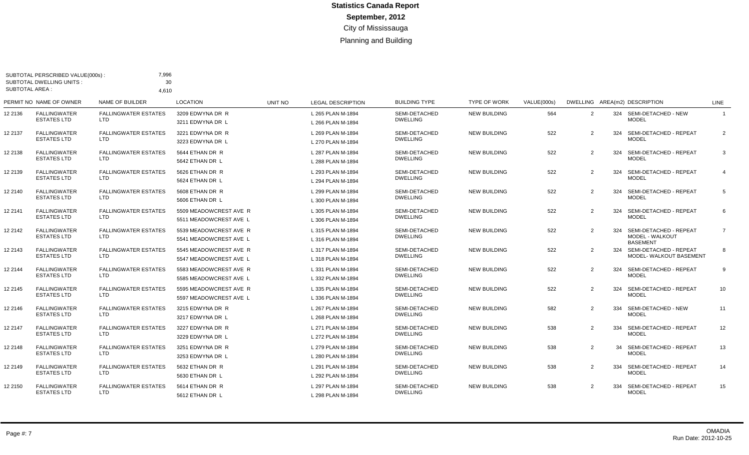# Statistics Canada Report

## September, 2012

### City of Mississauga

### Planning and Building

SUBTOTAL PERSCRIBED VALUE(000s) : 7,996
SUBTOTAL DWELLING UNITS : 30
SUBTOTAL AREA : 4,610

| PERMIT NO | NAME OF OWNER | NAME OF BUILDER | LOCATION | UNIT NO | LEGAL DESCRIPTION | BUILDING TYPE | TYPE OF WORK | VALUE(000s) | DWELLING | AREA(m2) | DESCRIPTION | LINE |
|---|---|---|---|---|---|---|---|---|---|---|---|---|
| 12 2136 | FALLINGWATER ESTATES LTD | FALLINGWATER ESTATES LTD | 3209 EDWYNA DR R<br>3211 EDWYNA DR L | | L 265 PLAN M-1894<br>L 266 PLAN M-1894 | SEMI-DETACHED DWELLING | NEW BUILDING | 564 | 2 | 324 | SEMI-DETACHED - NEW MODEL | 1 |
| 12 2137 | FALLINGWATER ESTATES LTD | FALLINGWATER ESTATES LTD | 3221 EDWYNA DR R<br>3223 EDWYNA DR L | | L 269 PLAN M-1894<br>L 270 PLAN M-1894 | SEMI-DETACHED DWELLING | NEW BUILDING | 522 | 2 | 324 | SEMI-DETACHED - REPEAT MODEL | 2 |
| 12 2138 | FALLINGWATER ESTATES LTD | FALLINGWATER ESTATES LTD | 5644 ETHAN DR R<br>5642 ETHAN DR L | | L 287 PLAN M-1894<br>L 288 PLAN M-1894 | SEMI-DETACHED DWELLING | NEW BUILDING | 522 | 2 | 324 | SEMI-DETACHED - REPEAT MODEL | 3 |
| 12 2139 | FALLINGWATER ESTATES LTD | FALLINGWATER ESTATES LTD | 5626 ETHAN DR R<br>5624 ETHAN DR L | | L 293 PLAN M-1894<br>L 294 PLAN M-1894 | SEMI-DETACHED DWELLING | NEW BUILDING | 522 | 2 | 324 | SEMI-DETACHED - REPEAT MODEL | 4 |
| 12 2140 | FALLINGWATER ESTATES LTD | FALLINGWATER ESTATES LTD | 5608 ETHAN DR R<br>5606 ETHAN DR L | | L 299 PLAN M-1894<br>L 300 PLAN M-1894 | SEMI-DETACHED DWELLING | NEW BUILDING | 522 | 2 | 324 | SEMI-DETACHED - REPEAT MODEL | 5 |
| 12 2141 | FALLINGWATER ESTATES LTD | FALLINGWATER ESTATES LTD | 5509 MEADOWCREST AVE R<br>5511 MEADOWCREST AVE L | | L 305 PLAN M-1894<br>L 306 PLAN M-1894 | SEMI-DETACHED DWELLING | NEW BUILDING | 522 | 2 | 324 | SEMI-DETACHED - REPEAT MODEL | 6 |
| 12 2142 | FALLINGWATER ESTATES LTD | FALLINGWATER ESTATES LTD | 5539 MEADOWCREST AVE R<br>5541 MEADOWCREST AVE L | | L 315 PLAN M-1894<br>L 316 PLAN M-1894 | SEMI-DETACHED DWELLING | NEW BUILDING | 522 | 2 | 324 | SEMI-DETACHED - REPEAT MODEL - WALKOUT BASEMENT | 7 |
| 12 2143 | FALLINGWATER ESTATES LTD | FALLINGWATER ESTATES LTD | 5545 MEADOWCREST AVE R<br>5547 MEADOWCREST AVE L | | L 317 PLAN M-1894<br>L 318 PLAN M-1894 | SEMI-DETACHED DWELLING | NEW BUILDING | 522 | 2 | 324 | SEMI-DETACHED - REPEAT MODEL- WALKOUT BASEMENT | 8 |
| 12 2144 | FALLINGWATER ESTATES LTD | FALLINGWATER ESTATES LTD | 5583 MEADOWCREST AVE R<br>5585 MEADOWCREST AVE L | | L 331 PLAN M-1894<br>L 332 PLAN M-1894 | SEMI-DETACHED DWELLING | NEW BUILDING | 522 | 2 | 324 | SEMI-DETACHED - REPEAT MODEL | 9 |
| 12 2145 | FALLINGWATER ESTATES LTD | FALLINGWATER ESTATES LTD | 5595 MEADOWCREST AVE R<br>5597 MEADOWCREST AVE L | | L 335 PLAN M-1894<br>L 336 PLAN M-1894 | SEMI-DETACHED DWELLING | NEW BUILDING | 522 | 2 | 324 | SEMI-DETACHED - REPEAT MODEL | 10 |
| 12 2146 | FALLINGWATER ESTATES LTD | FALLINGWATER ESTATES LTD | 3215 EDWYNA DR R<br>3217 EDWYNA DR L | | L 267 PLAN M-1894<br>L 268 PLAN M-1894 | SEMI-DETACHED DWELLING | NEW BUILDING | 582 | 2 | 334 | SEMI-DETACHED - NEW MODEL | 11 |
| 12 2147 | FALLINGWATER ESTATES LTD | FALLINGWATER ESTATES LTD | 3227 EDWYNA DR R<br>3229 EDWYNA DR L | | L 271 PLAN M-1894<br>L 272 PLAN M-1894 | SEMI-DETACHED DWELLING | NEW BUILDING | 538 | 2 | 334 | SEMI-DETACHED - REPEAT MODEL | 12 |
| 12 2148 | FALLINGWATER ESTATES LTD | FALLINGWATER ESTATES LTD | 3251 EDWYNA DR R<br>3253 EDWYNA DR L | | L 279 PLAN M-1894<br>L 280 PLAN M-1894 | SEMI-DETACHED DWELLING | NEW BUILDING | 538 | 2 | 34 | SEMI-DETACHED - REPEAT MODEL | 13 |
| 12 2149 | FALLINGWATER ESTATES LTD | FALLINGWATER ESTATES LTD | 5632 ETHAN DR R<br>5630 ETHAN DR L | | L 291 PLAN M-1894<br>L 292 PLAN M-1894 | SEMI-DETACHED DWELLING | NEW BUILDING | 538 | 2 | 334 | SEMI-DETACHED - REPEAT MODEL | 14 |
| 12 2150 | FALLINGWATER ESTATES LTD | FALLINGWATER ESTATES LTD | 5614 ETHAN DR R<br>5612 ETHAN DR L | | L 297 PLAN M-1894<br>L 298 PLAN M-1894 | SEMI-DETACHED DWELLING | NEW BUILDING | 538 | 2 | 334 | SEMI-DETACHED - REPEAT MODEL | 15 |

OMADIA
Run Date: 2012-10-25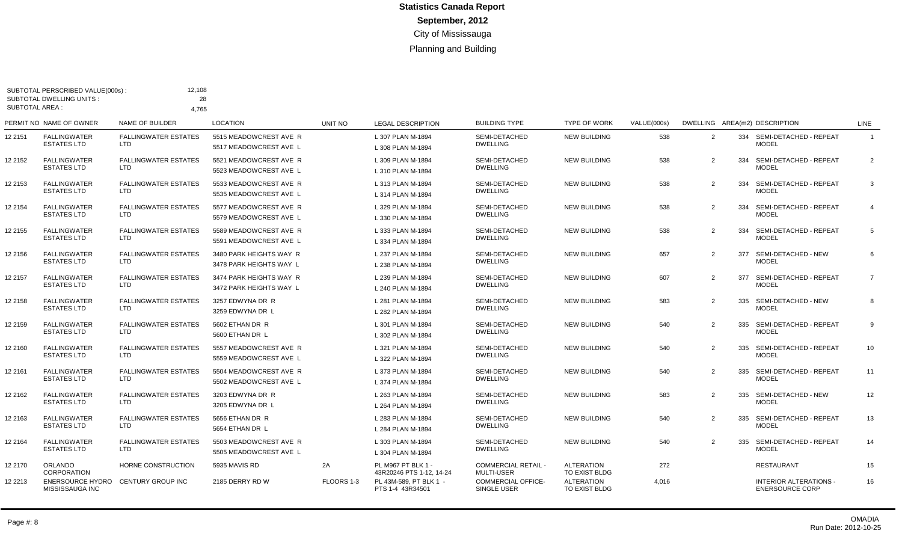# Statistics Canada Report

## September, 2012

### City of Mississauga

### Planning and Building

SUBTOTAL PERSCRIBED VALUE(000s) : 12,108
SUBTOTAL DWELLING UNITS : 28
SUBTOTAL AREA : 4,765

| PERMIT NO | NAME OF OWNER | NAME OF BUILDER | LOCATION | UNIT NO | LEGAL DESCRIPTION | BUILDING TYPE | TYPE OF WORK | VALUE(000s) | DWELLING | AREA(m2) | DESCRIPTION | LINE |
|---|---|---|---|---|---|---|---|---|---|---|---|---|
| 12 2151 | FALLINGWATER ESTATES LTD | FALLINGWATER ESTATES LTD | 5515 MEADOWCREST AVE R 5517 MEADOWCREST AVE L | | L 307 PLAN M-1894 L 308 PLAN M-1894 | SEMI-DETACHED DWELLING | NEW BUILDING | 538 | 2 | 334 | SEMI-DETACHED - REPEAT MODEL | 1 |
| 12 2152 | FALLINGWATER ESTATES LTD | FALLINGWATER ESTATES LTD | 5521 MEADOWCREST AVE R 5523 MEADOWCREST AVE L | | L 309 PLAN M-1894 L 310 PLAN M-1894 | SEMI-DETACHED DWELLING | NEW BUILDING | 538 | 2 | 334 | SEMI-DETACHED - REPEAT MODEL | 2 |
| 12 2153 | FALLINGWATER ESTATES LTD | FALLINGWATER ESTATES LTD | 5533 MEADOWCREST AVE R 5535 MEADOWCREST AVE L | | L 313 PLAN M-1894 L 314 PLAN M-1894 | SEMI-DETACHED DWELLING | NEW BUILDING | 538 | 2 | 334 | SEMI-DETACHED - REPEAT MODEL | 3 |
| 12 2154 | FALLINGWATER ESTATES LTD | FALLINGWATER ESTATES LTD | 5577 MEADOWCREST AVE R 5579 MEADOWCREST AVE L | | L 329 PLAN M-1894 L 330 PLAN M-1894 | SEMI-DETACHED DWELLING | NEW BUILDING | 538 | 2 | 334 | SEMI-DETACHED - REPEAT MODEL | 4 |
| 12 2155 | FALLINGWATER ESTATES LTD | FALLINGWATER ESTATES LTD | 5589 MEADOWCREST AVE R 5591 MEADOWCREST AVE L | | L 333 PLAN M-1894 L 334 PLAN M-1894 | SEMI-DETACHED DWELLING | NEW BUILDING | 538 | 2 | 334 | SEMI-DETACHED - REPEAT MODEL | 5 |
| 12 2156 | FALLINGWATER ESTATES LTD | FALLINGWATER ESTATES LTD | 3480 PARK HEIGHTS WAY R 3478 PARK HEIGHTS WAY L | | L 237 PLAN M-1894 L 238 PLAN M-1894 | SEMI-DETACHED DWELLING | NEW BUILDING | 657 | 2 | 377 | SEMI-DETACHED - NEW MODEL | 6 |
| 12 2157 | FALLINGWATER ESTATES LTD | FALLINGWATER ESTATES LTD | 3474 PARK HEIGHTS WAY R 3472 PARK HEIGHTS WAY L | | L 239 PLAN M-1894 L 240 PLAN M-1894 | SEMI-DETACHED DWELLING | NEW BUILDING | 607 | 2 | 377 | SEMI-DETACHED - REPEAT MODEL | 7 |
| 12 2158 | FALLINGWATER ESTATES LTD | FALLINGWATER ESTATES LTD | 3257 EDWYNA DR R 3259 EDWYNA DR L | | L 281 PLAN M-1894 L 282 PLAN M-1894 | SEMI-DETACHED DWELLING | NEW BUILDING | 583 | 2 | 335 | SEMI-DETACHED - NEW MODEL | 8 |
| 12 2159 | FALLINGWATER ESTATES LTD | FALLINGWATER ESTATES LTD | 5602 ETHAN DR R 5600 ETHAN DR L | | L 301 PLAN M-1894 L 302 PLAN M-1894 | SEMI-DETACHED DWELLING | NEW BUILDING | 540 | 2 | 335 | SEMI-DETACHED - REPEAT MODEL | 9 |
| 12 2160 | FALLINGWATER ESTATES LTD | FALLINGWATER ESTATES LTD | 5557 MEADOWCREST AVE R 5559 MEADOWCREST AVE L | | L 321 PLAN M-1894 L 322 PLAN M-1894 | SEMI-DETACHED DWELLING | NEW BUILDING | 540 | 2 | 335 | SEMI-DETACHED - REPEAT MODEL | 10 |
| 12 2161 | FALLINGWATER ESTATES LTD | FALLINGWATER ESTATES LTD | 5504 MEADOWCREST AVE R 5502 MEADOWCREST AVE L | | L 373 PLAN M-1894 L 374 PLAN M-1894 | SEMI-DETACHED DWELLING | NEW BUILDING | 540 | 2 | 335 | SEMI-DETACHED - REPEAT MODEL | 11 |
| 12 2162 | FALLINGWATER ESTATES LTD | FALLINGWATER ESTATES LTD | 3203 EDWYNA DR R 3205 EDWYNA DR L | | L 263 PLAN M-1894 L 264 PLAN M-1894 | SEMI-DETACHED DWELLING | NEW BUILDING | 583 | 2 | 335 | SEMI-DETACHED - NEW MODEL | 12 |
| 12 2163 | FALLINGWATER ESTATES LTD | FALLINGWATER ESTATES LTD | 5656 ETHAN DR R 5654 ETHAN DR L | | L 283 PLAN M-1894 L 284 PLAN M-1894 | SEMI-DETACHED DWELLING | NEW BUILDING | 540 | 2 | 335 | SEMI-DETACHED - REPEAT MODEL | 13 |
| 12 2164 | FALLINGWATER ESTATES LTD | FALLINGWATER ESTATES LTD | 5503 MEADOWCREST AVE R 5505 MEADOWCREST AVE L | | L 303 PLAN M-1894 L 304 PLAN M-1894 | SEMI-DETACHED DWELLING | NEW BUILDING | 540 | 2 | 335 | SEMI-DETACHED - REPEAT MODEL | 14 |
| 12 2170 | ORLANDO CORPORATION | HORNE CONSTRUCTION | 5935 MAVIS RD | 2A | PL M967 PT BLK 1 - 43R20246 PTS 1-12, 14-24 | COMMERCIAL RETAIL - MULTI-USER | ALTERATION TO EXIST BLDG | 272 | | | RESTAURANT | 15 |
| 12 2213 | ENERSOURCE HYDRO MISSISSAUGA INC | CENTURY GROUP INC | 2185 DERRY RD W | FLOORS 1-3 | PL 43M-589, PT BLK 1 - PTS 1-4 43R34501 | COMMERCIAL OFFICE- SINGLE USER | ALTERATION TO EXIST BLDG | 4,016 | | | INTERIOR ALTERATIONS - ENERSOURCE CORP | 16 |

OMADIA
Run Date: 2012-10-25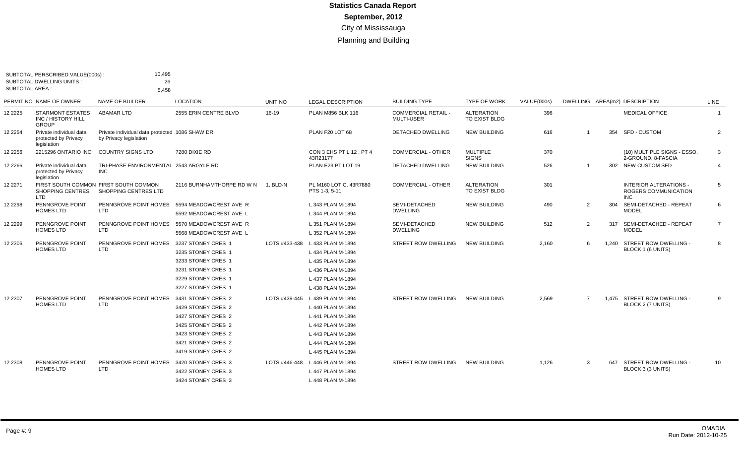# Statistics Canada Report

## September, 2012

City of Mississauga

Planning and Building

SUBTOTAL PERSCRIBED VALUE(000s) : 10,495
SUBTOTAL DWELLING UNITS : 26
SUBTOTAL AREA : 5,458

| PERMIT NO | NAME OF OWNER | NAME OF BUILDER | LOCATION | UNIT NO | LEGAL DESCRIPTION | BUILDING TYPE | TYPE OF WORK | VALUE(000s) | DWELLING | AREA(m2) | DESCRIPTION | LINE |
|---|---|---|---|---|---|---|---|---|---|---|---|---|
| 12 2225 | STARMONT ESTATES INC / HISTORY HILL GROUP | ABAMAR LTD | 2555 ERIN CENTRE BLVD | 16-19 | PLAN M856 BLK 116 | COMMERCIAL RETAIL - MULTI-USER | ALTERATION TO EXIST BLDG | 396 | | | MEDICAL OFFICE | 1 |
| 12 2254 | Private individual data protected by Privacy legislation | Private individual data protected by Privacy legislation | 1086 SHAW DR | | PLAN F20 LOT 68 | DETACHED DWELLING | NEW BUILDING | 616 | 1 | 354 | SFD - CUSTOM | 2 |
| 12 2256 | 2215296 ONTARIO INC | COUNTRY SIGNS LTD | 7280 DIXIE RD | | CON 3 EHS PT L 12 , PT 4 43R23177 | COMMERCIAL - OTHER | MULTIPLE SIGNS | 370 | | | (10) MULTIPLE SIGNS - ESSO, 2-GROUND, 8-FASCIA | 3 |
| 12 2266 | Private individual data protected by Privacy legislation | TRI-PHASE ENVIRONMENTAL INC | 2543 ARGYLE RD | | PLAN E23 PT LOT 19 | DETACHED DWELLING | NEW BUILDING | 526 | 1 | 302 | NEW CUSTOM SFD | 4 |
| 12 2271 | FIRST SOUTH COMMON SHOPPING CENTRES LTD | FIRST SOUTH COMMON SHOPPING CENTRES LTD | 2116 BURNHAMTHORPE RD W N | 1, BLD-N | PL M160 LOT C, 43R7880 PTS 1-3, 5-11 | COMMERCIAL - OTHER | ALTERATION TO EXIST BLDG | 301 | | | INTERIOR ALTERATIONS - ROGERS COMMUNICATION INC | 5 |
| 12 2298 | PENNGROVE POINT HOMES LTD | PENNGROVE POINT HOMES LTD | 5594 MEADOWCREST AVE R<br>5592 MEADOWCREST AVE L | | L 343 PLAN M-1894<br>L 344 PLAN M-1894 | SEMI-DETACHED DWELLING | NEW BUILDING | 490 | 2 | 304 | SEMI-DETACHED - REPEAT MODEL | 6 |
| 12 2299 | PENNGROVE POINT HOMES LTD | PENNGROVE POINT HOMES LTD | 5570 MEADOWCREST AVE R<br>5568 MEADOWCREST AVE L | | L 351 PLAN M-1894<br>L 352 PLAN M-1894 | SEMI-DETACHED DWELLING | NEW BUILDING | 512 | 2 | 317 | SEMI-DETACHED - REPEAT MODEL | 7 |
| 12 2306 | PENNGROVE POINT HOMES LTD | PENNGROVE POINT HOMES LTD | 3237 STONEY CRES 1<br>3235 STONEY CRES 1<br>3233 STONEY CRES 1<br>3231 STONEY CRES 1<br>3229 STONEY CRES 1<br>3227 STONEY CRES 1 | LOTS #433-438 | L 433 PLAN M-1894<br>L 434 PLAN M-1894<br>L 435 PLAN M-1894<br>L 436 PLAN M-1894<br>L 437 PLAN M-1894<br>L 438 PLAN M-1894 | STREET ROW DWELLING | NEW BUILDING | 2,160 | 6 | 1,240 | STREET ROW DWELLING - BLOCK 1 (6 UNITS) | 8 |
| 12 2307 | PENNGROVE POINT HOMES LTD | PENNGROVE POINT HOMES LTD | 3431 STONEY CRES 2<br>3429 STONEY CRES 2<br>3427 STONEY CRES 2<br>3425 STONEY CRES 2<br>3423 STONEY CRES 2<br>3421 STONEY CRES 2<br>3419 STONEY CRES 2 | LOTS #439-445 | L 439 PLAN M-1894<br>L 440 PLAN M-1894<br>L 441 PLAN M-1894<br>L 442 PLAN M-1894<br>L 443 PLAN M-1894<br>L 444 PLAN M-1894<br>L 445 PLAN M-1894 | STREET ROW DWELLING | NEW BUILDING | 2,569 | 7 | 1,475 | STREET ROW DWELLING - BLOCK 2 (7 UNITS) | 9 |
| 12 2308 | PENNGROVE POINT HOMES LTD | PENNGROVE POINT HOMES LTD | 3420 STONEY CRES 3<br>3422 STONEY CRES 3<br>3424 STONEY CRES 3 | LOTS #446-448 | L 446 PLAN M-1894<br>L 447 PLAN M-1894<br>L 448 PLAN M-1894 | STREET ROW DWELLING | NEW BUILDING | 1,126 | 3 | 647 | STREET ROW DWELLING - BLOCK 3 (3 UNITS) | 10 |

OMADIA
Run Date: 2012-10-25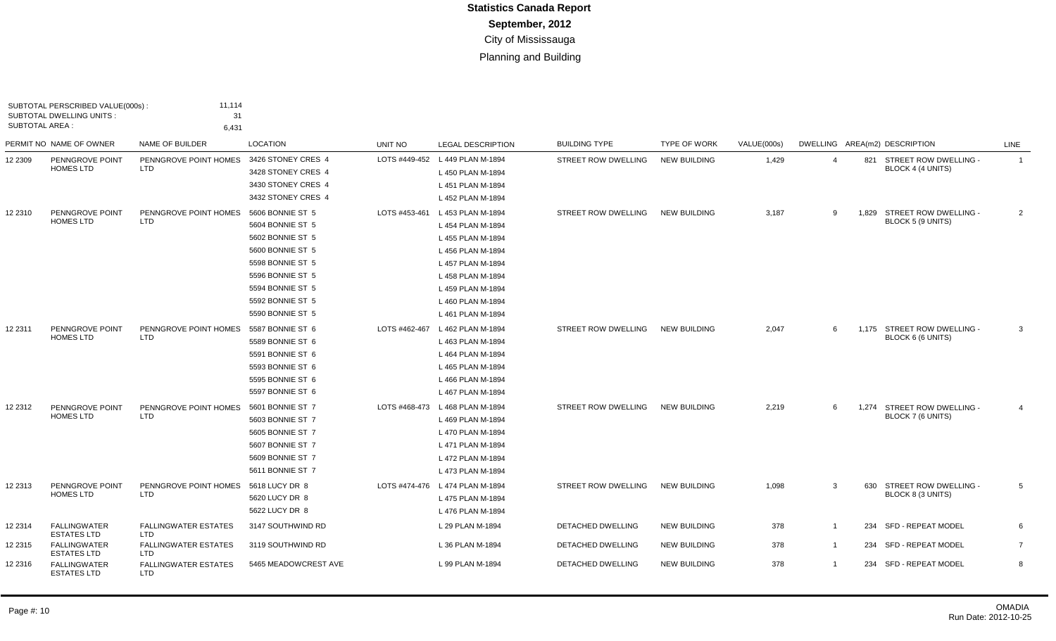# Statistics Canada Report
## September, 2012
### City of Mississauga
### Planning and Building

SUBTOTAL PERSCRIBED VALUE(000s) : 11,114
SUBTOTAL DWELLING UNITS : 31
SUBTOTAL AREA : 6,431

| PERMIT NO | NAME OF OWNER | NAME OF BUILDER | LOCATION | UNIT NO | LEGAL DESCRIPTION | BUILDING TYPE | TYPE OF WORK | VALUE(000s) | DWELLING | AREA(m2) | DESCRIPTION | LINE |
|---|---|---|---|---|---|---|---|---|---|---|---|---|
| 12 2309 | PENNGROVE POINT HOMES LTD | PENNGROVE POINT HOMES LTD | 3426 STONEY CRES 4<br>3428 STONEY CRES 4<br>3430 STONEY CRES 4<br>3432 STONEY CRES 4 | LOTS #449-452 | L 449 PLAN M-1894<br>L 450 PLAN M-1894<br>L 451 PLAN M-1894<br>L 452 PLAN M-1894 | STREET ROW DWELLING | NEW BUILDING | 1,429 | 4 | 821 | STREET ROW DWELLING - BLOCK 4 (4 UNITS) | 1 |
| 12 2310 | PENNGROVE POINT HOMES LTD | PENNGROVE POINT HOMES LTD | 5606 BONNIE ST 5<br>5604 BONNIE ST 5<br>5602 BONNIE ST 5<br>5600 BONNIE ST 5<br>5598 BONNIE ST 5<br>5596 BONNIE ST 5<br>5594 BONNIE ST 5<br>5592 BONNIE ST 5<br>5590 BONNIE ST 5 | LOTS #453-461 | L 453 PLAN M-1894<br>L 454 PLAN M-1894<br>L 455 PLAN M-1894<br>L 456 PLAN M-1894<br>L 457 PLAN M-1894<br>L 458 PLAN M-1894<br>L 459 PLAN M-1894<br>L 460 PLAN M-1894<br>L 461 PLAN M-1894 | STREET ROW DWELLING | NEW BUILDING | 3,187 | 9 | 1,829 | STREET ROW DWELLING - BLOCK 5 (9 UNITS) | 2 |
| 12 2311 | PENNGROVE POINT HOMES LTD | PENNGROVE POINT HOMES LTD | 5587 BONNIE ST 6<br>5589 BONNIE ST 6<br>5591 BONNIE ST 6<br>5593 BONNIE ST 6<br>5595 BONNIE ST 6<br>5597 BONNIE ST 6 | LOTS #462-467 | L 462 PLAN M-1894<br>L 463 PLAN M-1894<br>L 464 PLAN M-1894<br>L 465 PLAN M-1894<br>L 466 PLAN M-1894<br>L 467 PLAN M-1894 | STREET ROW DWELLING | NEW BUILDING | 2,047 | 6 | 1,175 | STREET ROW DWELLING - BLOCK 6 (6 UNITS) | 3 |
| 12 2312 | PENNGROVE POINT HOMES LTD | PENNGROVE POINT HOMES LTD | 5601 BONNIE ST 7<br>5603 BONNIE ST 7<br>5605 BONNIE ST 7<br>5607 BONNIE ST 7<br>5609 BONNIE ST 7<br>5611 BONNIE ST 7 | LOTS #468-473 | L 468 PLAN M-1894<br>L 469 PLAN M-1894<br>L 470 PLAN M-1894<br>L 471 PLAN M-1894<br>L 472 PLAN M-1894<br>L 473 PLAN M-1894 | STREET ROW DWELLING | NEW BUILDING | 2,219 | 6 | 1,274 | STREET ROW DWELLING - BLOCK 7 (6 UNITS) | 4 |
| 12 2313 | PENNGROVE POINT HOMES LTD | PENNGROVE POINT HOMES LTD | 5618 LUCY DR 8<br>5620 LUCY DR 8<br>5622 LUCY DR 8 | LOTS #474-476 | L 474 PLAN M-1894<br>L 475 PLAN M-1894<br>L 476 PLAN M-1894 | STREET ROW DWELLING | NEW BUILDING | 1,098 | 3 | 630 | STREET ROW DWELLING - BLOCK 8 (3 UNITS) | 5 |
| 12 2314 | FALLINGWATER ESTATES LTD | FALLINGWATER ESTATES LTD | 3147 SOUTHWIND RD | | L 29 PLAN M-1894 | DETACHED DWELLING | NEW BUILDING | 378 | 1 | 234 | SFD - REPEAT MODEL | 6 |
| 12 2315 | FALLINGWATER ESTATES LTD | FALLINGWATER ESTATES LTD | 3119 SOUTHWIND RD | | L 36 PLAN M-1894 | DETACHED DWELLING | NEW BUILDING | 378 | 1 | 234 | SFD - REPEAT MODEL | 7 |
| 12 2316 | FALLINGWATER ESTATES LTD | FALLINGWATER ESTATES LTD | 5465 MEADOWCREST AVE | | L 99 PLAN M-1894 | DETACHED DWELLING | NEW BUILDING | 378 | 1 | 234 | SFD - REPEAT MODEL | 8 |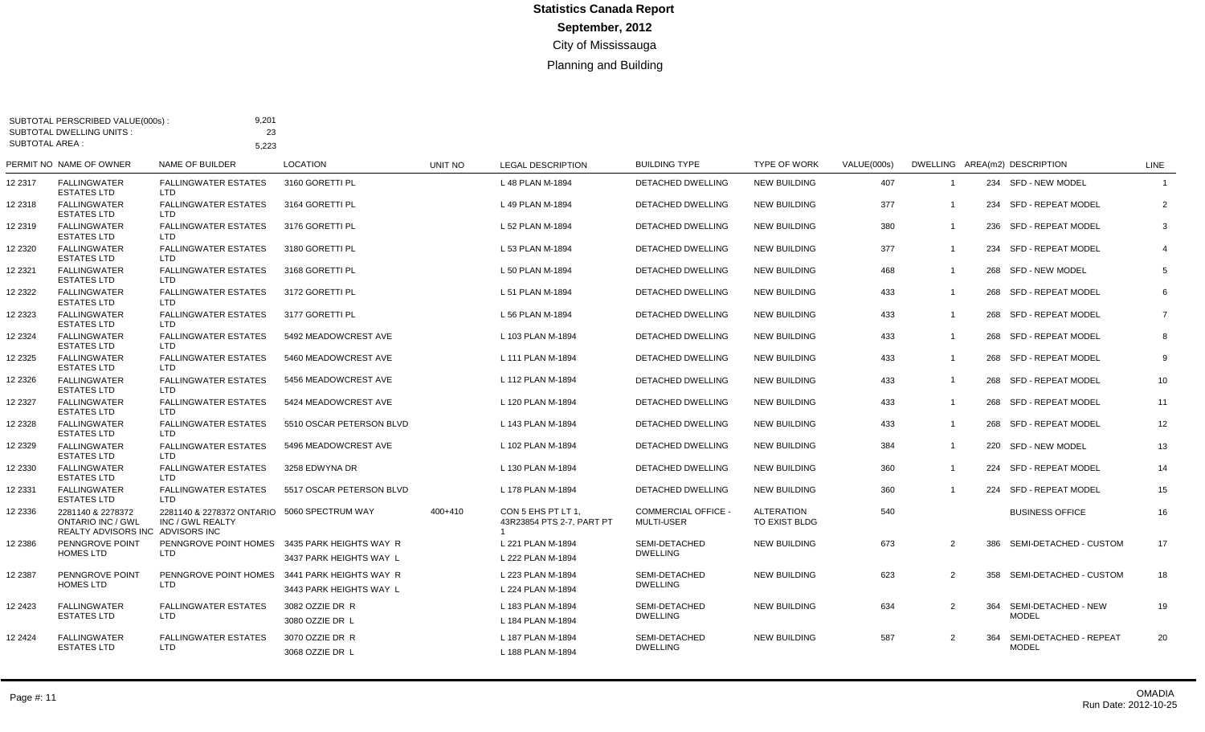# Statistics Canada Report
## September, 2012
### City of Mississauga
### Planning and Building

SUBTOTAL PERSCRIBED VALUE(000s) : 9,201
SUBTOTAL DWELLING UNITS : 23
SUBTOTAL AREA : 5,223

| PERMIT NO | NAME OF OWNER | NAME OF BUILDER | LOCATION | UNIT NO | LEGAL DESCRIPTION | BUILDING TYPE | TYPE OF WORK | VALUE(000s) | DWELLING | AREA(m2) | DESCRIPTION | LINE |
|---|---|---|---|---|---|---|---|---|---|---|---|---|
| 12 2317 | FALLINGWATER ESTATES LTD | FALLINGWATER ESTATES LTD | 3160 GORETTI PL | | L 48 PLAN M-1894 | DETACHED DWELLING | NEW BUILDING | 407 | 1 | 234 | SFD - NEW MODEL | 1 |
| 12 2318 | FALLINGWATER ESTATES LTD | FALLINGWATER ESTATES LTD | 3164 GORETTI PL | | L 49 PLAN M-1894 | DETACHED DWELLING | NEW BUILDING | 377 | 1 | 234 | SFD - REPEAT MODEL | 2 |
| 12 2319 | FALLINGWATER ESTATES LTD | FALLINGWATER ESTATES LTD | 3176 GORETTI PL | | L 52 PLAN M-1894 | DETACHED DWELLING | NEW BUILDING | 380 | 1 | 236 | SFD - REPEAT MODEL | 3 |
| 12 2320 | FALLINGWATER ESTATES LTD | FALLINGWATER ESTATES LTD | 3180 GORETTI PL | | L 53 PLAN M-1894 | DETACHED DWELLING | NEW BUILDING | 377 | 1 | 234 | SFD - REPEAT MODEL | 4 |
| 12 2321 | FALLINGWATER ESTATES LTD | FALLINGWATER ESTATES LTD | 3168 GORETTI PL | | L 50 PLAN M-1894 | DETACHED DWELLING | NEW BUILDING | 468 | 1 | 268 | SFD - NEW MODEL | 5 |
| 12 2322 | FALLINGWATER ESTATES LTD | FALLINGWATER ESTATES LTD | 3172 GORETTI PL | | L 51 PLAN M-1894 | DETACHED DWELLING | NEW BUILDING | 433 | 1 | 268 | SFD - REPEAT MODEL | 6 |
| 12 2323 | FALLINGWATER ESTATES LTD | FALLINGWATER ESTATES LTD | 3177 GORETTI PL | | L 56 PLAN M-1894 | DETACHED DWELLING | NEW BUILDING | 433 | 1 | 268 | SFD - REPEAT MODEL | 7 |
| 12 2324 | FALLINGWATER ESTATES LTD | FALLINGWATER ESTATES LTD | 5492 MEADOWCREST AVE | | L 103 PLAN M-1894 | DETACHED DWELLING | NEW BUILDING | 433 | 1 | 268 | SFD - REPEAT MODEL | 8 |
| 12 2325 | FALLINGWATER ESTATES LTD | FALLINGWATER ESTATES LTD | 5460 MEADOWCREST AVE | | L 111 PLAN M-1894 | DETACHED DWELLING | NEW BUILDING | 433 | 1 | 268 | SFD - REPEAT MODEL | 9 |
| 12 2326 | FALLINGWATER ESTATES LTD | FALLINGWATER ESTATES LTD | 5456 MEADOWCREST AVE | | L 112 PLAN M-1894 | DETACHED DWELLING | NEW BUILDING | 433 | 1 | 268 | SFD - REPEAT MODEL | 10 |
| 12 2327 | FALLINGWATER ESTATES LTD | FALLINGWATER ESTATES LTD | 5424 MEADOWCREST AVE | | L 120 PLAN M-1894 | DETACHED DWELLING | NEW BUILDING | 433 | 1 | 268 | SFD - REPEAT MODEL | 11 |
| 12 2328 | FALLINGWATER ESTATES LTD | FALLINGWATER ESTATES LTD | 5510 OSCAR PETERSON BLVD | | L 143 PLAN M-1894 | DETACHED DWELLING | NEW BUILDING | 433 | 1 | 268 | SFD - REPEAT MODEL | 12 |
| 12 2329 | FALLINGWATER ESTATES LTD | FALLINGWATER ESTATES LTD | 5496 MEADOWCREST AVE | | L 102 PLAN M-1894 | DETACHED DWELLING | NEW BUILDING | 384 | 1 | 220 | SFD - NEW MODEL | 13 |
| 12 2330 | FALLINGWATER ESTATES LTD | FALLINGWATER ESTATES LTD | 3258 EDWYNA DR | | L 130 PLAN M-1894 | DETACHED DWELLING | NEW BUILDING | 360 | 1 | 224 | SFD - REPEAT MODEL | 14 |
| 12 2331 | FALLINGWATER ESTATES LTD | FALLINGWATER ESTATES LTD | 5517 OSCAR PETERSON BLVD | | L 178 PLAN M-1894 | DETACHED DWELLING | NEW BUILDING | 360 | 1 | 224 | SFD - REPEAT MODEL | 15 |
| 12 2336 | 2281140 & 2278372 ONTARIO INC / GWL REALTY ADVISORS INC | 2281140 & 2278372 ONTARIO INC / GWL REALTY ADVISORS INC | 5060 SPECTRUM WAY | 400+410 | CON 5 EHS PT LT 1, 43R23854 PTS 2-7, PART PT 1 | COMMERCIAL OFFICE - MULTI-USER | ALTERATION TO EXIST BLDG | 540 | | | BUSINESS OFFICE | 16 |
| 12 2386 | PENNGROVE POINT HOMES LTD | PENNGROVE POINT HOMES LTD | 3435 PARK HEIGHTS WAY R<br>3437 PARK HEIGHTS WAY L | | L 221 PLAN M-1894<br>L 222 PLAN M-1894 | SEMI-DETACHED DWELLING | NEW BUILDING | 673 | 2 | 386 | SEMI-DETACHED - CUSTOM | 17 |
| 12 2387 | PENNGROVE POINT HOMES LTD | PENNGROVE POINT HOMES LTD | 3441 PARK HEIGHTS WAY R<br>3443 PARK HEIGHTS WAY L | | L 223 PLAN M-1894<br>L 224 PLAN M-1894 | SEMI-DETACHED DWELLING | NEW BUILDING | 623 | 2 | 358 | SEMI-DETACHED - CUSTOM | 18 |
| 12 2423 | FALLINGWATER ESTATES LTD | FALLINGWATER ESTATES LTD | 3082 OZZIE DR R<br>3080 OZZIE DR L | | L 183 PLAN M-1894<br>L 184 PLAN M-1894 | SEMI-DETACHED DWELLING | NEW BUILDING | 634 | 2 | 364 | SEMI-DETACHED - NEW MODEL | 19 |
| 12 2424 | FALLINGWATER ESTATES LTD | FALLINGWATER ESTATES LTD | 3070 OZZIE DR R<br>3068 OZZIE DR L | | L 187 PLAN M-1894<br>L 188 PLAN M-1894 | SEMI-DETACHED DWELLING | NEW BUILDING | 587 | 2 | 364 | SEMI-DETACHED - REPEAT MODEL | 20 |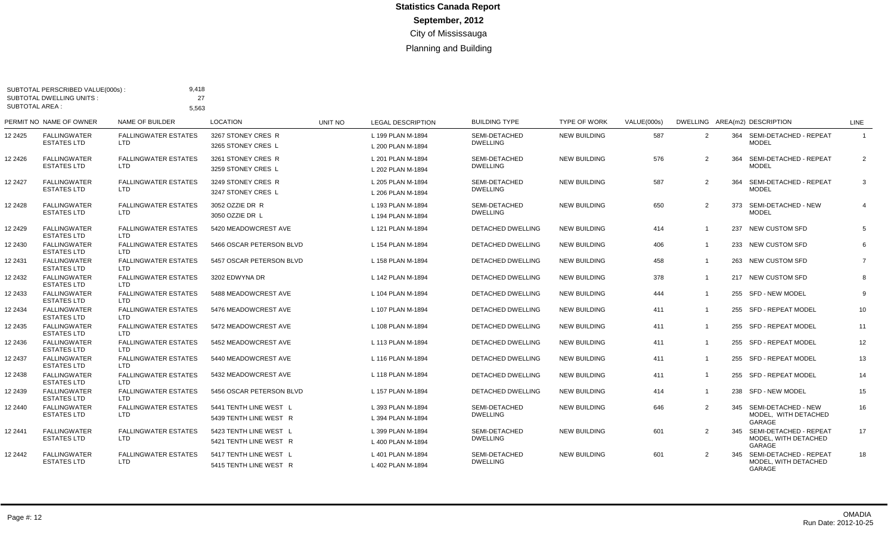# Statistics Canada Report

## September, 2012

City of Mississauga

Planning and Building

SUBTOTAL PERSCRIBED VALUE(000s) : 9,418
SUBTOTAL DWELLING UNITS : 27
SUBTOTAL AREA : 5,563

| PERMIT NO | NAME OF OWNER | NAME OF BUILDER | LOCATION | UNIT NO | LEGAL DESCRIPTION | BUILDING TYPE | TYPE OF WORK | VALUE(000s) | DWELLING | AREA(m2) | DESCRIPTION | LINE |
|---|---|---|---|---|---|---|---|---|---|---|---|---|
| 12 2425 | FALLINGWATER ESTATES LTD | FALLINGWATER ESTATES LTD | 3267 STONEY CRES R<br>3265 STONEY CRES L | | L 199 PLAN M-1894<br>L 200 PLAN M-1894 | SEMI-DETACHED DWELLING | NEW BUILDING | 587 | 2 | 364 | SEMI-DETACHED - REPEAT MODEL | 1 |
| 12 2426 | FALLINGWATER ESTATES LTD | FALLINGWATER ESTATES LTD | 3261 STONEY CRES R<br>3259 STONEY CRES L | | L 201 PLAN M-1894<br>L 202 PLAN M-1894 | SEMI-DETACHED DWELLING | NEW BUILDING | 576 | 2 | 364 | SEMI-DETACHED - REPEAT MODEL | 2 |
| 12 2427 | FALLINGWATER ESTATES LTD | FALLINGWATER ESTATES LTD | 3249 STONEY CRES R<br>3247 STONEY CRES L | | L 205 PLAN M-1894<br>L 206 PLAN M-1894 | SEMI-DETACHED DWELLING | NEW BUILDING | 587 | 2 | 364 | SEMI-DETACHED - REPEAT MODEL | 3 |
| 12 2428 | FALLINGWATER ESTATES LTD | FALLINGWATER ESTATES LTD | 3052 OZZIE DR R<br>3050 OZZIE DR L | | L 193 PLAN M-1894<br>L 194 PLAN M-1894 | SEMI-DETACHED DWELLING | NEW BUILDING | 650 | 2 | 373 | SEMI-DETACHED - NEW MODEL | 4 |
| 12 2429 | FALLINGWATER ESTATES LTD | FALLINGWATER ESTATES LTD | 5420 MEADOWCREST AVE | | L 121 PLAN M-1894 | DETACHED DWELLING | NEW BUILDING | 414 | 1 | 237 | NEW CUSTOM SFD | 5 |
| 12 2430 | FALLINGWATER ESTATES LTD | FALLINGWATER ESTATES LTD | 5466 OSCAR PETERSON BLVD | | L 154 PLAN M-1894 | DETACHED DWELLING | NEW BUILDING | 406 | 1 | 233 | NEW CUSTOM SFD | 6 |
| 12 2431 | FALLINGWATER ESTATES LTD | FALLINGWATER ESTATES LTD | 5457 OSCAR PETERSON BLVD | | L 158 PLAN M-1894 | DETACHED DWELLING | NEW BUILDING | 458 | 1 | 263 | NEW CUSTOM SFD | 7 |
| 12 2432 | FALLINGWATER ESTATES LTD | FALLINGWATER ESTATES LTD | 3202 EDWYNA DR | | L 142 PLAN M-1894 | DETACHED DWELLING | NEW BUILDING | 378 | 1 | 217 | NEW CUSTOM SFD | 8 |
| 12 2433 | FALLINGWATER ESTATES LTD | FALLINGWATER ESTATES LTD | 5488 MEADOWCREST AVE | | L 104 PLAN M-1894 | DETACHED DWELLING | NEW BUILDING | 444 | 1 | 255 | SFD - NEW MODEL | 9 |
| 12 2434 | FALLINGWATER ESTATES LTD | FALLINGWATER ESTATES LTD | 5476 MEADOWCREST AVE | | L 107 PLAN M-1894 | DETACHED DWELLING | NEW BUILDING | 411 | 1 | 255 | SFD - REPEAT MODEL | 10 |
| 12 2435 | FALLINGWATER ESTATES LTD | FALLINGWATER ESTATES LTD | 5472 MEADOWCREST AVE | | L 108 PLAN M-1894 | DETACHED DWELLING | NEW BUILDING | 411 | 1 | 255 | SFD - REPEAT MODEL | 11 |
| 12 2436 | FALLINGWATER ESTATES LTD | FALLINGWATER ESTATES LTD | 5452 MEADOWCREST AVE | | L 113 PLAN M-1894 | DETACHED DWELLING | NEW BUILDING | 411 | 1 | 255 | SFD - REPEAT MODEL | 12 |
| 12 2437 | FALLINGWATER ESTATES LTD | FALLINGWATER ESTATES LTD | 5440 MEADOWCREST AVE | | L 116 PLAN M-1894 | DETACHED DWELLING | NEW BUILDING | 411 | 1 | 255 | SFD - REPEAT MODEL | 13 |
| 12 2438 | FALLINGWATER ESTATES LTD | FALLINGWATER ESTATES LTD | 5432 MEADOWCREST AVE | | L 118 PLAN M-1894 | DETACHED DWELLING | NEW BUILDING | 411 | 1 | 255 | SFD - REPEAT MODEL | 14 |
| 12 2439 | FALLINGWATER ESTATES LTD | FALLINGWATER ESTATES LTD | 5456 OSCAR PETERSON BLVD | | L 157 PLAN M-1894 | DETACHED DWELLING | NEW BUILDING | 414 | 1 | 238 | SFD - NEW MODEL | 15 |
| 12 2440 | FALLINGWATER ESTATES LTD | FALLINGWATER ESTATES LTD | 5441 TENTH LINE WEST L<br>5439 TENTH LINE WEST R | | L 393 PLAN M-1894<br>L 394 PLAN M-1894 | SEMI-DETACHED DWELLING | NEW BUILDING | 646 | 2 | 345 | SEMI-DETACHED - NEW MODEL, WITH DETACHED GARAGE | 16 |
| 12 2441 | FALLINGWATER ESTATES LTD | FALLINGWATER ESTATES LTD | 5423 TENTH LINE WEST L<br>5421 TENTH LINE WEST R | | L 399 PLAN M-1894<br>L 400 PLAN M-1894 | SEMI-DETACHED DWELLING | NEW BUILDING | 601 | 2 | 345 | SEMI-DETACHED - REPEAT MODEL, WITH DETACHED GARAGE | 17 |
| 12 2442 | FALLINGWATER ESTATES LTD | FALLINGWATER ESTATES LTD | 5417 TENTH LINE WEST L<br>5415 TENTH LINE WEST R | | L 401 PLAN M-1894<br>L 402 PLAN M-1894 | SEMI-DETACHED DWELLING | NEW BUILDING | 601 | 2 | 345 | SEMI-DETACHED - REPEAT MODEL, WITH DETACHED GARAGE | 18 |

Page #: 12

OMADIA
Run Date: 2012-10-25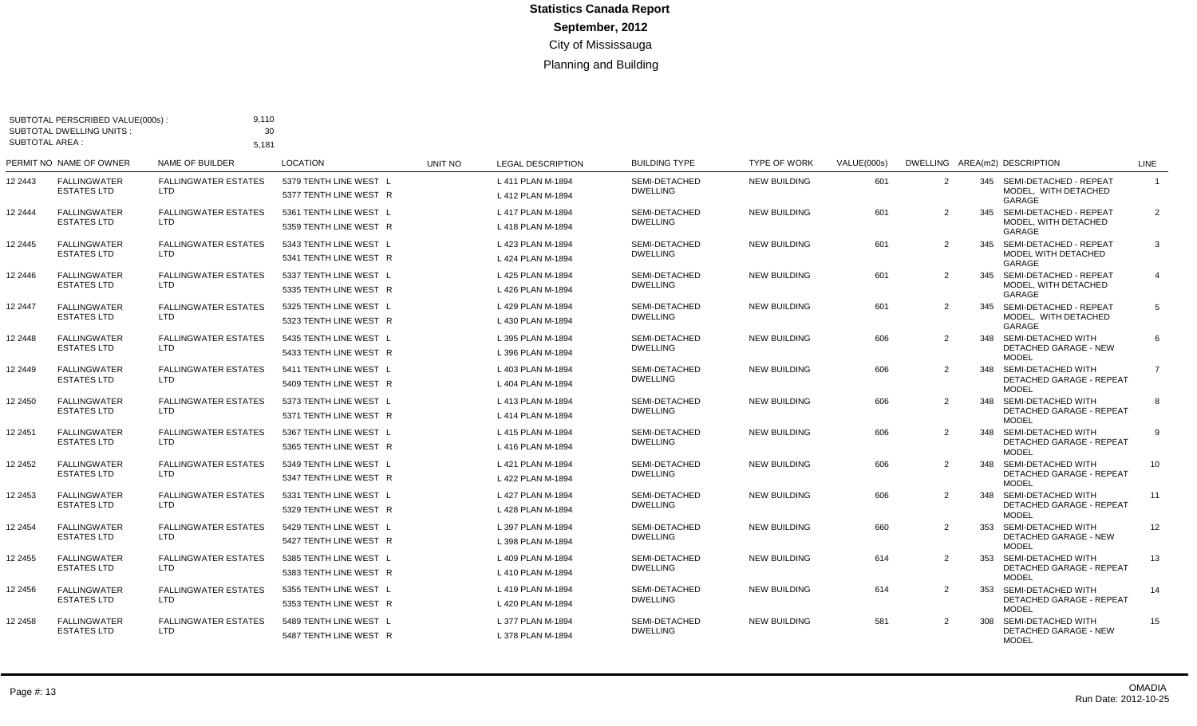# Statistics Canada Report

## September, 2012

City of Mississauga

Planning and Building

SUBTOTAL PERSCRIBED VALUE(000s) : 9,110
SUBTOTAL DWELLING UNITS : 30
SUBTOTAL AREA : 5,181

| PERMIT NO | NAME OF OWNER | NAME OF BUILDER | LOCATION | UNIT NO | LEGAL DESCRIPTION | BUILDING TYPE | TYPE OF WORK | VALUE(000s) | DWELLING | AREA(m2) | DESCRIPTION | LINE |
|---|---|---|---|---|---|---|---|---|---|---|---|---|
| 12 2443 | FALLINGWATER ESTATES LTD | FALLINGWATER ESTATES LTD | 5379 TENTH LINE WEST L<br>5377 TENTH LINE WEST R | | L 411 PLAN M-1894<br>L 412 PLAN M-1894 | SEMI-DETACHED DWELLING | NEW BUILDING | 601 | 2 | 345 | SEMI-DETACHED - REPEAT MODEL, WITH DETACHED GARAGE | 1 |
| 12 2444 | FALLINGWATER ESTATES LTD | FALLINGWATER ESTATES LTD | 5361 TENTH LINE WEST L<br>5359 TENTH LINE WEST R | | L 417 PLAN M-1894<br>L 418 PLAN M-1894 | SEMI-DETACHED DWELLING | NEW BUILDING | 601 | 2 | 345 | SEMI-DETACHED - REPEAT MODEL, WITH DETACHED GARAGE | 2 |
| 12 2445 | FALLINGWATER ESTATES LTD | FALLINGWATER ESTATES LTD | 5343 TENTH LINE WEST L<br>5341 TENTH LINE WEST R | | L 423 PLAN M-1894<br>L 424 PLAN M-1894 | SEMI-DETACHED DWELLING | NEW BUILDING | 601 | 2 | 345 | SEMI-DETACHED - REPEAT MODEL WITH DETACHED GARAGE | 3 |
| 12 2446 | FALLINGWATER ESTATES LTD | FALLINGWATER ESTATES LTD | 5337 TENTH LINE WEST L<br>5335 TENTH LINE WEST R | | L 425 PLAN M-1894<br>L 426 PLAN M-1894 | SEMI-DETACHED DWELLING | NEW BUILDING | 601 | 2 | 345 | SEMI-DETACHED - REPEAT MODEL, WITH DETACHED GARAGE | 4 |
| 12 2447 | FALLINGWATER ESTATES LTD | FALLINGWATER ESTATES LTD | 5325 TENTH LINE WEST L<br>5323 TENTH LINE WEST R | | L 429 PLAN M-1894<br>L 430 PLAN M-1894 | SEMI-DETACHED DWELLING | NEW BUILDING | 601 | 2 | 345 | SEMI-DETACHED - REPEAT MODEL, WITH DETACHED GARAGE | 5 |
| 12 2448 | FALLINGWATER ESTATES LTD | FALLINGWATER ESTATES LTD | 5435 TENTH LINE WEST L<br>5433 TENTH LINE WEST R | | L 395 PLAN M-1894<br>L 396 PLAN M-1894 | SEMI-DETACHED DWELLING | NEW BUILDING | 606 | 2 | 348 | SEMI-DETACHED WITH DETACHED GARAGE - NEW MODEL | 6 |
| 12 2449 | FALLINGWATER ESTATES LTD | FALLINGWATER ESTATES LTD | 5411 TENTH LINE WEST L<br>5409 TENTH LINE WEST R | | L 403 PLAN M-1894<br>L 404 PLAN M-1894 | SEMI-DETACHED DWELLING | NEW BUILDING | 606 | 2 | 348 | SEMI-DETACHED WITH DETACHED GARAGE - REPEAT MODEL | 7 |
| 12 2450 | FALLINGWATER ESTATES LTD | FALLINGWATER ESTATES LTD | 5373 TENTH LINE WEST L<br>5371 TENTH LINE WEST R | | L 413 PLAN M-1894<br>L 414 PLAN M-1894 | SEMI-DETACHED DWELLING | NEW BUILDING | 606 | 2 | 348 | SEMI-DETACHED WITH DETACHED GARAGE - REPEAT MODEL | 8 |
| 12 2451 | FALLINGWATER ESTATES LTD | FALLINGWATER ESTATES LTD | 5367 TENTH LINE WEST L<br>5365 TENTH LINE WEST R | | L 415 PLAN M-1894<br>L 416 PLAN M-1894 | SEMI-DETACHED DWELLING | NEW BUILDING | 606 | 2 | 348 | SEMI-DETACHED WITH DETACHED GARAGE - REPEAT MODEL | 9 |
| 12 2452 | FALLINGWATER ESTATES LTD | FALLINGWATER ESTATES LTD | 5349 TENTH LINE WEST L<br>5347 TENTH LINE WEST R | | L 421 PLAN M-1894<br>L 422 PLAN M-1894 | SEMI-DETACHED DWELLING | NEW BUILDING | 606 | 2 | 348 | SEMI-DETACHED WITH DETACHED GARAGE - REPEAT MODEL | 10 |
| 12 2453 | FALLINGWATER ESTATES LTD | FALLINGWATER ESTATES LTD | 5331 TENTH LINE WEST L<br>5329 TENTH LINE WEST R | | L 427 PLAN M-1894<br>L 428 PLAN M-1894 | SEMI-DETACHED DWELLING | NEW BUILDING | 606 | 2 | 348 | SEMI-DETACHED WITH DETACHED GARAGE - REPEAT MODEL | 11 |
| 12 2454 | FALLINGWATER ESTATES LTD | FALLINGWATER ESTATES LTD | 5429 TENTH LINE WEST L<br>5427 TENTH LINE WEST R | | L 397 PLAN M-1894<br>L 398 PLAN M-1894 | SEMI-DETACHED DWELLING | NEW BUILDING | 660 | 2 | 353 | SEMI-DETACHED WITH DETACHED GARAGE - NEW MODEL | 12 |
| 12 2455 | FALLINGWATER ESTATES LTD | FALLINGWATER ESTATES LTD | 5385 TENTH LINE WEST L<br>5383 TENTH LINE WEST R | | L 409 PLAN M-1894<br>L 410 PLAN M-1894 | SEMI-DETACHED DWELLING | NEW BUILDING | 614 | 2 | 353 | SEMI-DETACHED WITH DETACHED GARAGE - REPEAT MODEL | 13 |
| 12 2456 | FALLINGWATER ESTATES LTD | FALLINGWATER ESTATES LTD | 5355 TENTH LINE WEST L<br>5353 TENTH LINE WEST R | | L 419 PLAN M-1894<br>L 420 PLAN M-1894 | SEMI-DETACHED DWELLING | NEW BUILDING | 614 | 2 | 353 | SEMI-DETACHED WITH DETACHED GARAGE - REPEAT MODEL | 14 |
| 12 2458 | FALLINGWATER ESTATES LTD | FALLINGWATER ESTATES LTD | 5489 TENTH LINE WEST L<br>5487 TENTH LINE WEST R | | L 377 PLAN M-1894<br>L 378 PLAN M-1894 | SEMI-DETACHED DWELLING | NEW BUILDING | 581 | 2 | 308 | SEMI-DETACHED WITH DETACHED GARAGE - NEW MODEL | 15 |

OMADIA
Run Date: 2012-10-25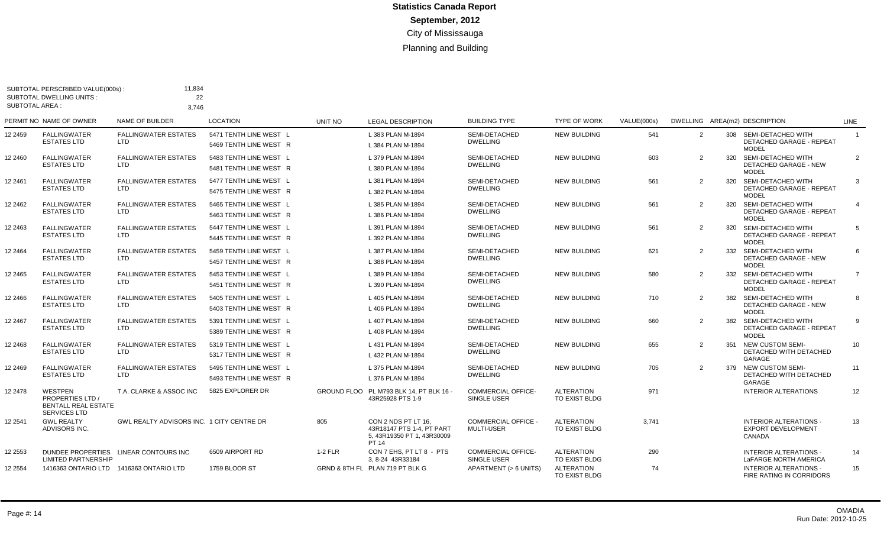# Statistics Canada Report

## September, 2012

### City of Mississauga

### Planning and Building

SUBTOTAL PERSCRIBED VALUE(000s) : 11,834
SUBTOTAL DWELLING UNITS : 22
SUBTOTAL AREA : 3,746

| PERMIT NO | NAME OF OWNER | NAME OF BUILDER | LOCATION | UNIT NO | LEGAL DESCRIPTION | BUILDING TYPE | TYPE OF WORK | VALUE(000s) | DWELLING | AREA(m2) | DESCRIPTION | LINE |
|---|---|---|---|---|---|---|---|---|---|---|---|---|
| 12 2459 | FALLINGWATER ESTATES LTD | FALLINGWATER ESTATES LTD | 5471 TENTH LINE WEST L<br>5469 TENTH LINE WEST R | | L 383 PLAN M-1894<br>L 384 PLAN M-1894 | SEMI-DETACHED DWELLING | NEW BUILDING | 541 | 2 | 308 | SEMI-DETACHED WITH DETACHED GARAGE - REPEAT MODEL | 1 |
| 12 2460 | FALLINGWATER ESTATES LTD | FALLINGWATER ESTATES LTD | 5483 TENTH LINE WEST L<br>5481 TENTH LINE WEST R | | L 379 PLAN M-1894<br>L 380 PLAN M-1894 | SEMI-DETACHED DWELLING | NEW BUILDING | 603 | 2 | 320 | SEMI-DETACHED WITH DETACHED GARAGE - NEW MODEL | 2 |
| 12 2461 | FALLINGWATER ESTATES LTD | FALLINGWATER ESTATES LTD | 5477 TENTH LINE WEST L<br>5475 TENTH LINE WEST R | | L 381 PLAN M-1894<br>L 382 PLAN M-1894 | SEMI-DETACHED DWELLING | NEW BUILDING | 561 | 2 | 320 | SEMI-DETACHED WITH DETACHED GARAGE - REPEAT MODEL | 3 |
| 12 2462 | FALLINGWATER ESTATES LTD | FALLINGWATER ESTATES LTD | 5465 TENTH LINE WEST L<br>5463 TENTH LINE WEST R | | L 385 PLAN M-1894<br>L 386 PLAN M-1894 | SEMI-DETACHED DWELLING | NEW BUILDING | 561 | 2 | 320 | SEMI-DETACHED WITH DETACHED GARAGE - REPEAT MODEL | 4 |
| 12 2463 | FALLINGWATER ESTATES LTD | FALLINGWATER ESTATES LTD | 5447 TENTH LINE WEST L<br>5445 TENTH LINE WEST R | | L 391 PLAN M-1894<br>L 392 PLAN M-1894 | SEMI-DETACHED DWELLING | NEW BUILDING | 561 | 2 | 320 | SEMI-DETACHED WITH DETACHED GARAGE - REPEAT MODEL | 5 |
| 12 2464 | FALLINGWATER ESTATES LTD | FALLINGWATER ESTATES LTD | 5459 TENTH LINE WEST L<br>5457 TENTH LINE WEST R | | L 387 PLAN M-1894<br>L 388 PLAN M-1894 | SEMI-DETACHED DWELLING | NEW BUILDING | 621 | 2 | 332 | SEMI-DETACHED WITH DETACHED GARAGE - NEW MODEL | 6 |
| 12 2465 | FALLINGWATER ESTATES LTD | FALLINGWATER ESTATES LTD | 5453 TENTH LINE WEST L<br>5451 TENTH LINE WEST R | | L 389 PLAN M-1894<br>L 390 PLAN M-1894 | SEMI-DETACHED DWELLING | NEW BUILDING | 580 | 2 | 332 | SEMI-DETACHED WITH DETACHED GARAGE - REPEAT MODEL | 7 |
| 12 2466 | FALLINGWATER ESTATES LTD | FALLINGWATER ESTATES LTD | 5405 TENTH LINE WEST L<br>5403 TENTH LINE WEST R | | L 405 PLAN M-1894<br>L 406 PLAN M-1894 | SEMI-DETACHED DWELLING | NEW BUILDING | 710 | 2 | 382 | SEMI-DETACHED WITH DETACHED GARAGE - NEW MODEL | 8 |
| 12 2467 | FALLINGWATER ESTATES LTD | FALLINGWATER ESTATES LTD | 5391 TENTH LINE WEST L<br>5389 TENTH LINE WEST R | | L 407 PLAN M-1894<br>L 408 PLAN M-1894 | SEMI-DETACHED DWELLING | NEW BUILDING | 660 | 2 | 382 | SEMI-DETACHED WITH DETACHED GARAGE - REPEAT MODEL | 9 |
| 12 2468 | FALLINGWATER ESTATES LTD | FALLINGWATER ESTATES LTD | 5319 TENTH LINE WEST L<br>5317 TENTH LINE WEST R | | L 431 PLAN M-1894<br>L 432 PLAN M-1894 | SEMI-DETACHED DWELLING | NEW BUILDING | 655 | 2 | 351 | NEW CUSTOM SEMI-DETACHED WITH DETACHED GARAGE | 10 |
| 12 2469 | FALLINGWATER ESTATES LTD | FALLINGWATER ESTATES LTD | 5495 TENTH LINE WEST L<br>5493 TENTH LINE WEST R | | L 375 PLAN M-1894<br>L 376 PLAN M-1894 | SEMI-DETACHED DWELLING | NEW BUILDING | 705 | 2 | 379 | NEW CUSTOM SEMI-DETACHED WITH DETACHED GARAGE | 11 |
| 12 2478 | WESTPEN PROPERTIES LTD / BENTALL REAL ESTATE SERVICES LTD | T.A. CLARKE & ASSOC INC | 5825 EXPLORER DR | GROUND FLOO | PL M793 BLK 14, PT BLK 16 - 43R25928 PTS 1-9 | COMMERCIAL OFFICE-SINGLE USER | ALTERATION TO EXIST BLDG | 971 | | | INTERIOR ALTERATIONS | 12 |
| 12 2541 | GWL REALTY ADVISORS INC. | GWL REALTY ADVISORS INC. | 1 CITY CENTRE DR | 805 | CON 2 NDS PT LT 16, 43R18147 PTS 1-4, PT PART 5, 43R19350 PT 1, 43R30009 PT 14 | COMMERCIAL OFFICE - MULTI-USER | ALTERATION TO EXIST BLDG | 3,741 | | | INTERIOR ALTERATIONS - EXPORT DEVELOPMENT CANADA | 13 |
| 12 2553 | DUNDEE PROPERTIES LIMITED PARTNERSHIP | LINEAR CONTOURS INC | 6509 AIRPORT RD | 1-2 FLR | CON 7 EHS, PT LT 8 - PTS 3, 8-24 43R33184 | COMMERCIAL OFFICE-SINGLE USER | ALTERATION TO EXIST BLDG | 290 | | | INTERIOR ALTERATIONS - LaFARGE NORTH AMERICA | 14 |
| 12 2554 | 1416363 ONTARIO LTD | 1416363 ONTARIO LTD | 1759 BLOOR ST | GRND & 8TH FL | PLAN 719 PT BLK G | APARTMENT (> 6 UNITS) | ALTERATION TO EXIST BLDG | 74 | | | INTERIOR ALTERATIONS - FIRE RATING IN CORRIDORS | 15 |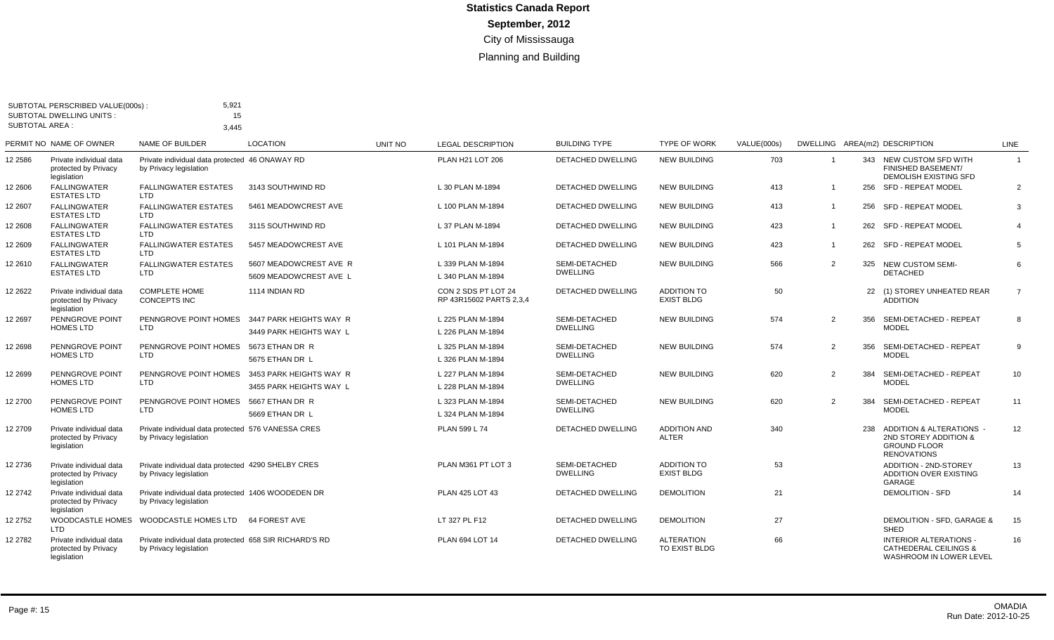# Statistics Canada Report

## September, 2012

### City of Mississauga

### Planning and Building

SUBTOTAL PERSCRIBED VALUE(000s) : 5,921
SUBTOTAL DWELLING UNITS : 15
SUBTOTAL AREA : 3,445

| PERMIT NO | NAME OF OWNER | NAME OF BUILDER | LOCATION | UNIT NO | LEGAL DESCRIPTION | BUILDING TYPE | TYPE OF WORK | VALUE(000s) | DWELLING | AREA(m2) | DESCRIPTION | LINE |
|---|---|---|---|---|---|---|---|---|---|---|---|---|
| 12 2586 | Private individual data protected by Privacy legislation | Private individual data protected by Privacy legislation | 46 ONAWAY RD | | PLAN H21 LOT 206 | DETACHED DWELLING | NEW BUILDING | 703 | 1 | 343 | NEW CUSTOM SFD WITH FINISHED BASEMENT/ DEMOLISH EXISTING SFD | 1 |
| 12 2606 | FALLINGWATER ESTATES LTD | FALLINGWATER ESTATES LTD | 3143 SOUTHWIND RD | | L 30 PLAN M-1894 | DETACHED DWELLING | NEW BUILDING | 413 | 1 | 256 | SFD - REPEAT MODEL | 2 |
| 12 2607 | FALLINGWATER ESTATES LTD | FALLINGWATER ESTATES LTD | 5461 MEADOWCREST AVE | | L 100 PLAN M-1894 | DETACHED DWELLING | NEW BUILDING | 413 | 1 | 256 | SFD - REPEAT MODEL | 3 |
| 12 2608 | FALLINGWATER ESTATES LTD | FALLINGWATER ESTATES LTD | 3115 SOUTHWIND RD | | L 37 PLAN M-1894 | DETACHED DWELLING | NEW BUILDING | 423 | 1 | 262 | SFD - REPEAT MODEL | 4 |
| 12 2609 | FALLINGWATER ESTATES LTD | FALLINGWATER ESTATES LTD | 5457 MEADOWCREST AVE | | L 101 PLAN M-1894 | DETACHED DWELLING | NEW BUILDING | 423 | 1 | 262 | SFD - REPEAT MODEL | 5 |
| 12 2610 | FALLINGWATER ESTATES LTD | FALLINGWATER ESTATES LTD | 5607 MEADOWCREST AVE R<br>5609 MEADOWCREST AVE L | | L 339 PLAN M-1894<br>L 340 PLAN M-1894 | SEMI-DETACHED DWELLING | NEW BUILDING | 566 | 2 | 325 | NEW CUSTOM SEMI-DETACHED | 6 |
| 12 2622 | Private individual data protected by Privacy legislation | COMPLETE HOME CONCEPTS INC | 1114 INDIAN RD | | CON 2 SDS PT LOT 24 RP 43R15602 PARTS 2,3,4 | DETACHED DWELLING | ADDITION TO EXIST BLDG | 50 | | 22 | (1) STOREY UNHEATED REAR ADDITION | 7 |
| 12 2697 | PENNGROVE POINT HOMES LTD | PENNGROVE POINT HOMES LTD | 3447 PARK HEIGHTS WAY R<br>3449 PARK HEIGHTS WAY L | | L 225 PLAN M-1894<br>L 226 PLAN M-1894 | SEMI-DETACHED DWELLING | NEW BUILDING | 574 | 2 | 356 | SEMI-DETACHED - REPEAT MODEL | 8 |
| 12 2698 | PENNGROVE POINT HOMES LTD | PENNGROVE POINT HOMES LTD | 5673 ETHAN DR R<br>5675 ETHAN DR L | | L 325 PLAN M-1894<br>L 326 PLAN M-1894 | SEMI-DETACHED DWELLING | NEW BUILDING | 574 | 2 | 356 | SEMI-DETACHED - REPEAT MODEL | 9 |
| 12 2699 | PENNGROVE POINT HOMES LTD | PENNGROVE POINT HOMES LTD | 3453 PARK HEIGHTS WAY R<br>3455 PARK HEIGHTS WAY L | | L 227 PLAN M-1894<br>L 228 PLAN M-1894 | SEMI-DETACHED DWELLING | NEW BUILDING | 620 | 2 | 384 | SEMI-DETACHED - REPEAT MODEL | 10 |
| 12 2700 | PENNGROVE POINT HOMES LTD | PENNGROVE POINT HOMES LTD | 5667 ETHAN DR R<br>5669 ETHAN DR L | | L 323 PLAN M-1894<br>L 324 PLAN M-1894 | SEMI-DETACHED DWELLING | NEW BUILDING | 620 | 2 | 384 | SEMI-DETACHED - REPEAT MODEL | 11 |
| 12 2709 | Private individual data protected by Privacy legislation | Private individual data protected by Privacy legislation | 576 VANESSA CRES | | PLAN 599 L 74 | DETACHED DWELLING | ADDITION AND ALTER | 340 | | 238 | ADDITION & ALTERATIONS - 2ND STOREY ADDITION & GROUND FLOOR RENOVATIONS | 12 |
| 12 2736 | Private individual data protected by Privacy legislation | Private individual data protected by Privacy legislation | 4290 SHELBY CRES | | PLAN M361 PT LOT 3 | SEMI-DETACHED DWELLING | ADDITION TO EXIST BLDG | 53 | | | ADDITION - 2ND-STOREY ADDITION OVER EXISTING GARAGE | 13 |
| 12 2742 | Private individual data protected by Privacy legislation | Private individual data protected by Privacy legislation | 1406 WOODEDEN DR | | PLAN 425 LOT 43 | DETACHED DWELLING | DEMOLITION | 21 | | | DEMOLITION - SFD | 14 |
| 12 2752 | WOODCASTLE HOMES LTD | WOODCASTLE HOMES LTD | 64 FOREST AVE | | LT 327 PL F12 | DETACHED DWELLING | DEMOLITION | 27 | | | DEMOLITION - SFD, GARAGE & SHED | 15 |
| 12 2782 | Private individual data protected by Privacy legislation | Private individual data protected by Privacy legislation | 658 SIR RICHARD'S RD | | PLAN 694 LOT 14 | DETACHED DWELLING | ALTERATION TO EXIST BLDG | 66 | | | INTERIOR ALTERATIONS - CATHEDRAL CEILINGS & WASHROOM IN LOWER LEVEL | 16 |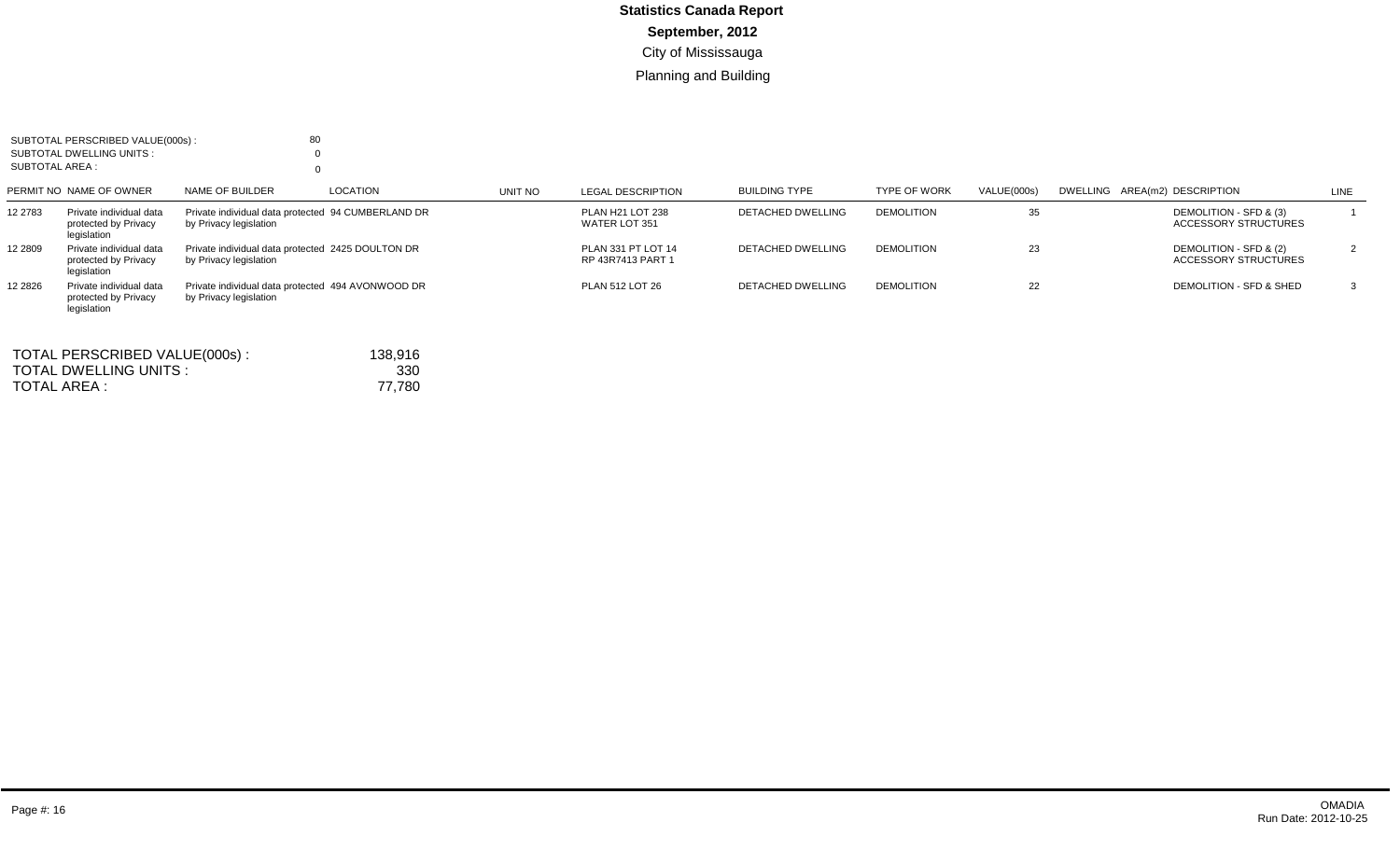# Statistics Canada Report

**September, 2012**

City of Mississauga

Planning and Building

SUBTOTAL PERSCRIBED VALUE(000s) : 80
SUBTOTAL DWELLING UNITS : 0
SUBTOTAL AREA : 0

| PERMIT NO | NAME OF OWNER | NAME OF BUILDER | LOCATION | UNIT NO | LEGAL DESCRIPTION | BUILDING TYPE | TYPE OF WORK | VALUE(000s) | DWELLING | AREA(m2) | DESCRIPTION | LINE |
|---|---|---|---|---|---|---|---|---|---|---|---|---|
| 12 2783 | Private individual data protected by Privacy legislation | Private individual data protected by Privacy legislation | 94 CUMBERLAND DR | | PLAN H21 LOT 238 WATER LOT 351 | DETACHED DWELLING | DEMOLITION | 35 | | | DEMOLITION - SFD & (3) ACCESSORY STRUCTURES | 1 |
| 12 2809 | Private individual data protected by Privacy legislation | Private individual data protected by Privacy legislation | 2425 DOULTON DR | | PLAN 331 PT LOT 14 RP 43R7413 PART 1 | DETACHED DWELLING | DEMOLITION | 23 | | | DEMOLITION - SFD & (2) ACCESSORY STRUCTURES | 2 |
| 12 2826 | Private individual data protected by Privacy legislation | Private individual data protected by Privacy legislation | 494 AVONWOOD DR | | PLAN 512 LOT 26 | DETACHED DWELLING | DEMOLITION | 22 | | | DEMOLITION - SFD & SHED | 3 |

TOTAL PERSCRIBED VALUE(000s) : 138,916
TOTAL DWELLING UNITS : 330
TOTAL AREA : 77,780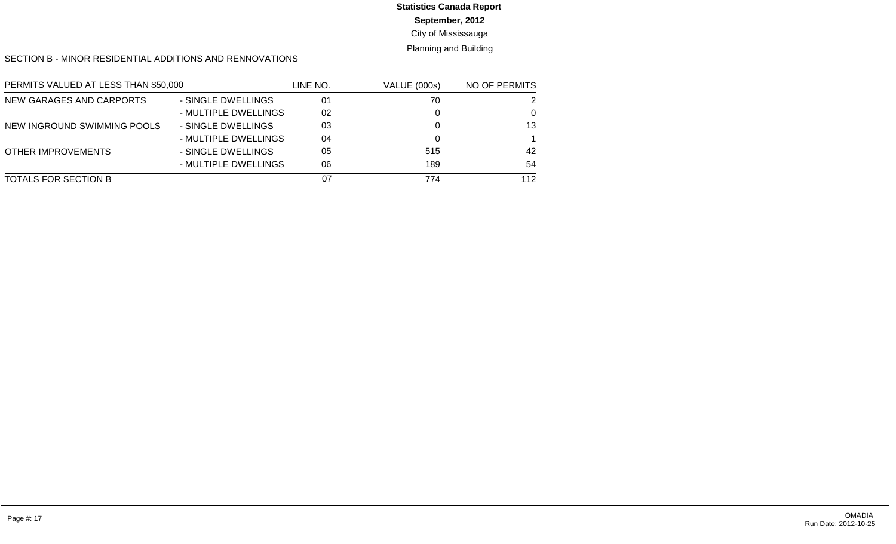**Statistics Canada Report**

**September, 2012**

City of Mississauga

Planning and Building

SECTION B - MINOR RESIDENTIAL ADDITIONS AND RENNOVATIONS

| PERMITS VALUED AT LESS THAN $50,000 | | LINE NO. | VALUE (000s) | NO OF PERMITS |
|---|---|---|---|---|
| NEW GARAGES AND CARPORTS | - SINGLE DWELLINGS | 01 | 70 | 2 |
| | - MULTIPLE DWELLINGS | 02 | 0 | 0 |
| NEW INGROUND SWIMMING POOLS | - SINGLE DWELLINGS | 03 | 0 | 13 |
| | - MULTIPLE DWELLINGS | 04 | 0 | 1 |
| OTHER IMPROVEMENTS | - SINGLE DWELLINGS | 05 | 515 | 42 |
| | - MULTIPLE DWELLINGS | 06 | 189 | 54 |
| TOTALS FOR SECTION B | | 07 | 774 | 112 |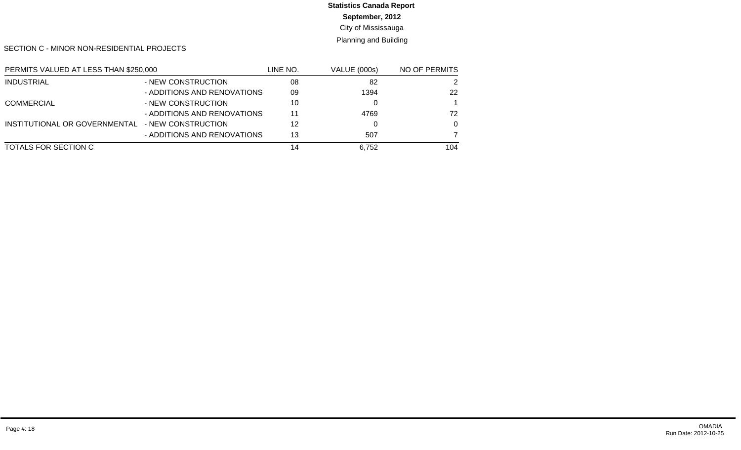**Statistics Canada Report**

**September, 2012**

City of Mississauga

Planning and Building

SECTION C - MINOR NON-RESIDENTIAL PROJECTS

| PERMITS VALUED AT LESS THAN $250,000 | | LINE NO. | VALUE (000s) | NO OF PERMITS |
|---|---|---|---|---|
| INDUSTRIAL | - NEW CONSTRUCTION | 08 | 82 | 2 |
| | - ADDITIONS AND RENOVATIONS | 09 | 1394 | 22 |
| COMMERCIAL | - NEW CONSTRUCTION | 10 | 0 | 1 |
| | - ADDITIONS AND RENOVATIONS | 11 | 4769 | 72 |
| INSTITUTIONAL OR GOVERNMENTAL | - NEW CONSTRUCTION | 12 | 0 | 0 |
| | - ADDITIONS AND RENOVATIONS | 13 | 507 | 7 |
| TOTALS FOR SECTION C | | 14 | 6,752 | 104 |

Page #: 18

OMADIA
Run Date: 2012-10-25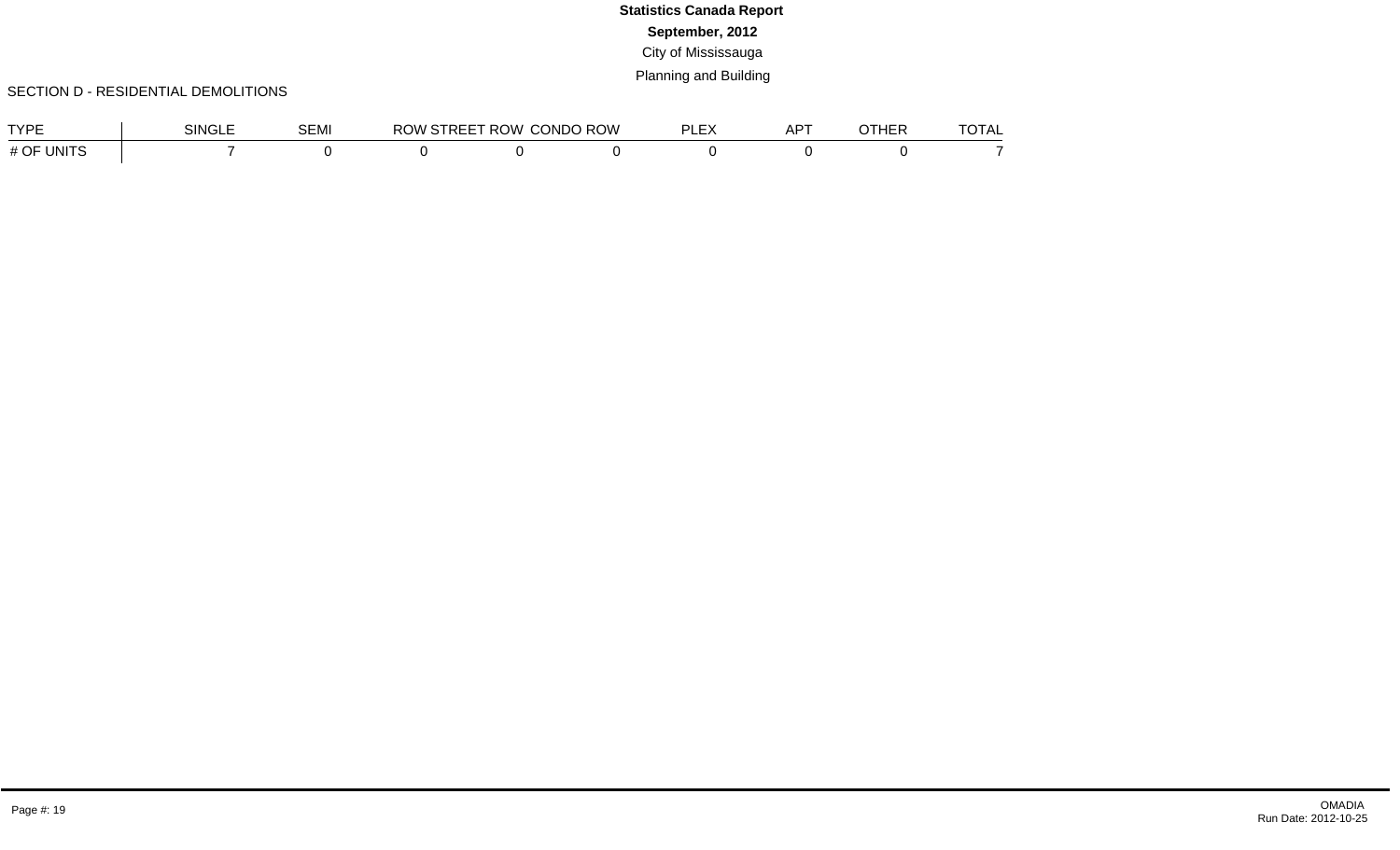**Statistics Canada Report**

**September, 2012**

City of Mississauga

Planning and Building

SECTION D - RESIDENTIAL DEMOLITIONS

| TYPE | SINGLE | SEMI | ROW STREET | ROW CONDO | ROW PLEX | APT | OTHER | TOTAL |
|---|---|---|---|---|---|---|---|---|
| # OF UNITS | 7 | 0 | 0 | 0 | 0 | 0 | 0 | 0 | 7 |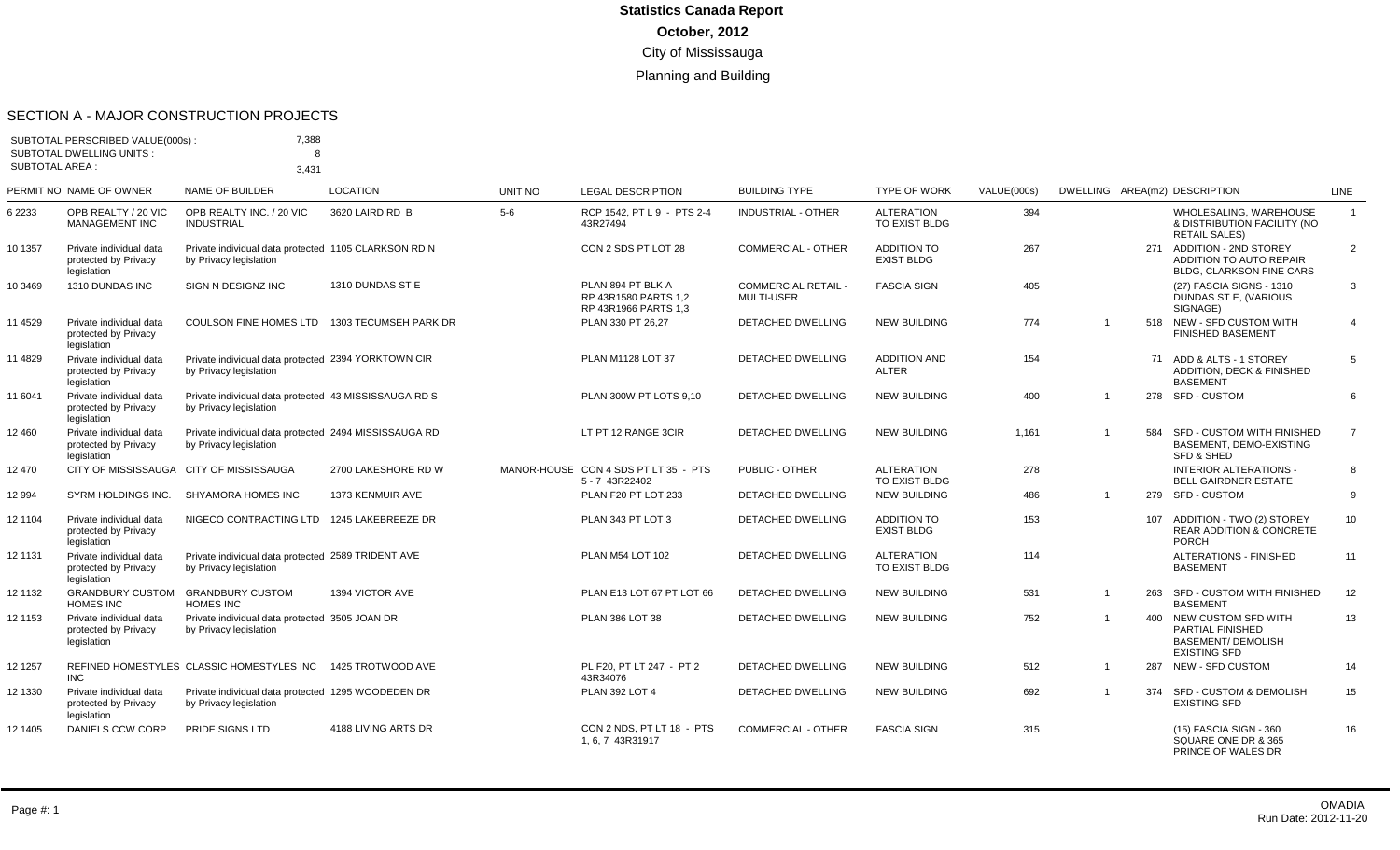# Statistics Canada Report

**October, 2012**

City of Mississauga

Planning and Building

## SECTION A - MAJOR CONSTRUCTION PROJECTS

SUBTOTAL PERSCRIBED VALUE(000s) : 7,388
SUBTOTAL DWELLING UNITS : 8
SUBTOTAL AREA : 3,431

| PERMIT NO | NAME OF OWNER | NAME OF BUILDER | LOCATION | UNIT NO | LEGAL DESCRIPTION | BUILDING TYPE | TYPE OF WORK | VALUE(000s) | DWELLING | AREA(m2) | DESCRIPTION | LINE |
|---|---|---|---|---|---|---|---|---|---|---|---|---|
| 6 2233 | OPB REALTY / 20 VIC MANAGEMENT INC | OPB REALTY INC. / 20 VIC INDUSTRIAL | 3620 LAIRD RD B | 5-6 | RCP 1542, PT L 9 - PTS 2-4 43R27494 | INDUSTRIAL - OTHER | ALTERATION TO EXIST BLDG | 394 | | | WHOLESALING, WAREHOUSE & DISTRIBUTION FACILITY (NO RETAIL SALES) | 1 |
| 10 1357 | Private individual data protected by Privacy legislation | Private individual data protected by Privacy legislation | 1105 CLARKSON RD N | | CON 2 SDS PT LOT 28 | COMMERCIAL - OTHER | ADDITION TO EXIST BLDG | 267 | | 271 | ADDITION - 2ND STOREY ADDITION TO AUTO REPAIR BLDG, CLARKSON FINE CARS | 2 |
| 10 3469 | 1310 DUNDAS INC | SIGN N DESIGNZ INC | 1310 DUNDAS ST E | | PLAN 894 PT BLK A RP 43R1580 PARTS 1,2 RP 43R1966 PARTS 1,3 | COMMERCIAL RETAIL - MULTI-USER | FASCIA SIGN | 405 | | | (27) FASCIA SIGNS - 1310 DUNDAS ST E, (VARIOUS SIGNAGE) | 3 |
| 11 4529 | Private individual data protected by Privacy legislation | COULSON FINE HOMES LTD | 1303 TECUMSEH PARK DR | | PLAN 330 PT 26,27 | DETACHED DWELLING | NEW BUILDING | 774 | 1 | 518 | NEW - SFD CUSTOM WITH FINISHED BASEMENT | 4 |
| 11 4829 | Private individual data protected by Privacy legislation | Private individual data protected by Privacy legislation | 2394 YORKTOWN CIR | | PLAN M1128 LOT 37 | DETACHED DWELLING | ADDITION AND ALTER | 154 | | 71 | ADD & ALTS - 1 STOREY ADDITION, DECK & FINISHED BASEMENT | 5 |
| 11 6041 | Private individual data protected by Privacy legislation | Private individual data protected by Privacy legislation | 43 MISSISSAUGA RD S | | PLAN 300W PT LOTS 9,10 | DETACHED DWELLING | NEW BUILDING | 400 | 1 | 278 | SFD - CUSTOM | 6 |
| 12 460 | Private individual data protected by Privacy legislation | Private individual data protected by Privacy legislation | 2494 MISSISSAUGA RD | | LT PT 12 RANGE 3CIR | DETACHED DWELLING | NEW BUILDING | 1,161 | 1 | 584 | SFD - CUSTOM WITH FINISHED BASEMENT, DEMO-EXISTING SFD & SHED | 7 |
| 12 470 | CITY OF MISSISSAUGA | CITY OF MISSISSAUGA | 2700 LAKESHORE RD W | MANOR-HOUSE | CON 4 SDS PT LT 35 - PTS 5 - 7 43R22402 | PUBLIC - OTHER | ALTERATION TO EXIST BLDG | 278 | | | INTERIOR ALTERATIONS - BELL GAIRDNER ESTATE | 8 |
| 12 994 | SYRM HOLDINGS INC. | SHYAMORA HOMES INC | 1373 KENMUIR AVE | | PLAN F20 PT LOT 233 | DETACHED DWELLING | NEW BUILDING | 486 | 1 | 279 | SFD - CUSTOM | 9 |
| 12 1104 | Private individual data protected by Privacy legislation | NIGECO CONTRACTING LTD | 1245 LAKEBREEZE DR | | PLAN 343 PT LOT 3 | DETACHED DWELLING | ADDITION TO EXIST BLDG | 153 | | 107 | ADDITION - TWO (2) STOREY REAR ADDITION & CONCRETE PORCH | 10 |
| 12 1131 | Private individual data protected by Privacy legislation | Private individual data protected by Privacy legislation | 2589 TRIDENT AVE | | PLAN M54 LOT 102 | DETACHED DWELLING | ALTERATION TO EXIST BLDG | 114 | | | ALTERATIONS - FINISHED BASEMENT | 11 |
| 12 1132 | GRANDBURY CUSTOM HOMES INC | GRANDBURY CUSTOM HOMES INC | 1394 VICTOR AVE | | PLAN E13 LOT 67 PT LOT 66 | DETACHED DWELLING | NEW BUILDING | 531 | 1 | 263 | SFD - CUSTOM WITH FINISHED BASEMENT | 12 |
| 12 1153 | Private individual data protected by Privacy legislation | Private individual data protected by Privacy legislation | 3505 JOAN DR | | PLAN 386 LOT 38 | DETACHED DWELLING | NEW BUILDING | 752 | 1 | 400 | NEW CUSTOM SFD WITH PARTIAL FINISHED BASEMENT/ DEMOLISH EXISTING SFD | 13 |
| 12 1257 | REFINED HOMESTYLES INC | CLASSIC HOMESTYLES INC | 1425 TROTWOOD AVE | | PL F20, PT LT 247 - PT 2 43R34076 | DETACHED DWELLING | NEW BUILDING | 512 | 1 | 287 | NEW - SFD CUSTOM | 14 |
| 12 1330 | Private individual data protected by Privacy legislation | Private individual data protected by Privacy legislation | 1295 WOODEDEN DR | | PLAN 392 LOT 4 | DETACHED DWELLING | NEW BUILDING | 692 | 1 | 374 | SFD - CUSTOM & DEMOLISH EXISTING SFD | 15 |
| 12 1405 | DANIELS CCW CORP | PRIDE SIGNS LTD | 4188 LIVING ARTS DR | | CON 2 NDS, PT LT 18 - PTS 1, 6, 7 43R31917 | COMMERCIAL - OTHER | FASCIA SIGN | 315 | | | (15) FASCIA SIGN - 360 SQUARE ONE DR & 365 PRINCE OF WALES DR | 16 |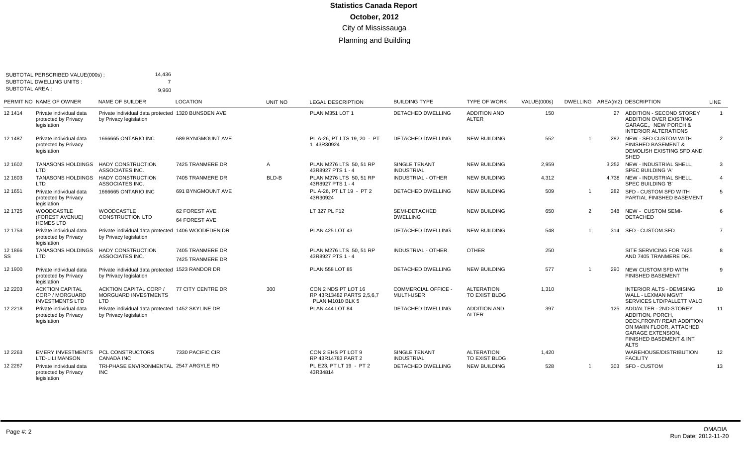# Statistics Canada Report

**October, 2012**

City of Mississauga

Planning and Building

SUBTOTAL PERSCRIBED VALUE(000s) : 14,436
SUBTOTAL DWELLING UNITS : 7
SUBTOTAL AREA : 9,960

| PERMIT NO | NAME OF OWNER | NAME OF BUILDER | LOCATION | UNIT NO | LEGAL DESCRIPTION | BUILDING TYPE | TYPE OF WORK | VALUE(000s) | DWELLING | AREA(m2) | DESCRIPTION | LINE |
|---|---|---|---|---|---|---|---|---|---|---|---|---|
| 12 1414 | Private individual data protected by Privacy legislation | Private individual data protected by Privacy legislation | 1320 BUNSDEN AVE | | PLAN M351 LOT 1 | DETACHED DWELLING | ADDITION AND ALTER | 150 | | 27 | ADDITION - SECOND STOREY ADDITION OVER EXISTING GARAGE,, NEW PORCH & INTERIOR ALTERATIONS | 1 |
| 12 1487 | Private individual data protected by Privacy legislation | 1666665 ONTARIO INC | 689 BYNGMOUNT AVE | | PL A-26, PT LTS 19, 20 - PT 1 43R30924 | DETACHED DWELLING | NEW BUILDING | 552 | 1 | 282 | NEW - SFD CUSTOM WITH FINISHED BASEMENT & DEMOLISH EXISTING SFD AND SHED | 2 |
| 12 1602 | TANASONS HOLDINGS LTD | HADY CONSTRUCTION ASSOCIATES INC. | 7425 TRANMERE DR | A | PLAN M276 LTS 50, 51 RP 43R8927 PTS 1 - 4 | SINGLE TENANT INDUSTRIAL | NEW BUILDING | 2,959 | | 3,252 | NEW - INDUSTRIAL SHELL, SPEC BUILDING 'A' | 3 |
| 12 1603 | TANASONS HOLDINGS LTD | HADY CONSTRUCTION ASSOCIATES INC. | 7405 TRANMERE DR | BLD-B | PLAN M276 LTS 50, 51 RP 43R8927 PTS 1 - 4 | INDUSTRIAL - OTHER | NEW BUILDING | 4,312 | | 4,738 | NEW - INDUSTRIAL SHELL, SPEC BUILDING 'B' | 4 |
| 12 1651 | Private individual data protected by Privacy legislation | 1666665 ONTARIO INC | 691 BYNGMOUNT AVE | | PL A-26, PT LT 19 - PT 2 43R30924 | DETACHED DWELLING | NEW BUILDING | 509 | 1 | 282 | SFD - CUSTOM SFD WITH PARTIAL FINISHED BASEMENT | 5 |
| 12 1725 | WOODCASTLE (FOREST AVENUE) HOMES LTD | WOODCASTLE CONSTRUCTION LTD | 62 FOREST AVE<br>64 FOREST AVE | | LT 327 PL F12 | SEMI-DETACHED DWELLING | NEW BUILDING | 650 | 2 | 348 | NEW - CUSTOM SEMI-DETACHED | 6 |
| 12 1753 | Private individual data protected by Privacy legislation | Private individual data protected by Privacy legislation | 1406 WOODEDEN DR | | PLAN 425 LOT 43 | DETACHED DWELLING | NEW BUILDING | 548 | 1 | 314 | SFD - CUSTOM SFD | 7 |
| 12 1866 SS | TANASONS HOLDINGS LTD | HADY CONSTRUCTION ASSOCIATES INC. | 7405 TRANMERE DR<br>7425 TRANMERE DR | | PLAN M276 LTS 50, 51 RP 43R8927 PTS 1 - 4 | INDUSTRIAL - OTHER | OTHER | 250 | | | SITE SERVICING FOR 7425 AND 7405 TRANMERE DR. | 8 |
| 12 1900 | Private individual data protected by Privacy legislation | Private individual data protected by Privacy legislation | 1523 RANDOR DR | | PLAN 558 LOT 85 | DETACHED DWELLING | NEW BUILDING | 577 | 1 | 290 | NEW CUSTOM SFD WITH FINISHED BASEMENT | 9 |
| 12 2203 | ACKTION CAPITAL CORP / MORGUARD INVESTMENTS LTD | ACKTION CAPITAL CORP / MORGUARD INVESTMENTS LTD | 77 CITY CENTRE DR | 300 | CON 2 NDS PT LOT 16 RP 43R13482 PARTS 2,5,6,7 PLAN M1010 BLK 5 | COMMERCIAL OFFICE - MULTI-USER | ALTERATION TO EXIST BLDG | 1,310 | | | INTERIOR ALTS - DEMISING WALL - LEXMAN MGMT SERVICES LTD/PALLETT VALO | 10 |
| 12 2218 | Private individual data protected by Privacy legislation | Private individual data protected by Privacy legislation | 1452 SKYLINE DR | | PLAN 444 LOT 84 | DETACHED DWELLING | ADDITION AND ALTER | 397 | | 125 | ADD/ALTER - 2ND-STOREY ADDITION, PORCH, DECK,FRONT/ REAR ADDITION ON MAIIN FLOOR, ATTACHED GARAGE EXTENSION, FINISHED BASEMENT & INT ALTS | 11 |
| 12 2263 | EMERY INVESTMENTS LTD-LILI MANSON | PCL CONSTRUCTORS CANADA INC | 7330 PACIFIC CIR | | CON 2 EHS PT LOT 9 RP 43R14783 PART 2 | SINGLE TENANT INDUSTRIAL | ALTERATION TO EXIST BLDG | 1,420 | | | WAREHOUSE/DISTRIBUTION FACILITY | 12 |
| 12 2267 | Private individual data protected by Privacy legislation | TRI-PHASE ENVIRONMENTAL INC | 2547 ARGYLE RD | | PL E23, PT LT 19 - PT 2 43R34814 | DETACHED DWELLING | NEW BUILDING | 528 | 1 | 303 | SFD - CUSTOM | 13 |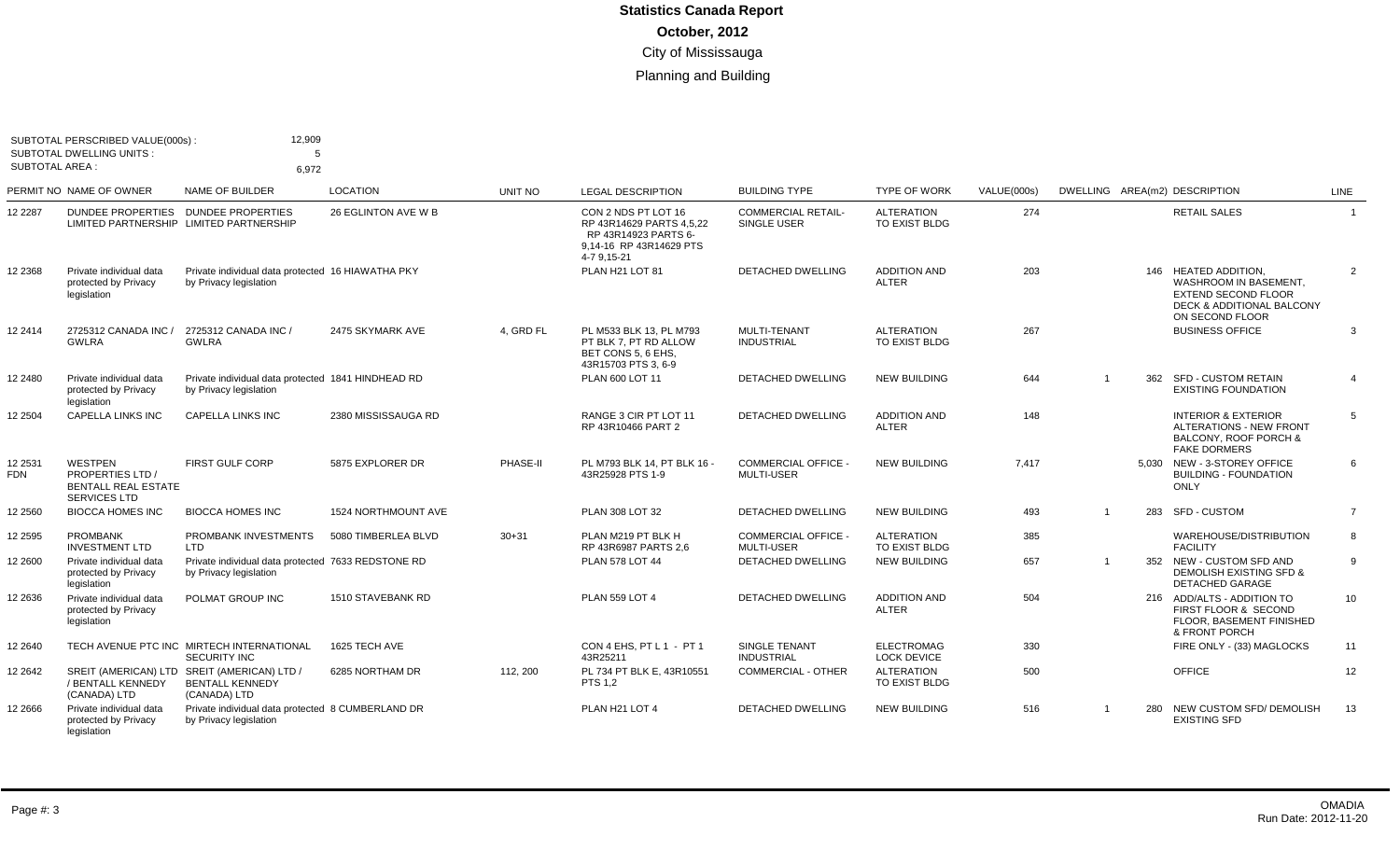# Statistics Canada Report

**October, 2012**

City of Mississauga

Planning and Building

SUBTOTAL PERSCRIBED VALUE(000s) : 12,909
SUBTOTAL DWELLING UNITS : 5
SUBTOTAL AREA : 6,972

| PERMIT NO | NAME OF OWNER | NAME OF BUILDER | LOCATION | UNIT NO | LEGAL DESCRIPTION | BUILDING TYPE | TYPE OF WORK | VALUE(000s) | DWELLING | AREA(m2) | DESCRIPTION | LINE |
|---|---|---|---|---|---|---|---|---|---|---|---|---|
| 12 2287 | DUNDEE PROPERTIES LIMITED PARTNERSHIP | DUNDEE PROPERTIES LIMITED PARTNERSHIP | 26 EGLINTON AVE W B | | CON 2 NDS PT LOT 16 RP 43R14629 PARTS 4,5,22 RP 43R14923 PARTS 6-9,14-16 RP 43R14629 PTS 4-7 9,15-21 | COMMERCIAL RETAIL-SINGLE USER | ALTERATION TO EXIST BLDG | 274 | | | RETAIL SALES | 1 |
| 12 2368 | Private individual data protected by Privacy legislation | Private individual data protected by Privacy legislation | 16 HIAWATHA PKY | | PLAN H21 LOT 81 | DETACHED DWELLING | ADDITION AND ALTER | 203 | | 146 | HEATED ADDITION, WASHROOM IN BASEMENT, EXTEND SECOND FLOOR DECK & ADDITIONAL BALCONY ON SECOND FLOOR | 2 |
| 12 2414 | 2725312 CANADA INC / GWLRA | 2725312 CANADA INC / GWLRA | 2475 SKYMARK AVE | 4, GRD FL | PL M533 BLK 13, PL M793 PT BLK 7, PT RD ALLOW BET CONS 5, 6 EHS, 43R15703 PTS 3, 6-9 | MULTI-TENANT INDUSTRIAL | ALTERATION TO EXIST BLDG | 267 | | | BUSINESS OFFICE | 3 |
| 12 2480 | Private individual data protected by Privacy legislation | Private individual data protected by Privacy legislation | 1841 HINDHEAD RD | | PLAN 600 LOT 11 | DETACHED DWELLING | NEW BUILDING | 644 | 1 | 362 | SFD - CUSTOM RETAIN EXISTING FOUNDATION | 4 |
| 12 2504 | CAPELLA LINKS INC | CAPELLA LINKS INC | 2380 MISSISSAUGA RD | | RANGE 3 CIR PT LOT 11 RP 43R10466 PART 2 | DETACHED DWELLING | ADDITION AND ALTER | 148 | | | INTERIOR & EXTERIOR ALTERATIONS - NEW FRONT BALCONY, ROOF PORCH & FAKE DORMERS | 5 |
| 12 2531 FDN | WESTPEN PROPERTIES LTD / BENTALL REAL ESTATE SERVICES LTD | FIRST GULF CORP | 5875 EXPLORER DR | PHASE-II | PL M793 BLK 14, PT BLK 16 - 43R25928 PTS 1-9 | COMMERCIAL OFFICE - MULTI-USER | NEW BUILDING | 7,417 | | 5,030 | NEW - 3-STOREY OFFICE BUILDING - FOUNDATION ONLY | 6 |
| 12 2560 | BIOCCA HOMES INC | BIOCCA HOMES INC | 1524 NORTHMOUNT AVE | | PLAN 308 LOT 32 | DETACHED DWELLING | NEW BUILDING | 493 | 1 | 283 | SFD - CUSTOM | 7 |
| 12 2595 | PROMBANK INVESTMENT LTD | PROMBANK INVESTMENTS LTD | 5080 TIMBERLEA BLVD | 30+31 | PLAN M219 PT BLK H RP 43R6987 PARTS 2,6 | COMMERCIAL OFFICE - MULTI-USER | ALTERATION TO EXIST BLDG | 385 | | | WAREHOUSE/DISTRIBUTION FACILITY | 8 |
| 12 2600 | Private individual data protected by Privacy legislation | Private individual data protected by Privacy legislation | 7633 REDSTONE RD | | PLAN 578 LOT 44 | DETACHED DWELLING | NEW BUILDING | 657 | 1 | 352 | NEW - CUSTOM SFD AND DEMOLISH EXISTING SFD & DETACHED GARAGE | 9 |
| 12 2636 | Private individual data protected by Privacy legislation | POLMAT GROUP INC | 1510 STAVEBANK RD | | PLAN 559 LOT 4 | DETACHED DWELLING | ADDITION AND ALTER | 504 | | 216 | ADD/ALTS - ADDITION TO FIRST FLOOR & SECOND FLOOR, BASEMENT FINISHED & FRONT PORCH | 10 |
| 12 2640 | TECH AVENUE PTC INC | MIRTECH INTERNATIONAL SECURITY INC | 1625 TECH AVE | | CON 4 EHS, PT L 1 - PT 1 43R25211 | SINGLE TENANT INDUSTRIAL | ELECTROMAG LOCK DEVICE | 330 | | | FIRE ONLY - (33) MAGLOCKS | 11 |
| 12 2642 | SREIT (AMERICAN) LTD / BENTALL KENNEDY (CANADA) LTD | SREIT (AMERICAN) LTD / BENTALL KENNEDY (CANADA) LTD | 6285 NORTHAM DR | 112, 200 | PL 734 PT BLK E, 43R10551 PTS 1,2 | COMMERCIAL - OTHER | ALTERATION TO EXIST BLDG | 500 | | | OFFICE | 12 |
| 12 2666 | Private individual data protected by Privacy legislation | Private individual data protected by Privacy legislation | 8 CUMBERLAND DR | | PLAN H21 LOT 4 | DETACHED DWELLING | NEW BUILDING | 516 | 1 | 280 | NEW CUSTOM SFD/ DEMOLISH EXISTING SFD | 13 |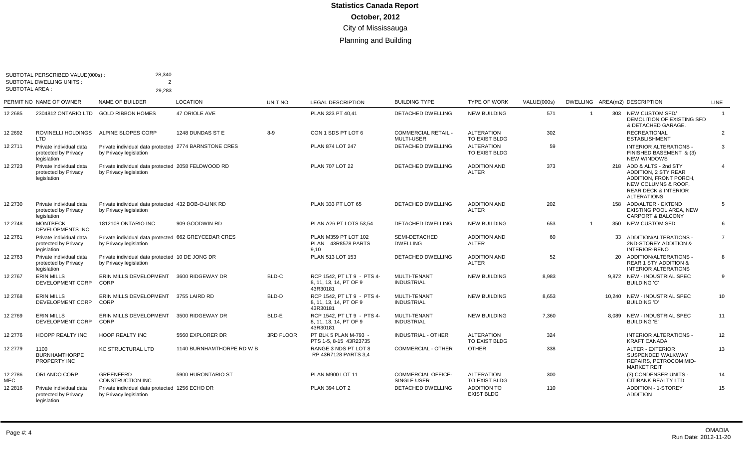# Statistics Canada Report

## October, 2012

### City of Mississauga

### Planning and Building

SUBTOTAL PERSCRIBED VALUE(000s) : 28,340
SUBTOTAL DWELLING UNITS : 2
SUBTOTAL AREA : 29,283

| PERMIT NO | NAME OF OWNER | NAME OF BUILDER | LOCATION | UNIT NO | LEGAL DESCRIPTION | BUILDING TYPE | TYPE OF WORK | VALUE(000s) | DWELLING | AREA(m2) | DESCRIPTION | LINE |
|---|---|---|---|---|---|---|---|---|---|---|---|---|
| 12 2685 | 2304812 ONTARIO LTD | GOLD RIBBON HOMES | 47 ORIOLE AVE | | PLAN 323 PT 40,41 | DETACHED DWELLING | NEW BUILDING | 571 | 1 | 303 | NEW CUSTOM SFD/ DEMOLITION OF EXISTING SFD & DETACHED GARAGE. | 1 |
| 12 2692 | ROVINELLI HOLDINGS LTD | ALPINE SLOPES CORP | 1248 DUNDAS ST E | 8-9 | CON 1 SDS PT LOT 6 | COMMERCIAL RETAIL - MULTI-USER | ALTERATION TO EXIST BLDG | 302 | | | RECREATIONAL ESTABLISHMENT | 2 |
| 12 2711 | Private individual data protected by Privacy legislation | Private individual data protected by Privacy legislation | 2774 BARNSTONE CRES | | PLAN 874 LOT 247 | DETACHED DWELLING | ALTERATION TO EXIST BLDG | 59 | | | INTERIOR ALTERATIONS - FINISHED BASEMENT & (3) NEW WINDOWS | 3 |
| 12 2723 | Private individual data protected by Privacy legislation | Private individual data protected by Privacy legislation | 2058 FELDWOOD RD | | PLAN 707 LOT 22 | DETACHED DWELLING | ADDITION AND ALTER | 373 | | 218 | ADD & ALTS - 2nd STY ADDITION, 2 STY REAR ADDITION, FRONT PORCH, NEW COLUMNS & ROOF, REAR DECK & INTERIOR ALTERATIONS | 4 |
| 12 2730 | Private individual data protected by Privacy legislation | Private individual data protected by Privacy legislation | 432 BOB-O-LINK RD | | PLAN 333 PT LOT 65 | DETACHED DWELLING | ADDITION AND ALTER | 202 | | 158 | ADD/ALTER - EXTEND EXISTING POOL AREA, NEW CARPORT & BALCONY | 5 |
| 12 2748 | MONTBECK DEVELOPMENTS INC | 1812108 ONTARIO INC | 909 GOODWIN RD | | PLAN A26 PT LOTS 53,54 | DETACHED DWELLING | NEW BUILDING | 653 | 1 | 350 | NEW CUSTOM SFD | 6 |
| 12 2761 | Private individual data protected by Privacy legislation | Private individual data protected by Privacy legislation | 662 GREYCEDAR CRES | | PLAN M359 PT LOT 102 PLAN 43R8578 PARTS 9,10 | SEMI-DETACHED DWELLING | ADDITION AND ALTER | 60 | | 33 | ADDITION/ALTERATIONS - 2ND-STOREY ADDITION & INTERIOR-RENO | 7 |
| 12 2763 | Private individual data protected by Privacy legislation | Private individual data protected by Privacy legislation | 10 DE JONG DR | | PLAN 513 LOT 153 | DETACHED DWELLING | ADDITION AND ALTER | 52 | | 20 | ADDITION/ALTERATIONS - REAR 1 STY ADDITION & INTERIOR ALTERATIONS | 8 |
| 12 2767 | ERIN MILLS DEVELOPMENT CORP | ERIN MILLS DEVELOPMENT CORP | 3600 RIDGEWAY DR | BLD-C | RCP 1542, PT LT 9 - PTS 4-8, 11, 13, 14, PT OF 9 43R30181 | MULTI-TENANT INDUSTRIAL | NEW BUILDING | 8,983 | | 9,872 | NEW - INDUSTRIAL SPEC BUILDING 'C' | 9 |
| 12 2768 | ERIN MILLS DEVELOPMENT CORP | ERIN MILLS DEVELOPMENT CORP | 3755 LAIRD RD | BLD-D | RCP 1542, PT LT 9 - PTS 4-8, 11, 13, 14, PT OF 9 43R30181 | MULTI-TENANT INDUSTRIAL | NEW BUILDING | 8,653 | | 10,240 | NEW - INDUSTRIAL SPEC BUILDING 'D' | 10 |
| 12 2769 | ERIN MILLS DEVELOPMENT CORP | ERIN MILLS DEVELOPMENT CORP | 3500 RIDGEWAY DR | BLD-E | RCP 1542, PT LT 9 - PTS 4-8, 11, 13, 14, PT OF 9 43R30181 | MULTI-TENANT INDUSTRIAL | NEW BUILDING | 7,360 | | 8,089 | NEW - INDUSTRIAL SPEC BUILDING 'E' | 11 |
| 12 2776 | HOOPP REALTY INC | HOOP REALTY INC | 5560 EXPLORER DR | 3RD FLOOR | PT BLK 5 PLAN M-793 - PTS 1-5, 8-15 43R23735 | INDUSTRIAL - OTHER | ALTERATION TO EXIST BLDG | 324 | | | INTERIOR ALTERATIONS - KRAFT CANADA | 12 |
| 12 2779 | 1100 BURNHAMTHORPE PROPERTY INC | KC STRUCTURAL LTD | 1140 BURNHAMTHORPE RD W B | | RANGE 3 NDS PT LOT 8 RP 43R7128 PARTS 3,4 | COMMERCIAL - OTHER | OTHER | 338 | | | ALTER - EXTERIOR SUSPENDED WALKWAY REPAIRS, PETROCOM MID-MARKET REIT | 13 |
| 12 2786 MEC | ORLANDO CORP | GREENFERD CONSTRUCTION INC | 5900 HURONTARIO ST | | PLAN M900 LOT 11 | COMMERCIAL OFFICE-SINGLE USER | ALTERATION TO EXIST BLDG | 300 | | | (3) CONDENSER UNITS - CITIBANK REALTY LTD | 14 |
| 12 2816 | Private individual data protected by Privacy legislation | Private individual data protected by Privacy legislation | 1256 ECHO DR | | PLAN 394 LOT 2 | DETACHED DWELLING | ADDITION TO EXIST BLDG | 110 | | | ADDITION - 1-STOREY ADDITION | 15 |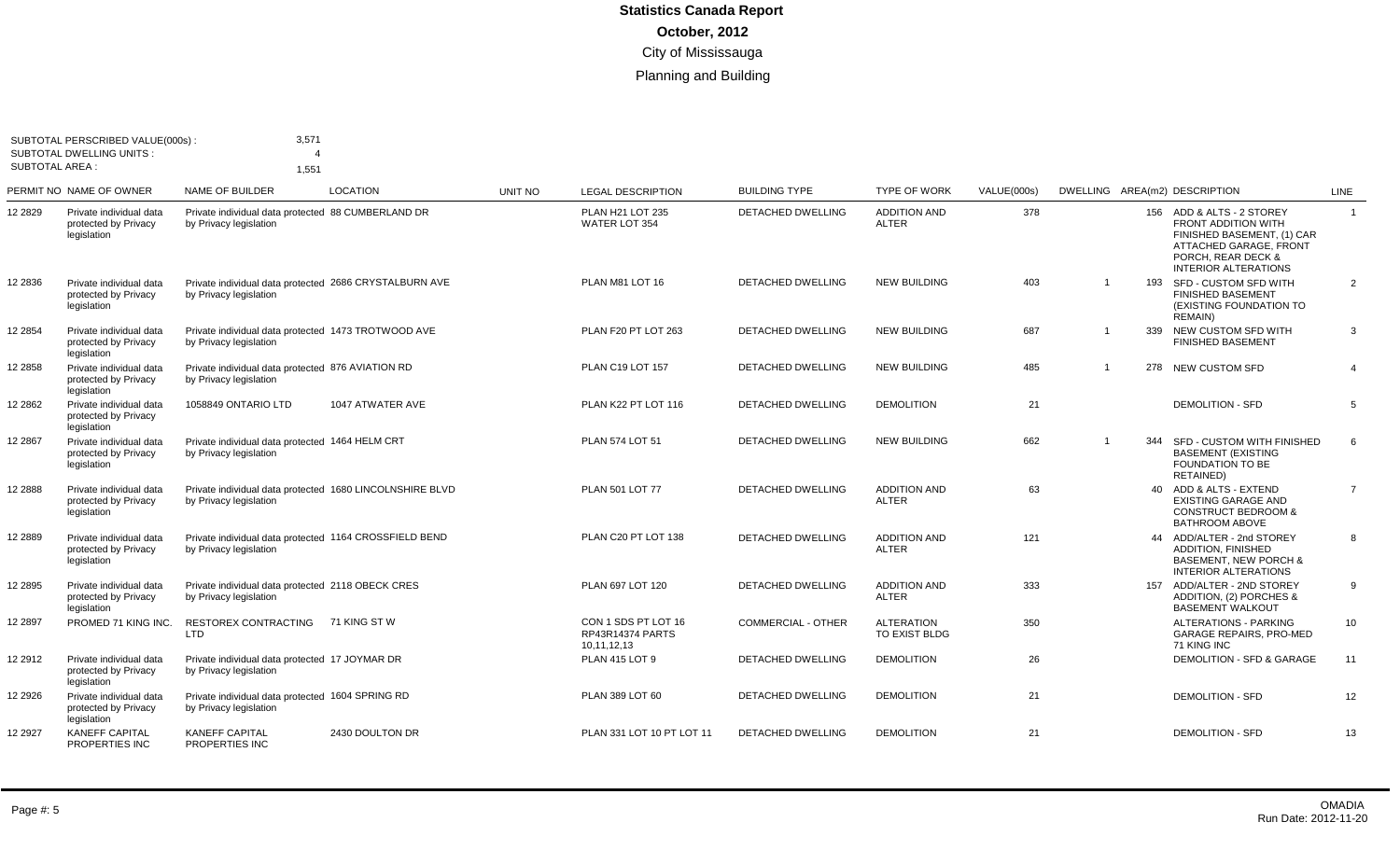# Statistics Canada Report

## October, 2012

### City of Mississauga

### Planning and Building

SUBTOTAL PERSCRIBED VALUE(000s) : 3,571
SUBTOTAL DWELLING UNITS : 4
SUBTOTAL AREA : 1,551

| PERMIT NO | NAME OF OWNER | NAME OF BUILDER | LOCATION | UNIT NO | LEGAL DESCRIPTION | BUILDING TYPE | TYPE OF WORK | VALUE(000s) | DWELLING | AREA(m2) | DESCRIPTION | LINE |
|---|---|---|---|---|---|---|---|---|---|---|---|---|
| 12 2829 | Private individual data protected by Privacy legislation | Private individual data protected by Privacy legislation | 88 CUMBERLAND DR | | PLAN H21 LOT 235 WATER LOT 354 | DETACHED DWELLING | ADDITION AND ALTER | 378 | | 156 | ADD & ALTS - 2 STOREY FRONT ADDITION WITH FINISHED BASEMENT, (1) CAR ATTACHED GARAGE, FRONT PORCH, REAR DECK & INTERIOR ALTERATIONS | 1 |
| 12 2836 | Private individual data protected by Privacy legislation | Private individual data protected by Privacy legislation | 2686 CRYSTALBURN AVE | | PLAN M81 LOT 16 | DETACHED DWELLING | NEW BUILDING | 403 | 1 | 193 | SFD - CUSTOM SFD WITH FINISHED BASEMENT (EXISTING FOUNDATION TO REMAIN) | 2 |
| 12 2854 | Private individual data protected by Privacy legislation | Private individual data protected by Privacy legislation | 1473 TROTWOOD AVE | | PLAN F20 PT LOT 263 | DETACHED DWELLING | NEW BUILDING | 687 | 1 | 339 | NEW CUSTOM SFD WITH FINISHED BASEMENT | 3 |
| 12 2858 | Private individual data protected by Privacy legislation | Private individual data protected by Privacy legislation | 876 AVIATION RD | | PLAN C19 LOT 157 | DETACHED DWELLING | NEW BUILDING | 485 | 1 | 278 | NEW CUSTOM SFD | 4 |
| 12 2862 | Private individual data protected by Privacy legislation | 1058849 ONTARIO LTD | 1047 ATWATER AVE | | PLAN K22 PT LOT 116 | DETACHED DWELLING | DEMOLITION | 21 | | | DEMOLITION - SFD | 5 |
| 12 2867 | Private individual data protected by Privacy legislation | Private individual data protected by Privacy legislation | 1464 HELM CRT | | PLAN 574 LOT 51 | DETACHED DWELLING | NEW BUILDING | 662 | 1 | 344 | SFD - CUSTOM WITH FINISHED BASEMENT (EXISTING FOUNDATION TO BE RETAINED) | 6 |
| 12 2888 | Private individual data protected by Privacy legislation | Private individual data protected by Privacy legislation | 1680 LINCOLNSHIRE BLVD | | PLAN 501 LOT 77 | DETACHED DWELLING | ADDITION AND ALTER | 63 | | 40 | ADD & ALTS - EXTEND EXISTING GARAGE AND CONSTRUCT BEDROOM & BATHROOM ABOVE | 7 |
| 12 2889 | Private individual data protected by Privacy legislation | Private individual data protected by Privacy legislation | 1164 CROSSFIELD BEND | | PLAN C20 PT LOT 138 | DETACHED DWELLING | ADDITION AND ALTER | 121 | | 44 | ADD/ALTER - 2nd STOREY ADDITION, FINISHED BASEMENT, NEW PORCH & INTERIOR ALTERATIONS | 8 |
| 12 2895 | Private individual data protected by Privacy legislation | Private individual data protected by Privacy legislation | 2118 OBECK CRES | | PLAN 697 LOT 120 | DETACHED DWELLING | ADDITION AND ALTER | 333 | | 157 | ADD/ALTER - 2ND STOREY ADDITION, (2) PORCHES & BASEMENT WALKOUT | 9 |
| 12 2897 | PROMED 71 KING INC. | RESTOREX CONTRACTING LTD | 71 KING ST W | | CON 1 SDS PT LOT 16 RP43R14374 PARTS 10,11,12,13 | COMMERCIAL - OTHER | ALTERATION TO EXIST BLDG | 350 | | | ALTERATIONS - PARKING GARAGE REPAIRS, PRO-MED 71 KING INC | 10 |
| 12 2912 | Private individual data protected by Privacy legislation | Private individual data protected by Privacy legislation | 17 JOYMAR DR | | PLAN 415 LOT 9 | DETACHED DWELLING | DEMOLITION | 26 | | | DEMOLITION - SFD & GARAGE | 11 |
| 12 2926 | Private individual data protected by Privacy legislation | Private individual data protected by Privacy legislation | 1604 SPRING RD | | PLAN 389 LOT 60 | DETACHED DWELLING | DEMOLITION | 21 | | | DEMOLITION - SFD | 12 |
| 12 2927 | KANEFF CAPITAL PROPERTIES INC | KANEFF CAPITAL PROPERTIES INC | 2430 DOULTON DR | | PLAN 331 LOT 10 PT LOT 11 | DETACHED DWELLING | DEMOLITION | 21 | | | DEMOLITION - SFD | 13 |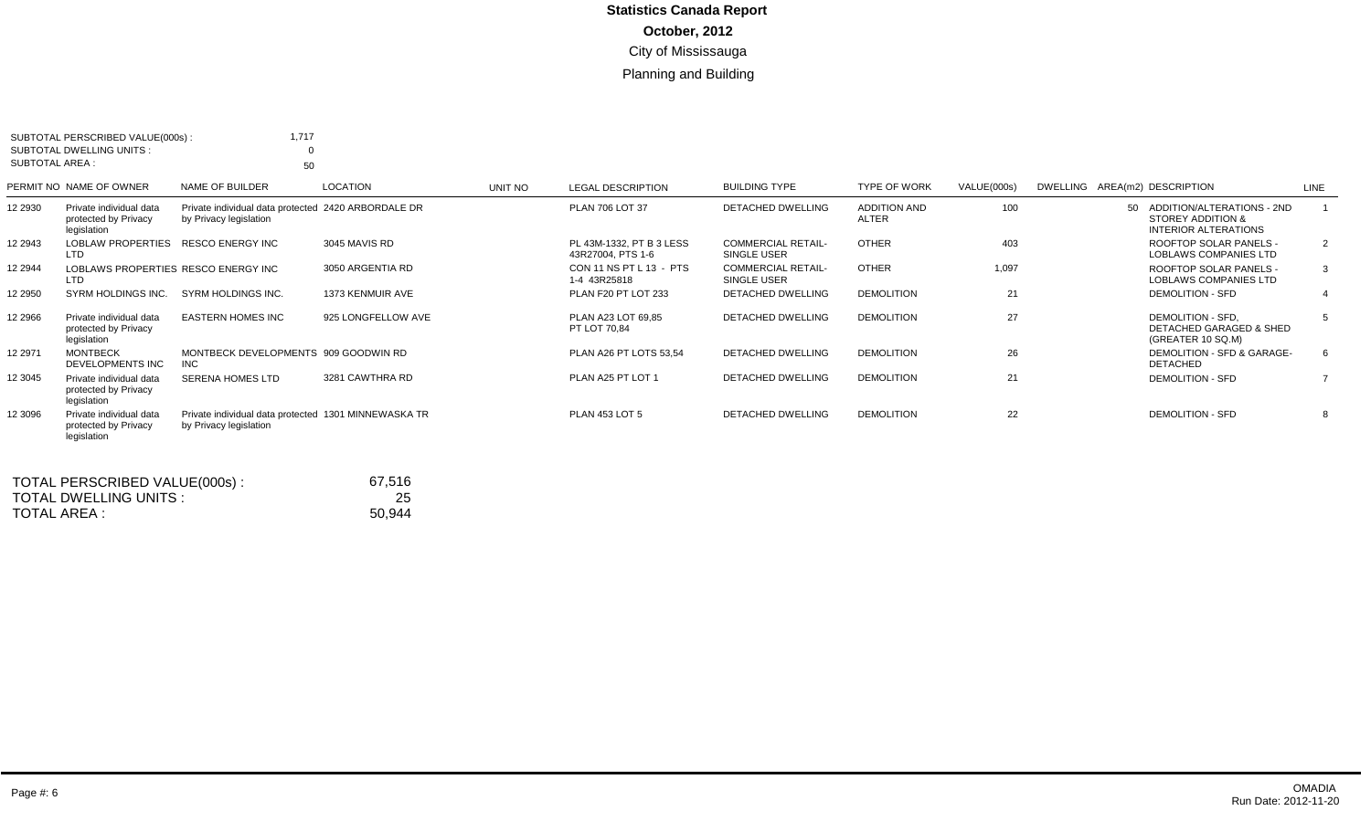# Statistics Canada Report

## October, 2012

City of Mississauga

Planning and Building

SUBTOTAL PERSCRIBED VALUE(000s) : 1,717
SUBTOTAL DWELLING UNITS : 0
SUBTOTAL AREA : 50

| PERMIT NO | NAME OF OWNER | NAME OF BUILDER | LOCATION | UNIT NO | LEGAL DESCRIPTION | BUILDING TYPE | TYPE OF WORK | VALUE(000s) | DWELLING | AREA(m2) | DESCRIPTION | LINE |
|---|---|---|---|---|---|---|---|---|---|---|---|---|
| 12 2930 | Private individual data protected by Privacy legislation | Private individual data protected by Privacy legislation | 2420 ARBORDALE DR | | PLAN 706 LOT 37 | DETACHED DWELLING | ADDITION AND ALTER | 100 | | 50 | ADDITION/ALTERATIONS - 2ND STOREY ADDITION & INTERIOR ALTERATIONS | 1 |
| 12 2943 | LOBLAW PROPERTIES LTD | RESCO ENERGY INC | 3045 MAVIS RD | | PL 43M-1332, PT B 3 LESS 43R27004, PTS 1-6 | COMMERCIAL RETAIL-SINGLE USER | OTHER | 403 | | | ROOFTOP SOLAR PANELS - LOBLAWS COMPANIES LTD | 2 |
| 12 2944 | LOBLAWS PROPERTIES LTD | RESCO ENERGY INC | 3050 ARGENTIA RD | | CON 11 NS PT L 13 - PTS 1-4 43R25818 | COMMERCIAL RETAIL-SINGLE USER | OTHER | 1,097 | | | ROOFTOP SOLAR PANELS - LOBLAWS COMPANIES LTD | 3 |
| 12 2950 | SYRM HOLDINGS INC. | SYRM HOLDINGS INC. | 1373 KENMUIR AVE | | PLAN F20 PT LOT 233 | DETACHED DWELLING | DEMOLITION | 21 | | | DEMOLITION - SFD | 4 |
| 12 2966 | Private individual data protected by Privacy legislation | EASTERN HOMES INC | 925 LONGFELLOW AVE | | PLAN A23 LOT 69,85 PT LOT 70,84 | DETACHED DWELLING | DEMOLITION | 27 | | | DEMOLITION - SFD, DETACHED GARAGED & SHED (GREATER 10 SQ.M) | 5 |
| 12 2971 | MONTBECK DEVELOPMENTS INC | MONTBECK DEVELOPMENTS INC | 909 GOODWIN RD | | PLAN A26 PT LOTS 53,54 | DETACHED DWELLING | DEMOLITION | 26 | | | DEMOLITION - SFD & GARAGE-DETACHED | 6 |
| 12 3045 | Private individual data protected by Privacy legislation | SERENA HOMES LTD | 3281 CAWTHRA RD | | PLAN A25 PT LOT 1 | DETACHED DWELLING | DEMOLITION | 21 | | | DEMOLITION - SFD | 7 |
| 12 3096 | Private individual data protected by Privacy legislation | Private individual data protected by Privacy legislation | 1301 MINNEWASKA TR | | PLAN 453 LOT 5 | DETACHED DWELLING | DEMOLITION | 22 | | | DEMOLITION - SFD | 8 |

TOTAL PERSCRIBED VALUE(000s) : 67,516
TOTAL DWELLING UNITS : 25
TOTAL AREA : 50,944

OMADIA
Run Date: 2012-11-20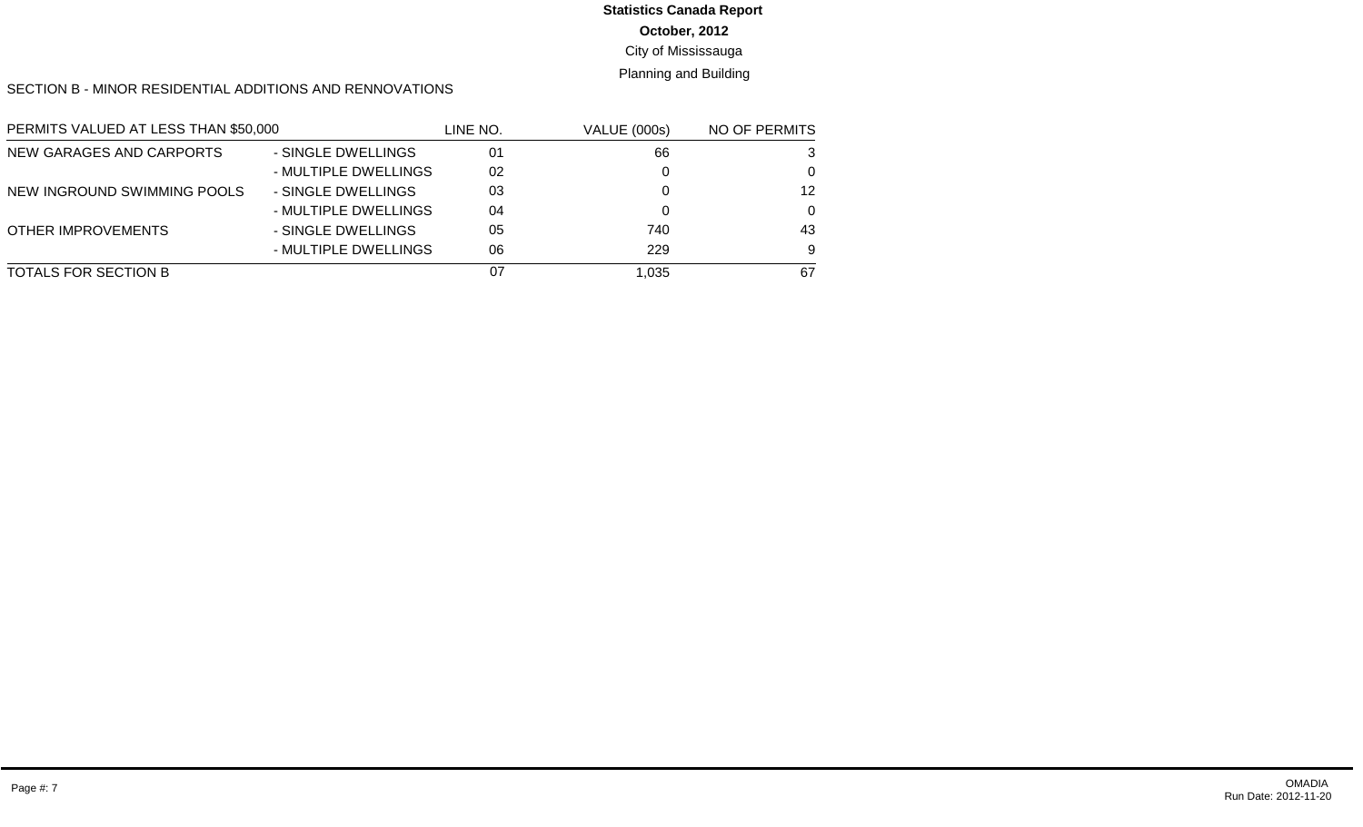**Statistics Canada Report**

**October, 2012**

City of Mississauga

Planning and Building

SECTION B - MINOR RESIDENTIAL ADDITIONS AND RENNOVATIONS

| PERMITS VALUED AT LESS THAN $50,000 | | LINE NO. | VALUE (000s) | NO OF PERMITS |
|---|---|---|---|---|
| NEW GARAGES AND CARPORTS | - SINGLE DWELLINGS | 01 | 66 | 3 |
| | - MULTIPLE DWELLINGS | 02 | 0 | 0 |
| NEW INGROUND SWIMMING POOLS | - SINGLE DWELLINGS | 03 | 0 | 12 |
| | - MULTIPLE DWELLINGS | 04 | 0 | 0 |
| OTHER IMPROVEMENTS | - SINGLE DWELLINGS | 05 | 740 | 43 |
| | - MULTIPLE DWELLINGS | 06 | 229 | 9 |
| TOTALS FOR SECTION B | | 07 | 1,035 | 67 |

OMADIA
Run Date: 2012-11-20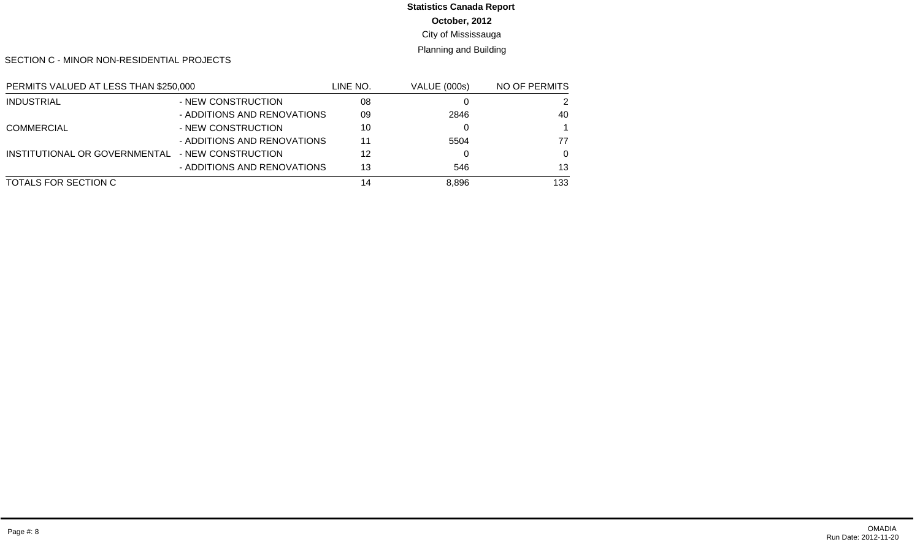**Statistics Canada Report**

**October, 2012**

City of Mississauga

Planning and Building

SECTION C - MINOR NON-RESIDENTIAL PROJECTS

| PERMITS VALUED AT LESS THAN $250,000 | | LINE NO. | VALUE (000s) | NO OF PERMITS |
|---|---|---|---|---|
| INDUSTRIAL | - NEW CONSTRUCTION | 08 | 0 | 2 |
| | - ADDITIONS AND RENOVATIONS | 09 | 2846 | 40 |
| COMMERCIAL | - NEW CONSTRUCTION | 10 | 0 | 1 |
| | - ADDITIONS AND RENOVATIONS | 11 | 5504 | 77 |
| INSTITUTIONAL OR GOVERNMENTAL | - NEW CONSTRUCTION | 12 | 0 | 0 |
| | - ADDITIONS AND RENOVATIONS | 13 | 546 | 13 |
| TOTALS FOR SECTION C | | 14 | 8,896 | 133 |

OMADIA
Run Date: 2012-11-20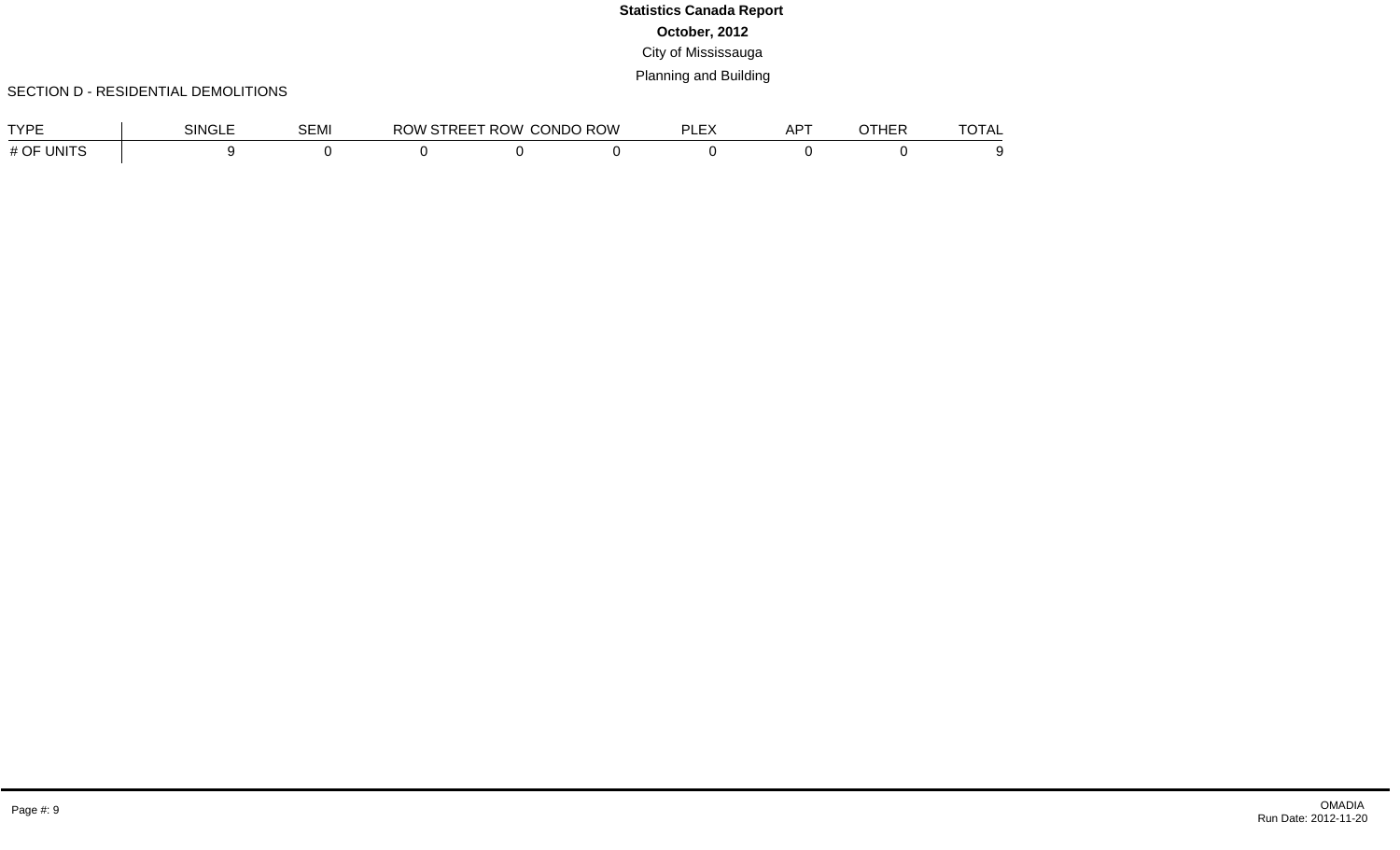**Statistics Canada Report**

**October, 2012**

City of Mississauga

Planning and Building

SECTION D - RESIDENTIAL DEMOLITIONS

| TYPE | SINGLE | SEMI | ROW STREET | ROW CONDO | ROW PLEX | APT | OTHER | TOTAL |
|---|---|---|---|---|---|---|---|---|
| # OF UNITS | 9 | 0 | 0 | 0 | 0 | 0 | 0 | 9 |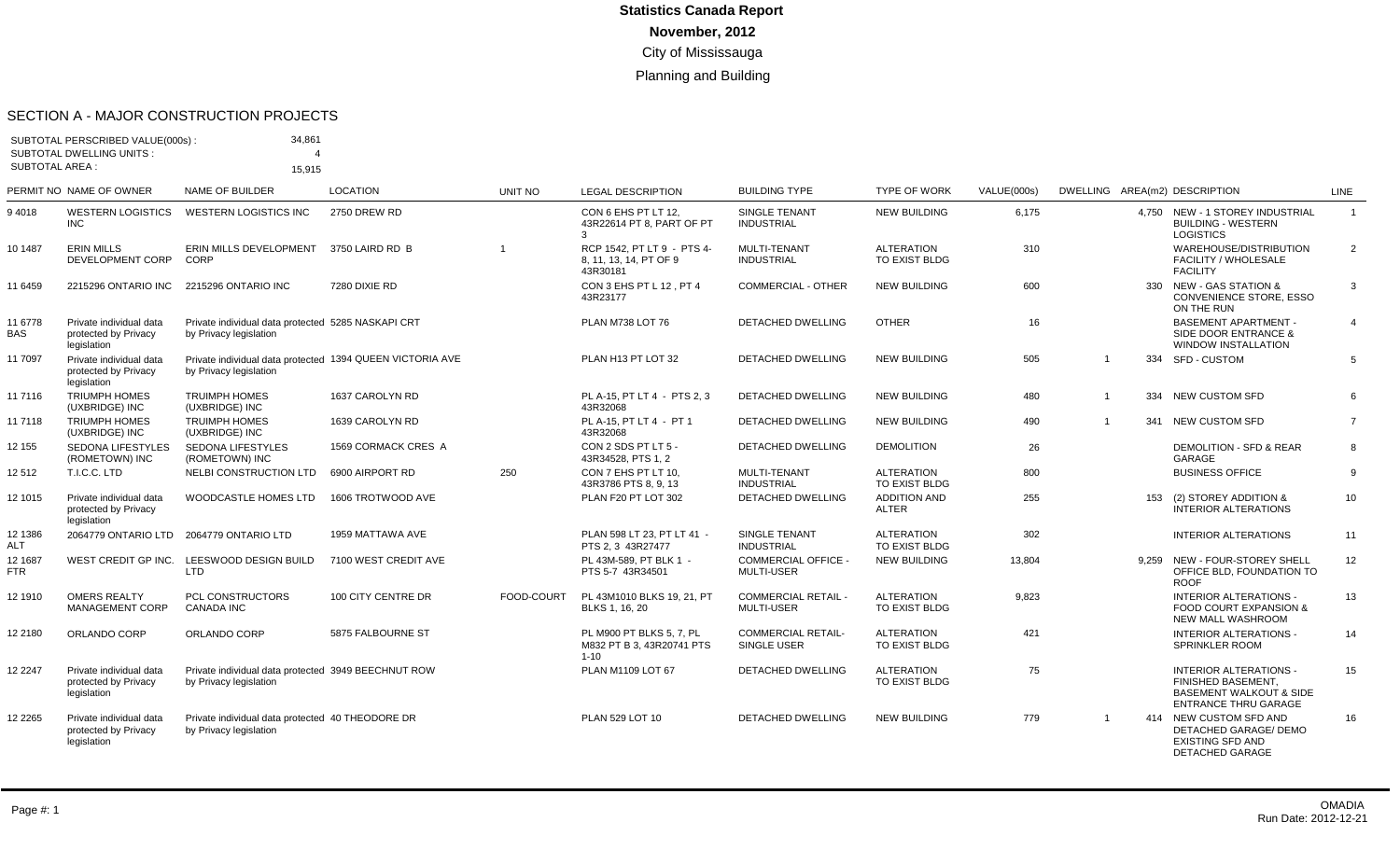# Statistics Canada Report

**November, 2012**

City of Mississauga

Planning and Building

## SECTION A - MAJOR CONSTRUCTION PROJECTS

SUBTOTAL PERSCRIBED VALUE(000s) : 34,861
SUBTOTAL DWELLING UNITS : 4
SUBTOTAL AREA : 15,915

| PERMIT NO | NAME OF OWNER | NAME OF BUILDER | LOCATION | UNIT NO | LEGAL DESCRIPTION | BUILDING TYPE | TYPE OF WORK | VALUE(000s) | DWELLING | AREA(m2) | DESCRIPTION | LINE |
|---|---|---|---|---|---|---|---|---|---|---|---|---|
| 9 4018 | WESTERN LOGISTICS INC | WESTERN LOGISTICS INC | 2750 DREW RD | | CON 6 EHS PT LT 12, 43R22614 PT 8, PART OF PT 3 | SINGLE TENANT INDUSTRIAL | NEW BUILDING | 6,175 | | 4,750 | NEW - 1 STOREY INDUSTRIAL BUILDING - WESTERN LOGISTICS | 1 |
| 10 1487 | ERIN MILLS DEVELOPMENT CORP | ERIN MILLS DEVELOPMENT CORP | 3750 LAIRD RD B | 1 | RCP 1542, PT LT 9 - PTS 4-8, 11, 13, 14, PT OF 9 43R30181 | MULTI-TENANT INDUSTRIAL | ALTERATION TO EXIST BLDG | 310 | | | WAREHOUSE/DISTRIBUTION FACILITY / WHOLESALE FACILITY | 2 |
| 11 6459 | 2215296 ONTARIO INC | 2215296 ONTARIO INC | 7280 DIXIE RD | | CON 3 EHS PT L 12 , PT 4 43R23177 | COMMERCIAL - OTHER | NEW BUILDING | 600 | | 330 | NEW - GAS STATION & CONVENIENCE STORE, ESSO ON THE RUN | 3 |
| 11 6778 BAS | Private individual data protected by Privacy legislation | Private individual data protected by Privacy legislation | 5285 NASKAPI CRT | | PLAN M738 LOT 76 | DETACHED DWELLING | OTHER | 16 | | | BASEMENT APARTMENT - SIDE DOOR ENTRANCE & WINDOW INSTALLATION | 4 |
| 11 7097 | Private individual data protected by Privacy legislation | Private individual data protected by Privacy legislation | 1394 QUEEN VICTORIA AVE | | PLAN H13 PT LOT 32 | DETACHED DWELLING | NEW BUILDING | 505 | 1 | 334 | SFD - CUSTOM | 5 |
| 11 7116 | TRUIMPH HOMES (UXBRIDGE) INC | TRUIMPH HOMES (UXBRIDGE) INC | 1637 CAROLYN RD | | PL A-15, PT LT 4 - PTS 2, 3 43R32068 | DETACHED DWELLING | NEW BUILDING | 480 | 1 | 334 | NEW CUSTOM SFD | 6 |
| 11 7118 | TRUIMPH HOMES (UXBRIDGE) INC | TRUIMPH HOMES (UXBRIDGE) INC | 1639 CAROLYN RD | | PL A-15, PT LT 4 - PT 1 43R32068 | DETACHED DWELLING | NEW BUILDING | 490 | 1 | 341 | NEW CUSTOM SFD | 7 |
| 12 155 | SEDONA LIFESTYLES (ROMETOWN) INC | SEDONA LIFESTYLES (ROMETOWN) INC | 1569 CORMACK CRES A | | CON 2 SDS PT LT 5 - 43R34528, PTS 1, 2 | DETACHED DWELLING | DEMOLITION | 26 | | | DEMOLITION - SFD & REAR GARAGE | 8 |
| 12 512 | T.I.C.C. LTD | NELBI CONSTRUCTION LTD | 6900 AIRPORT RD | 250 | CON 7 EHS PT LT 10, 43R3786 PTS 8, 9, 13 | MULTI-TENANT INDUSTRIAL | ALTERATION TO EXIST BLDG | 800 | | | BUSINESS OFFICE | 9 |
| 12 1015 | Private individual data protected by Privacy legislation | WOODCASTLE HOMES LTD | 1606 TROTWOOD AVE | | PLAN F20 PT LOT 302 | DETACHED DWELLING | ADDITION AND ALTER | 255 | | 153 | (2) STOREY ADDITION & INTERIOR ALTERATIONS | 10 |
| 12 1386 ALT | 2064779 ONTARIO LTD | 2064779 ONTARIO LTD | 1959 MATTAWA AVE | | PLAN 598 LT 23, PT LT 41 - PTS 2, 3 43R27477 | SINGLE TENANT INDUSTRIAL | ALTERATION TO EXIST BLDG | 302 | | | INTERIOR ALTERATIONS | 11 |
| 12 1687 FTR | WEST CREDIT GP INC. | LEESWOOD DESIGN BUILD LTD | 7100 WEST CREDIT AVE | | PL 43M-589, PT BLK 1 - PTS 5-7 43R34501 | COMMERCIAL OFFICE - MULTI-USER | NEW BUILDING | 13,804 | | 9,259 | NEW - FOUR-STOREY SHELL OFFICE BLD, FOUNDATION TO ROOF | 12 |
| 12 1910 | OMERS REALTY MANAGEMENT CORP | PCL CONSTRUCTORS CANADA INC | 100 CITY CENTRE DR | FOOD-COURT | PL 43M1010 BLKS 19, 21, PT BLKS 1, 16, 20 | COMMERCIAL RETAIL - MULTI-USER | ALTERATION TO EXIST BLDG | 9,823 | | | INTERIOR ALTERATIONS - FOOD COURT EXPANSION & NEW MALL WASHROOM | 13 |
| 12 2180 | ORLANDO CORP | ORLANDO CORP | 5875 FALBOURNE ST | | PL M900 PT BLKS 5, 7, PL M832 PT B 3, 43R20741 PTS 1-10 | COMMERCIAL RETAIL-SINGLE USER | ALTERATION TO EXIST BLDG | 421 | | | INTERIOR ALTERATIONS - SPRINKLER ROOM | 14 |
| 12 2247 | Private individual data protected by Privacy legislation | Private individual data protected by Privacy legislation | 3949 BEECHNUT ROW | | PLAN M1109 LOT 67 | DETACHED DWELLING | ALTERATION TO EXIST BLDG | 75 | | | INTERIOR ALTERATIONS - FINISHED BASEMENT, BASEMENT WALKOUT & SIDE ENTRANCE THRU GARAGE | 15 |
| 12 2265 | Private individual data protected by Privacy legislation | Private individual data protected by Privacy legislation | 40 THEODORE DR | | PLAN 529 LOT 10 | DETACHED DWELLING | NEW BUILDING | 779 | 1 | 414 | NEW CUSTOM SFD AND DETACHED GARAGE/ DEMO EXISTING SFD AND DETACHED GARAGE | 16 |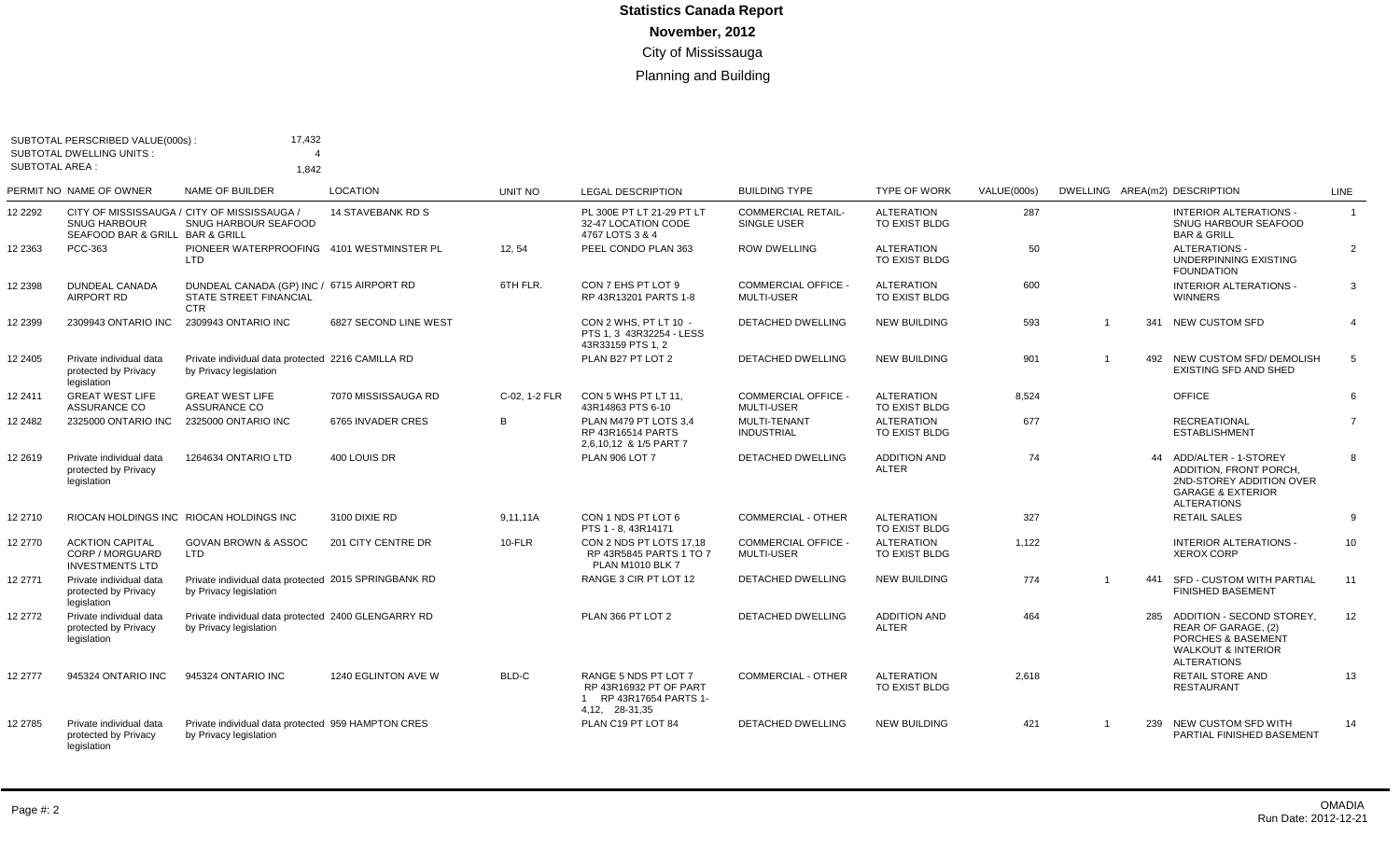# Statistics Canada Report

**November, 2012**

City of Mississauga

Planning and Building

SUBTOTAL PERSCRIBED VALUE(000s) : 17,432
SUBTOTAL DWELLING UNITS : 4
SUBTOTAL AREA : 1,842

| PERMIT NO | NAME OF OWNER | NAME OF BUILDER | LOCATION | UNIT NO | LEGAL DESCRIPTION | BUILDING TYPE | TYPE OF WORK | VALUE(000s) | DWELLING | AREA(m2) | DESCRIPTION | LINE |
|---|---|---|---|---|---|---|---|---|---|---|---|---|
| 12 2292 | CITY OF MISSISSAUGA / SNUG HARBOUR SEAFOOD BAR & GRILL | CITY OF MISSISSAUGA / SNUG HARBOUR SEAFOOD BAR & GRILL | 14 STAVEBANK RD S | | PL 300E PT LT 21-29 PT LT 32-47 LOCATION CODE 4767 LOTS 3 & 4 | COMMERCIAL RETAIL-SINGLE USER | ALTERATION TO EXIST BLDG | 287 | | | INTERIOR ALTERATIONS - SNUG HARBOUR SEAFOOD BAR & GRILL | 1 |
| 12 2363 | PCC-363 | PIONEER WATERPROOFING LTD | 4101 WESTMINSTER PL | 12, 54 | PEEL CONDO PLAN 363 | ROW DWELLING | ALTERATION TO EXIST BLDG | 50 | | | ALTERATIONS - UNDERPINNING EXISTING FOUNDATION | 2 |
| 12 2398 | DUNDEAL CANADA AIRPORT RD | DUNDEAL CANADA (GP) INC / STATE STREET FINANCIAL CTR | 6715 AIRPORT RD | 6TH FLR. | CON 7 EHS PT LOT 9 RP 43R13201 PARTS 1-8 | COMMERCIAL OFFICE - MULTI-USER | ALTERATION TO EXIST BLDG | 600 | | | INTERIOR ALTERATIONS - WINNERS | 3 |
| 12 2399 | 2309943 ONTARIO INC | 2309943 ONTARIO INC | 6827 SECOND LINE WEST | | CON 2 WHS, PT LT 10 - PTS 1, 3 43R32254 - LESS 43R33159 PTS 1, 2 | DETACHED DWELLING | NEW BUILDING | 593 | 1 | 341 | NEW CUSTOM SFD | 4 |
| 12 2405 | Private individual data protected by Privacy legislation | Private individual data protected by Privacy legislation | 2216 CAMILLA RD | | PLAN B27 PT LOT 2 | DETACHED DWELLING | NEW BUILDING | 901 | 1 | 492 | NEW CUSTOM SFD/ DEMOLISH EXISTING SFD AND SHED | 5 |
| 12 2411 | GREAT WEST LIFE ASSURANCE CO | GREAT WEST LIFE ASSURANCE CO | 7070 MISSISSAUGA RD | C-02, 1-2 FLR | CON 5 WHS PT LT 11, 43R14863 PTS 6-10 | COMMERCIAL OFFICE - MULTI-USER | ALTERATION TO EXIST BLDG | 8,524 | | | OFFICE | 6 |
| 12 2482 | 2325000 ONTARIO INC | 2325000 ONTARIO INC | 6765 INVADER CRES | B | PLAN M479 PT LOTS 3,4 RP 43R16514 PARTS 2,6,10,12 & 1/5 PART 7 | MULTI-TENANT INDUSTRIAL | ALTERATION TO EXIST BLDG | 677 | | | RECREATIONAL ESTABLISHMENT | 7 |
| 12 2619 | Private individual data protected by Privacy legislation | 1264634 ONTARIO LTD | 400 LOUIS DR | | PLAN 906 LOT 7 | DETACHED DWELLING | ADDITION AND ALTER | 74 | | 44 | ADD/ALTER - 1-STOREY ADDITION, FRONT PORCH, 2ND-STOREY ADDITION OVER GARAGE & EXTERIOR ALTERATIONS | 8 |
| 12 2710 | RIOCAN HOLDINGS INC | RIOCAN HOLDINGS INC | 3100 DIXIE RD | 9,11,11A | CON 1 NDS PT LOT 6 PTS 1 - 8, 43R14171 | COMMERCIAL - OTHER | ALTERATION TO EXIST BLDG | 327 | | | RETAIL SALES | 9 |
| 12 2770 | ACKTION CAPITAL CORP / MORGUARD INVESTMENTS LTD | GOVAN BROWN & ASSOC LTD | 201 CITY CENTRE DR | 10-FLR | CON 2 NDS PT LOTS 17,18 RP 43R5845 PARTS 1 TO 7 PLAN M1010 BLK 7 | COMMERCIAL OFFICE - MULTI-USER | ALTERATION TO EXIST BLDG | 1,122 | | | INTERIOR ALTERATIONS - XEROX CORP | 10 |
| 12 2771 | Private individual data protected by Privacy legislation | Private individual data protected by Privacy legislation | 2015 SPRINGBANK RD | | RANGE 3 CIR PT LOT 12 | DETACHED DWELLING | NEW BUILDING | 774 | 1 | 441 | SFD - CUSTOM WITH PARTIAL FINISHED BASEMENT | 11 |
| 12 2772 | Private individual data protected by Privacy legislation | Private individual data protected by Privacy legislation | 2400 GLENGARRY RD | | PLAN 366 PT LOT 2 | DETACHED DWELLING | ADDITION AND ALTER | 464 | | 285 | ADDITION - SECOND STOREY, REAR OF GARAGE, (2) PORCHES & BASEMENT WALKOUT & INTERIOR ALTERATIONS | 12 |
| 12 2777 | 945324 ONTARIO INC | 945324 ONTARIO INC | 1240 EGLINTON AVE W | BLD-C | RANGE 5 NDS PT LOT 7 RP 43R16932 PT OF PART 1 RP 43R17654 PARTS 1-4,12, 28-31,35 | COMMERCIAL - OTHER | ALTERATION TO EXIST BLDG | 2,618 | | | RETAIL STORE AND RESTAURANT | 13 |
| 12 2785 | Private individual data protected by Privacy legislation | Private individual data protected by Privacy legislation | 959 HAMPTON CRES | | PLAN C19 PT LOT 84 | DETACHED DWELLING | NEW BUILDING | 421 | 1 | 239 | NEW CUSTOM SFD WITH PARTIAL FINISHED BASEMENT | 14 |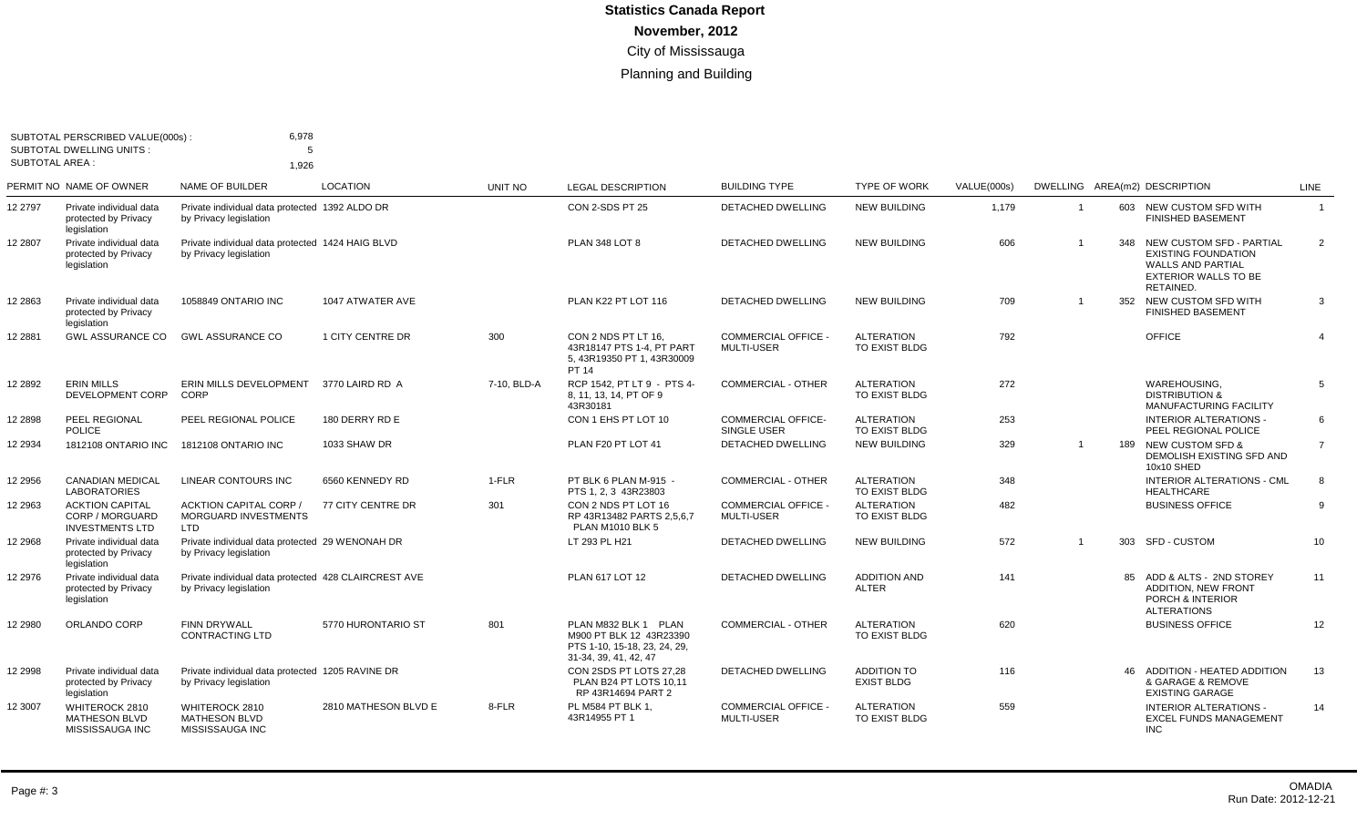# Statistics Canada Report

**November, 2012**

City of Mississauga

Planning and Building

SUBTOTAL PERSCRIBED VALUE(000s) : 6,978
SUBTOTAL DWELLING UNITS : 5
SUBTOTAL AREA : 1,926

| PERMIT NO | NAME OF OWNER | NAME OF BUILDER | LOCATION | UNIT NO | LEGAL DESCRIPTION | BUILDING TYPE | TYPE OF WORK | VALUE(000s) | DWELLING | AREA(m2) | DESCRIPTION | LINE |
|---|---|---|---|---|---|---|---|---|---|---|---|---|
| 12 2797 | Private individual data protected by Privacy legislation | Private individual data protected by Privacy legislation | 1392 ALDO DR | | CON 2-SDS PT 25 | DETACHED DWELLING | NEW BUILDING | 1,179 | 1 | 603 | NEW CUSTOM SFD WITH FINISHED BASEMENT | 1 |
| 12 2807 | Private individual data protected by Privacy legislation | Private individual data protected by Privacy legislation | 1424 HAIG BLVD | | PLAN 348 LOT 8 | DETACHED DWELLING | NEW BUILDING | 606 | 1 | 348 | NEW CUSTOM SFD - PARTIAL EXISTING FOUNDATION WALLS AND PARTIAL EXTERIOR WALLS TO BE RETAINED. | 2 |
| 12 2863 | Private individual data protected by Privacy legislation | 1058849 ONTARIO INC | 1047 ATWATER AVE | | PLAN K22 PT LOT 116 | DETACHED DWELLING | NEW BUILDING | 709 | 1 | 352 | NEW CUSTOM SFD WITH FINISHED BASEMENT | 3 |
| 12 2881 | GWL ASSURANCE CO | GWL ASSURANCE CO | 1 CITY CENTRE DR | 300 | CON 2 NDS PT LT 16, 43R18147 PTS 1-4, PT PART 5, 43R19350 PT 1, 43R30009 PT 14 | COMMERCIAL OFFICE - MULTI-USER | ALTERATION TO EXIST BLDG | 792 | | | OFFICE | 4 |
| 12 2892 | ERIN MILLS DEVELOPMENT CORP | ERIN MILLS DEVELOPMENT CORP | 3770 LAIRD RD A | 7-10, BLD-A | RCP 1542, PT LT 9 - PTS 4-8, 11, 13, 14, PT OF 9 43R30181 | COMMERCIAL - OTHER | ALTERATION TO EXIST BLDG | 272 | | | WAREHOUSING, DISTRIBUTION & MANUFACTURING FACILITY | 5 |
| 12 2898 | PEEL REGIONAL POLICE | PEEL REGIONAL POLICE | 180 DERRY RD E | | CON 1 EHS PT LOT 10 | COMMERCIAL OFFICE- SINGLE USER | ALTERATION TO EXIST BLDG | 253 | | | INTERIOR ALTERATIONS - PEEL REGIONAL POLICE | 6 |
| 12 2934 | 1812108 ONTARIO INC | 1812108 ONTARIO INC | 1033 SHAW DR | | PLAN F20 PT LOT 41 | DETACHED DWELLING | NEW BUILDING | 329 | 1 | 189 | NEW CUSTOM SFD & DEMOLISH EXISTING SFD AND 10x10 SHED | 7 |
| 12 2956 | CANADIAN MEDICAL LABORATORIES | LINEAR CONTOURS INC | 6560 KENNEDY RD | 1-FLR | PT BLK 6 PLAN M-915 - PTS 1, 2, 3 43R23803 | COMMERCIAL - OTHER | ALTERATION TO EXIST BLDG | 348 | | | INTERIOR ALTERATIONS - CML HEALTHCARE | 8 |
| 12 2963 | ACKTION CAPITAL CORP / MORGUARD INVESTMENTS LTD | ACKTION CAPITAL CORP / MORGUARD INVESTMENTS LTD | 77 CITY CENTRE DR | 301 | CON 2 NDS PT LOT 16 RP 43R13482 PARTS 2,5,6,7 PLAN M1010 BLK 5 | COMMERCIAL OFFICE - MULTI-USER | ALTERATION TO EXIST BLDG | 482 | | | BUSINESS OFFICE | 9 |
| 12 2968 | Private individual data protected by Privacy legislation | Private individual data protected by Privacy legislation | 29 WENONAH DR | | LT 293 PL H21 | DETACHED DWELLING | NEW BUILDING | 572 | 1 | 303 | SFD - CUSTOM | 10 |
| 12 2976 | Private individual data protected by Privacy legislation | Private individual data protected by Privacy legislation | 428 CLAIRCREST AVE | | PLAN 617 LOT 12 | DETACHED DWELLING | ADDITION AND ALTER | 141 | | 85 | ADD & ALTS - 2ND STOREY ADDITION, NEW FRONT PORCH & INTERIOR ALTERATIONS | 11 |
| 12 2980 | ORLANDO CORP | FINN DRYWALL CONTRACTING LTD | 5770 HURONTARIO ST | 801 | PLAN M832 BLK 1 PLAN M900 PT BLK 12 43R23390 PTS 1-10, 15-18, 23, 24, 29, 31-34, 39, 41, 42, 47 | COMMERCIAL - OTHER | ALTERATION TO EXIST BLDG | 620 | | | BUSINESS OFFICE | 12 |
| 12 2998 | Private individual data protected by Privacy legislation | Private individual data protected by Privacy legislation | 1205 RAVINE DR | | CON 2SDS PT LOTS 27,28 PLAN B24 PT LOTS 10,11 RP 43R14694 PART 2 | DETACHED DWELLING | ADDITION TO EXIST BLDG | 116 | | 46 | ADDITION - HEATED ADDITION & GARAGE & REMOVE EXISTING GARAGE | 13 |
| 12 3007 | WHITEROCK 2810 MATHESON BLVD MISSISSAUGA INC | WHITEROCK 2810 MATHESON BLVD MISSISSAUGA INC | 2810 MATHESON BLVD E | 8-FLR | PL M584 PT BLK 1, 43R14955 PT 1 | COMMERCIAL OFFICE - MULTI-USER | ALTERATION TO EXIST BLDG | 559 | | | INTERIOR ALTERATIONS - EXCEL FUNDS MANAGEMENT INC | 14 |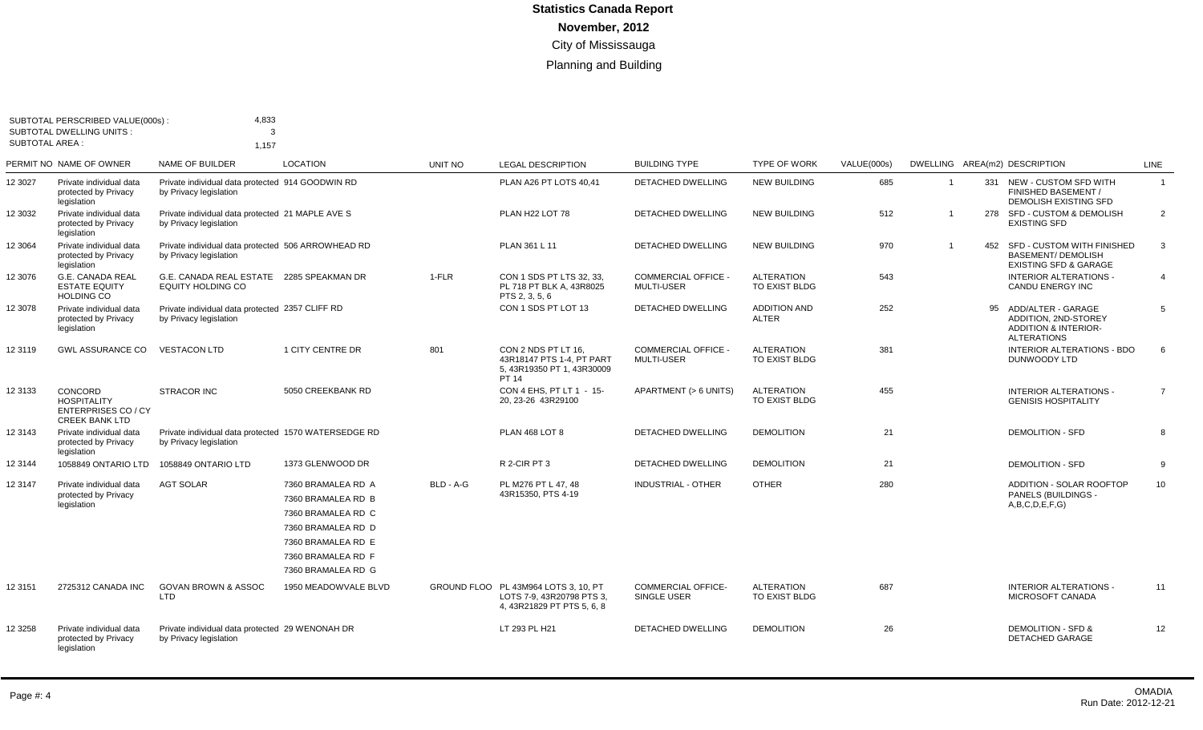# Statistics Canada Report
## November, 2012
### City of Mississauga
### Planning and Building

SUBTOTAL PERSCRIBED VALUE(000s) : 4,833
SUBTOTAL DWELLING UNITS : 3
SUBTOTAL AREA : 1,157

| PERMIT NO | NAME OF OWNER | NAME OF BUILDER | LOCATION | UNIT NO | LEGAL DESCRIPTION | BUILDING TYPE | TYPE OF WORK | VALUE(000s) | DWELLING | AREA(m2) | DESCRIPTION | LINE |
|---|---|---|---|---|---|---|---|---|---|---|---|---|
| 12 3027 | Private individual data protected by Privacy legislation | Private individual data protected by Privacy legislation | 914 GOODWIN RD | | PLAN A26 PT LOTS 40,41 | DETACHED DWELLING | NEW BUILDING | 685 | 1 | 331 | NEW - CUSTOM SFD WITH FINISHED BASEMENT / DEMOLISH EXISTING SFD | 1 |
| 12 3032 | Private individual data protected by Privacy legislation | Private individual data protected by Privacy legislation | 21 MAPLE AVE S | | PLAN H22 LOT 78 | DETACHED DWELLING | NEW BUILDING | 512 | 1 | 278 | SFD - CUSTOM & DEMOLISH EXISTING SFD | 2 |
| 12 3064 | Private individual data protected by Privacy legislation | Private individual data protected by Privacy legislation | 506 ARROWHEAD RD | | PLAN 361 L 11 | DETACHED DWELLING | NEW BUILDING | 970 | 1 | 452 | SFD - CUSTOM WITH FINISHED BASEMENT/ DEMOLISH EXISTING SFD & GARAGE | 3 |
| 12 3076 | G.E. CANADA REAL ESTATE EQUITY HOLDING CO | G.E. CANADA REAL ESTATE EQUITY HOLDING CO | 2285 SPEAKMAN DR | 1-FLR | CON 1 SDS PT LTS 32, 33, PL 718 PT BLK A, 43R8025 PTS 2, 3, 5, 6 | COMMERCIAL OFFICE - MULTI-USER | ALTERATION TO EXIST BLDG | 543 | | | INTERIOR ALTERATIONS - CANDU ENERGY INC | 4 |
| 12 3078 | Private individual data protected by Privacy legislation | Private individual data protected by Privacy legislation | 2357 CLIFF RD | | CON 1 SDS PT LOT 13 | DETACHED DWELLING | ADDITION AND ALTER | 252 | | 95 | ADD/ALTER - GARAGE ADDITION, 2ND-STOREY ADDITION & INTERIOR-ALTERATIONS | 5 |
| 12 3119 | GWL ASSURANCE CO | VESTACON LTD | 1 CITY CENTRE DR | 801 | CON 2 NDS PT LT 16, 43R18147 PTS 1-4, PT PART 5, 43R19350 PT 1, 43R30009 PT 14 | COMMERCIAL OFFICE - MULTI-USER | ALTERATION TO EXIST BLDG | 381 | | | INTERIOR ALTERATIONS - BDO DUNWOODY LTD | 6 |
| 12 3133 | CONCORD HOSPITALITY ENTERPRISES CO / CY CREEK BANK LTD | STRACOR INC | 5050 CREEKBANK RD | | CON 4 EHS, PT LT 1 - 15-20, 23-26 43R29100 | APARTMENT (> 6 UNITS) | ALTERATION TO EXIST BLDG | 455 | | | INTERIOR ALTERATIONS - GENISIS HOSPITALITY | 7 |
| 12 3143 | Private individual data protected by Privacy legislation | Private individual data protected by Privacy legislation | 1570 WATERSEDGE RD | | PLAN 468 LOT 8 | DETACHED DWELLING | DEMOLITION | 21 | | | DEMOLITION - SFD | 8 |
| 12 3144 | 1058849 ONTARIO LTD | 1058849 ONTARIO LTD | 1373 GLENWOOD DR | | R 2-CIR PT 3 | DETACHED DWELLING | DEMOLITION | 21 | | | DEMOLITION - SFD | 9 |
| 12 3147 | Private individual data protected by Privacy legislation | AGT SOLAR | 7360 BRAMALEA RD A<br>7360 BRAMALEA RD B<br>7360 BRAMALEA RD C<br>7360 BRAMALEA RD D<br>7360 BRAMALEA RD E<br>7360 BRAMALEA RD F<br>7360 BRAMALEA RD G | BLD - A-G | PL M276 PT L 47, 48 43R15350, PTS 4-19 | INDUSTRIAL - OTHER | OTHER | 280 | | | ADDITION - SOLAR ROOFTOP PANELS (BUILDINGS - A,B,C,D,E,F,G) | 10 |
| 12 3151 | 2725312 CANADA INC | GOVAN BROWN & ASSOC LTD | 1950 MEADOWVALE BLVD | GROUND FLOO | PL 43M964 LOTS 3, 10, PT LOTS 7-9, 43R20798 PTS 3, 4, 43R21829 PT PTS 5, 6, 8 | COMMERCIAL OFFICE- SINGLE USER | ALTERATION TO EXIST BLDG | 687 | | | INTERIOR ALTERATIONS - MICROSOFT CANADA | 11 |
| 12 3258 | Private individual data protected by Privacy legislation | Private individual data protected by Privacy legislation | 29 WENONAH DR | | LT 293 PL H21 | DETACHED DWELLING | DEMOLITION | 26 | | | DEMOLITION - SFD & DETACHED GARAGE | 12 |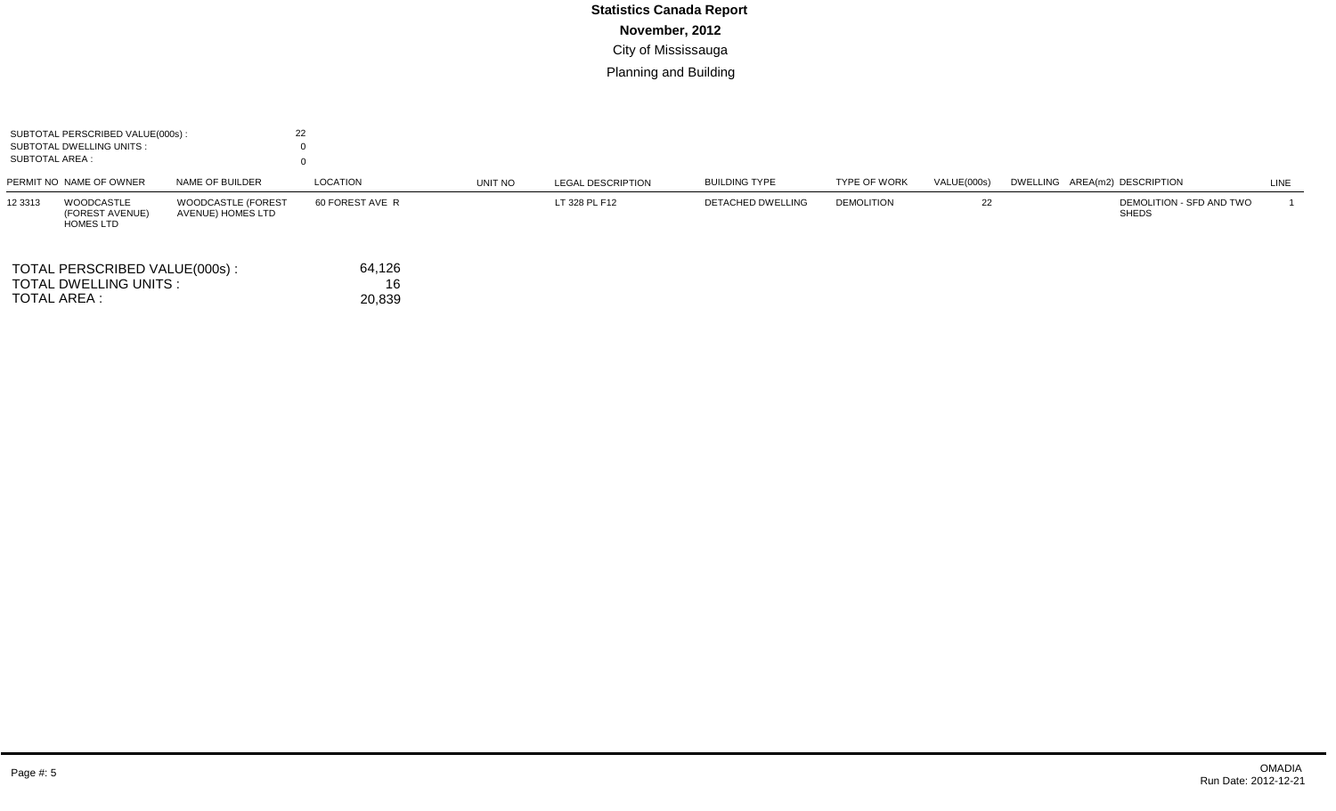# Statistics Canada Report

**November, 2012**

City of Mississauga

Planning and Building

SUBTOTAL PERSCRIBED VALUE(000s) : 22
SUBTOTAL DWELLING UNITS : 0
SUBTOTAL AREA : 0

| PERMIT NO | NAME OF OWNER | NAME OF BUILDER | LOCATION | UNIT NO | LEGAL DESCRIPTION | BUILDING TYPE | TYPE OF WORK | VALUE(000s) | DWELLING | AREA(m2) | DESCRIPTION | LINE |
|---|---|---|---|---|---|---|---|---|---|---|---|---|
| 12 3313 | WOODCASTLE (FOREST AVENUE) HOMES LTD | WOODCASTLE (FOREST AVENUE) HOMES LTD | 60 FOREST AVE R | | LT 328 PL F12 | DETACHED DWELLING | DEMOLITION | 22 | | | DEMOLITION - SFD AND TWO SHEDS | 1 |

TOTAL PERSCRIBED VALUE(000s) : 64,126
TOTAL DWELLING UNITS : 16
TOTAL AREA : 20,839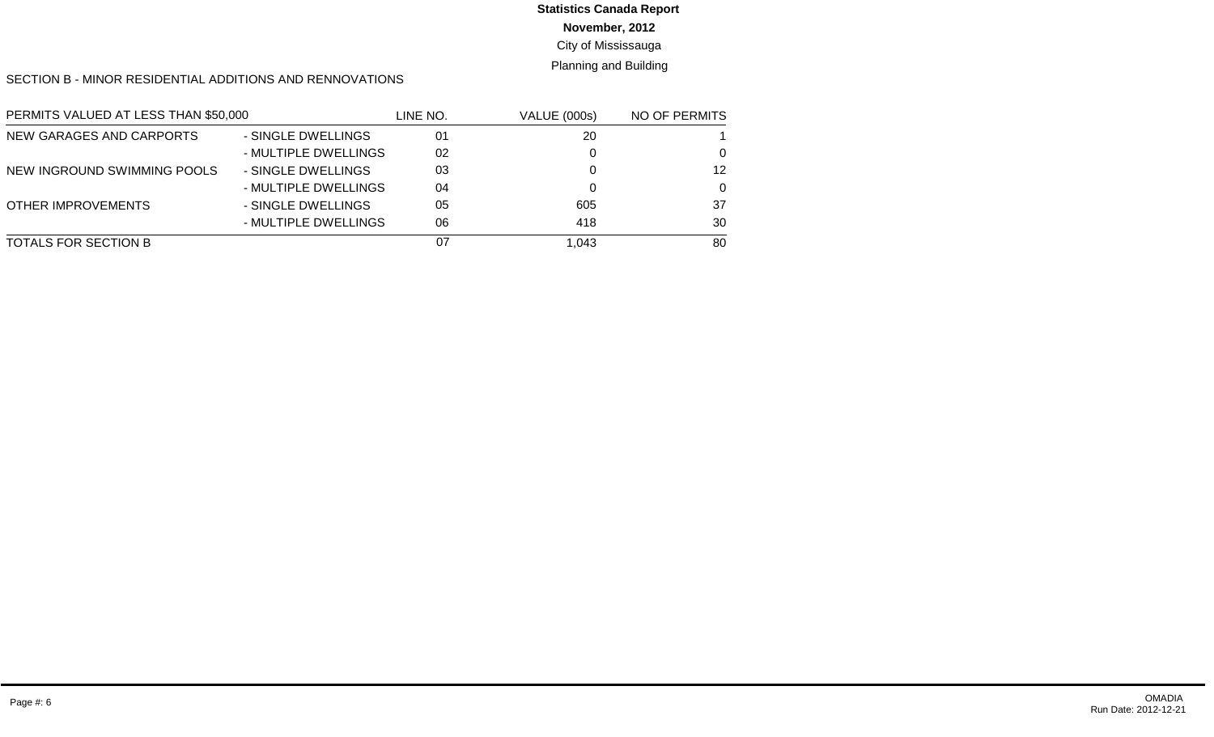**Statistics Canada Report**

**November, 2012**

City of Mississauga

Planning and Building

SECTION B - MINOR RESIDENTIAL ADDITIONS AND RENNOVATIONS

| PERMITS VALUED AT LESS THAN $50,000 | | LINE NO. | VALUE (000s) | NO OF PERMITS |
|---|---|---|---|---|
| NEW GARAGES AND CARPORTS | - SINGLE DWELLINGS | 01 | 20 | 1 |
| | - MULTIPLE DWELLINGS | 02 | 0 | 0 |
| NEW INGROUND SWIMMING POOLS | - SINGLE DWELLINGS | 03 | 0 | 12 |
| | - MULTIPLE DWELLINGS | 04 | 0 | 0 |
| OTHER IMPROVEMENTS | - SINGLE DWELLINGS | 05 | 605 | 37 |
| | - MULTIPLE DWELLINGS | 06 | 418 | 30 |
| TOTALS FOR SECTION B | | 07 | 1,043 | 80 |

OMADIA
Run Date: 2012-12-21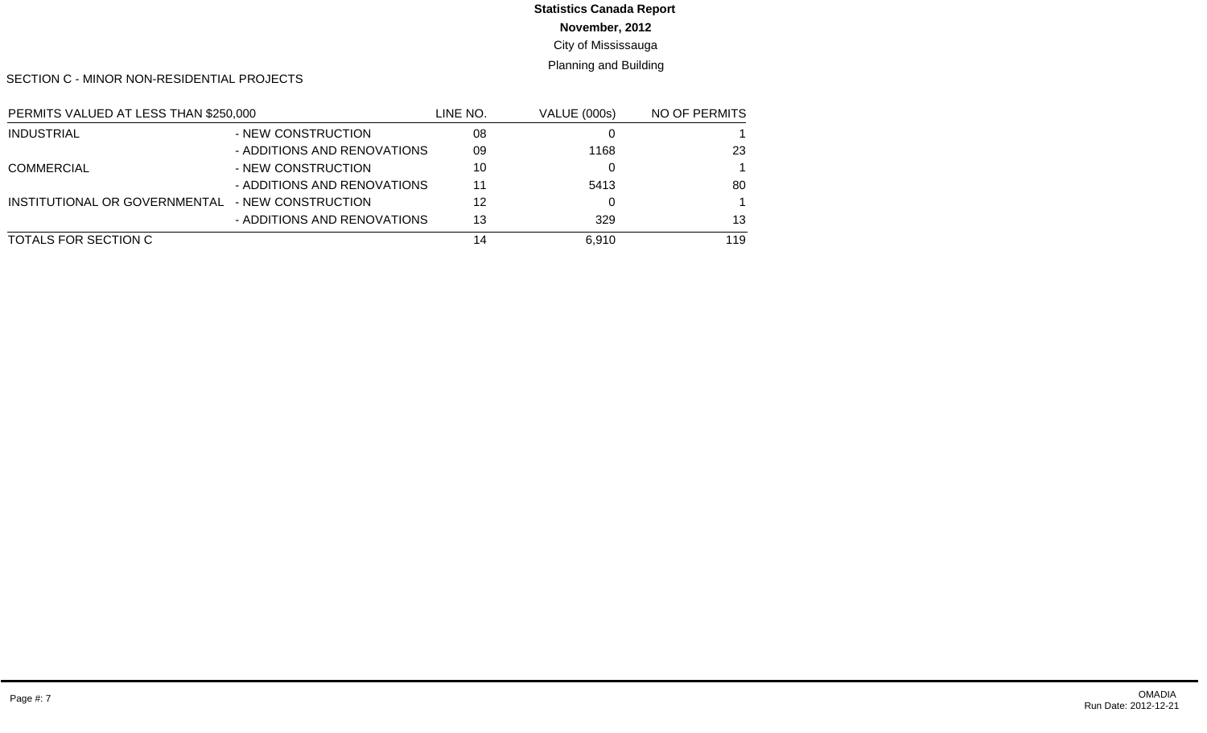**Statistics Canada Report**

**November, 2012**

City of Mississauga

Planning and Building

SECTION C - MINOR NON-RESIDENTIAL PROJECTS

| PERMITS VALUED AT LESS THAN $250,000 | | LINE NO. | VALUE (000s) | NO OF PERMITS |
|---|---|---|---|---|
| INDUSTRIAL | - NEW CONSTRUCTION | 08 | 0 | 1 |
| | - ADDITIONS AND RENOVATIONS | 09 | 1168 | 23 |
| COMMERCIAL | - NEW CONSTRUCTION | 10 | 0 | 1 |
| | - ADDITIONS AND RENOVATIONS | 11 | 5413 | 80 |
| INSTITUTIONAL OR GOVERNMENTAL | - NEW CONSTRUCTION | 12 | 0 | 1 |
| | - ADDITIONS AND RENOVATIONS | 13 | 329 | 13 |
| TOTALS FOR SECTION C | | 14 | 6,910 | 119 |

OMADIA
Run Date: 2012-12-21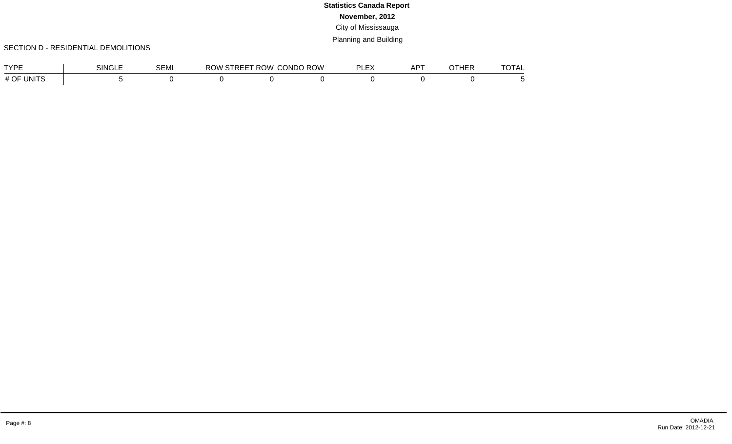**Statistics Canada Report**

**November, 2012**

City of Mississauga

Planning and Building

SECTION D - RESIDENTIAL DEMOLITIONS

| TYPE | SINGLE | SEMI | ROW STREET | ROW CONDO | ROW PLEX | APT | OTHER | TOTAL |
|---|---|---|---|---|---|---|---|---|
| # OF UNITS | 5 | 0 | 0 | 0 | 0 | 0 | 0 | 0 | 5 |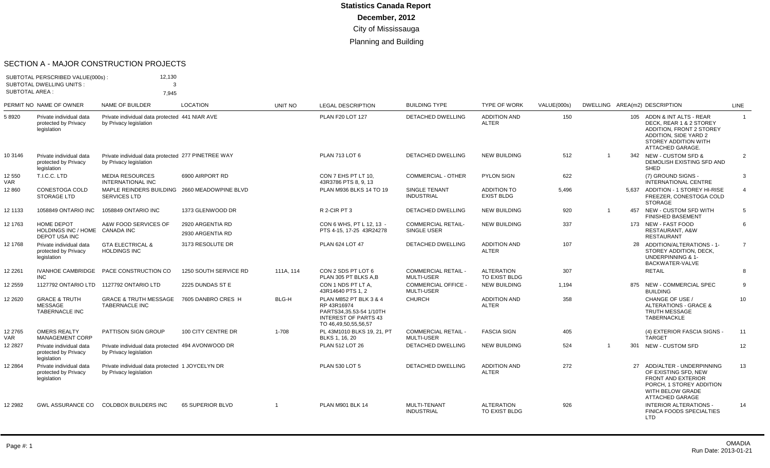**Statistics Canada Report**

**December, 2012**

City of Mississauga

Planning and Building

## SECTION A - MAJOR CONSTRUCTION PROJECTS

SUBTOTAL PERSCRIBED VALUE(000s) : 12,130
SUBTOTAL DWELLING UNITS : 3
SUBTOTAL AREA : 7,945

| PERMIT NO | NAME OF OWNER | NAME OF BUILDER | LOCATION | UNIT NO | LEGAL DESCRIPTION | BUILDING TYPE | TYPE OF WORK | VALUE(000s) | DWELLING | AREA(m2) | DESCRIPTION | LINE |
|---|---|---|---|---|---|---|---|---|---|---|---|---|
| 5 8920 | Private individual data protected by Privacy legislation | Private individual data protected by Privacy legislation | 441 NIAR AVE | | PLAN F20 LOT 127 | DETACHED DWELLING | ADDITION AND ALTER | 150 | | 105 | ADDN & INT ALTS - REAR DECK, REAR 1 & 2 STOREY ADDITION, FRONT 2 STOREY ADDITION, SIDE YARD 2 STOREY ADDITION WITH ATTACHED GARAGE. | 1 |
| 10 3146 | Private individual data protected by Privacy legislation | Private individual data protected by Privacy legislation | 277 PINETREE WAY | | PLAN 713 LOT 6 | DETACHED DWELLING | NEW BUILDING | 512 | 1 | 342 | NEW - CUSTOM SFD & DEMOLISH EXISTING SFD AND SHED | 2 |
| 12 550 VAR | T.I.C.C. LTD | MEDIA RESOURCES INTERNATIONAL INC | 6900 AIRPORT RD | | CON 7 EHS PT LT 10, 43R3786 PTS 8, 9, 13 | COMMERCIAL - OTHER | PYLON SIGN | 622 | | | (7) GROUND SIGNS - INTERNATIONAL CENTRE | 3 |
| 12 860 | CONESTOGA COLD STORAGE LTD | MAPLE REINDERS BUILDING SERVICES LTD | 2660 MEADOWPINE BLVD | | PLAN M936 BLKS 14 TO 19 | SINGLE TENANT INDUSTRIAL | ADDITION TO EXIST BLDG | 5,496 | | 5,637 | ADDITION - 1 STOREY HI-RISE FREEZER, CONESTOGA COLD STORAGE | 4 |
| 12 1133 | 1058849 ONTARIO INC | 1058849 ONTARIO INC | 1373 GLENWOOD DR | | R 2-CIR PT 3 | DETACHED DWELLING | NEW BUILDING | 920 | 1 | 457 | NEW - CUSTOM SFD WITH FINISHED BASEMENT | 5 |
| 12 1763 | HOME DEPOT HOLDINGS INC / HOME DEPOT USA INC | A&W FOOD SERVICES OF CANADA INC | 2920 ARGENTIA RD 2930 ARGENTIA RD | | CON 6 WHS, PT L 12, 13 - PTS 4-15, 17-25 43R24278 | COMMERCIAL RETAIL-SINGLE USER | NEW BUILDING | 337 | | 173 | NEW - FAST FOOD RESTAURANT, A&W RESTAURANT | 6 |
| 12 1768 | Private individual data protected by Privacy legislation | GTA ELECTRICAL & HOLDINGS INC | 3173 RESOLUTE DR | | PLAN 624 LOT 47 | DETACHED DWELLING | ADDITION AND ALTER | 107 | | 28 | ADDITION/ALTERATIONS - 1-STOREY ADDITION, DECK, UNDERPINNING & 1-BACKWATER-VALVE | 7 |
| 12 2261 | IVANHOE CAMBRIDGE INC | PACE CONSTRUCTION CO | 1250 SOUTH SERVICE RD | 111A, 114 | CON 2 SDS PT LOT 6 PLAN 305 PT BLKS A,B | COMMERCIAL RETAIL - MULTI-USER | ALTERATION TO EXIST BLDG | 307 | | | RETAIL | 8 |
| 12 2559 | 1127792 ONTARIO LTD | 1127792 ONTARIO LTD | 2225 DUNDAS ST E | | CON 1 NDS PT LT A, 43R14640 PTS 1, 2 | COMMERCIAL OFFICE - MULTI-USER | NEW BUILDING | 1,194 | | 875 | NEW - COMMERCIAL SPEC BUILDING | 9 |
| 12 2620 | GRACE & TRUTH MESSAGE TABERNACLE INC | GRACE & TRUTH MESSAGE TABERNACLE INC | 7605 DANBRO CRES H | BLG-H | PLAN M852 PT BLK 3 & 4 RP 43R16974 PARTS34,35.53-54 1/10TH INTEREST OF PARTS 43 TO 46,49,50,55,56,57 | CHURCH | ADDITION AND ALTER | 358 | | | CHANGE OF USE / ALTERATIONS - GRACE & TRUTH MESSAGE TABERNACKLE | 10 |
| 12 2765 VAR | OMERS REALTY MANAGEMENT CORP | PATTISON SIGN GROUP | 100 CITY CENTRE DR | 1-708 | PL 43M1010 BLKS 19, 21, PT BLKS 1, 16, 20 | COMMERCIAL RETAIL - MULTI-USER | FASCIA SIGN | 405 | | | (4) EXTERIOR FASCIA SIGNS - TARGET | 11 |
| 12 2827 | Private individual data protected by Privacy legislation | Private individual data protected by Privacy legislation | 494 AVONWOOD DR | | PLAN 512 LOT 26 | DETACHED DWELLING | NEW BUILDING | 524 | 1 | 301 | NEW - CUSTOM SFD | 12 |
| 12 2864 | Private individual data protected by Privacy legislation | Private individual data protected by Privacy legislation | 1 JOYCELYN DR | | PLAN 530 LOT 5 | DETACHED DWELLING | ADDITION AND ALTER | 272 | | 27 | ADD/ALTER - UNDERPINNING OF EXISTING SFD, NEW FRONT AND EXTERIOR PORCH, 1 STOREY ADDITION WITH BELOW GRADE ATTACHED GARAGE | 13 |
| 12 2982 | GWL ASSURANCE CO | COLDBOX BUILDERS INC | 65 SUPERIOR BLVD | 1 | PLAN M901 BLK 14 | MULTI-TENANT INDUSTRIAL | ALTERATION TO EXIST BLDG | 926 | | | INTERIOR ALTERATIONS - FINICA FOODS SPECIALTIES LTD | 14 |

OMADIA
Run Date: 2013-01-21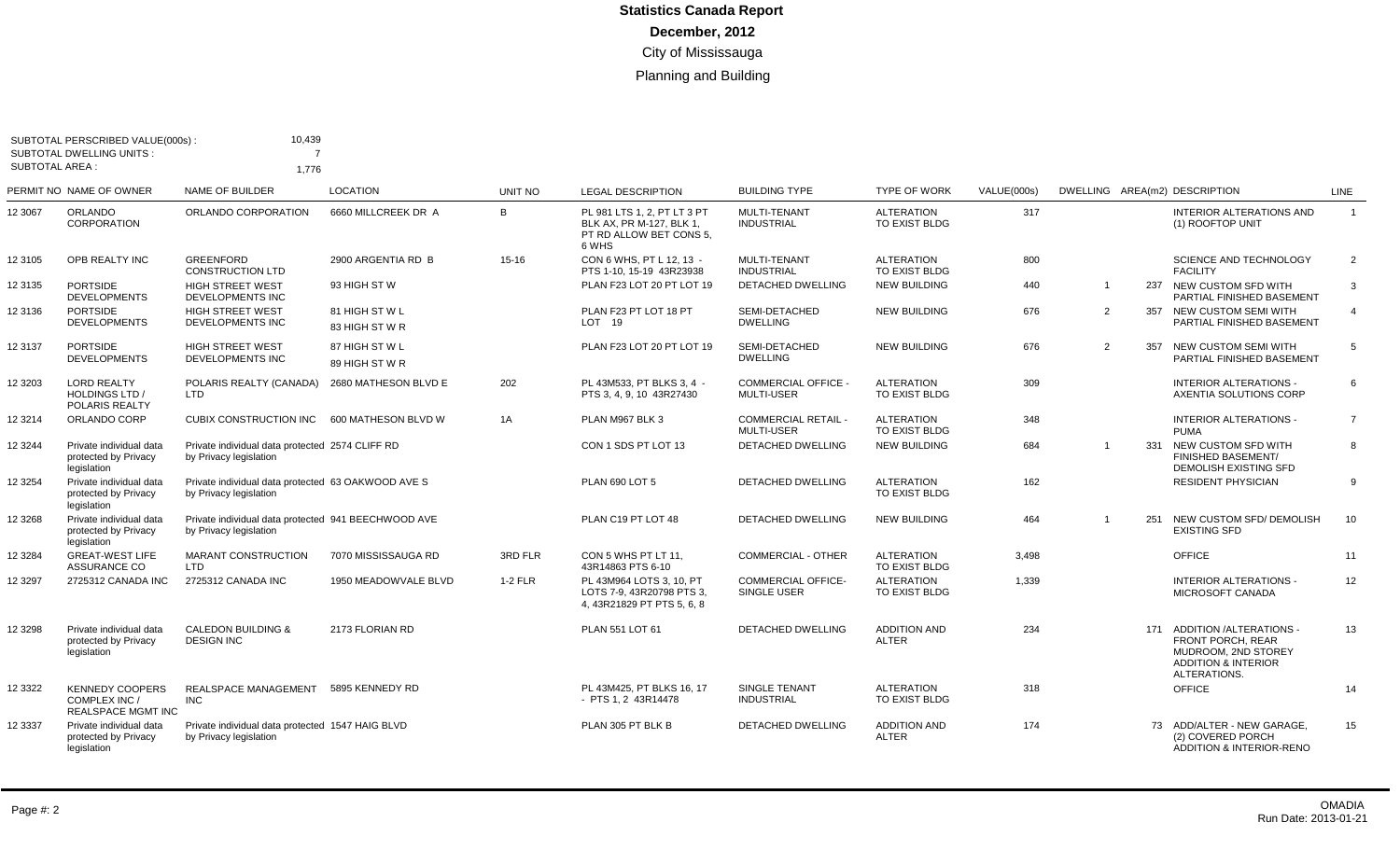# Statistics Canada Report
## December, 2012
### City of Mississauga
### Planning and Building

SUBTOTAL PERSCRIBED VALUE(000s) : 10,439
SUBTOTAL DWELLING UNITS : 7
SUBTOTAL AREA : 1,776

| PERMIT NO | NAME OF OWNER | NAME OF BUILDER | LOCATION | UNIT NO | LEGAL DESCRIPTION | BUILDING TYPE | TYPE OF WORK | VALUE(000s) | DWELLING | AREA(m2) | DESCRIPTION | LINE |
|---|---|---|---|---|---|---|---|---|---|---|---|---|
| 12 3067 | ORLANDO CORPORATION | ORLANDO CORPORATION | 6660 MILLCREEK DR A | B | PL 981 LTS 1, 2, PT LT 3 PT BLK AX, PR M-127, BLK 1, PT RD ALLOW BET CONS 5, 6 WHS | MULTI-TENANT INDUSTRIAL | ALTERATION TO EXIST BLDG | 317 | | | INTERIOR ALTERATIONS AND (1) ROOFTOP UNIT | 1 |
| 12 3105 | OPB REALTY INC | GREENFORD CONSTRUCTION LTD | 2900 ARGENTIA RD B | 15-16 | CON 6 WHS, PT L 12, 13 - PTS 1-10, 15-19 43R23938 | MULTI-TENANT INDUSTRIAL | ALTERATION TO EXIST BLDG | 800 | | | SCIENCE AND TECHNOLOGY FACILITY | 2 |
| 12 3135 | PORTSIDE DEVELOPMENTS | HIGH STREET WEST DEVELOPMENTS INC | 93 HIGH ST W | | PLAN F23 LOT 20 PT LOT 19 | DETACHED DWELLING | NEW BUILDING | 440 | 1 | 237 | NEW CUSTOM SFD WITH PARTIAL FINISHED BASEMENT | 3 |
| 12 3136 | PORTSIDE DEVELOPMENTS | HIGH STREET WEST DEVELOPMENTS INC | 81 HIGH ST W L<br>83 HIGH ST W R | | PLAN F23 PT LOT 18 PT LOT 19 | SEMI-DETACHED DWELLING | NEW BUILDING | 676 | 2 | 357 | NEW CUSTOM SEMI WITH PARTIAL FINISHED BASEMENT | 4 |
| 12 3137 | PORTSIDE DEVELOPMENTS | HIGH STREET WEST DEVELOPMENTS INC | 87 HIGH ST W L<br>89 HIGH ST W R | | PLAN F23 LOT 20 PT LOT 19 | SEMI-DETACHED DWELLING | NEW BUILDING | 676 | 2 | 357 | NEW CUSTOM SEMI WITH PARTIAL FINISHED BASEMENT | 5 |
| 12 3203 | LORD REALTY HOLDINGS LTD / POLARIS REALTY | POLARIS REALTY (CANADA) LTD | 2680 MATHESON BLVD E | 202 | PL 43M533, PT BLKS 3, 4 - PTS 3, 4, 9, 10 43R27430 | COMMERCIAL OFFICE - MULTI-USER | ALTERATION TO EXIST BLDG | 309 | | | INTERIOR ALTERATIONS - AXENTIA SOLUTIONS CORP | 6 |
| 12 3214 | ORLANDO CORP | CUBIX CONSTRUCTION INC | 600 MATHESON BLVD W | 1A | PLAN M967 BLK 3 | COMMERCIAL RETAIL - MULTI-USER | ALTERATION TO EXIST BLDG | 348 | | | INTERIOR ALTERATIONS - PUMA | 7 |
| 12 3244 | Private individual data protected by Privacy legislation | Private individual data protected by Privacy legislation | 2574 CLIFF RD | | CON 1 SDS PT LOT 13 | DETACHED DWELLING | NEW BUILDING | 684 | 1 | 331 | NEW CUSTOM SFD WITH FINISHED BASEMENT/ DEMOLISH EXISTING SFD | 8 |
| 12 3254 | Private individual data protected by Privacy legislation | Private individual data protected by Privacy legislation | 63 OAKWOOD AVE S | | PLAN 690 LOT 5 | DETACHED DWELLING | ALTERATION TO EXIST BLDG | 162 | | | RESIDENT PHYSICIAN | 9 |
| 12 3268 | Private individual data protected by Privacy legislation | Private individual data protected by Privacy legislation | 941 BEECHWOOD AVE | | PLAN C19 PT LOT 48 | DETACHED DWELLING | NEW BUILDING | 464 | 1 | 251 | NEW CUSTOM SFD/ DEMOLISH EXISTING SFD | 10 |
| 12 3284 | GREAT-WEST LIFE ASSURANCE CO | MARANT CONSTRUCTION LTD | 7070 MISSISSAUGA RD | 3RD FLR | CON 5 WHS PT LT 11, 43R14863 PTS 6-10 | COMMERCIAL - OTHER | ALTERATION TO EXIST BLDG | 3,498 | | | OFFICE | 11 |
| 12 3297 | 2725312 CANADA INC | 2725312 CANADA INC | 1950 MEADOWVALE BLVD | 1-2 FLR | PL 43M964 LOTS 3, 10, PT LOTS 7-9, 43R20798 PTS 3, 4, 43R21829 PT PTS 5, 6, 8 | COMMERCIAL OFFICE- SINGLE USER | ALTERATION TO EXIST BLDG | 1,339 | | | INTERIOR ALTERATIONS - MICROSOFT CANADA | 12 |
| 12 3298 | Private individual data protected by Privacy legislation | CALEDON BUILDING & DESIGN INC | 2173 FLORIAN RD | | PLAN 551 LOT 61 | DETACHED DWELLING | ADDITION AND ALTER | 234 | | 171 | ADDITION /ALTERATIONS - FRONT PORCH, REAR MUDROOM, 2ND STOREY ADDITION & INTERIOR ALTERATIONS. | 13 |
| 12 3322 | KENNEDY COOPERS COMPLEX INC / REALSPACE MGMT INC | REALSPACE MANAGEMENT INC | 5895 KENNEDY RD | | PL 43M425, PT BLKS 16, 17 - PTS 1, 2 43R14478 | SINGLE TENANT INDUSTRIAL | ALTERATION TO EXIST BLDG | 318 | | | OFFICE | 14 |
| 12 3337 | Private individual data protected by Privacy legislation | Private individual data protected by Privacy legislation | 1547 HAIG BLVD | | PLAN 305 PT BLK B | DETACHED DWELLING | ADDITION AND ALTER | 174 | | 73 | ADD/ALTER - NEW GARAGE, (2) COVERED PORCH ADDITION & INTERIOR-RENO | 15 |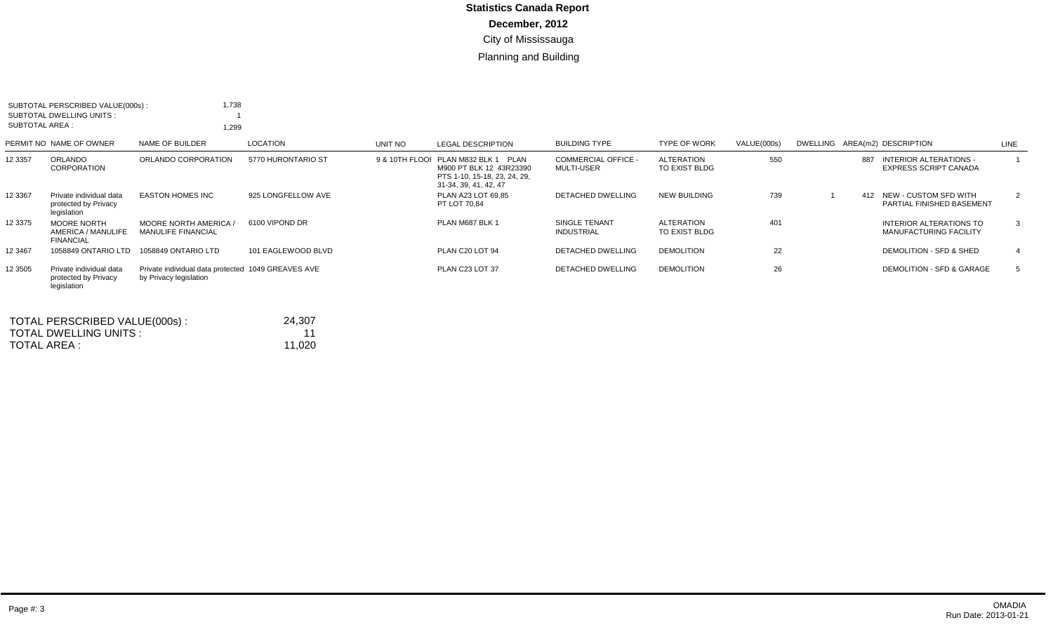# Statistics Canada Report

## December, 2012

City of Mississauga

Planning and Building

SUBTOTAL PERSCRIBED VALUE(000s) : 1,738
SUBTOTAL DWELLING UNITS : 1
SUBTOTAL AREA : 1,299

| PERMIT NO | NAME OF OWNER | NAME OF BUILDER | LOCATION | UNIT NO | LEGAL DESCRIPTION | BUILDING TYPE | TYPE OF WORK | VALUE(000s) | DWELLING | AREA(m2) | DESCRIPTION | LINE |
|---|---|---|---|---|---|---|---|---|---|---|---|---|
| 12 3357 | ORLANDO CORPORATION | ORLANDO CORPORATION | 5770 HURONTARIO ST | 9 & 10TH FLOOI | PLAN M832 BLK 1 PLAN M900 PT BLK 12 43R23390 PTS 1-10, 15-18, 23, 24, 29, 31-34, 39, 41, 42, 47 | COMMERCIAL OFFICE - MULTI-USER | ALTERATION TO EXIST BLDG | 550 | | 887 | INTERIOR ALTERATIONS - EXPRESS SCRIPT CANADA | 1 |
| 12 3367 | Private individual data protected by Privacy legislation | EASTON HOMES INC | 925 LONGFELLOW AVE | | PLAN A23 LOT 69,85 PT LOT 70,84 | DETACHED DWELLING | NEW BUILDING | 739 | 1 | 412 | NEW - CUSTOM SFD WITH PARTIAL FINISHED BASEMENT | 2 |
| 12 3375 | MOORE NORTH AMERICA / MANULIFE FINANCIAL | MOORE NORTH AMERICA / MANULIFE FINANCIAL | 6100 VIPOND DR | | PLAN M687 BLK 1 | SINGLE TENANT INDUSTRIAL | ALTERATION TO EXIST BLDG | 401 | | | INTERIOR ALTERATIONS TO MANUFACTURING FACILITY | 3 |
| 12 3467 | 1058849 ONTARIO LTD | 1058849 ONTARIO LTD | 101 EAGLEWOOD BLVD | | PLAN C20 LOT 94 | DETACHED DWELLING | DEMOLITION | 22 | | | DEMOLITION - SFD & SHED | 4 |
| 12 3505 | Private individual data protected by Privacy legislation | Private individual data protected by Privacy legislation | 1049 GREAVES AVE | | PLAN C23 LOT 37 | DETACHED DWELLING | DEMOLITION | 26 | | | DEMOLITION - SFD & GARAGE | 5 |

TOTAL PERSCRIBED VALUE(000s) : 24,307
TOTAL DWELLING UNITS : 11
TOTAL AREA : 11,020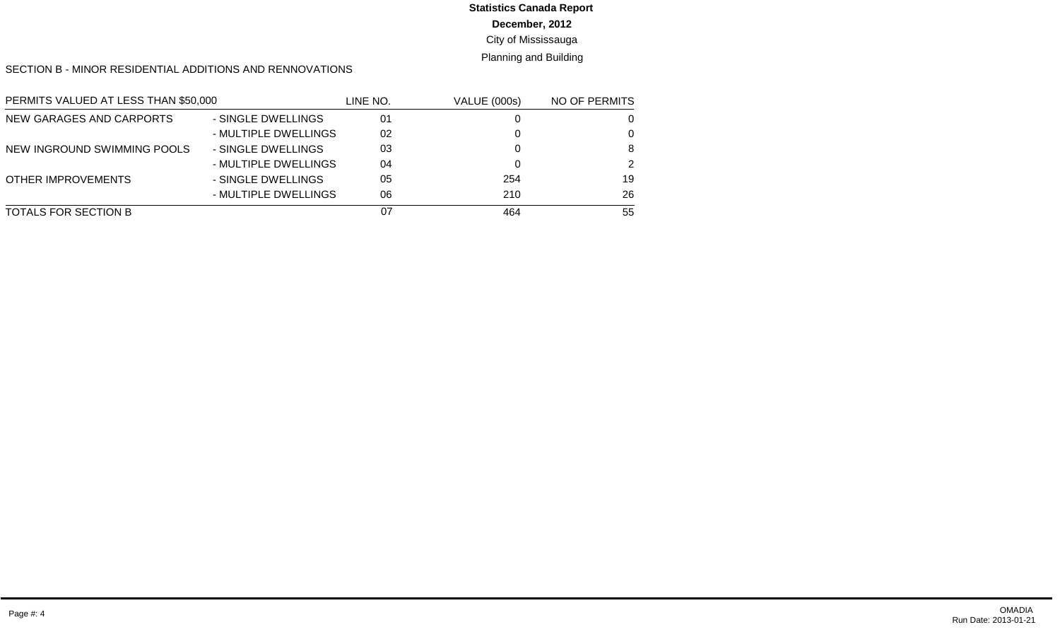**Statistics Canada Report**

**December, 2012**

City of Mississauga

Planning and Building

SECTION B - MINOR RESIDENTIAL ADDITIONS AND RENNOVATIONS

| PERMITS VALUED AT LESS THAN $50,000 | | LINE NO. | VALUE (000s) | NO OF PERMITS |
|---|---|---|---|---|
| NEW GARAGES AND CARPORTS | - SINGLE DWELLINGS | 01 | 0 | 0 |
| | - MULTIPLE DWELLINGS | 02 | 0 | 0 |
| NEW INGROUND SWIMMING POOLS | - SINGLE DWELLINGS | 03 | 0 | 8 |
| | - MULTIPLE DWELLINGS | 04 | 0 | 2 |
| OTHER IMPROVEMENTS | - SINGLE DWELLINGS | 05 | 254 | 19 |
| | - MULTIPLE DWELLINGS | 06 | 210 | 26 |
| TOTALS FOR SECTION B | | 07 | 464 | 55 |

Page #: 4

OMADIA
Run Date: 2013-01-21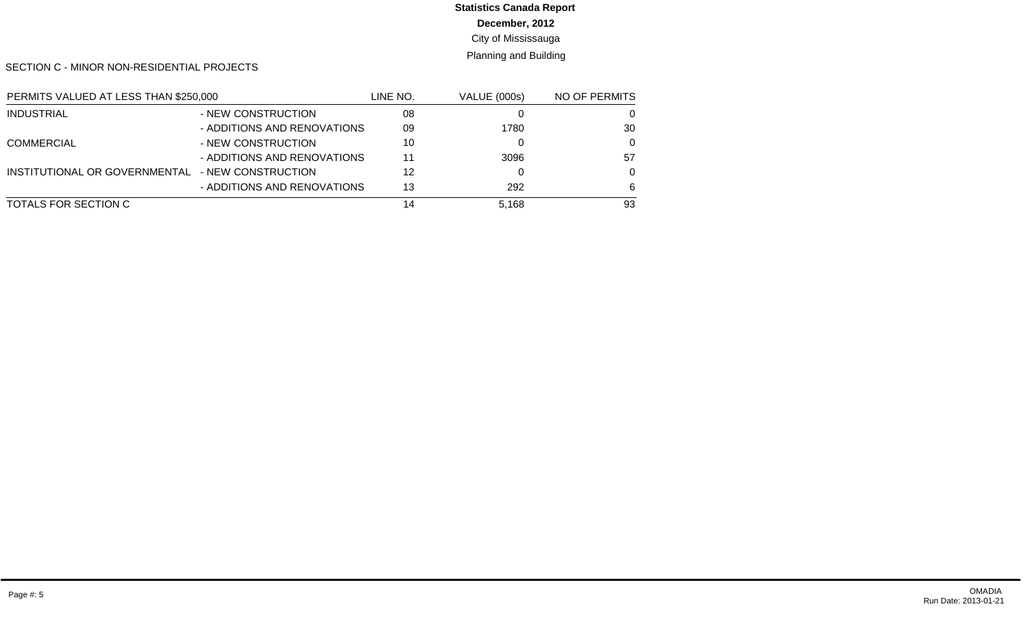**Statistics Canada Report**

**December, 2012**

City of Mississauga

Planning and Building

SECTION C - MINOR NON-RESIDENTIAL PROJECTS

| PERMITS VALUED AT LESS THAN $250,000 | | LINE NO. | VALUE (000s) | NO OF PERMITS |
|---|---|---|---|---|
| INDUSTRIAL | - NEW CONSTRUCTION | 08 | 0 | 0 |
| | - ADDITIONS AND RENOVATIONS | 09 | 1780 | 30 |
| COMMERCIAL | - NEW CONSTRUCTION | 10 | 0 | 0 |
| | - ADDITIONS AND RENOVATIONS | 11 | 3096 | 57 |
| INSTITUTIONAL OR GOVERNMENTAL | - NEW CONSTRUCTION | 12 | 0 | 0 |
| | - ADDITIONS AND RENOVATIONS | 13 | 292 | 6 |
| TOTALS FOR SECTION C | | 14 | 5,168 | 93 |

OMADIA
Run Date: 2013-01-21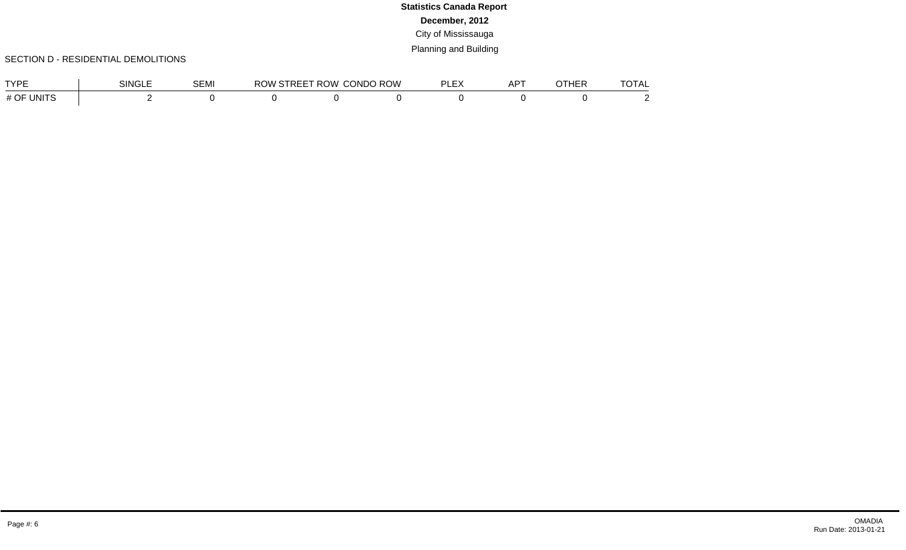**Statistics Canada Report**

**December, 2012**

City of Mississauga

Planning and Building

SECTION D - RESIDENTIAL DEMOLITIONS

| TYPE | SINGLE | SEMI | ROW STREET | ROW CONDO | ROW PLEX | APT | OTHER | TOTAL |
|---|---|---|---|---|---|---|---|---|
| # OF UNITS | 2 | 0 | 0 | 0 | 0 | 0 | 0 | 2 |

OMADIA
Run Date: 2013-01-21